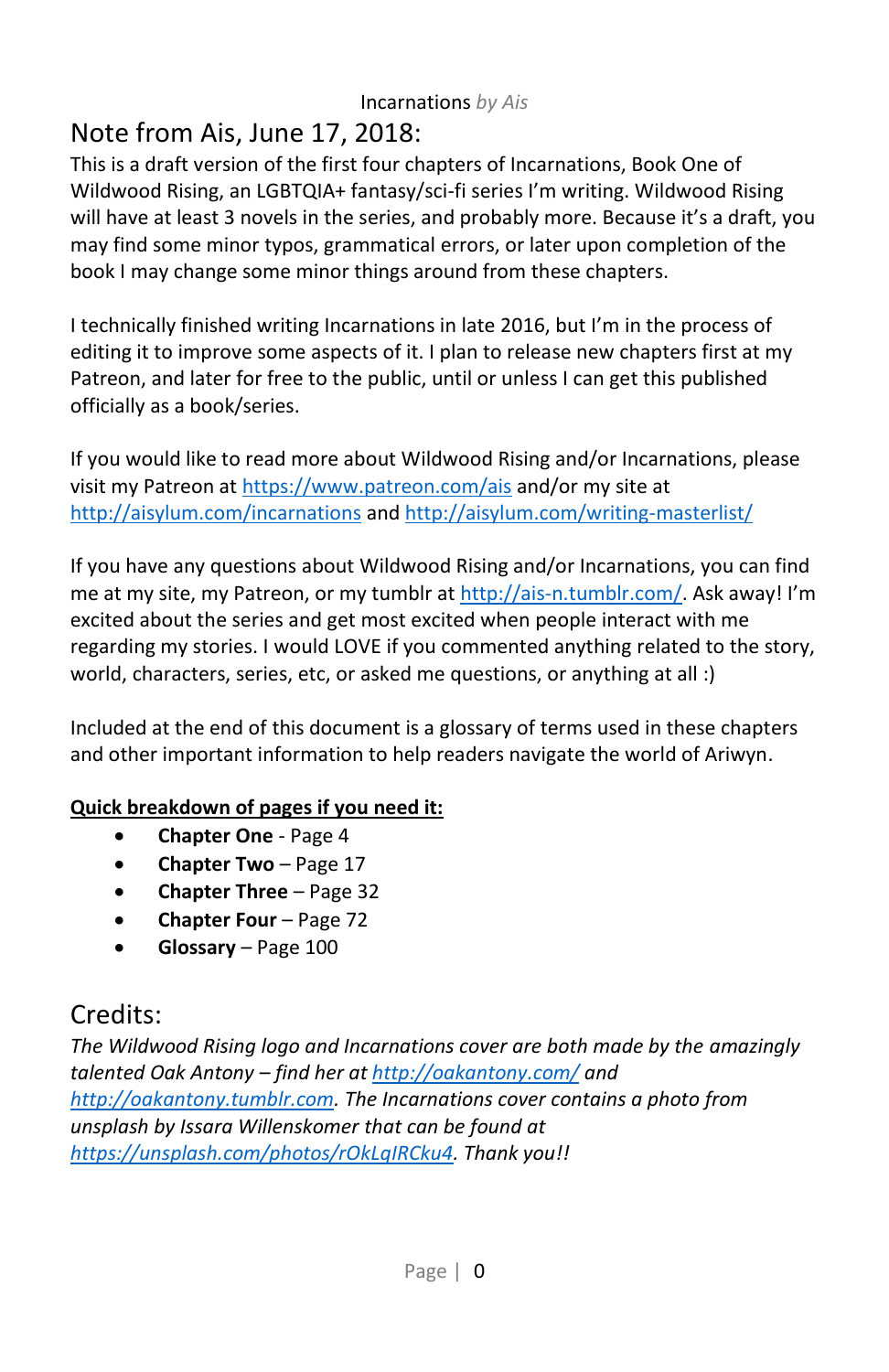Incarnations *by Ais*

# Note from Ais, June 17, 2018:

This is a draft version of the first four chapters of Incarnations, Book One of Wildwood Rising, an LGBTQIA+ fantasy/sci-fi series I'm writing. Wildwood Rising will have at least 3 novels in the series, and probably more. Because it's a draft, you may find some minor typos, grammatical errors, or later upon completion of the book I may change some minor things around from these chapters.

I technically finished writing Incarnations in late 2016, but I'm in the process of editing it to improve some aspects of it. I plan to release new chapters first at my Patreon, and later for free to the public, until or unless I can get this published officially as a book/series.

If you would like to read more about Wildwood Rising and/or Incarnations, please visit my Patreon at https://www.patreon.com/ais and/or my site at http://aisylum.com/incarnations and http://aisylum.com/writing-masterlist/

If you have any questions about Wildwood Rising and/or Incarnations, you can find me at my site, my Patreon, or my tumblr at http://ais-n.tumblr.com/. Ask away! I'm excited about the series and get most excited when people interact with me regarding my stories. I would LOVE if you commented anything related to the story, world, characters, series, etc, or asked me questions, or anything at all :)

Included at the end of this document is a glossary of terms used in these chapters and other important information to help readers navigate the world of Ariwyn.

**Quick breakdown of pages if you need it:**

- **Chapter One** - Page 4
- **Chapter Two** – Page 17
- **Chapter Three** – Page 32
- **Chapter Four** – Page 72
- **Glossary** – Page 100

# Credits:

*The Wildwood Rising logo and Incarnations cover are both made by the amazingly talented Oak Antony – find her at http://oakantony.com/ and http://oakantony.tumblr.com. The Incarnations cover contains a photo from unsplash by Issara Willenskomer that can be found at https://unsplash.com/photos/rOkLqIRCku4. Thank you!!*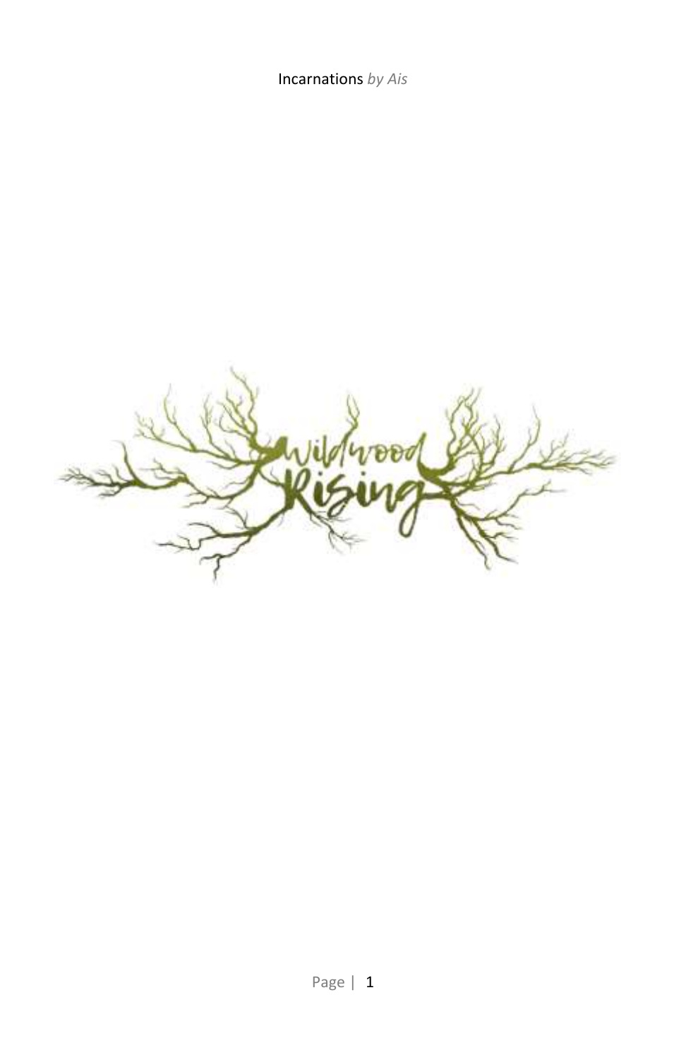# Wildwood Rising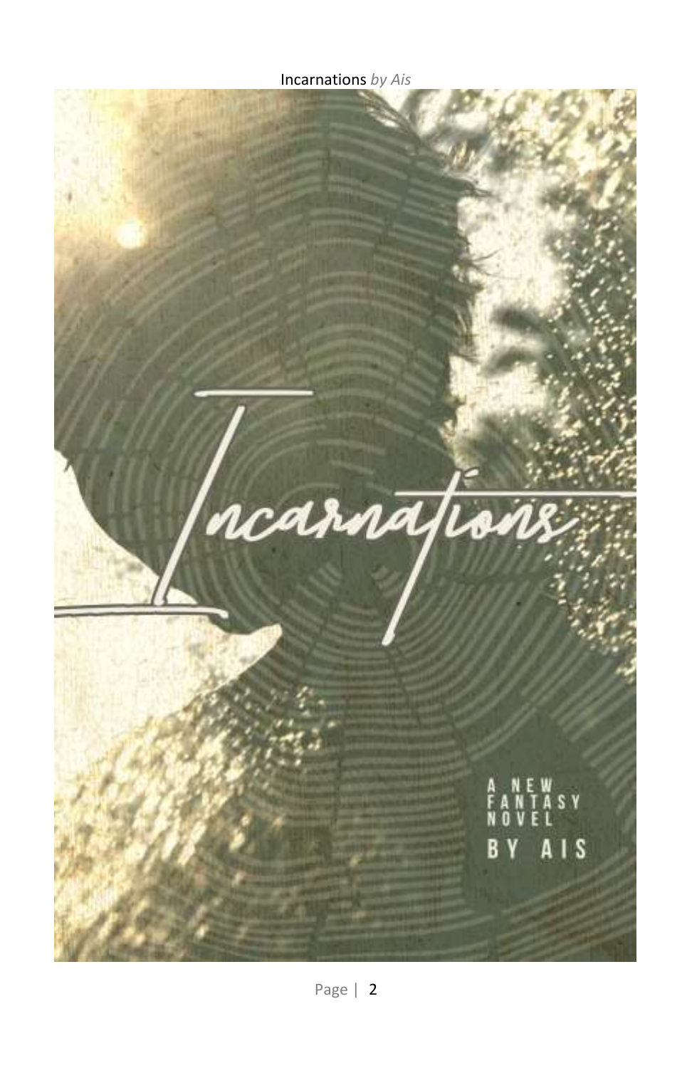# Incarnations

A NEW FANTASY NOVEL

BY AIS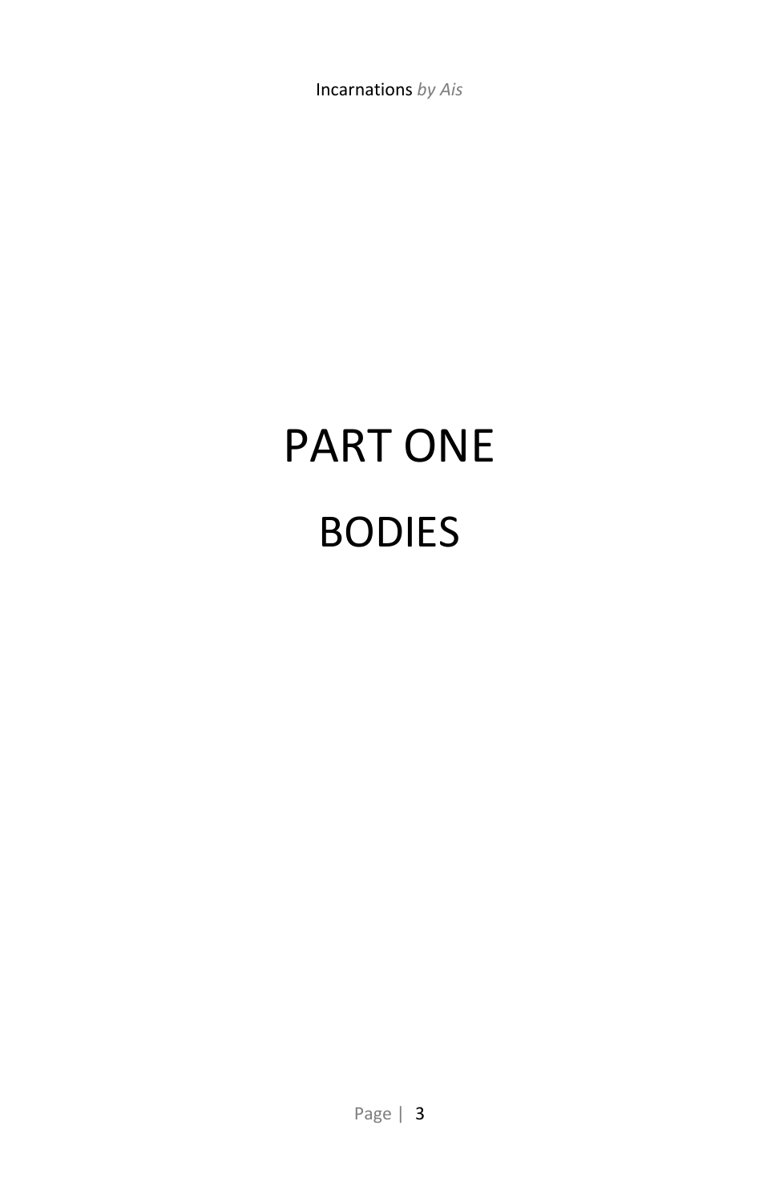# PART ONE

# BODIES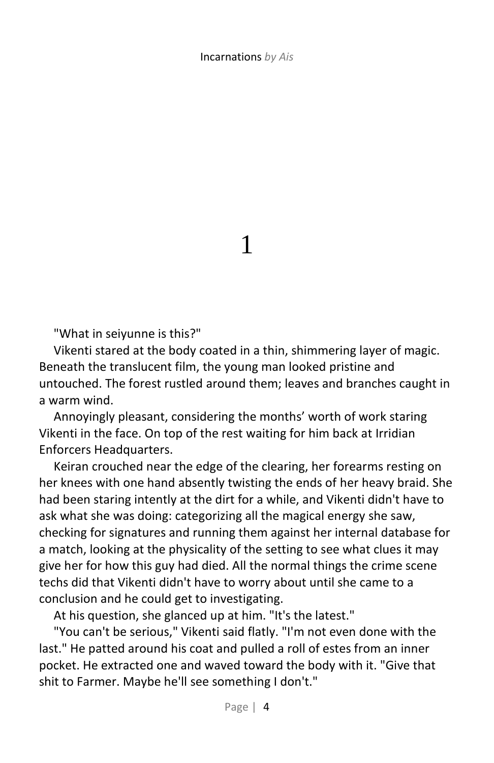# 1

"What in seiyunne is this?"

Vikenti stared at the body coated in a thin, shimmering layer of magic. Beneath the translucent film, the young man looked pristine and untouched. The forest rustled around them; leaves and branches caught in a warm wind.

Annoyingly pleasant, considering the months' worth of work staring Vikenti in the face. On top of the rest waiting for him back at Irridian Enforcers Headquarters.

Keiran crouched near the edge of the clearing, her forearms resting on her knees with one hand absently twisting the ends of her heavy braid. She had been staring intently at the dirt for a while, and Vikenti didn't have to ask what she was doing: categorizing all the magical energy she saw, checking for signatures and running them against her internal database for a match, looking at the physicality of the setting to see what clues it may give her for how this guy had died. All the normal things the crime scene techs did that Vikenti didn't have to worry about until she came to a conclusion and he could get to investigating.

At his question, she glanced up at him. "It's the latest."

"You can't be serious," Vikenti said flatly. "I'm not even done with the last." He patted around his coat and pulled a roll of estes from an inner pocket. He extracted one and waved toward the body with it. "Give that shit to Farmer. Maybe he'll see something I don't."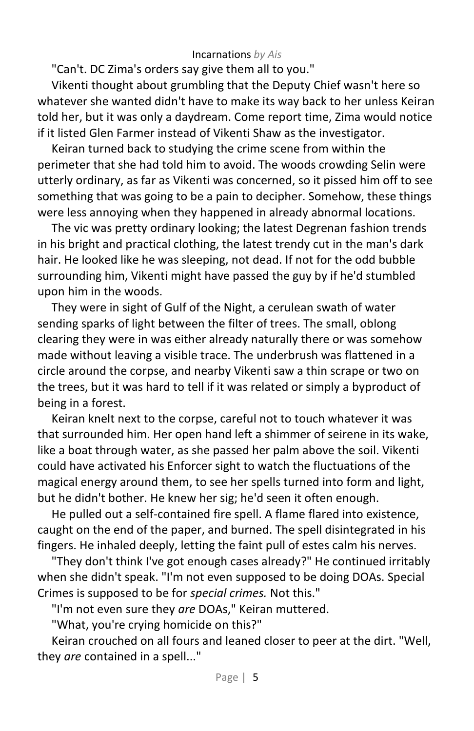"Can't. DC Zima's orders say give them all to you."

Vikenti thought about grumbling that the Deputy Chief wasn't here so whatever she wanted didn't have to make its way back to her unless Keiran told her, but it was only a daydream. Come report time, Zima would notice if it listed Glen Farmer instead of Vikenti Shaw as the investigator.

Keiran turned back to studying the crime scene from within the perimeter that she had told him to avoid. The woods crowding Selin were utterly ordinary, as far as Vikenti was concerned, so it pissed him off to see something that was going to be a pain to decipher. Somehow, these things were less annoying when they happened in already abnormal locations.

The vic was pretty ordinary looking; the latest Degrenan fashion trends in his bright and practical clothing, the latest trendy cut in the man's dark hair. He looked like he was sleeping, not dead. If not for the odd bubble surrounding him, Vikenti might have passed the guy by if he'd stumbled upon him in the woods.

They were in sight of Gulf of the Night, a cerulean swath of water sending sparks of light between the filter of trees. The small, oblong clearing they were in was either already naturally there or was somehow made without leaving a visible trace. The underbrush was flattened in a circle around the corpse, and nearby Vikenti saw a thin scrape or two on the trees, but it was hard to tell if it was related or simply a byproduct of being in a forest.

Keiran knelt next to the corpse, careful not to touch whatever it was that surrounded him. Her open hand left a shimmer of seirene in its wake, like a boat through water, as she passed her palm above the soil. Vikenti could have activated his Enforcer sight to watch the fluctuations of the magical energy around them, to see her spells turned into form and light, but he didn't bother. He knew her sig; he'd seen it often enough.

He pulled out a self-contained fire spell. A flame flared into existence, caught on the end of the paper, and burned. The spell disintegrated in his fingers. He inhaled deeply, letting the faint pull of estes calm his nerves.

"They don't think I've got enough cases already?" He continued irritably when she didn't speak. "I'm not even supposed to be doing DOAs. Special Crimes is supposed to be for *special crimes.* Not this."

"I'm not even sure they *are* DOAs," Keiran muttered.

"What, you're crying homicide on this?"

Keiran crouched on all fours and leaned closer to peer at the dirt. "Well, they *are* contained in a spell..."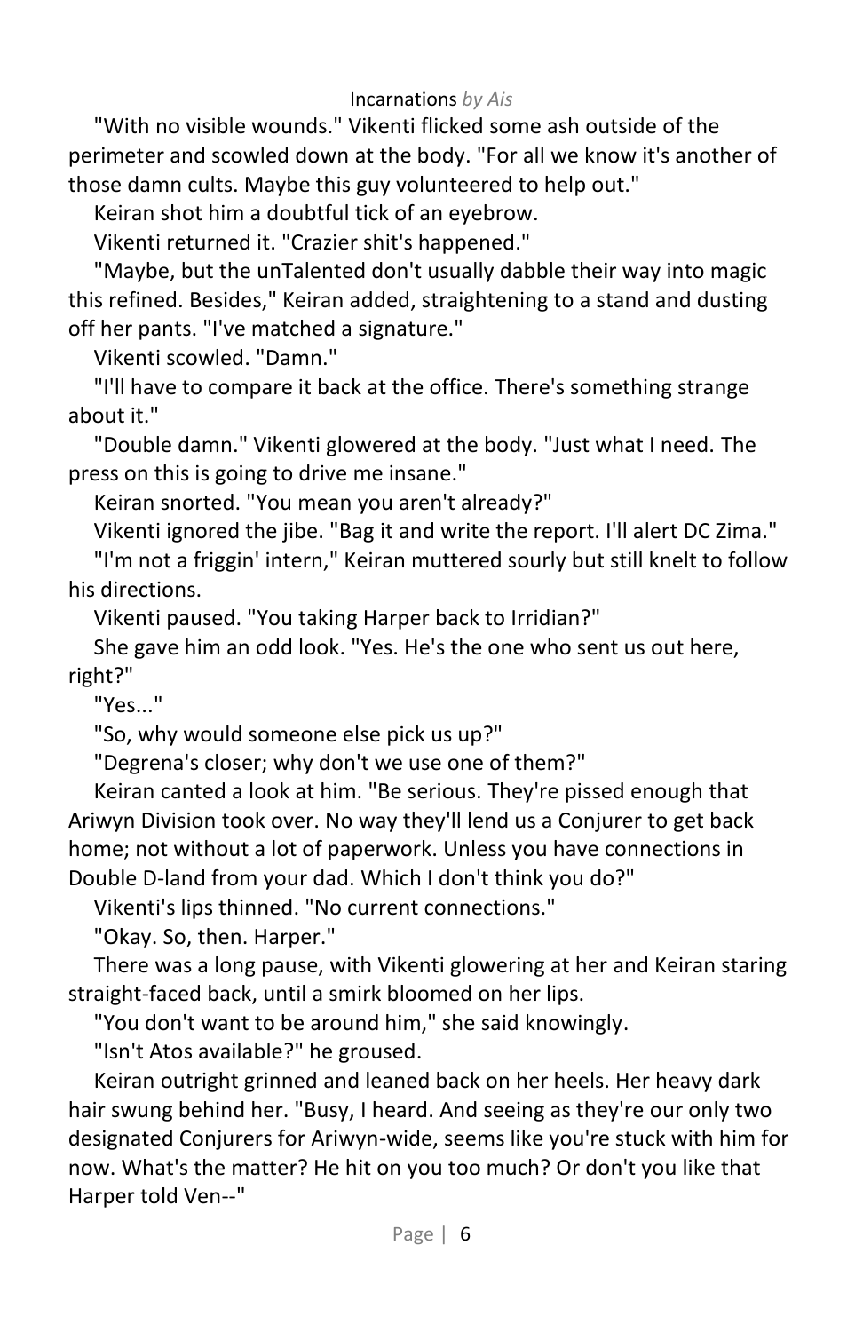"With no visible wounds." Vikenti flicked some ash outside of the perimeter and scowled down at the body. "For all we know it's another of those damn cults. Maybe this guy volunteered to help out."

Keiran shot him a doubtful tick of an eyebrow.

Vikenti returned it. "Crazier shit's happened."

"Maybe, but the unTalented don't usually dabble their way into magic this refined. Besides," Keiran added, straightening to a stand and dusting off her pants. "I've matched a signature."

Vikenti scowled. "Damn."

"I'll have to compare it back at the office. There's something strange about it."

"Double damn." Vikenti glowered at the body. "Just what I need. The press on this is going to drive me insane."

Keiran snorted. "You mean you aren't already?"

Vikenti ignored the jibe. "Bag it and write the report. I'll alert DC Zima."

"I'm not a friggin' intern," Keiran muttered sourly but still knelt to follow his directions.

Vikenti paused. "You taking Harper back to Irridian?"

She gave him an odd look. "Yes. He's the one who sent us out here, right?"

"Yes..."

"So, why would someone else pick us up?"

"Degrena's closer; why don't we use one of them?"

Keiran canted a look at him. "Be serious. They're pissed enough that Ariwyn Division took over. No way they'll lend us a Conjurer to get back home; not without a lot of paperwork. Unless you have connections in Double D-land from your dad. Which I don't think you do?"

Vikenti's lips thinned. "No current connections."

"Okay. So, then. Harper."

There was a long pause, with Vikenti glowering at her and Keiran staring straight-faced back, until a smirk bloomed on her lips.

"You don't want to be around him," she said knowingly.

"Isn't Atos available?" he groused.

Keiran outright grinned and leaned back on her heels. Her heavy dark hair swung behind her. "Busy, I heard. And seeing as they're our only two designated Conjurers for Ariwyn-wide, seems like you're stuck with him for now. What's the matter? He hit on you too much? Or don't you like that Harper told Ven--"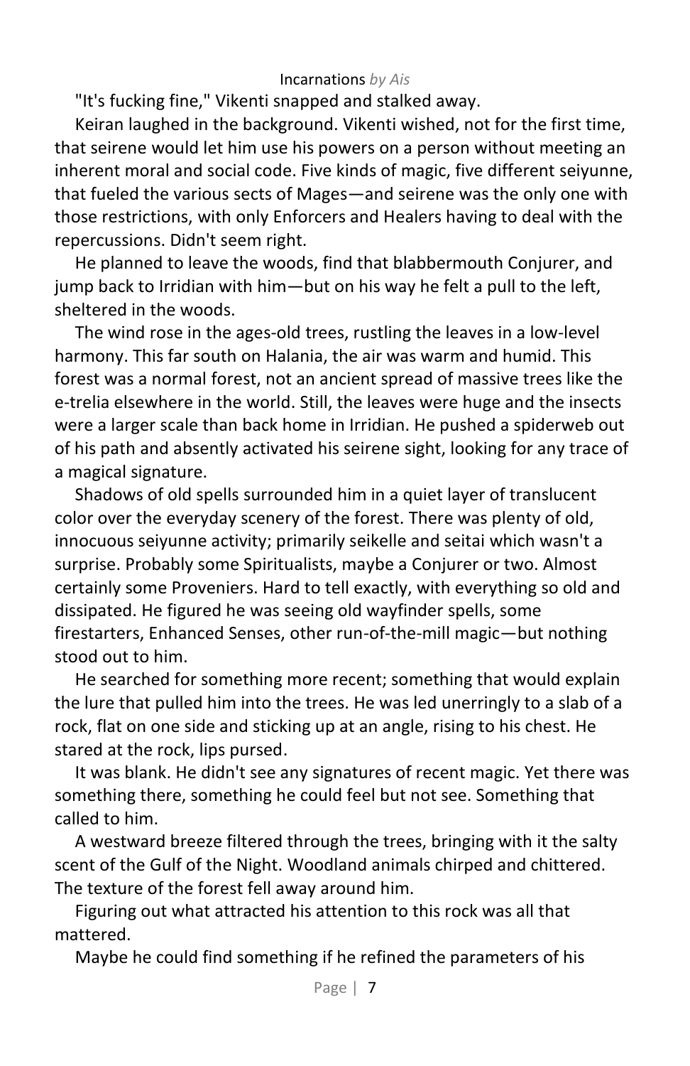"It's fucking fine," Vikenti snapped and stalked away.

Keiran laughed in the background. Vikenti wished, not for the first time, that seirene would let him use his powers on a person without meeting an inherent moral and social code. Five kinds of magic, five different seiyunne, that fueled the various sects of Mages—and seirene was the only one with those restrictions, with only Enforcers and Healers having to deal with the repercussions. Didn't seem right.

He planned to leave the woods, find that blabbermouth Conjurer, and jump back to Irridian with him—but on his way he felt a pull to the left, sheltered in the woods.

The wind rose in the ages-old trees, rustling the leaves in a low-level harmony. This far south on Halania, the air was warm and humid. This forest was a normal forest, not an ancient spread of massive trees like the e-trelia elsewhere in the world. Still, the leaves were huge and the insects were a larger scale than back home in Irridian. He pushed a spiderweb out of his path and absently activated his seirene sight, looking for any trace of a magical signature.

Shadows of old spells surrounded him in a quiet layer of translucent color over the everyday scenery of the forest. There was plenty of old, innocuous seiyunne activity; primarily seikelle and seitai which wasn't a surprise. Probably some Spiritualists, maybe a Conjurer or two. Almost certainly some Proveniers. Hard to tell exactly, with everything so old and dissipated. He figured he was seeing old wayfinder spells, some firestarters, Enhanced Senses, other run-of-the-mill magic—but nothing stood out to him.

He searched for something more recent; something that would explain the lure that pulled him into the trees. He was led unerringly to a slab of a rock, flat on one side and sticking up at an angle, rising to his chest. He stared at the rock, lips pursed.

It was blank. He didn't see any signatures of recent magic. Yet there was something there, something he could feel but not see. Something that called to him.

A westward breeze filtered through the trees, bringing with it the salty scent of the Gulf of the Night. Woodland animals chirped and chittered. The texture of the forest fell away around him.

Figuring out what attracted his attention to this rock was all that mattered.

Maybe he could find something if he refined the parameters of his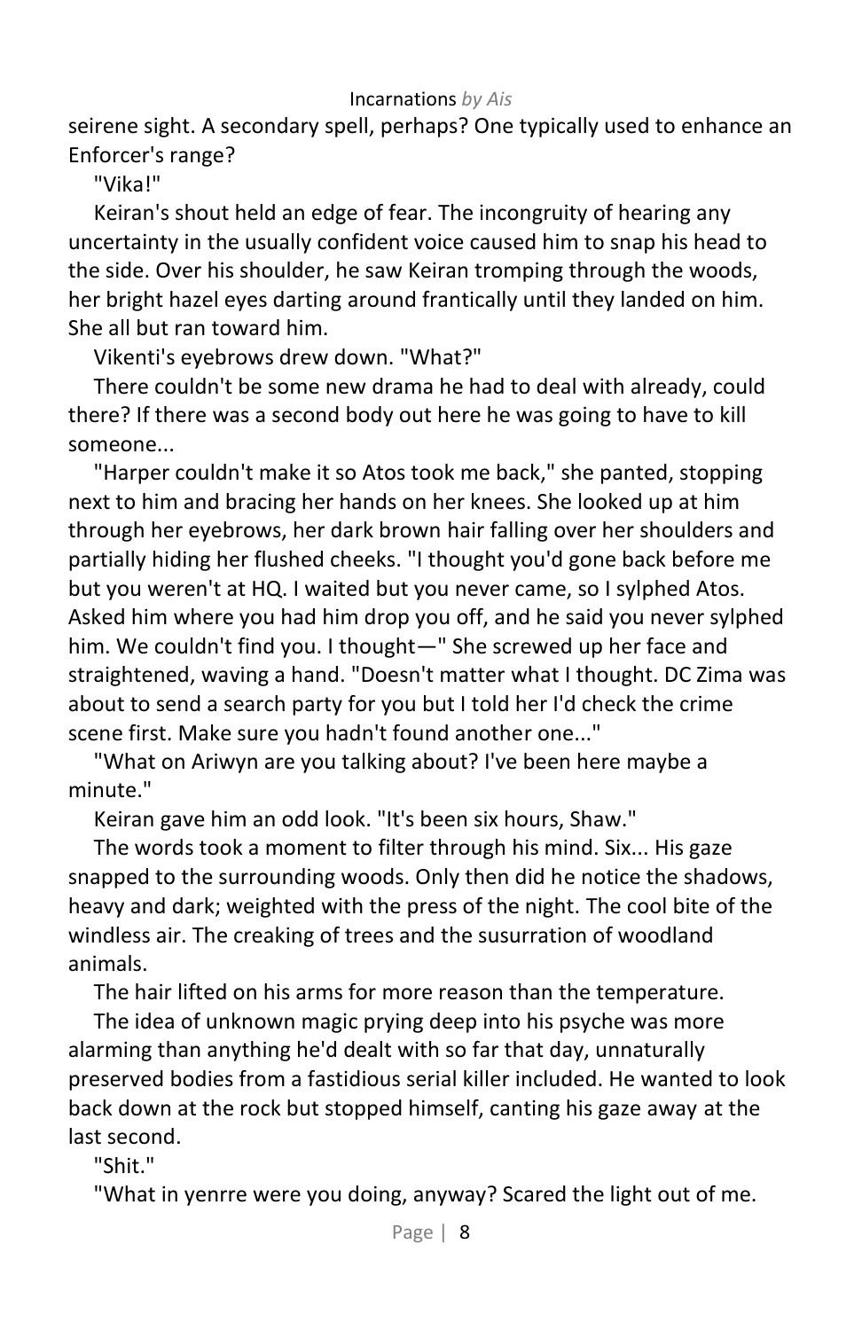seirene sight. A secondary spell, perhaps? One typically used to enhance an Enforcer's range?

"Vika!"

Keiran's shout held an edge of fear. The incongruity of hearing any uncertainty in the usually confident voice caused him to snap his head to the side. Over his shoulder, he saw Keiran tromping through the woods, her bright hazel eyes darting around frantically until they landed on him. She all but ran toward him.

Vikenti's eyebrows drew down. "What?"

There couldn't be some new drama he had to deal with already, could there? If there was a second body out here he was going to have to kill someone...

"Harper couldn't make it so Atos took me back," she panted, stopping next to him and bracing her hands on her knees. She looked up at him through her eyebrows, her dark brown hair falling over her shoulders and partially hiding her flushed cheeks. "I thought you'd gone back before me but you weren't at HQ. I waited but you never came, so I sylphed Atos. Asked him where you had him drop you off, and he said you never sylphed him. We couldn't find you. I thought—" She screwed up her face and straightened, waving a hand. "Doesn't matter what I thought. DC Zima was about to send a search party for you but I told her I'd check the crime scene first. Make sure you hadn't found another one..."

"What on Ariwyn are you talking about? I've been here maybe a minute."

Keiran gave him an odd look. "It's been six hours, Shaw."

The words took a moment to filter through his mind. Six... His gaze snapped to the surrounding woods. Only then did he notice the shadows, heavy and dark; weighted with the press of the night. The cool bite of the windless air. The creaking of trees and the susurration of woodland animals.

The hair lifted on his arms for more reason than the temperature.

The idea of unknown magic prying deep into his psyche was more alarming than anything he'd dealt with so far that day, unnaturally preserved bodies from a fastidious serial killer included. He wanted to look back down at the rock but stopped himself, canting his gaze away at the last second.

"Shit."

"What in yenrre were you doing, anyway? Scared the light out of me.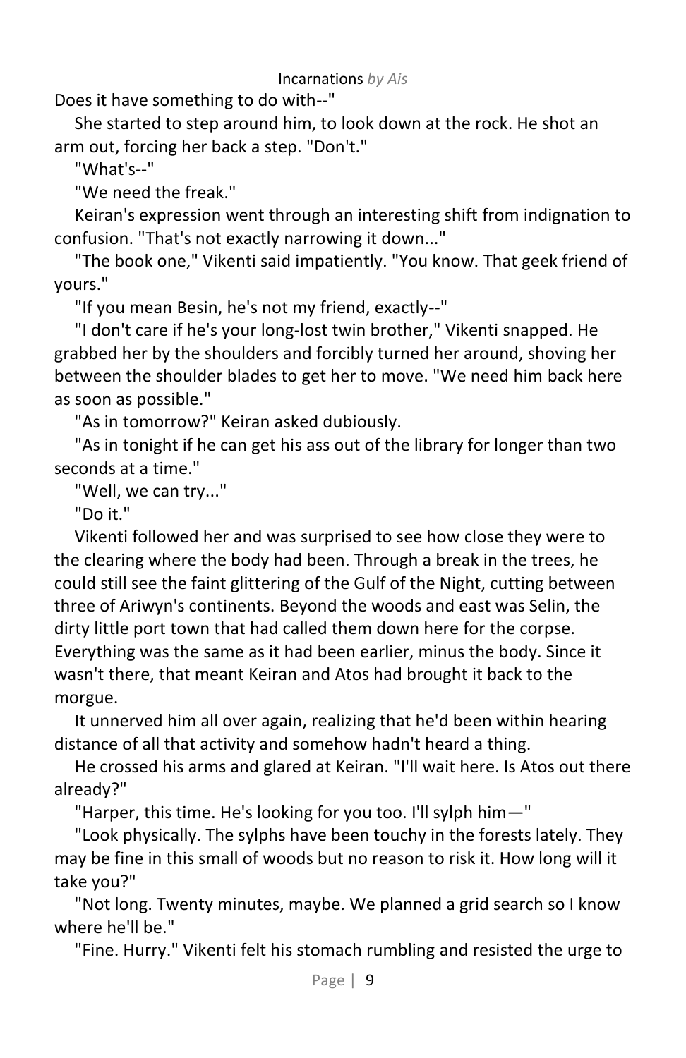Does it have something to do with--"

She started to step around him, to look down at the rock. He shot an arm out, forcing her back a step. "Don't."

"What's--"

"We need the freak."

Keiran's expression went through an interesting shift from indignation to confusion. "That's not exactly narrowing it down..."

"The book one," Vikenti said impatiently. "You know. That geek friend of yours."

"If you mean Besin, he's not my friend, exactly--"

"I don't care if he's your long-lost twin brother," Vikenti snapped. He grabbed her by the shoulders and forcibly turned her around, shoving her between the shoulder blades to get her to move. "We need him back here as soon as possible."

"As in tomorrow?" Keiran asked dubiously.

"As in tonight if he can get his ass out of the library for longer than two seconds at a time."

"Well, we can try..."

"Do it."

Vikenti followed her and was surprised to see how close they were to the clearing where the body had been. Through a break in the trees, he could still see the faint glittering of the Gulf of the Night, cutting between three of Ariwyn's continents. Beyond the woods and east was Selin, the dirty little port town that had called them down here for the corpse. Everything was the same as it had been earlier, minus the body. Since it wasn't there, that meant Keiran and Atos had brought it back to the morgue.

It unnerved him all over again, realizing that he'd been within hearing distance of all that activity and somehow hadn't heard a thing.

He crossed his arms and glared at Keiran. "I'll wait here. Is Atos out there already?"

"Harper, this time. He's looking for you too. I'll sylph him—"

"Look physically. The sylphs have been touchy in the forests lately. They may be fine in this small of woods but no reason to risk it. How long will it take you?"

"Not long. Twenty minutes, maybe. We planned a grid search so I know where he'll be."

"Fine. Hurry." Vikenti felt his stomach rumbling and resisted the urge to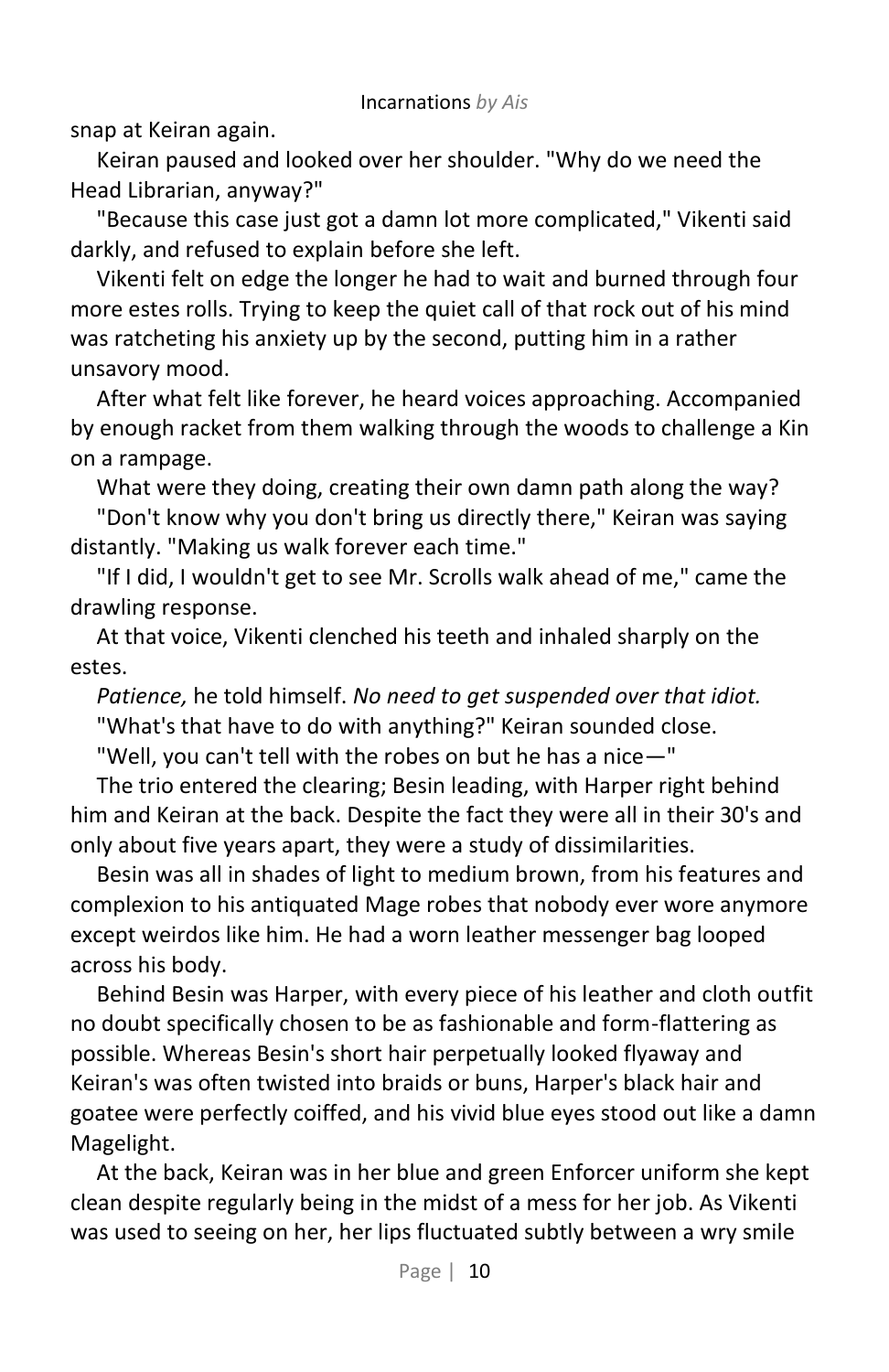snap at Keiran again.

Keiran paused and looked over her shoulder. "Why do we need the Head Librarian, anyway?"

"Because this case just got a damn lot more complicated," Vikenti said darkly, and refused to explain before she left.

Vikenti felt on edge the longer he had to wait and burned through four more estes rolls. Trying to keep the quiet call of that rock out of his mind was ratcheting his anxiety up by the second, putting him in a rather unsavory mood.

After what felt like forever, he heard voices approaching. Accompanied by enough racket from them walking through the woods to challenge a Kin on a rampage.

What were they doing, creating their own damn path along the way?

"Don't know why you don't bring us directly there," Keiran was saying distantly. "Making us walk forever each time."

"If I did, I wouldn't get to see Mr. Scrolls walk ahead of me," came the drawling response.

At that voice, Vikenti clenched his teeth and inhaled sharply on the estes.

*Patience,* he told himself. *No need to get suspended over that idiot.*

"What's that have to do with anything?" Keiran sounded close.

"Well, you can't tell with the robes on but he has a nice—"

The trio entered the clearing; Besin leading, with Harper right behind him and Keiran at the back. Despite the fact they were all in their 30's and only about five years apart, they were a study of dissimilarities.

Besin was all in shades of light to medium brown, from his features and complexion to his antiquated Mage robes that nobody ever wore anymore except weirdos like him. He had a worn leather messenger bag looped across his body.

Behind Besin was Harper, with every piece of his leather and cloth outfit no doubt specifically chosen to be as fashionable and form-flattering as possible. Whereas Besin's short hair perpetually looked flyaway and Keiran's was often twisted into braids or buns, Harper's black hair and goatee were perfectly coiffed, and his vivid blue eyes stood out like a damn Magelight.

At the back, Keiran was in her blue and green Enforcer uniform she kept clean despite regularly being in the midst of a mess for her job. As Vikenti was used to seeing on her, her lips fluctuated subtly between a wry smile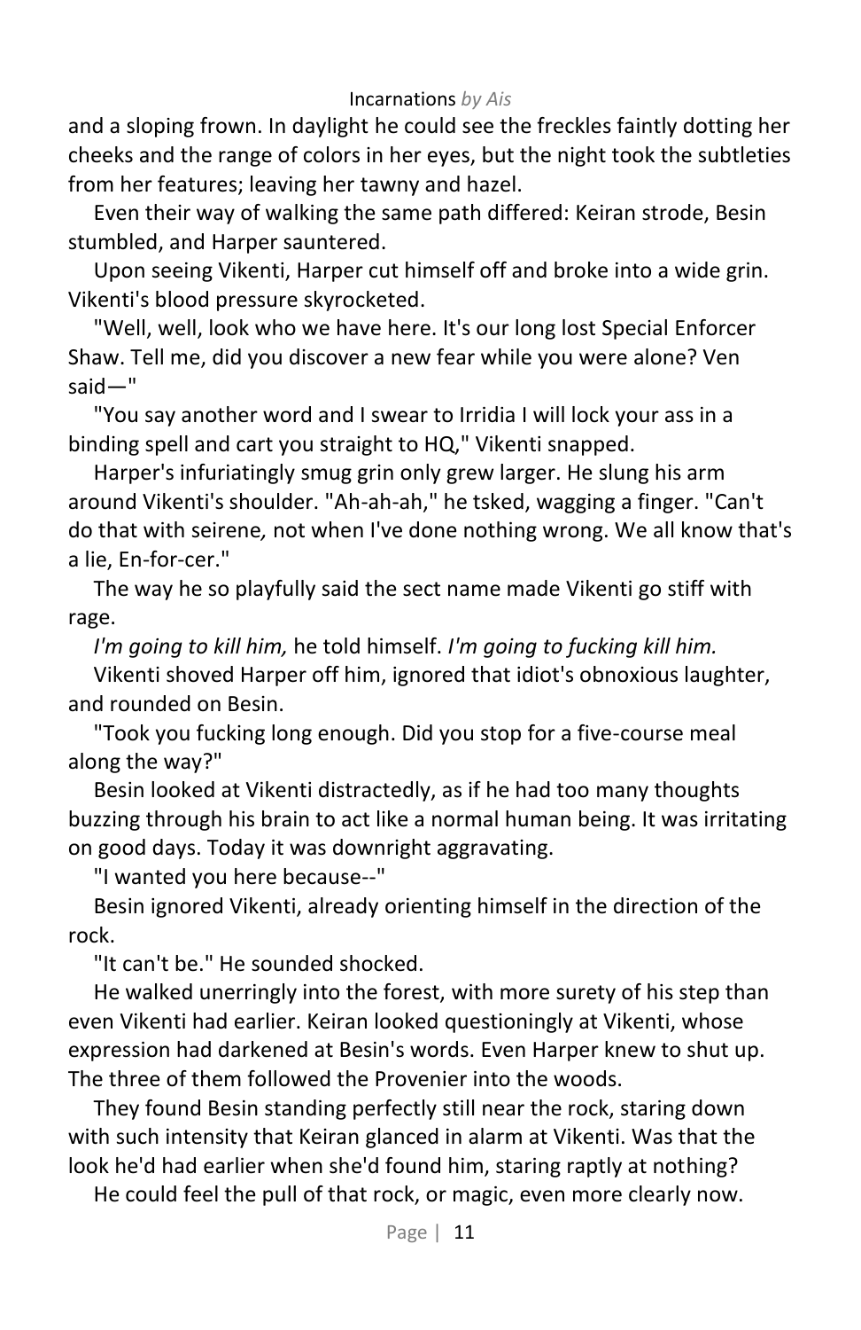and a sloping frown. In daylight he could see the freckles faintly dotting her cheeks and the range of colors in her eyes, but the night took the subtleties from her features; leaving her tawny and hazel.

Even their way of walking the same path differed: Keiran strode, Besin stumbled, and Harper sauntered.

Upon seeing Vikenti, Harper cut himself off and broke into a wide grin. Vikenti's blood pressure skyrocketed.

"Well, well, look who we have here. It's our long lost Special Enforcer Shaw. Tell me, did you discover a new fear while you were alone? Ven said—"

"You say another word and I swear to Irridia I will lock your ass in a binding spell and cart you straight to HQ," Vikenti snapped.

Harper's infuriatingly smug grin only grew larger. He slung his arm around Vikenti's shoulder. "Ah-ah-ah," he tsked, wagging a finger. "Can't do that with seirene*,* not when I've done nothing wrong. We all know that's a lie, En-for-cer."

The way he so playfully said the sect name made Vikenti go stiff with rage.

*I'm going to kill him,* he told himself. *I'm going to fucking kill him.*

Vikenti shoved Harper off him, ignored that idiot's obnoxious laughter, and rounded on Besin.

"Took you fucking long enough. Did you stop for a five-course meal along the way?"

Besin looked at Vikenti distractedly, as if he had too many thoughts buzzing through his brain to act like a normal human being. It was irritating on good days. Today it was downright aggravating.

"I wanted you here because--"

Besin ignored Vikenti, already orienting himself in the direction of the rock.

"It can't be." He sounded shocked.

He walked unerringly into the forest, with more surety of his step than even Vikenti had earlier. Keiran looked questioningly at Vikenti, whose expression had darkened at Besin's words. Even Harper knew to shut up. The three of them followed the Provenier into the woods.

They found Besin standing perfectly still near the rock, staring down with such intensity that Keiran glanced in alarm at Vikenti. Was that the look he'd had earlier when she'd found him, staring raptly at nothing?

He could feel the pull of that rock, or magic, even more clearly now.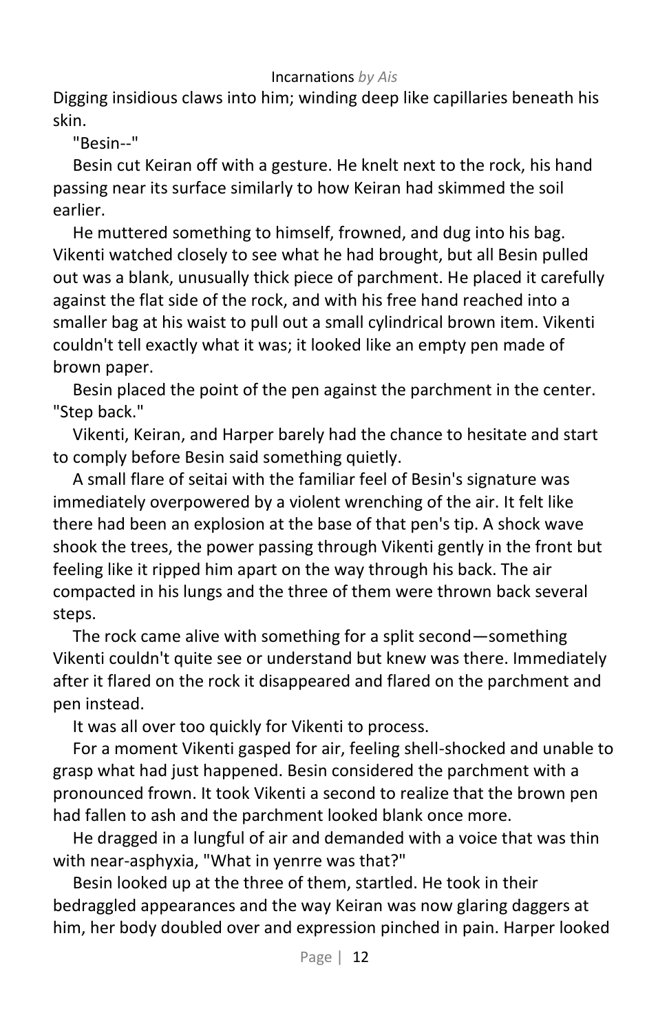Digging insidious claws into him; winding deep like capillaries beneath his skin.

"Besin--"

Besin cut Keiran off with a gesture. He knelt next to the rock, his hand passing near its surface similarly to how Keiran had skimmed the soil earlier.

He muttered something to himself, frowned, and dug into his bag. Vikenti watched closely to see what he had brought, but all Besin pulled out was a blank, unusually thick piece of parchment. He placed it carefully against the flat side of the rock, and with his free hand reached into a smaller bag at his waist to pull out a small cylindrical brown item. Vikenti couldn't tell exactly what it was; it looked like an empty pen made of brown paper.

Besin placed the point of the pen against the parchment in the center. "Step back."

Vikenti, Keiran, and Harper barely had the chance to hesitate and start to comply before Besin said something quietly.

A small flare of seitai with the familiar feel of Besin's signature was immediately overpowered by a violent wrenching of the air. It felt like there had been an explosion at the base of that pen's tip. A shock wave shook the trees, the power passing through Vikenti gently in the front but feeling like it ripped him apart on the way through his back. The air compacted in his lungs and the three of them were thrown back several steps.

The rock came alive with something for a split second—something Vikenti couldn't quite see or understand but knew was there. Immediately after it flared on the rock it disappeared and flared on the parchment and pen instead.

It was all over too quickly for Vikenti to process.

For a moment Vikenti gasped for air, feeling shell-shocked and unable to grasp what had just happened. Besin considered the parchment with a pronounced frown. It took Vikenti a second to realize that the brown pen had fallen to ash and the parchment looked blank once more.

He dragged in a lungful of air and demanded with a voice that was thin with near-asphyxia, "What in yenrre was that?"

Besin looked up at the three of them, startled. He took in their bedraggled appearances and the way Keiran was now glaring daggers at him, her body doubled over and expression pinched in pain. Harper looked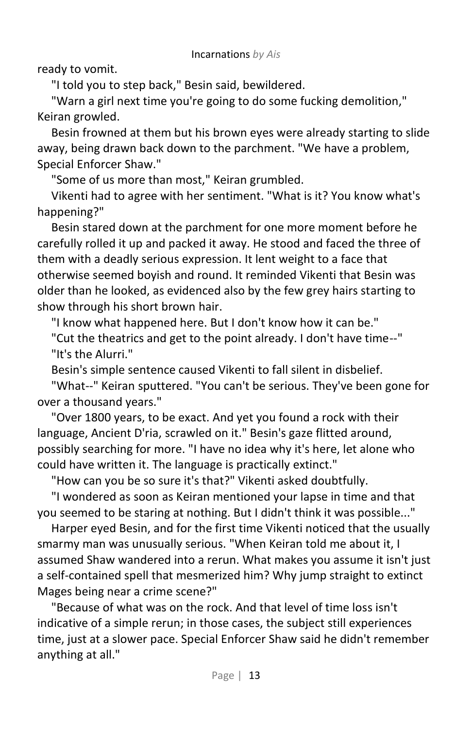ready to vomit.

"I told you to step back," Besin said, bewildered.

"Warn a girl next time you're going to do some fucking demolition," Keiran growled.

Besin frowned at them but his brown eyes were already starting to slide away, being drawn back down to the parchment. "We have a problem, Special Enforcer Shaw."

"Some of us more than most," Keiran grumbled.

Vikenti had to agree with her sentiment. "What is it? You know what's happening?"

Besin stared down at the parchment for one more moment before he carefully rolled it up and packed it away. He stood and faced the three of them with a deadly serious expression. It lent weight to a face that otherwise seemed boyish and round. It reminded Vikenti that Besin was older than he looked, as evidenced also by the few grey hairs starting to show through his short brown hair.

"I know what happened here. But I don't know how it can be."

"Cut the theatrics and get to the point already. I don't have time--"

"It's the Alurri."

Besin's simple sentence caused Vikenti to fall silent in disbelief.

"What--" Keiran sputtered. "You can't be serious. They've been gone for over a thousand years."

"Over 1800 years, to be exact. And yet you found a rock with their language, Ancient D'ria, scrawled on it." Besin's gaze flitted around, possibly searching for more. "I have no idea why it's here, let alone who could have written it. The language is practically extinct."

"How can you be so sure it's that?" Vikenti asked doubtfully.

"I wondered as soon as Keiran mentioned your lapse in time and that you seemed to be staring at nothing. But I didn't think it was possible..."

Harper eyed Besin, and for the first time Vikenti noticed that the usually smarmy man was unusually serious. "When Keiran told me about it, I assumed Shaw wandered into a rerun. What makes you assume it isn't just a self-contained spell that mesmerized him? Why jump straight to extinct Mages being near a crime scene?"

"Because of what was on the rock. And that level of time loss isn't indicative of a simple rerun; in those cases, the subject still experiences time, just at a slower pace. Special Enforcer Shaw said he didn't remember anything at all."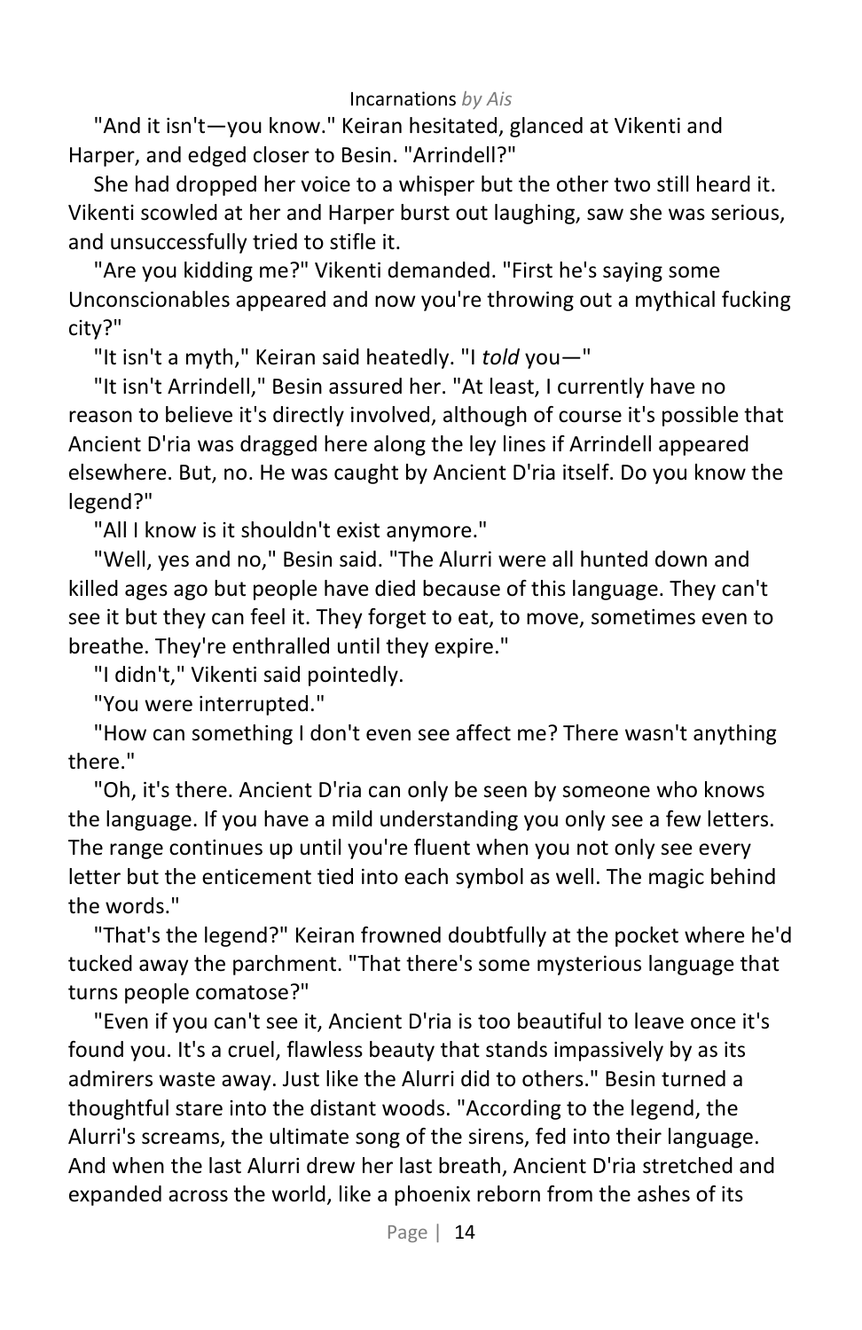"And it isn't—you know." Keiran hesitated, glanced at Vikenti and Harper, and edged closer to Besin. "Arrindell?"

She had dropped her voice to a whisper but the other two still heard it. Vikenti scowled at her and Harper burst out laughing, saw she was serious, and unsuccessfully tried to stifle it.

"Are you kidding me?" Vikenti demanded. "First he's saying some Unconscionables appeared and now you're throwing out a mythical fucking city?"

"It isn't a myth," Keiran said heatedly. "I *told* you—"

"It isn't Arrindell," Besin assured her. "At least, I currently have no reason to believe it's directly involved, although of course it's possible that Ancient D'ria was dragged here along the ley lines if Arrindell appeared elsewhere. But, no. He was caught by Ancient D'ria itself. Do you know the legend?"

"All I know is it shouldn't exist anymore."

"Well, yes and no," Besin said. "The Alurri were all hunted down and killed ages ago but people have died because of this language. They can't see it but they can feel it. They forget to eat, to move, sometimes even to breathe. They're enthralled until they expire."

"I didn't," Vikenti said pointedly.

"You were interrupted."

"How can something I don't even see affect me? There wasn't anything there."

"Oh, it's there. Ancient D'ria can only be seen by someone who knows the language. If you have a mild understanding you only see a few letters. The range continues up until you're fluent when you not only see every letter but the enticement tied into each symbol as well. The magic behind the words."

"That's the legend?" Keiran frowned doubtfully at the pocket where he'd tucked away the parchment. "That there's some mysterious language that turns people comatose?"

"Even if you can't see it, Ancient D'ria is too beautiful to leave once it's found you. It's a cruel, flawless beauty that stands impassively by as its admirers waste away. Just like the Alurri did to others." Besin turned a thoughtful stare into the distant woods. "According to the legend, the Alurri's screams, the ultimate song of the sirens, fed into their language. And when the last Alurri drew her last breath, Ancient D'ria stretched and expanded across the world, like a phoenix reborn from the ashes of its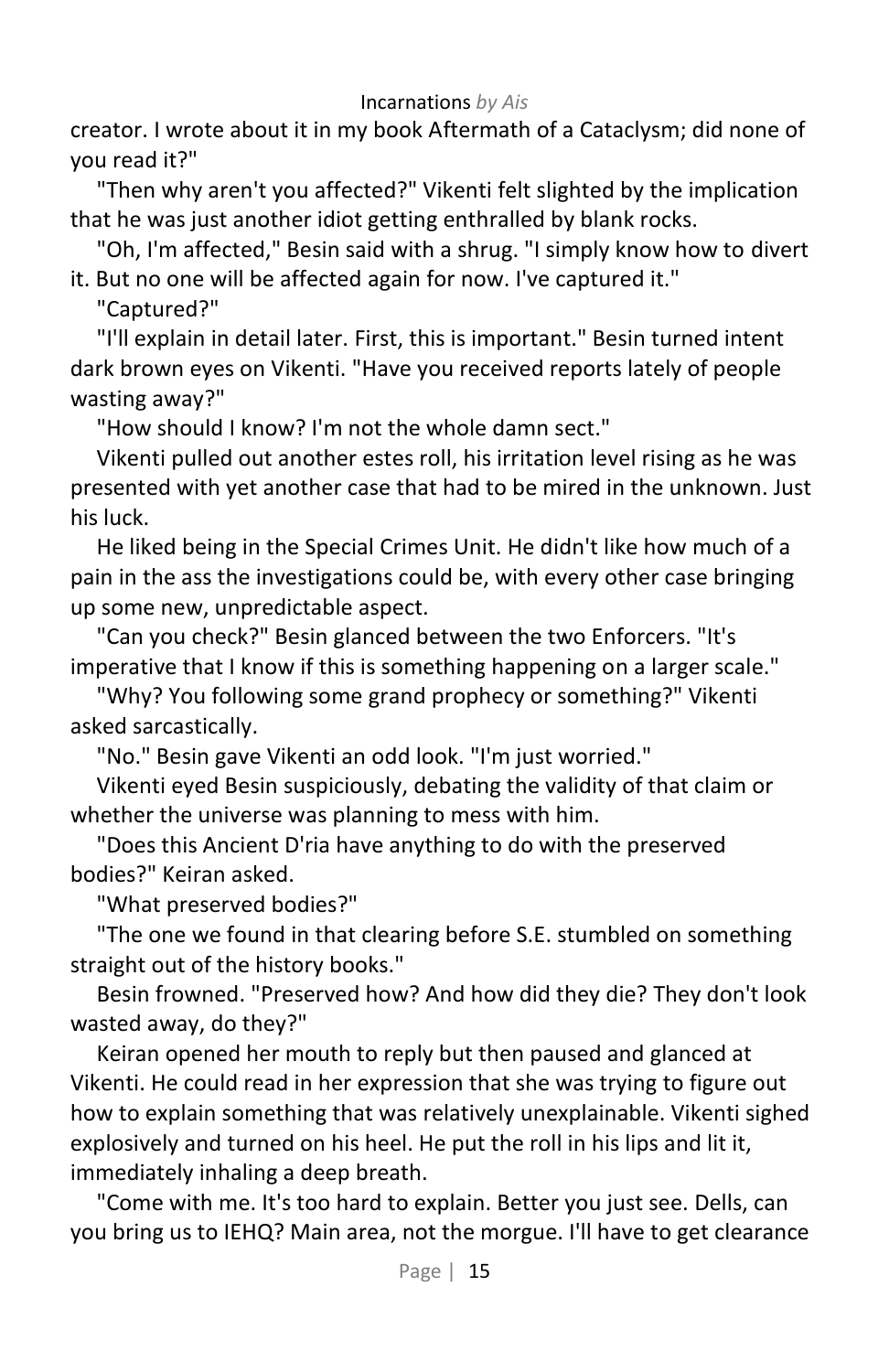creator. I wrote about it in my book Aftermath of a Cataclysm; did none of you read it?"

"Then why aren't you affected?" Vikenti felt slighted by the implication that he was just another idiot getting enthralled by blank rocks.

"Oh, I'm affected," Besin said with a shrug. "I simply know how to divert it. But no one will be affected again for now. I've captured it."

"Captured?"

"I'll explain in detail later. First, this is important." Besin turned intent dark brown eyes on Vikenti. "Have you received reports lately of people wasting away?"

"How should I know? I'm not the whole damn sect."

Vikenti pulled out another estes roll, his irritation level rising as he was presented with yet another case that had to be mired in the unknown. Just his luck.

He liked being in the Special Crimes Unit. He didn't like how much of a pain in the ass the investigations could be, with every other case bringing up some new, unpredictable aspect.

"Can you check?" Besin glanced between the two Enforcers. "It's imperative that I know if this is something happening on a larger scale."

"Why? You following some grand prophecy or something?" Vikenti asked sarcastically.

"No." Besin gave Vikenti an odd look. "I'm just worried."

Vikenti eyed Besin suspiciously, debating the validity of that claim or whether the universe was planning to mess with him.

"Does this Ancient D'ria have anything to do with the preserved bodies?" Keiran asked.

"What preserved bodies?"

"The one we found in that clearing before S.E. stumbled on something straight out of the history books."

Besin frowned. "Preserved how? And how did they die? They don't look wasted away, do they?"

Keiran opened her mouth to reply but then paused and glanced at Vikenti. He could read in her expression that she was trying to figure out how to explain something that was relatively unexplainable. Vikenti sighed explosively and turned on his heel. He put the roll in his lips and lit it, immediately inhaling a deep breath.

"Come with me. It's too hard to explain. Better you just see. Dells, can you bring us to IEHQ? Main area, not the morgue. I'll have to get clearance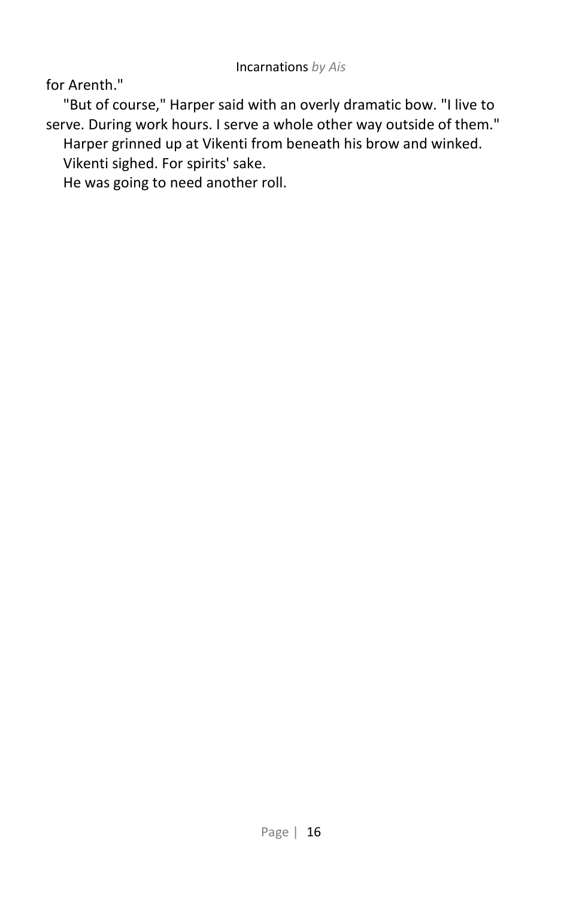for Arenth."

"But of course," Harper said with an overly dramatic bow. "I live to serve. During work hours. I serve a whole other way outside of them."

Harper grinned up at Vikenti from beneath his brow and winked.

Vikenti sighed. For spirits' sake.

He was going to need another roll.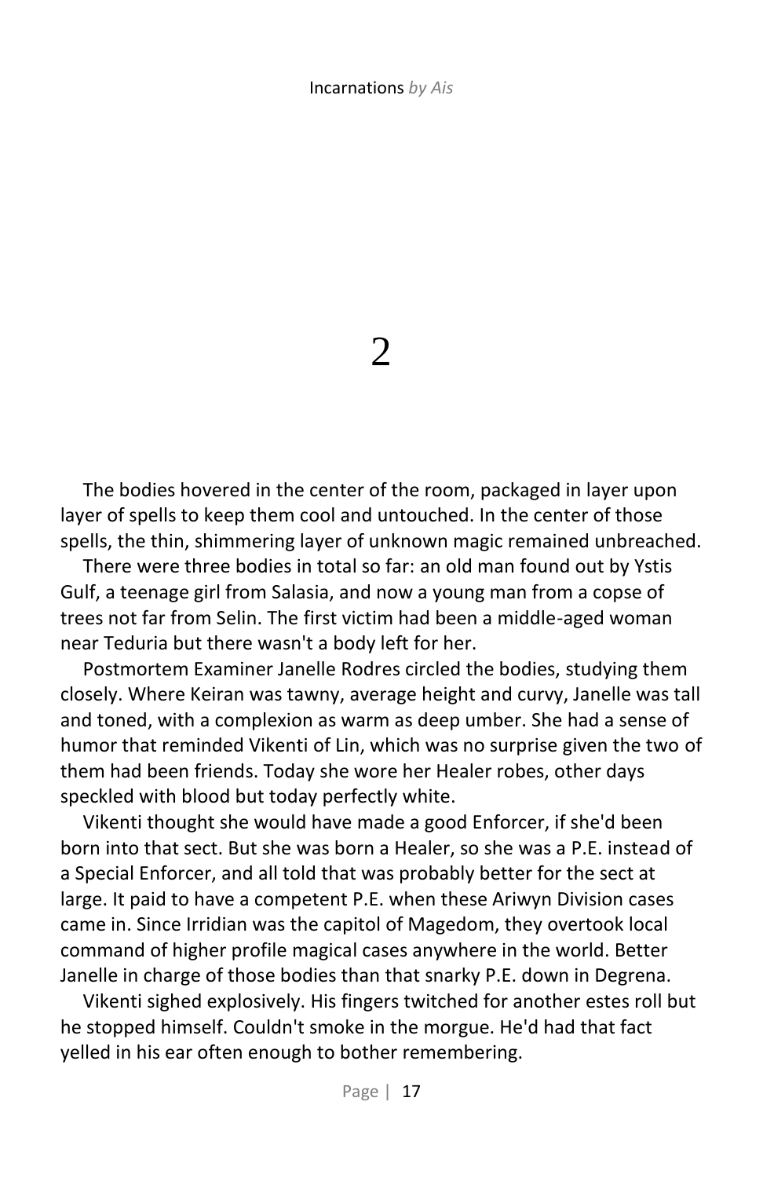# 2

The bodies hovered in the center of the room, packaged in layer upon layer of spells to keep them cool and untouched. In the center of those spells, the thin, shimmering layer of unknown magic remained unbreached.

There were three bodies in total so far: an old man found out by Ystis Gulf, a teenage girl from Salasia, and now a young man from a copse of trees not far from Selin. The first victim had been a middle-aged woman near Teduria but there wasn't a body left for her.

Postmortem Examiner Janelle Rodres circled the bodies, studying them closely. Where Keiran was tawny, average height and curvy, Janelle was tall and toned, with a complexion as warm as deep umber. She had a sense of humor that reminded Vikenti of Lin, which was no surprise given the two of them had been friends. Today she wore her Healer robes, other days speckled with blood but today perfectly white.

Vikenti thought she would have made a good Enforcer, if she'd been born into that sect. But she was born a Healer, so she was a P.E. instead of a Special Enforcer, and all told that was probably better for the sect at large. It paid to have a competent P.E. when these Ariwyn Division cases came in. Since Irridian was the capitol of Magedom, they overtook local command of higher profile magical cases anywhere in the world. Better Janelle in charge of those bodies than that snarky P.E. down in Degrena.

Vikenti sighed explosively. His fingers twitched for another estes roll but he stopped himself. Couldn't smoke in the morgue. He'd had that fact yelled in his ear often enough to bother remembering.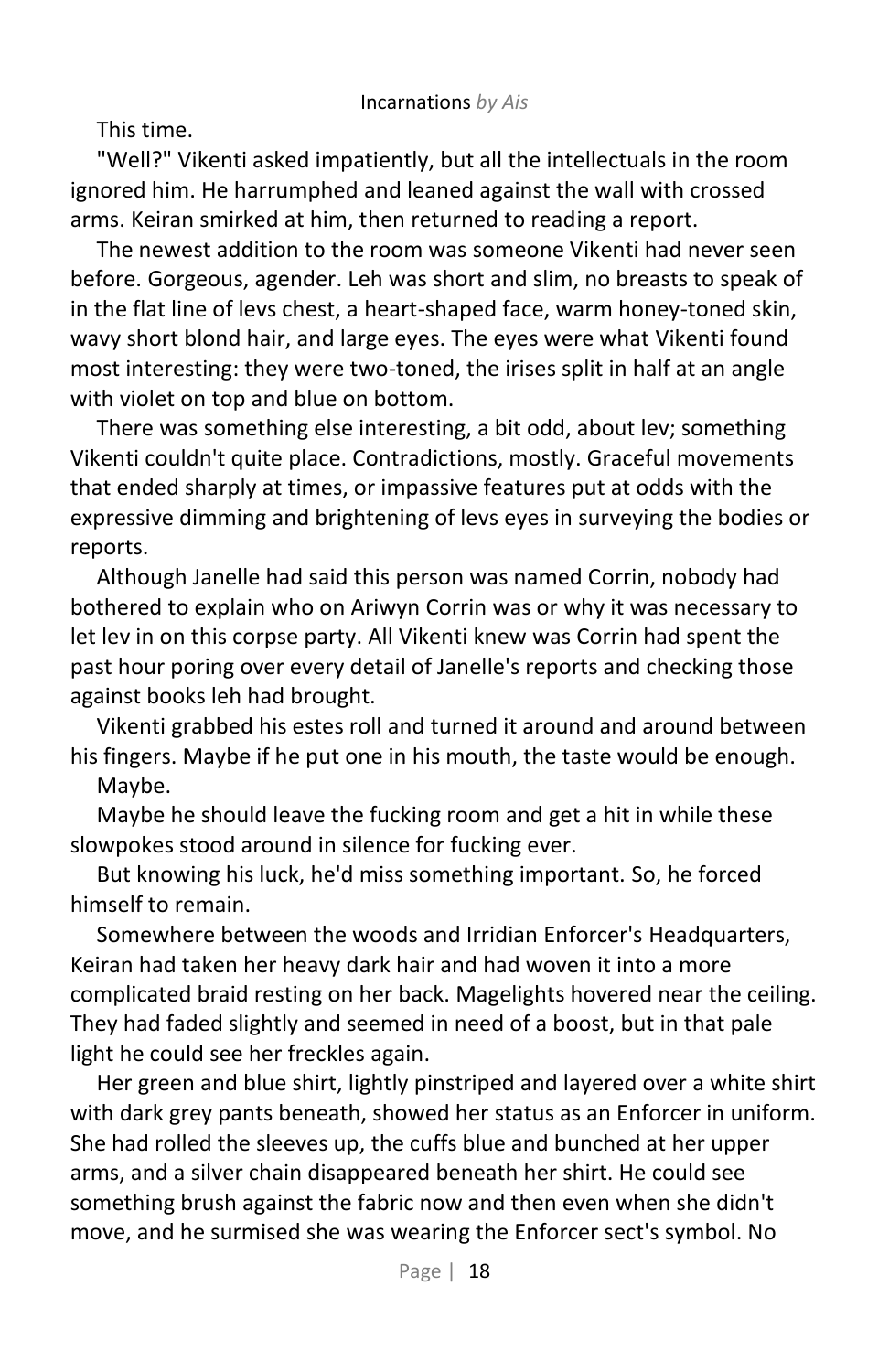This time.

"Well?" Vikenti asked impatiently, but all the intellectuals in the room ignored him. He harrumphed and leaned against the wall with crossed arms. Keiran smirked at him, then returned to reading a report.

The newest addition to the room was someone Vikenti had never seen before. Gorgeous, agender. Leh was short and slim, no breasts to speak of in the flat line of levs chest, a heart-shaped face, warm honey-toned skin, wavy short blond hair, and large eyes. The eyes were what Vikenti found most interesting: they were two-toned, the irises split in half at an angle with violet on top and blue on bottom.

There was something else interesting, a bit odd, about lev; something Vikenti couldn't quite place. Contradictions, mostly. Graceful movements that ended sharply at times, or impassive features put at odds with the expressive dimming and brightening of levs eyes in surveying the bodies or reports.

Although Janelle had said this person was named Corrin, nobody had bothered to explain who on Ariwyn Corrin was or why it was necessary to let lev in on this corpse party. All Vikenti knew was Corrin had spent the past hour poring over every detail of Janelle's reports and checking those against books leh had brought.

Vikenti grabbed his estes roll and turned it around and around between his fingers. Maybe if he put one in his mouth, the taste would be enough.

Maybe.

Maybe he should leave the fucking room and get a hit in while these slowpokes stood around in silence for fucking ever.

But knowing his luck, he'd miss something important. So, he forced himself to remain.

Somewhere between the woods and Irridian Enforcer's Headquarters, Keiran had taken her heavy dark hair and had woven it into a more complicated braid resting on her back. Magelights hovered near the ceiling. They had faded slightly and seemed in need of a boost, but in that pale light he could see her freckles again.

Her green and blue shirt, lightly pinstriped and layered over a white shirt with dark grey pants beneath, showed her status as an Enforcer in uniform. She had rolled the sleeves up, the cuffs blue and bunched at her upper arms, and a silver chain disappeared beneath her shirt. He could see something brush against the fabric now and then even when she didn't move, and he surmised she was wearing the Enforcer sect's symbol. No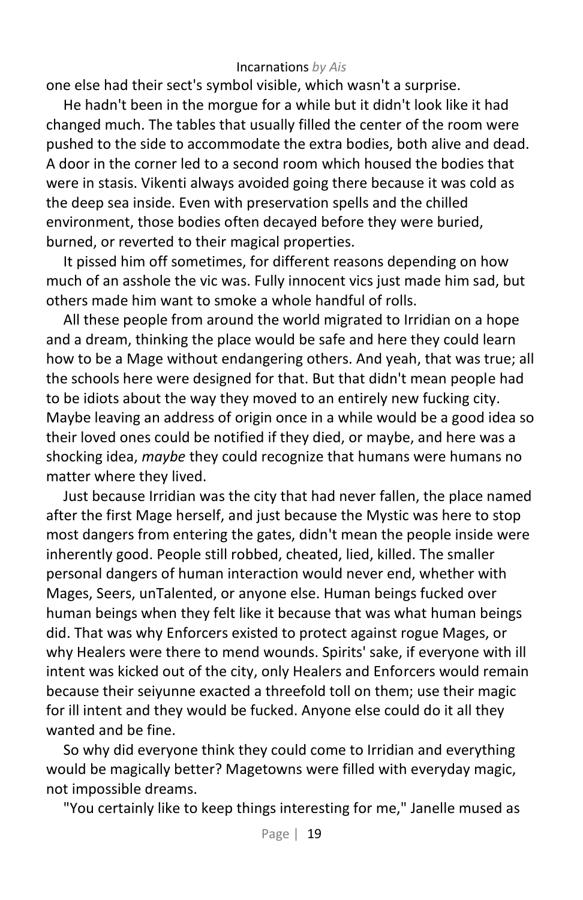one else had their sect's symbol visible, which wasn't a surprise.

He hadn't been in the morgue for a while but it didn't look like it had changed much. The tables that usually filled the center of the room were pushed to the side to accommodate the extra bodies, both alive and dead. A door in the corner led to a second room which housed the bodies that were in stasis. Vikenti always avoided going there because it was cold as the deep sea inside. Even with preservation spells and the chilled environment, those bodies often decayed before they were buried, burned, or reverted to their magical properties.

It pissed him off sometimes, for different reasons depending on how much of an asshole the vic was. Fully innocent vics just made him sad, but others made him want to smoke a whole handful of rolls.

All these people from around the world migrated to Irridian on a hope and a dream, thinking the place would be safe and here they could learn how to be a Mage without endangering others. And yeah, that was true; all the schools here were designed for that. But that didn't mean people had to be idiots about the way they moved to an entirely new fucking city. Maybe leaving an address of origin once in a while would be a good idea so their loved ones could be notified if they died, or maybe, and here was a shocking idea, *maybe* they could recognize that humans were humans no matter where they lived.

Just because Irridian was the city that had never fallen, the place named after the first Mage herself, and just because the Mystic was here to stop most dangers from entering the gates, didn't mean the people inside were inherently good. People still robbed, cheated, lied, killed. The smaller personal dangers of human interaction would never end, whether with Mages, Seers, unTalented, or anyone else. Human beings fucked over human beings when they felt like it because that was what human beings did. That was why Enforcers existed to protect against rogue Mages, or why Healers were there to mend wounds. Spirits' sake, if everyone with ill intent was kicked out of the city, only Healers and Enforcers would remain because their seiyunne exacted a threefold toll on them; use their magic for ill intent and they would be fucked. Anyone else could do it all they wanted and be fine.

So why did everyone think they could come to Irridian and everything would be magically better? Magetowns were filled with everyday magic, not impossible dreams.

"You certainly like to keep things interesting for me," Janelle mused as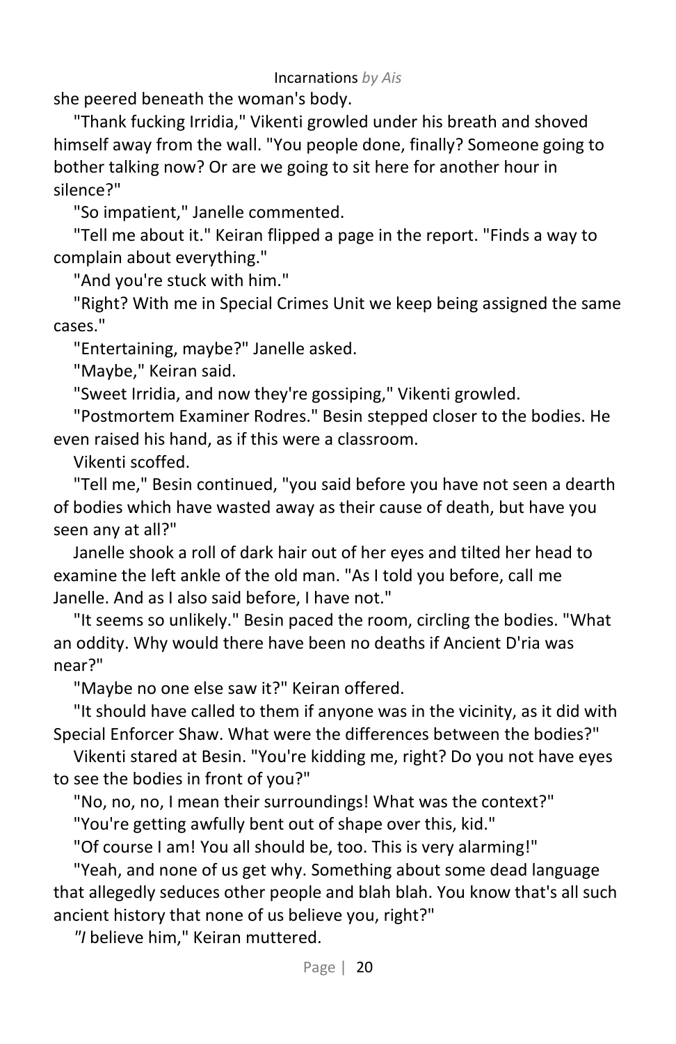she peered beneath the woman's body.

"Thank fucking Irridia," Vikenti growled under his breath and shoved himself away from the wall. "You people done, finally? Someone going to bother talking now? Or are we going to sit here for another hour in silence?"

"So impatient," Janelle commented.

"Tell me about it." Keiran flipped a page in the report. "Finds a way to complain about everything."

"And you're stuck with him."

"Right? With me in Special Crimes Unit we keep being assigned the same cases."

"Entertaining, maybe?" Janelle asked.

"Maybe," Keiran said.

"Sweet Irridia, and now they're gossiping," Vikenti growled.

"Postmortem Examiner Rodres." Besin stepped closer to the bodies. He even raised his hand, as if this were a classroom.

Vikenti scoffed.

"Tell me," Besin continued, "you said before you have not seen a dearth of bodies which have wasted away as their cause of death, but have you seen any at all?"

Janelle shook a roll of dark hair out of her eyes and tilted her head to examine the left ankle of the old man. "As I told you before, call me Janelle. And as I also said before, I have not."

"It seems so unlikely." Besin paced the room, circling the bodies. "What an oddity. Why would there have been no deaths if Ancient D'ria was near?"

"Maybe no one else saw it?" Keiran offered.

"It should have called to them if anyone was in the vicinity, as it did with Special Enforcer Shaw. What were the differences between the bodies?"

Vikenti stared at Besin. "You're kidding me, right? Do you not have eyes to see the bodies in front of you?"

"No, no, no, I mean their surroundings! What was the context?"

"You're getting awfully bent out of shape over this, kid."

"Of course I am! You all should be, too. This is very alarming!"

"Yeah, and none of us get why. Something about some dead language that allegedly seduces other people and blah blah. You know that's all such ancient history that none of us believe you, right?"

*"I* believe him," Keiran muttered.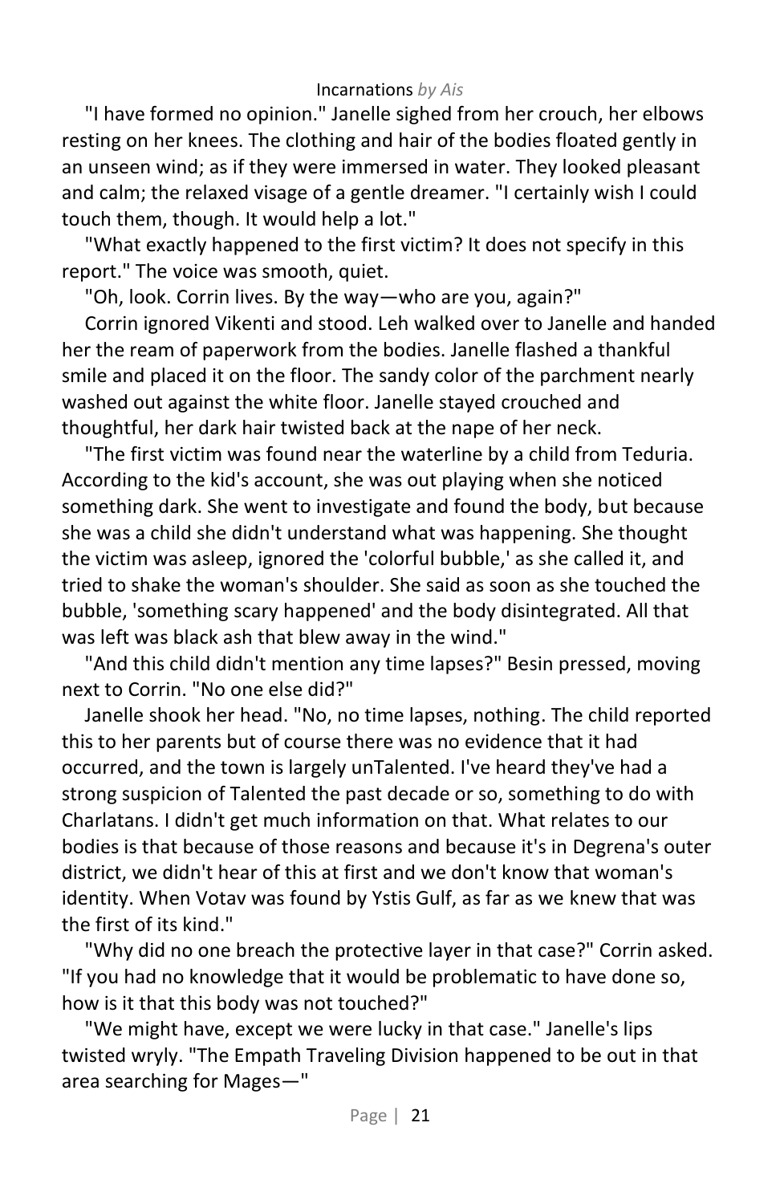"I have formed no opinion." Janelle sighed from her crouch, her elbows resting on her knees. The clothing and hair of the bodies floated gently in an unseen wind; as if they were immersed in water. They looked pleasant and calm; the relaxed visage of a gentle dreamer. "I certainly wish I could touch them, though. It would help a lot."

"What exactly happened to the first victim? It does not specify in this report." The voice was smooth, quiet.

"Oh, look. Corrin lives. By the way—who are you, again?"

Corrin ignored Vikenti and stood. Leh walked over to Janelle and handed her the ream of paperwork from the bodies. Janelle flashed a thankful smile and placed it on the floor. The sandy color of the parchment nearly washed out against the white floor. Janelle stayed crouched and thoughtful, her dark hair twisted back at the nape of her neck.

"The first victim was found near the waterline by a child from Teduria. According to the kid's account, she was out playing when she noticed something dark. She went to investigate and found the body, but because she was a child she didn't understand what was happening. She thought the victim was asleep, ignored the 'colorful bubble,' as she called it, and tried to shake the woman's shoulder. She said as soon as she touched the bubble, 'something scary happened' and the body disintegrated. All that was left was black ash that blew away in the wind."

"And this child didn't mention any time lapses?" Besin pressed, moving next to Corrin. "No one else did?"

Janelle shook her head. "No, no time lapses, nothing. The child reported this to her parents but of course there was no evidence that it had occurred, and the town is largely unTalented. I've heard they've had a strong suspicion of Talented the past decade or so, something to do with Charlatans. I didn't get much information on that. What relates to our bodies is that because of those reasons and because it's in Degrena's outer district, we didn't hear of this at first and we don't know that woman's identity. When Votav was found by Ystis Gulf, as far as we knew that was the first of its kind."

"Why did no one breach the protective layer in that case?" Corrin asked. "If you had no knowledge that it would be problematic to have done so, how is it that this body was not touched?"

"We might have, except we were lucky in that case." Janelle's lips twisted wryly. "The Empath Traveling Division happened to be out in that area searching for Mages—"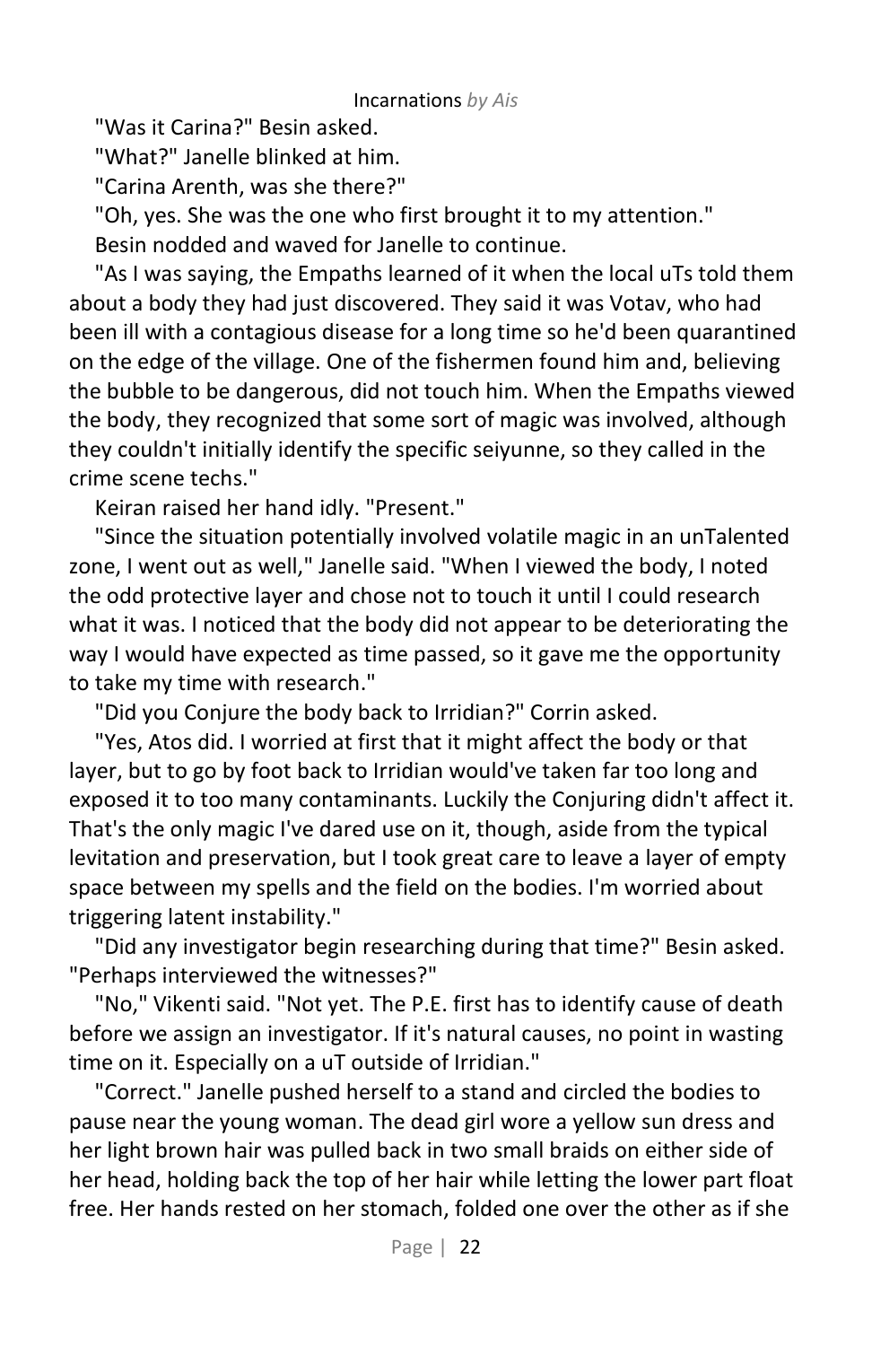"Was it Carina?" Besin asked.

"What?" Janelle blinked at him.

"Carina Arenth, was she there?"

"Oh, yes. She was the one who first brought it to my attention."

Besin nodded and waved for Janelle to continue.

"As I was saying, the Empaths learned of it when the local uTs told them about a body they had just discovered. They said it was Votav, who had been ill with a contagious disease for a long time so he'd been quarantined on the edge of the village. One of the fishermen found him and, believing the bubble to be dangerous, did not touch him. When the Empaths viewed the body, they recognized that some sort of magic was involved, although they couldn't initially identify the specific seiyunne, so they called in the crime scene techs."

Keiran raised her hand idly. "Present."

"Since the situation potentially involved volatile magic in an unTalented zone, I went out as well," Janelle said. "When I viewed the body, I noted the odd protective layer and chose not to touch it until I could research what it was. I noticed that the body did not appear to be deteriorating the way I would have expected as time passed, so it gave me the opportunity to take my time with research."

"Did you Conjure the body back to Irridian?" Corrin asked.

"Yes, Atos did. I worried at first that it might affect the body or that layer, but to go by foot back to Irridian would've taken far too long and exposed it to too many contaminants. Luckily the Conjuring didn't affect it. That's the only magic I've dared use on it, though, aside from the typical levitation and preservation, but I took great care to leave a layer of empty space between my spells and the field on the bodies. I'm worried about triggering latent instability."

"Did any investigator begin researching during that time?" Besin asked. "Perhaps interviewed the witnesses?"

"No," Vikenti said. "Not yet. The P.E. first has to identify cause of death before we assign an investigator. If it's natural causes, no point in wasting time on it. Especially on a uT outside of Irridian."

"Correct." Janelle pushed herself to a stand and circled the bodies to pause near the young woman. The dead girl wore a yellow sun dress and her light brown hair was pulled back in two small braids on either side of her head, holding back the top of her hair while letting the lower part float free. Her hands rested on her stomach, folded one over the other as if she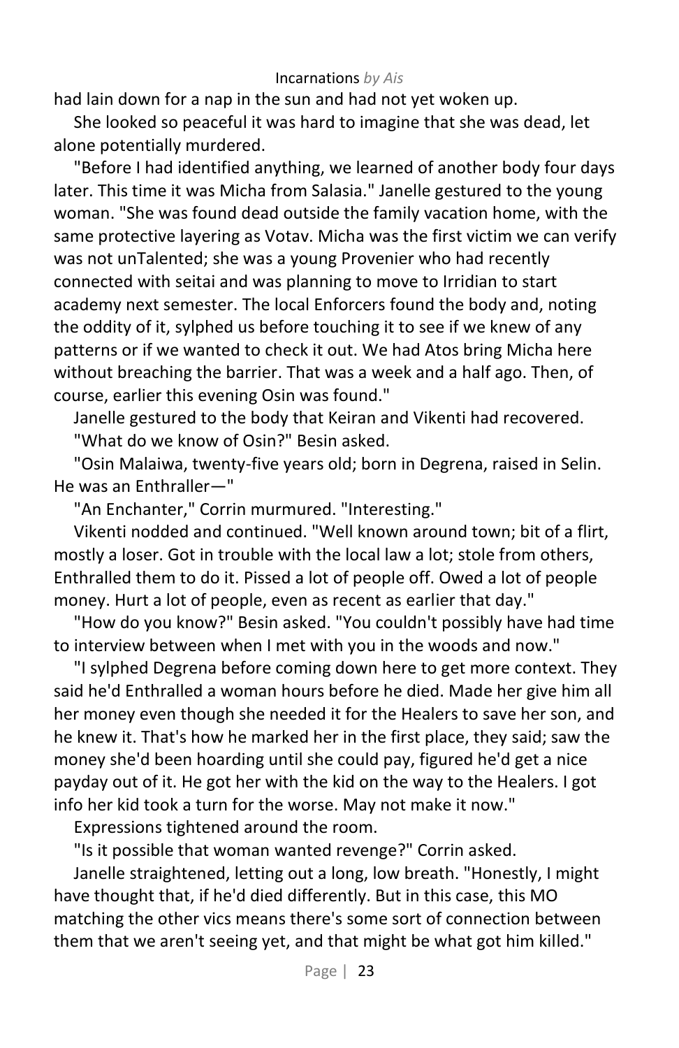had lain down for a nap in the sun and had not yet woken up.

She looked so peaceful it was hard to imagine that she was dead, let alone potentially murdered.

"Before I had identified anything, we learned of another body four days later. This time it was Micha from Salasia." Janelle gestured to the young woman. "She was found dead outside the family vacation home, with the same protective layering as Votav. Micha was the first victim we can verify was not unTalented; she was a young Provenier who had recently connected with seitai and was planning to move to Irridian to start academy next semester. The local Enforcers found the body and, noting the oddity of it, sylphed us before touching it to see if we knew of any patterns or if we wanted to check it out. We had Atos bring Micha here without breaching the barrier. That was a week and a half ago. Then, of course, earlier this evening Osin was found."

Janelle gestured to the body that Keiran and Vikenti had recovered.

"What do we know of Osin?" Besin asked.

"Osin Malaiwa, twenty-five years old; born in Degrena, raised in Selin. He was an Enthraller—"

"An Enchanter," Corrin murmured. "Interesting."

Vikenti nodded and continued. "Well known around town; bit of a flirt, mostly a loser. Got in trouble with the local law a lot; stole from others, Enthralled them to do it. Pissed a lot of people off. Owed a lot of people money. Hurt a lot of people, even as recent as earlier that day."

"How do you know?" Besin asked. "You couldn't possibly have had time to interview between when I met with you in the woods and now."

"I sylphed Degrena before coming down here to get more context. They said he'd Enthralled a woman hours before he died. Made her give him all her money even though she needed it for the Healers to save her son, and he knew it. That's how he marked her in the first place, they said; saw the money she'd been hoarding until she could pay, figured he'd get a nice payday out of it. He got her with the kid on the way to the Healers. I got info her kid took a turn for the worse. May not make it now."

Expressions tightened around the room.

"Is it possible that woman wanted revenge?" Corrin asked.

Janelle straightened, letting out a long, low breath. "Honestly, I might have thought that, if he'd died differently. But in this case, this MO matching the other vics means there's some sort of connection between them that we aren't seeing yet, and that might be what got him killed."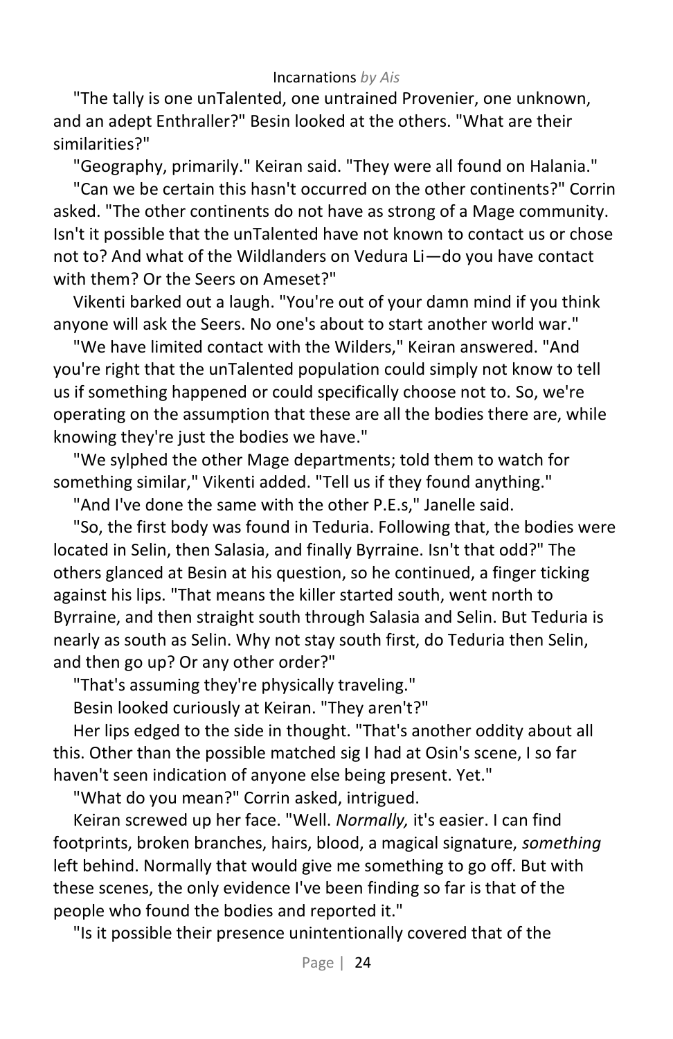"The tally is one unTalented, one untrained Provenier, one unknown, and an adept Enthraller?" Besin looked at the others. "What are their similarities?"

"Geography, primarily." Keiran said. "They were all found on Halania."

"Can we be certain this hasn't occurred on the other continents?" Corrin asked. "The other continents do not have as strong of a Mage community. Isn't it possible that the unTalented have not known to contact us or chose not to? And what of the Wildlanders on Vedura Li—do you have contact with them? Or the Seers on Ameset?"

Vikenti barked out a laugh. "You're out of your damn mind if you think anyone will ask the Seers. No one's about to start another world war."

"We have limited contact with the Wilders," Keiran answered. "And you're right that the unTalented population could simply not know to tell us if something happened or could specifically choose not to. So, we're operating on the assumption that these are all the bodies there are, while knowing they're just the bodies we have."

"We sylphed the other Mage departments; told them to watch for something similar," Vikenti added. "Tell us if they found anything."

"And I've done the same with the other P.E.s," Janelle said.

"So, the first body was found in Teduria. Following that, the bodies were located in Selin, then Salasia, and finally Byrraine. Isn't that odd?" The others glanced at Besin at his question, so he continued, a finger ticking against his lips. "That means the killer started south, went north to Byrraine, and then straight south through Salasia and Selin. But Teduria is nearly as south as Selin. Why not stay south first, do Teduria then Selin, and then go up? Or any other order?"

"That's assuming they're physically traveling."

Besin looked curiously at Keiran. "They aren't?"

Her lips edged to the side in thought. "That's another oddity about all this. Other than the possible matched sig I had at Osin's scene, I so far haven't seen indication of anyone else being present. Yet."

"What do you mean?" Corrin asked, intrigued.

Keiran screwed up her face. "Well. *Normally,* it's easier. I can find footprints, broken branches, hairs, blood, a magical signature, *something* left behind. Normally that would give me something to go off. But with these scenes, the only evidence I've been finding so far is that of the people who found the bodies and reported it."

"Is it possible their presence unintentionally covered that of the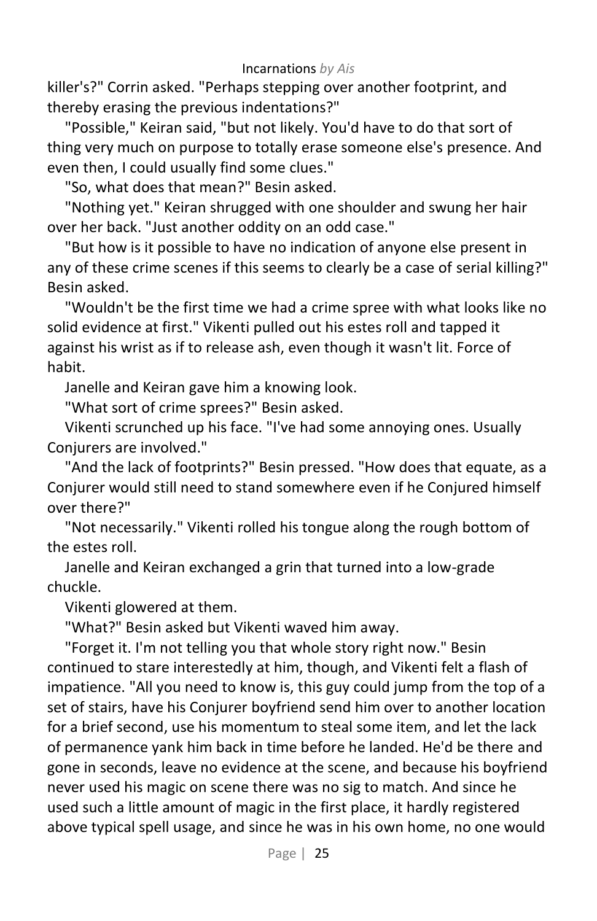killer's?" Corrin asked. "Perhaps stepping over another footprint, and thereby erasing the previous indentations?"

"Possible," Keiran said, "but not likely. You'd have to do that sort of thing very much on purpose to totally erase someone else's presence. And even then, I could usually find some clues."

"So, what does that mean?" Besin asked.

"Nothing yet." Keiran shrugged with one shoulder and swung her hair over her back. "Just another oddity on an odd case."

"But how is it possible to have no indication of anyone else present in any of these crime scenes if this seems to clearly be a case of serial killing?" Besin asked.

"Wouldn't be the first time we had a crime spree with what looks like no solid evidence at first." Vikenti pulled out his estes roll and tapped it against his wrist as if to release ash, even though it wasn't lit. Force of habit.

Janelle and Keiran gave him a knowing look.

"What sort of crime sprees?" Besin asked.

Vikenti scrunched up his face. "I've had some annoying ones. Usually Conjurers are involved."

"And the lack of footprints?" Besin pressed. "How does that equate, as a Conjurer would still need to stand somewhere even if he Conjured himself over there?"

"Not necessarily." Vikenti rolled his tongue along the rough bottom of the estes roll.

Janelle and Keiran exchanged a grin that turned into a low-grade chuckle.

Vikenti glowered at them.

"What?" Besin asked but Vikenti waved him away.

"Forget it. I'm not telling you that whole story right now." Besin continued to stare interestedly at him, though, and Vikenti felt a flash of impatience. "All you need to know is, this guy could jump from the top of a set of stairs, have his Conjurer boyfriend send him over to another location for a brief second, use his momentum to steal some item, and let the lack of permanence yank him back in time before he landed. He'd be there and gone in seconds, leave no evidence at the scene, and because his boyfriend never used his magic on scene there was no sig to match. And since he used such a little amount of magic in the first place, it hardly registered above typical spell usage, and since he was in his own home, no one would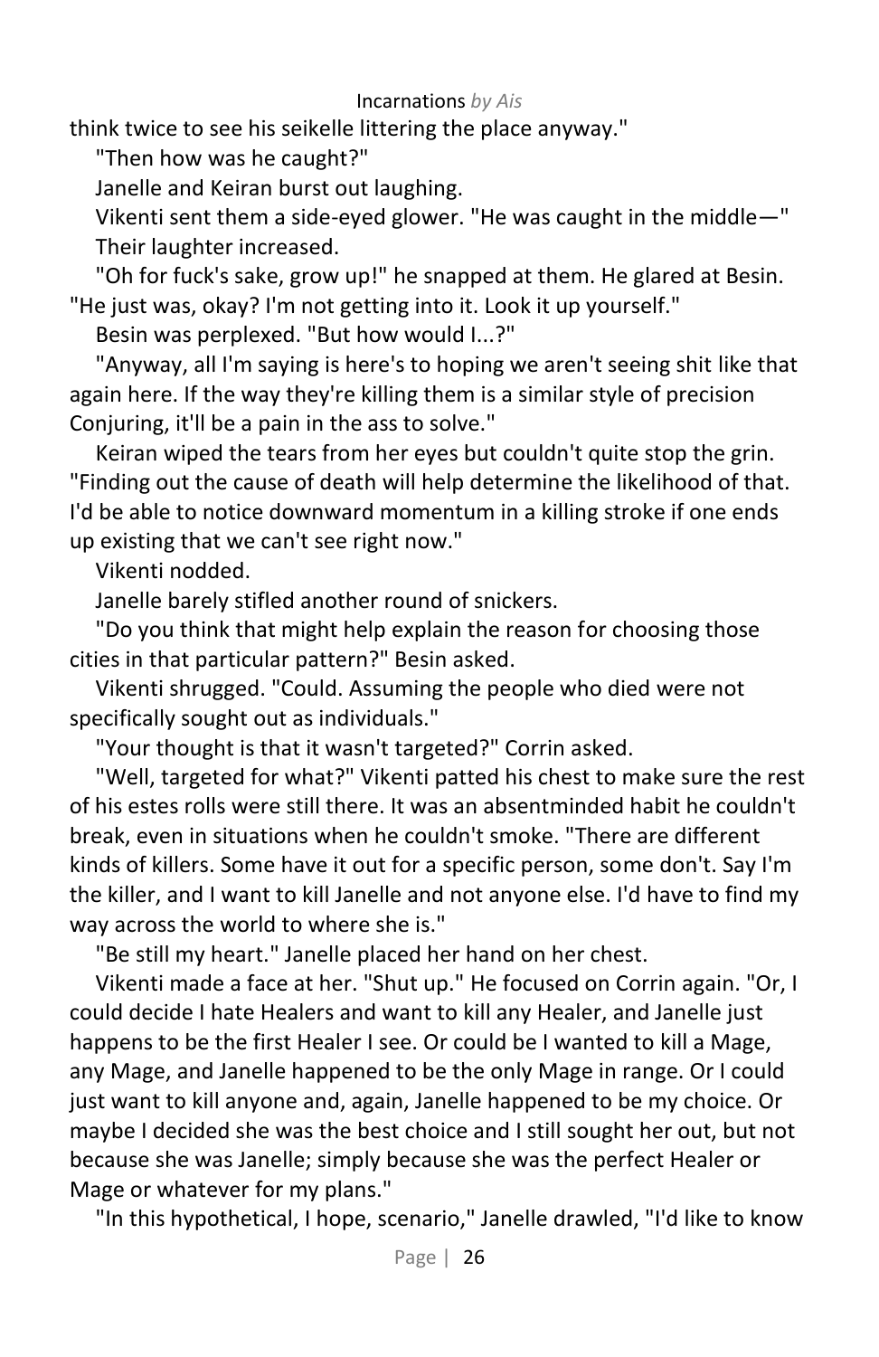think twice to see his seikelle littering the place anyway."

"Then how was he caught?"

Janelle and Keiran burst out laughing.

Vikenti sent them a side-eyed glower. "He was caught in the middle—"

Their laughter increased.

"Oh for fuck's sake, grow up!" he snapped at them. He glared at Besin. "He just was, okay? I'm not getting into it. Look it up yourself."

Besin was perplexed. "But how would I...?"

"Anyway, all I'm saying is here's to hoping we aren't seeing shit like that again here. If the way they're killing them is a similar style of precision Conjuring, it'll be a pain in the ass to solve."

Keiran wiped the tears from her eyes but couldn't quite stop the grin. "Finding out the cause of death will help determine the likelihood of that. I'd be able to notice downward momentum in a killing stroke if one ends up existing that we can't see right now."

Vikenti nodded.

Janelle barely stifled another round of snickers.

"Do you think that might help explain the reason for choosing those cities in that particular pattern?" Besin asked.

Vikenti shrugged. "Could. Assuming the people who died were not specifically sought out as individuals."

"Your thought is that it wasn't targeted?" Corrin asked.

"Well, targeted for what?" Vikenti patted his chest to make sure the rest of his estes rolls were still there. It was an absentminded habit he couldn't break, even in situations when he couldn't smoke. "There are different kinds of killers. Some have it out for a specific person, some don't. Say I'm the killer, and I want to kill Janelle and not anyone else. I'd have to find my way across the world to where she is."

"Be still my heart." Janelle placed her hand on her chest.

Vikenti made a face at her. "Shut up." He focused on Corrin again. "Or, I could decide I hate Healers and want to kill any Healer, and Janelle just happens to be the first Healer I see. Or could be I wanted to kill a Mage, any Mage, and Janelle happened to be the only Mage in range. Or I could just want to kill anyone and, again, Janelle happened to be my choice. Or maybe I decided she was the best choice and I still sought her out, but not because she was Janelle; simply because she was the perfect Healer or Mage or whatever for my plans."

"In this hypothetical, I hope, scenario," Janelle drawled, "I'd like to know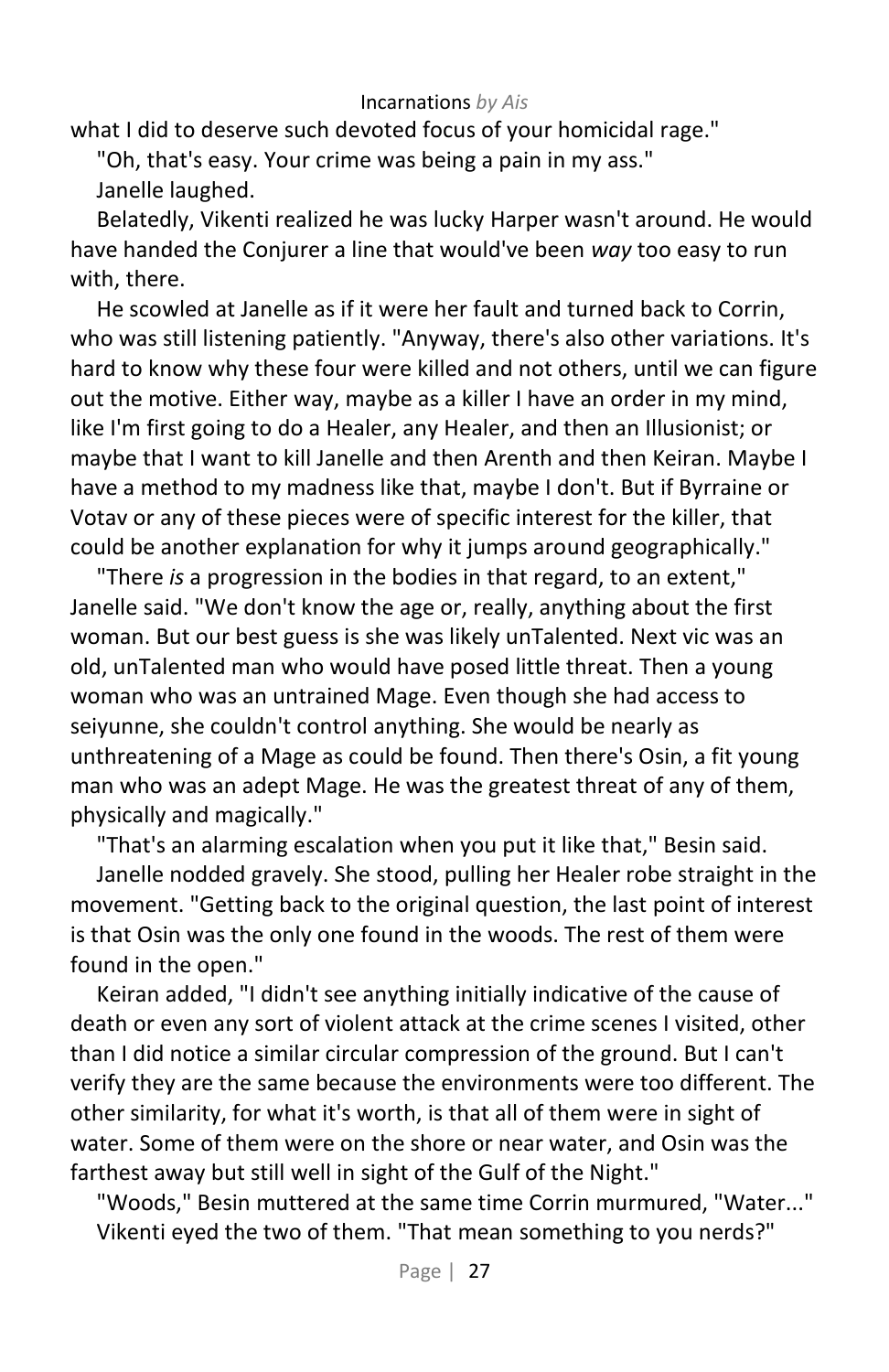what I did to deserve such devoted focus of your homicidal rage."

"Oh, that's easy. Your crime was being a pain in my ass."

Janelle laughed.

Belatedly, Vikenti realized he was lucky Harper wasn't around. He would have handed the Conjurer a line that would've been *way* too easy to run with, there.

He scowled at Janelle as if it were her fault and turned back to Corrin, who was still listening patiently. "Anyway, there's also other variations. It's hard to know why these four were killed and not others, until we can figure out the motive. Either way, maybe as a killer I have an order in my mind, like I'm first going to do a Healer, any Healer, and then an Illusionist; or maybe that I want to kill Janelle and then Arenth and then Keiran. Maybe I have a method to my madness like that, maybe I don't. But if Byrraine or Votav or any of these pieces were of specific interest for the killer, that could be another explanation for why it jumps around geographically."

"There *is* a progression in the bodies in that regard, to an extent," Janelle said. "We don't know the age or, really, anything about the first woman. But our best guess is she was likely unTalented. Next vic was an old, unTalented man who would have posed little threat. Then a young woman who was an untrained Mage. Even though she had access to seiyunne, she couldn't control anything. She would be nearly as unthreatening of a Mage as could be found. Then there's Osin, a fit young man who was an adept Mage. He was the greatest threat of any of them, physically and magically."

"That's an alarming escalation when you put it like that," Besin said.

Janelle nodded gravely. She stood, pulling her Healer robe straight in the movement. "Getting back to the original question, the last point of interest is that Osin was the only one found in the woods. The rest of them were found in the open."

Keiran added, "I didn't see anything initially indicative of the cause of death or even any sort of violent attack at the crime scenes I visited, other than I did notice a similar circular compression of the ground. But I can't verify they are the same because the environments were too different. The other similarity, for what it's worth, is that all of them were in sight of water. Some of them were on the shore or near water, and Osin was the farthest away but still well in sight of the Gulf of the Night."

"Woods," Besin muttered at the same time Corrin murmured, "Water..."

Vikenti eyed the two of them. "That mean something to you nerds?"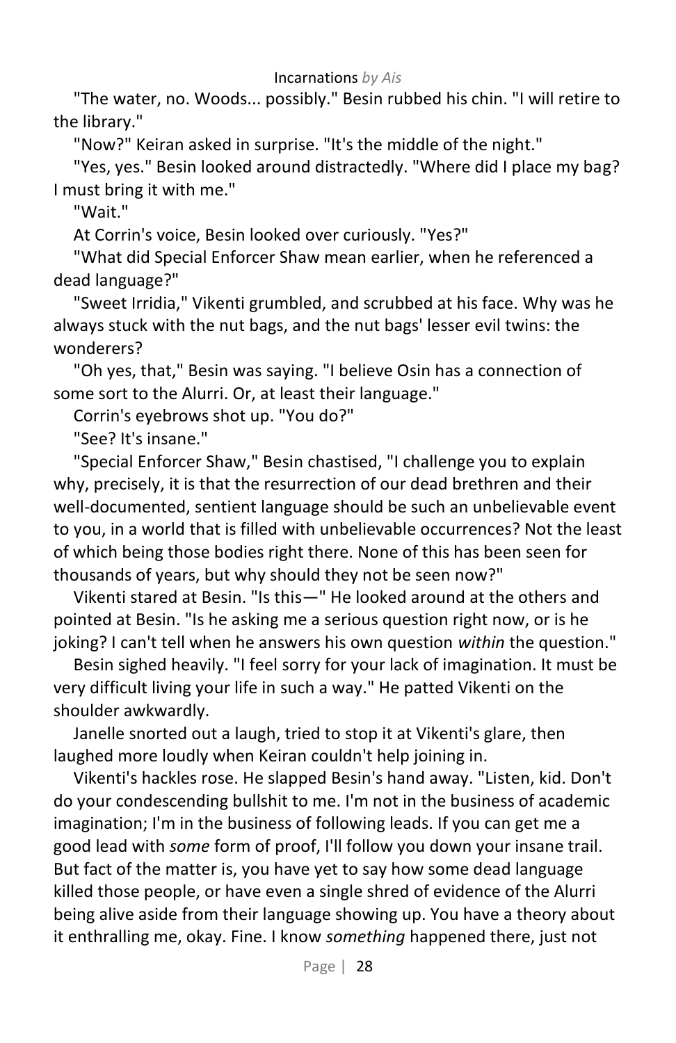"The water, no. Woods... possibly." Besin rubbed his chin. "I will retire to the library."

"Now?" Keiran asked in surprise. "It's the middle of the night."

"Yes, yes." Besin looked around distractedly. "Where did I place my bag? I must bring it with me."

"Wait."

At Corrin's voice, Besin looked over curiously. "Yes?"

"What did Special Enforcer Shaw mean earlier, when he referenced a dead language?"

"Sweet Irridia," Vikenti grumbled, and scrubbed at his face. Why was he always stuck with the nut bags, and the nut bags' lesser evil twins: the wonderers?

"Oh yes, that," Besin was saying. "I believe Osin has a connection of some sort to the Alurri. Or, at least their language."

Corrin's eyebrows shot up. "You do?"

"See? It's insane."

"Special Enforcer Shaw," Besin chastised, "I challenge you to explain why, precisely, it is that the resurrection of our dead brethren and their well-documented, sentient language should be such an unbelievable event to you, in a world that is filled with unbelievable occurrences? Not the least of which being those bodies right there. None of this has been seen for thousands of years, but why should they not be seen now?"

Vikenti stared at Besin. "Is this—" He looked around at the others and pointed at Besin. "Is he asking me a serious question right now, or is he joking? I can't tell when he answers his own question *within* the question."

Besin sighed heavily. "I feel sorry for your lack of imagination. It must be very difficult living your life in such a way." He patted Vikenti on the shoulder awkwardly.

Janelle snorted out a laugh, tried to stop it at Vikenti's glare, then laughed more loudly when Keiran couldn't help joining in.

Vikenti's hackles rose. He slapped Besin's hand away. "Listen, kid. Don't do your condescending bullshit to me. I'm not in the business of academic imagination; I'm in the business of following leads. If you can get me a good lead with *some* form of proof, I'll follow you down your insane trail. But fact of the matter is, you have yet to say how some dead language killed those people, or have even a single shred of evidence of the Alurri being alive aside from their language showing up. You have a theory about it enthralling me, okay. Fine. I know *something* happened there, just not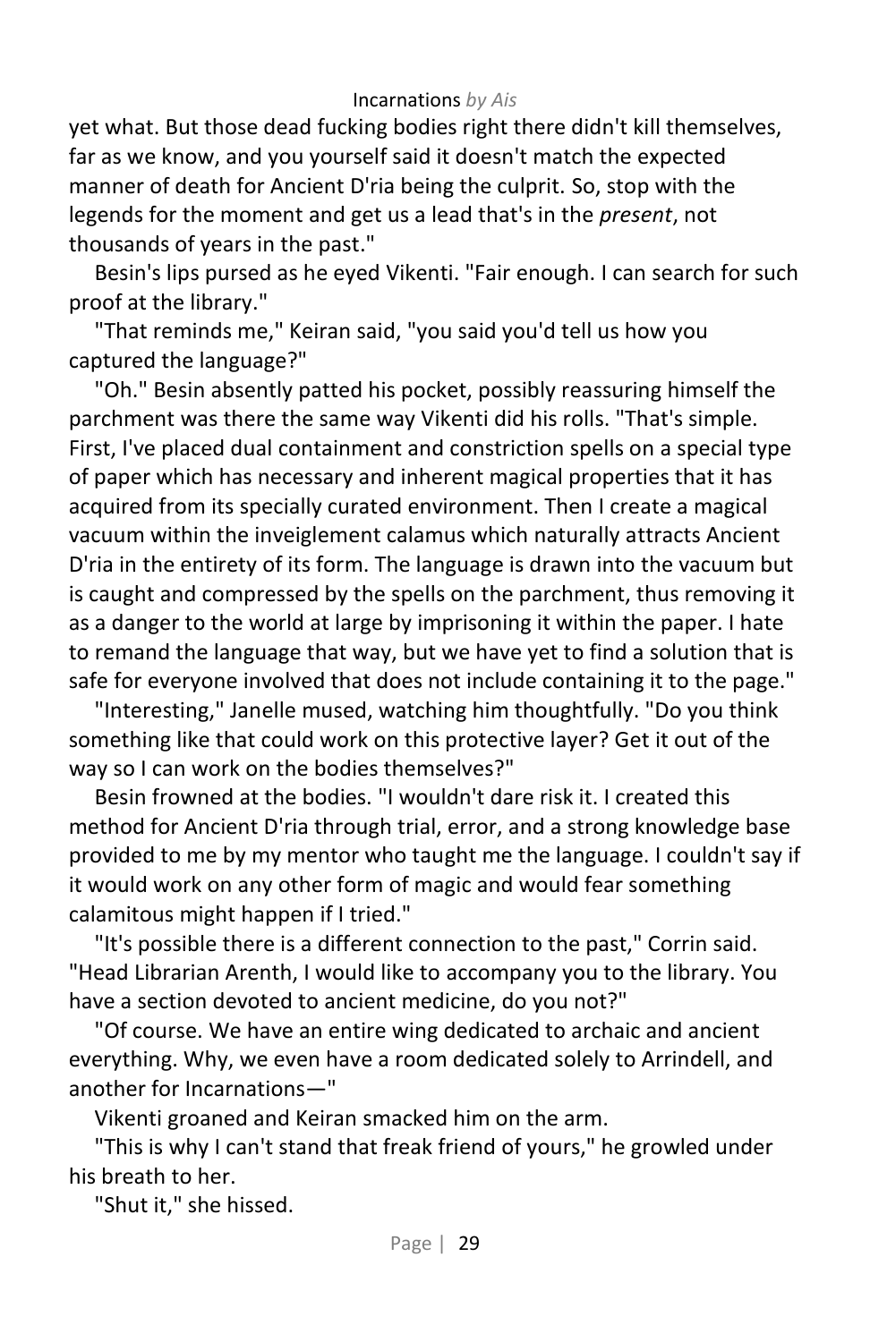yet what. But those dead fucking bodies right there didn't kill themselves, far as we know, and you yourself said it doesn't match the expected manner of death for Ancient D'ria being the culprit. So, stop with the legends for the moment and get us a lead that's in the *present*, not thousands of years in the past."

Besin's lips pursed as he eyed Vikenti. "Fair enough. I can search for such proof at the library."

"That reminds me," Keiran said, "you said you'd tell us how you captured the language?"

"Oh." Besin absently patted his pocket, possibly reassuring himself the parchment was there the same way Vikenti did his rolls. "That's simple. First, I've placed dual containment and constriction spells on a special type of paper which has necessary and inherent magical properties that it has acquired from its specially curated environment. Then I create a magical vacuum within the inveiglement calamus which naturally attracts Ancient D'ria in the entirety of its form. The language is drawn into the vacuum but is caught and compressed by the spells on the parchment, thus removing it as a danger to the world at large by imprisoning it within the paper. I hate to remand the language that way, but we have yet to find a solution that is safe for everyone involved that does not include containing it to the page."

"Interesting," Janelle mused, watching him thoughtfully. "Do you think something like that could work on this protective layer? Get it out of the way so I can work on the bodies themselves?"

Besin frowned at the bodies. "I wouldn't dare risk it. I created this method for Ancient D'ria through trial, error, and a strong knowledge base provided to me by my mentor who taught me the language. I couldn't say if it would work on any other form of magic and would fear something calamitous might happen if I tried."

"It's possible there is a different connection to the past," Corrin said. "Head Librarian Arenth, I would like to accompany you to the library. You have a section devoted to ancient medicine, do you not?"

"Of course. We have an entire wing dedicated to archaic and ancient everything. Why, we even have a room dedicated solely to Arrindell, and another for Incarnations—"

Vikenti groaned and Keiran smacked him on the arm.

"This is why I can't stand that freak friend of yours," he growled under his breath to her.

"Shut it," she hissed.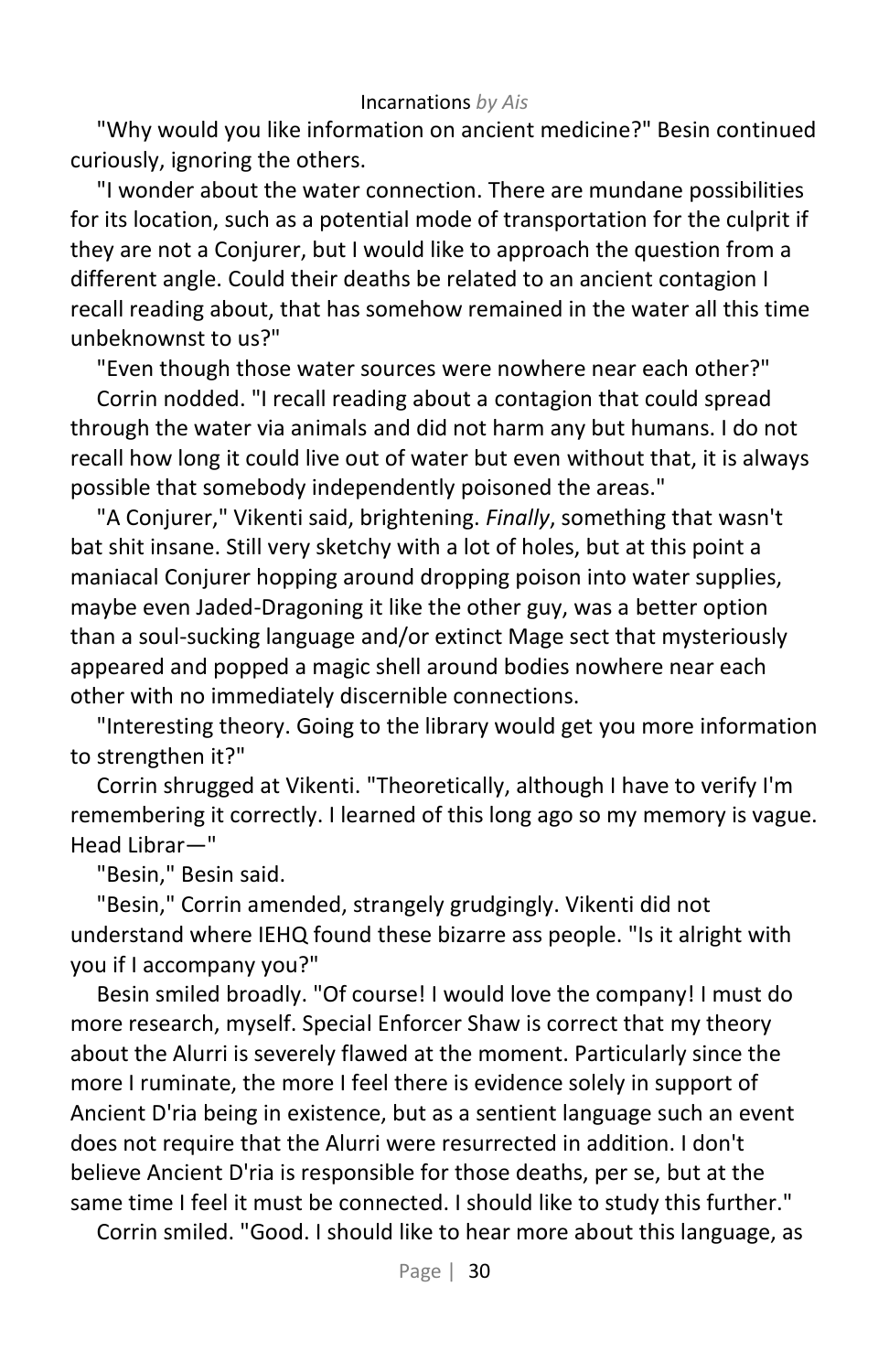"Why would you like information on ancient medicine?" Besin continued curiously, ignoring the others.

"I wonder about the water connection. There are mundane possibilities for its location, such as a potential mode of transportation for the culprit if they are not a Conjurer, but I would like to approach the question from a different angle. Could their deaths be related to an ancient contagion I recall reading about, that has somehow remained in the water all this time unbeknownst to us?"

"Even though those water sources were nowhere near each other?"

Corrin nodded. "I recall reading about a contagion that could spread through the water via animals and did not harm any but humans. I do not recall how long it could live out of water but even without that, it is always possible that somebody independently poisoned the areas."

"A Conjurer," Vikenti said, brightening. *Finally*, something that wasn't bat shit insane. Still very sketchy with a lot of holes, but at this point a maniacal Conjurer hopping around dropping poison into water supplies, maybe even Jaded-Dragoning it like the other guy, was a better option than a soul-sucking language and/or extinct Mage sect that mysteriously appeared and popped a magic shell around bodies nowhere near each other with no immediately discernible connections.

"Interesting theory. Going to the library would get you more information to strengthen it?"

Corrin shrugged at Vikenti. "Theoretically, although I have to verify I'm remembering it correctly. I learned of this long ago so my memory is vague. Head Librar—"

"Besin," Besin said.

"Besin," Corrin amended, strangely grudgingly. Vikenti did not understand where IEHQ found these bizarre ass people. "Is it alright with you if I accompany you?"

Besin smiled broadly. "Of course! I would love the company! I must do more research, myself. Special Enforcer Shaw is correct that my theory about the Alurri is severely flawed at the moment. Particularly since the more I ruminate, the more I feel there is evidence solely in support of Ancient D'ria being in existence, but as a sentient language such an event does not require that the Alurri were resurrected in addition. I don't believe Ancient D'ria is responsible for those deaths, per se, but at the same time I feel it must be connected. I should like to study this further."

Corrin smiled. "Good. I should like to hear more about this language, as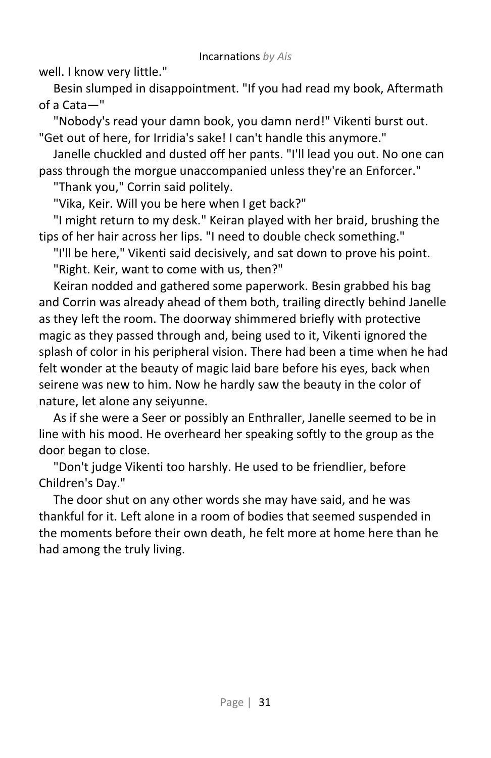well. I know very little."

Besin slumped in disappointment. "If you had read my book, Aftermath of a Cata—"

"Nobody's read your damn book, you damn nerd!" Vikenti burst out. "Get out of here, for Irridia's sake! I can't handle this anymore."

Janelle chuckled and dusted off her pants. "I'll lead you out. No one can pass through the morgue unaccompanied unless they're an Enforcer."

"Thank you," Corrin said politely.

"Vika, Keir. Will you be here when I get back?"

"I might return to my desk." Keiran played with her braid, brushing the tips of her hair across her lips. "I need to double check something."

"I'll be here," Vikenti said decisively, and sat down to prove his point.

"Right. Keir, want to come with us, then?"

Keiran nodded and gathered some paperwork. Besin grabbed his bag and Corrin was already ahead of them both, trailing directly behind Janelle as they left the room. The doorway shimmered briefly with protective magic as they passed through and, being used to it, Vikenti ignored the splash of color in his peripheral vision. There had been a time when he had felt wonder at the beauty of magic laid bare before his eyes, back when seirene was new to him. Now he hardly saw the beauty in the color of nature, let alone any seiyunne.

As if she were a Seer or possibly an Enthraller, Janelle seemed to be in line with his mood. He overheard her speaking softly to the group as the door began to close.

"Don't judge Vikenti too harshly. He used to be friendlier, before Children's Day."

The door shut on any other words she may have said, and he was thankful for it. Left alone in a room of bodies that seemed suspended in the moments before their own death, he felt more at home here than he had among the truly living.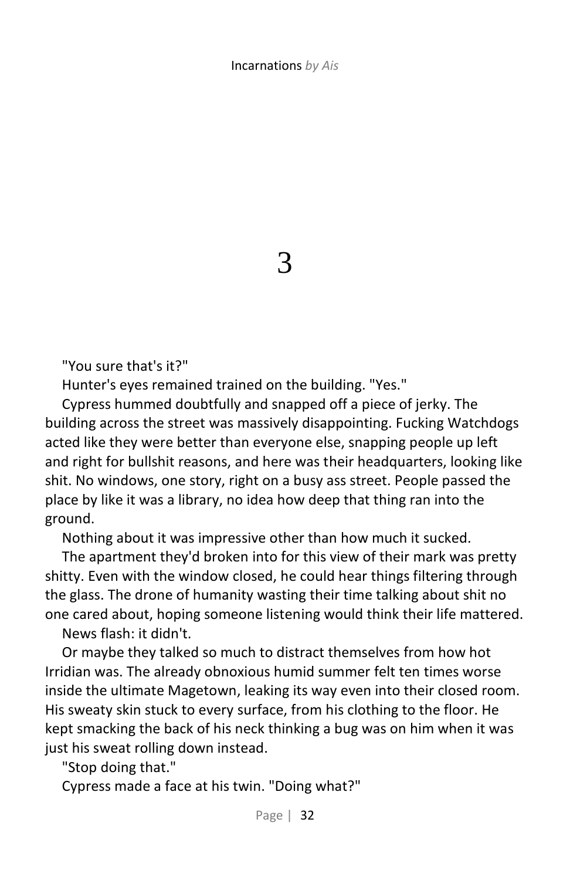# 3

"You sure that's it?"

Hunter's eyes remained trained on the building. "Yes."

Cypress hummed doubtfully and snapped off a piece of jerky. The building across the street was massively disappointing. Fucking Watchdogs acted like they were better than everyone else, snapping people up left and right for bullshit reasons, and here was their headquarters, looking like shit. No windows, one story, right on a busy ass street. People passed the place by like it was a library, no idea how deep that thing ran into the ground.

Nothing about it was impressive other than how much it sucked.

The apartment they'd broken into for this view of their mark was pretty shitty. Even with the window closed, he could hear things filtering through the glass. The drone of humanity wasting their time talking about shit no one cared about, hoping someone listening would think their life mattered.

News flash: it didn't.

Or maybe they talked so much to distract themselves from how hot Irridian was. The already obnoxious humid summer felt ten times worse inside the ultimate Magetown, leaking its way even into their closed room. His sweaty skin stuck to every surface, from his clothing to the floor. He kept smacking the back of his neck thinking a bug was on him when it was just his sweat rolling down instead.

"Stop doing that."

Cypress made a face at his twin. "Doing what?"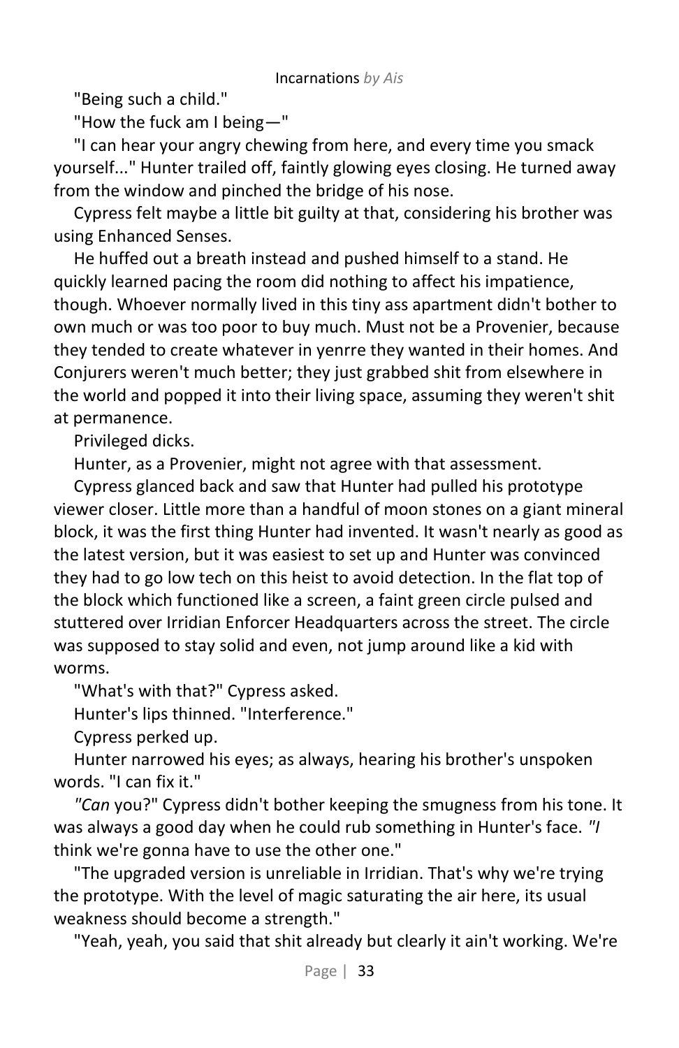"Being such a child."

"How the fuck am I being—"

"I can hear your angry chewing from here, and every time you smack yourself..." Hunter trailed off, faintly glowing eyes closing. He turned away from the window and pinched the bridge of his nose.

Cypress felt maybe a little bit guilty at that, considering his brother was using Enhanced Senses.

He huffed out a breath instead and pushed himself to a stand. He quickly learned pacing the room did nothing to affect his impatience, though. Whoever normally lived in this tiny ass apartment didn't bother to own much or was too poor to buy much. Must not be a Provenier, because they tended to create whatever in yenrre they wanted in their homes. And Conjurers weren't much better; they just grabbed shit from elsewhere in the world and popped it into their living space, assuming they weren't shit at permanence.

Privileged dicks.

Hunter, as a Provenier, might not agree with that assessment.

Cypress glanced back and saw that Hunter had pulled his prototype viewer closer. Little more than a handful of moon stones on a giant mineral block, it was the first thing Hunter had invented. It wasn't nearly as good as the latest version, but it was easiest to set up and Hunter was convinced they had to go low tech on this heist to avoid detection. In the flat top of the block which functioned like a screen, a faint green circle pulsed and stuttered over Irridian Enforcer Headquarters across the street. The circle was supposed to stay solid and even, not jump around like a kid with worms.

"What's with that?" Cypress asked.

Hunter's lips thinned. "Interference."

Cypress perked up.

Hunter narrowed his eyes; as always, hearing his brother's unspoken words. "I can fix it."

*"Can* you?" Cypress didn't bother keeping the smugness from his tone. It was always a good day when he could rub something in Hunter's face. *"I* think we're gonna have to use the other one."

"The upgraded version is unreliable in Irridian. That's why we're trying the prototype. With the level of magic saturating the air here, its usual weakness should become a strength."

"Yeah, yeah, you said that shit already but clearly it ain't working. We're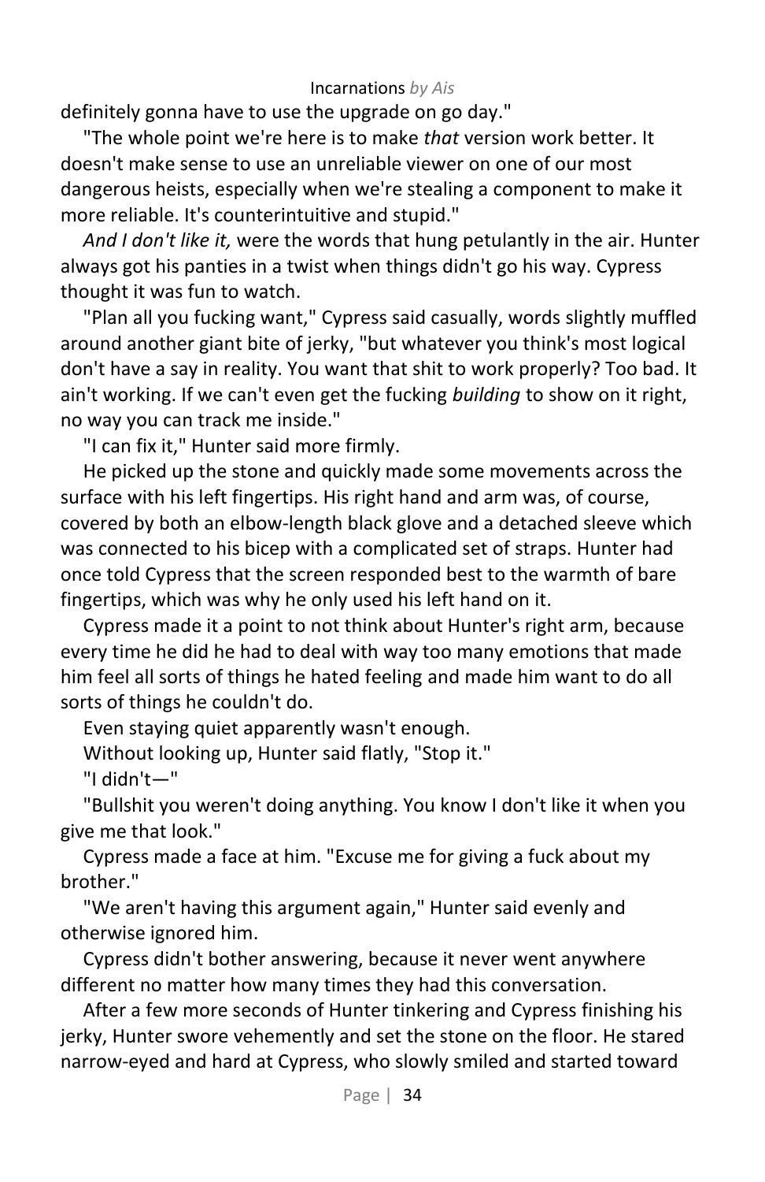definitely gonna have to use the upgrade on go day."

"The whole point we're here is to make *that* version work better. It doesn't make sense to use an unreliable viewer on one of our most dangerous heists, especially when we're stealing a component to make it more reliable. It's counterintuitive and stupid."

*And I don't like it,* were the words that hung petulantly in the air. Hunter always got his panties in a twist when things didn't go his way. Cypress thought it was fun to watch.

"Plan all you fucking want," Cypress said casually, words slightly muffled around another giant bite of jerky, "but whatever you think's most logical don't have a say in reality. You want that shit to work properly? Too bad. It ain't working. If we can't even get the fucking *building* to show on it right, no way you can track me inside."

"I can fix it," Hunter said more firmly.

He picked up the stone and quickly made some movements across the surface with his left fingertips. His right hand and arm was, of course, covered by both an elbow-length black glove and a detached sleeve which was connected to his bicep with a complicated set of straps. Hunter had once told Cypress that the screen responded best to the warmth of bare fingertips, which was why he only used his left hand on it.

Cypress made it a point to not think about Hunter's right arm, because every time he did he had to deal with way too many emotions that made him feel all sorts of things he hated feeling and made him want to do all sorts of things he couldn't do.

Even staying quiet apparently wasn't enough.

Without looking up, Hunter said flatly, "Stop it."

"I didn't—"

"Bullshit you weren't doing anything. You know I don't like it when you give me that look."

Cypress made a face at him. "Excuse me for giving a fuck about my brother."

"We aren't having this argument again," Hunter said evenly and otherwise ignored him.

Cypress didn't bother answering, because it never went anywhere different no matter how many times they had this conversation.

After a few more seconds of Hunter tinkering and Cypress finishing his jerky, Hunter swore vehemently and set the stone on the floor. He stared narrow-eyed and hard at Cypress, who slowly smiled and started toward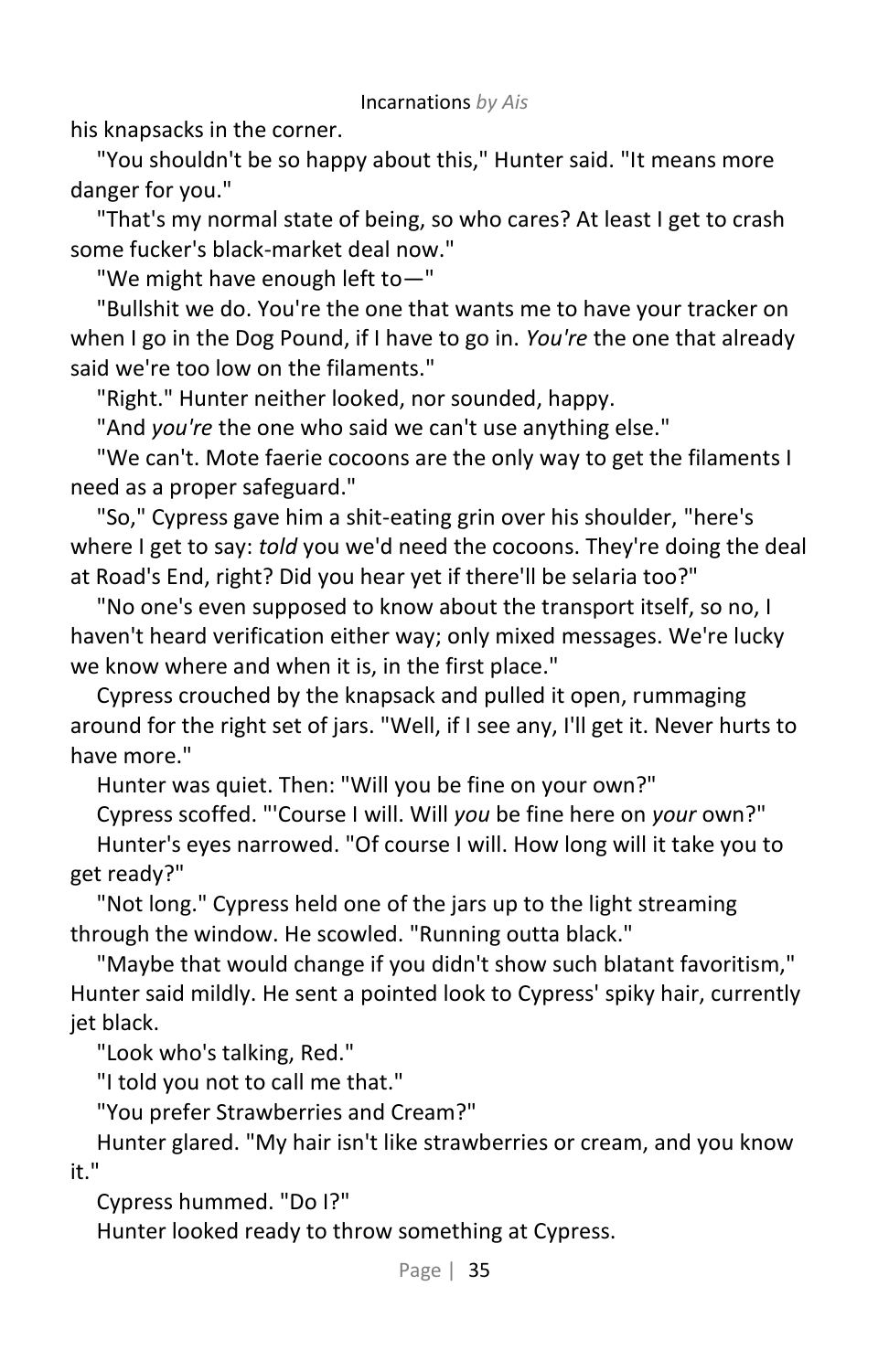his knapsacks in the corner.

"You shouldn't be so happy about this," Hunter said. "It means more danger for you."

"That's my normal state of being, so who cares? At least I get to crash some fucker's black-market deal now."

"We might have enough left to—"

"Bullshit we do. You're the one that wants me to have your tracker on when I go in the Dog Pound, if I have to go in. *You're* the one that already said we're too low on the filaments."

"Right." Hunter neither looked, nor sounded, happy.

"And *you're* the one who said we can't use anything else."

"We can't. Mote faerie cocoons are the only way to get the filaments I need as a proper safeguard."

"So," Cypress gave him a shit-eating grin over his shoulder, "here's where I get to say: *told* you we'd need the cocoons. They're doing the deal at Road's End, right? Did you hear yet if there'll be selaria too?"

"No one's even supposed to know about the transport itself, so no, I haven't heard verification either way; only mixed messages. We're lucky we know where and when it is, in the first place."

Cypress crouched by the knapsack and pulled it open, rummaging around for the right set of jars. "Well, if I see any, I'll get it. Never hurts to have more."

Hunter was quiet. Then: "Will you be fine on your own?"

Cypress scoffed. "'Course I will. Will *you* be fine here on *your* own?"

Hunter's eyes narrowed. "Of course I will. How long will it take you to get ready?"

"Not long." Cypress held one of the jars up to the light streaming through the window. He scowled. "Running outta black."

"Maybe that would change if you didn't show such blatant favoritism," Hunter said mildly. He sent a pointed look to Cypress' spiky hair, currently jet black.

"Look who's talking, Red."

"I told you not to call me that."

"You prefer Strawberries and Cream?"

Hunter glared. "My hair isn't like strawberries or cream, and you know it."

Cypress hummed. "Do I?"

Hunter looked ready to throw something at Cypress.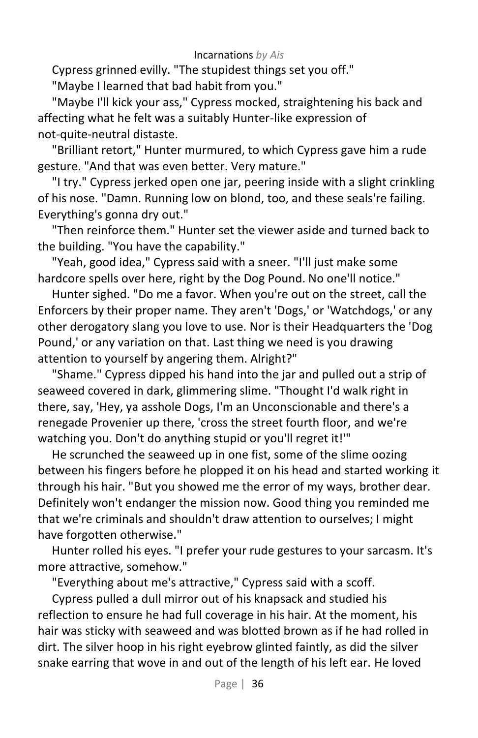Cypress grinned evilly. "The stupidest things set you off."

"Maybe I learned that bad habit from you."

"Maybe I'll kick your ass," Cypress mocked, straightening his back and affecting what he felt was a suitably Hunter-like expression of not-quite-neutral distaste.

"Brilliant retort," Hunter murmured, to which Cypress gave him a rude gesture. "And that was even better. Very mature."

"I try." Cypress jerked open one jar, peering inside with a slight crinkling of his nose. "Damn. Running low on blond, too, and these seals're failing. Everything's gonna dry out."

"Then reinforce them." Hunter set the viewer aside and turned back to the building. "You have the capability."

"Yeah, good idea," Cypress said with a sneer. "I'll just make some hardcore spells over here, right by the Dog Pound. No one'll notice."

Hunter sighed. "Do me a favor. When you're out on the street, call the Enforcers by their proper name. They aren't 'Dogs,' or 'Watchdogs,' or any other derogatory slang you love to use. Nor is their Headquarters the 'Dog Pound,' or any variation on that. Last thing we need is you drawing attention to yourself by angering them. Alright?"

"Shame." Cypress dipped his hand into the jar and pulled out a strip of seaweed covered in dark, glimmering slime. "Thought I'd walk right in there, say, 'Hey, ya asshole Dogs, I'm an Unconscionable and there's a renegade Provenier up there, 'cross the street fourth floor, and we're watching you. Don't do anything stupid or you'll regret it!'"

He scrunched the seaweed up in one fist, some of the slime oozing between his fingers before he plopped it on his head and started working it through his hair. "But you showed me the error of my ways, brother dear. Definitely won't endanger the mission now. Good thing you reminded me that we're criminals and shouldn't draw attention to ourselves; I might have forgotten otherwise."

Hunter rolled his eyes. "I prefer your rude gestures to your sarcasm. It's more attractive, somehow."

"Everything about me's attractive," Cypress said with a scoff.

Cypress pulled a dull mirror out of his knapsack and studied his reflection to ensure he had full coverage in his hair. At the moment, his hair was sticky with seaweed and was blotted brown as if he had rolled in dirt. The silver hoop in his right eyebrow glinted faintly, as did the silver snake earring that wove in and out of the length of his left ear. He loved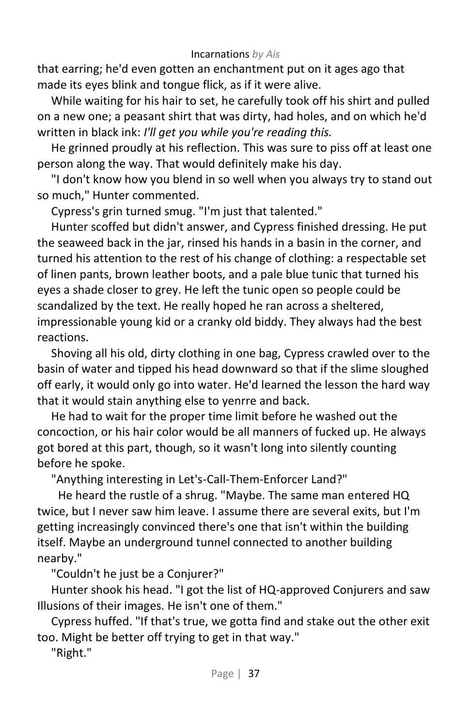that earring; he'd even gotten an enchantment put on it ages ago that made its eyes blink and tongue flick, as if it were alive.

While waiting for his hair to set, he carefully took off his shirt and pulled on a new one; a peasant shirt that was dirty, had holes, and on which he'd written in black ink: *I'll get you while you're reading this.*

He grinned proudly at his reflection. This was sure to piss off at least one person along the way. That would definitely make his day.

"I don't know how you blend in so well when you always try to stand out so much," Hunter commented.

Cypress's grin turned smug. "I'm just that talented."

Hunter scoffed but didn't answer, and Cypress finished dressing. He put the seaweed back in the jar, rinsed his hands in a basin in the corner, and turned his attention to the rest of his change of clothing: a respectable set of linen pants, brown leather boots, and a pale blue tunic that turned his eyes a shade closer to grey. He left the tunic open so people could be scandalized by the text. He really hoped he ran across a sheltered, impressionable young kid or a cranky old biddy. They always had the best reactions.

Shoving all his old, dirty clothing in one bag, Cypress crawled over to the basin of water and tipped his head downward so that if the slime sloughed off early, it would only go into water. He'd learned the lesson the hard way that it would stain anything else to yenrre and back.

He had to wait for the proper time limit before he washed out the concoction, or his hair color would be all manners of fucked up. He always got bored at this part, though, so it wasn't long into silently counting before he spoke.

"Anything interesting in Let's-Call-Them-Enforcer Land?"

He heard the rustle of a shrug. "Maybe. The same man entered HQ twice, but I never saw him leave. I assume there are several exits, but I'm getting increasingly convinced there's one that isn't within the building itself. Maybe an underground tunnel connected to another building nearby."

"Couldn't he just be a Conjurer?"

Hunter shook his head. "I got the list of HQ-approved Conjurers and saw Illusions of their images. He isn't one of them."

Cypress huffed. "If that's true, we gotta find and stake out the other exit too. Might be better off trying to get in that way."

"Right."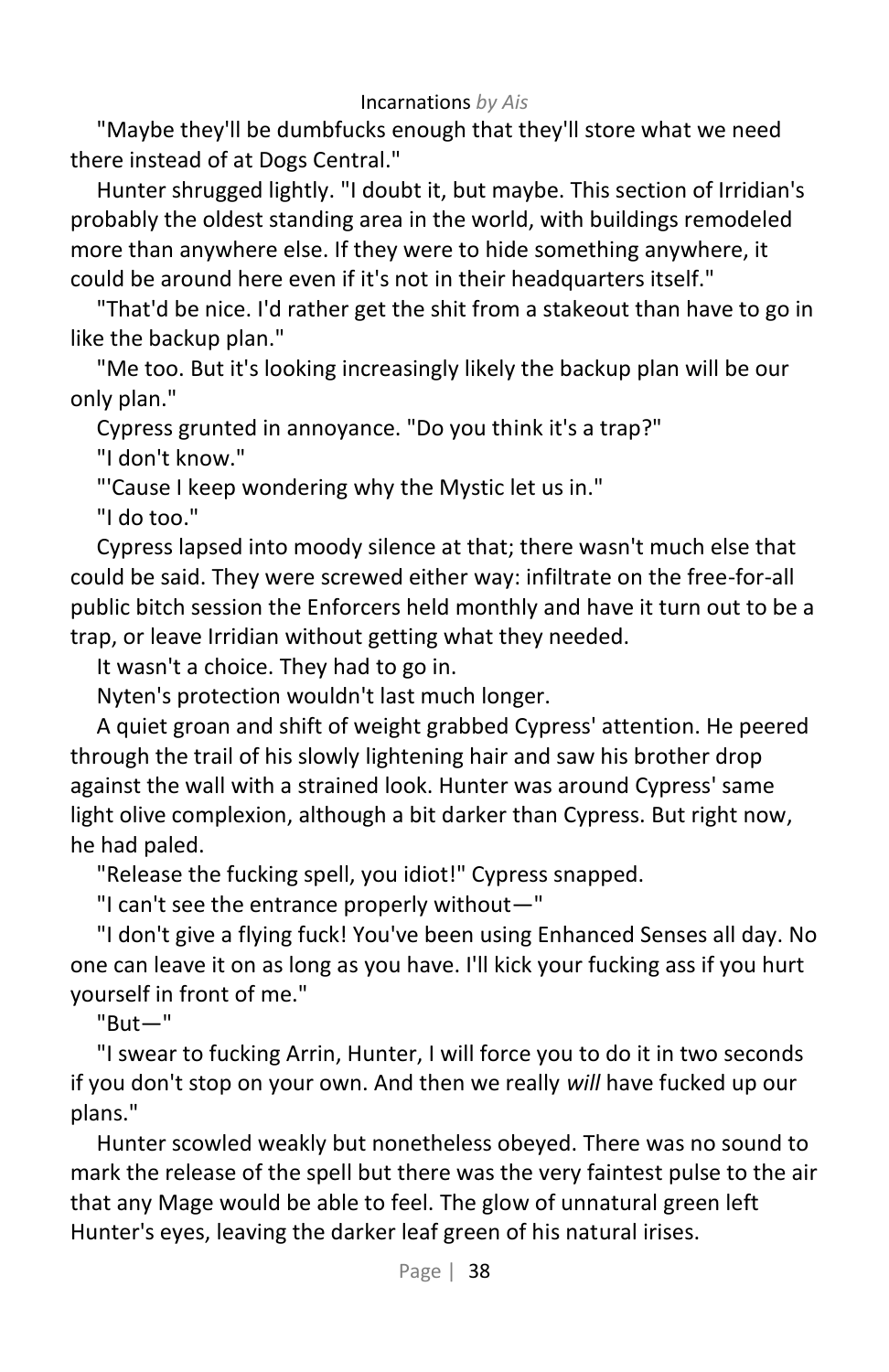"Maybe they'll be dumbfucks enough that they'll store what we need there instead of at Dogs Central."

Hunter shrugged lightly. "I doubt it, but maybe. This section of Irridian's probably the oldest standing area in the world, with buildings remodeled more than anywhere else. If they were to hide something anywhere, it could be around here even if it's not in their headquarters itself."

"That'd be nice. I'd rather get the shit from a stakeout than have to go in like the backup plan."

"Me too. But it's looking increasingly likely the backup plan will be our only plan."

Cypress grunted in annoyance. "Do you think it's a trap?"

"I don't know."

"'Cause I keep wondering why the Mystic let us in."

"I do too."

Cypress lapsed into moody silence at that; there wasn't much else that could be said. They were screwed either way: infiltrate on the free-for-all public bitch session the Enforcers held monthly and have it turn out to be a trap, or leave Irridian without getting what they needed.

It wasn't a choice. They had to go in.

Nyten's protection wouldn't last much longer.

A quiet groan and shift of weight grabbed Cypress' attention. He peered through the trail of his slowly lightening hair and saw his brother drop against the wall with a strained look. Hunter was around Cypress' same light olive complexion, although a bit darker than Cypress. But right now, he had paled.

"Release the fucking spell, you idiot!" Cypress snapped.

"I can't see the entrance properly without—"

"I don't give a flying fuck! You've been using Enhanced Senses all day. No one can leave it on as long as you have. I'll kick your fucking ass if you hurt yourself in front of me."

"But—"

"I swear to fucking Arrin, Hunter, I will force you to do it in two seconds if you don't stop on your own. And then we really *will* have fucked up our plans."

Hunter scowled weakly but nonetheless obeyed. There was no sound to mark the release of the spell but there was the very faintest pulse to the air that any Mage would be able to feel. The glow of unnatural green left Hunter's eyes, leaving the darker leaf green of his natural irises.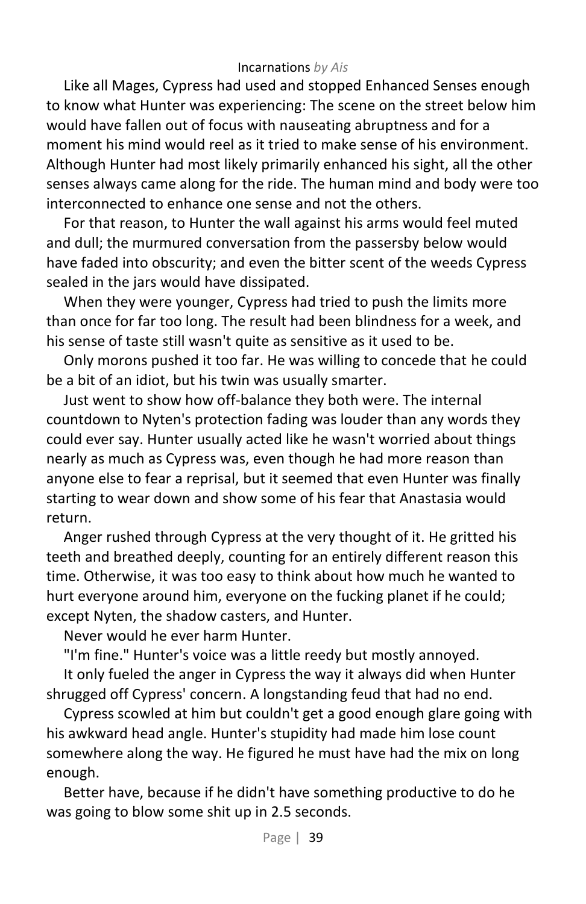Like all Mages, Cypress had used and stopped Enhanced Senses enough to know what Hunter was experiencing: The scene on the street below him would have fallen out of focus with nauseating abruptness and for a moment his mind would reel as it tried to make sense of his environment. Although Hunter had most likely primarily enhanced his sight, all the other senses always came along for the ride. The human mind and body were too interconnected to enhance one sense and not the others.

For that reason, to Hunter the wall against his arms would feel muted and dull; the murmured conversation from the passersby below would have faded into obscurity; and even the bitter scent of the weeds Cypress sealed in the jars would have dissipated.

When they were younger, Cypress had tried to push the limits more than once for far too long. The result had been blindness for a week, and his sense of taste still wasn't quite as sensitive as it used to be.

Only morons pushed it too far. He was willing to concede that he could be a bit of an idiot, but his twin was usually smarter.

Just went to show how off-balance they both were. The internal countdown to Nyten's protection fading was louder than any words they could ever say. Hunter usually acted like he wasn't worried about things nearly as much as Cypress was, even though he had more reason than anyone else to fear a reprisal, but it seemed that even Hunter was finally starting to wear down and show some of his fear that Anastasia would return.

Anger rushed through Cypress at the very thought of it. He gritted his teeth and breathed deeply, counting for an entirely different reason this time. Otherwise, it was too easy to think about how much he wanted to hurt everyone around him, everyone on the fucking planet if he could; except Nyten, the shadow casters, and Hunter.

Never would he ever harm Hunter.

"I'm fine." Hunter's voice was a little reedy but mostly annoyed.

It only fueled the anger in Cypress the way it always did when Hunter shrugged off Cypress' concern. A longstanding feud that had no end.

Cypress scowled at him but couldn't get a good enough glare going with his awkward head angle. Hunter's stupidity had made him lose count somewhere along the way. He figured he must have had the mix on long enough.

Better have, because if he didn't have something productive to do he was going to blow some shit up in 2.5 seconds.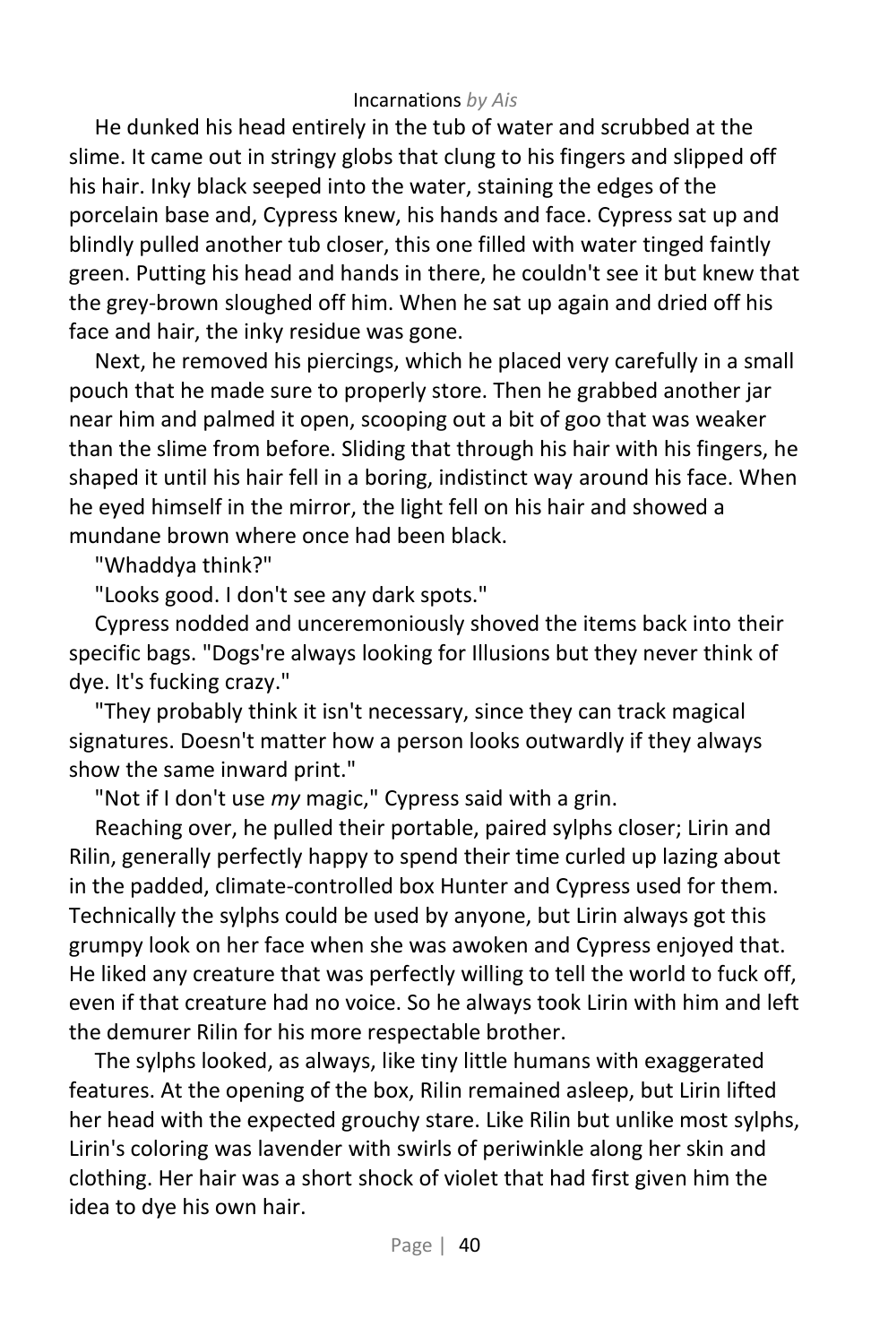He dunked his head entirely in the tub of water and scrubbed at the slime. It came out in stringy globs that clung to his fingers and slipped off his hair. Inky black seeped into the water, staining the edges of the porcelain base and, Cypress knew, his hands and face. Cypress sat up and blindly pulled another tub closer, this one filled with water tinged faintly green. Putting his head and hands in there, he couldn't see it but knew that the grey-brown sloughed off him. When he sat up again and dried off his face and hair, the inky residue was gone.

Next, he removed his piercings, which he placed very carefully in a small pouch that he made sure to properly store. Then he grabbed another jar near him and palmed it open, scooping out a bit of goo that was weaker than the slime from before. Sliding that through his hair with his fingers, he shaped it until his hair fell in a boring, indistinct way around his face. When he eyed himself in the mirror, the light fell on his hair and showed a mundane brown where once had been black.

"Whaddya think?"

"Looks good. I don't see any dark spots."

Cypress nodded and unceremoniously shoved the items back into their specific bags. "Dogs're always looking for Illusions but they never think of dye. It's fucking crazy."

"They probably think it isn't necessary, since they can track magical signatures. Doesn't matter how a person looks outwardly if they always show the same inward print."

"Not if I don't use *my* magic," Cypress said with a grin.

Reaching over, he pulled their portable, paired sylphs closer; Lirin and Rilin, generally perfectly happy to spend their time curled up lazing about in the padded, climate-controlled box Hunter and Cypress used for them. Technically the sylphs could be used by anyone, but Lirin always got this grumpy look on her face when she was awoken and Cypress enjoyed that. He liked any creature that was perfectly willing to tell the world to fuck off, even if that creature had no voice. So he always took Lirin with him and left the demurer Rilin for his more respectable brother.

The sylphs looked, as always, like tiny little humans with exaggerated features. At the opening of the box, Rilin remained asleep, but Lirin lifted her head with the expected grouchy stare. Like Rilin but unlike most sylphs, Lirin's coloring was lavender with swirls of periwinkle along her skin and clothing. Her hair was a short shock of violet that had first given him the idea to dye his own hair.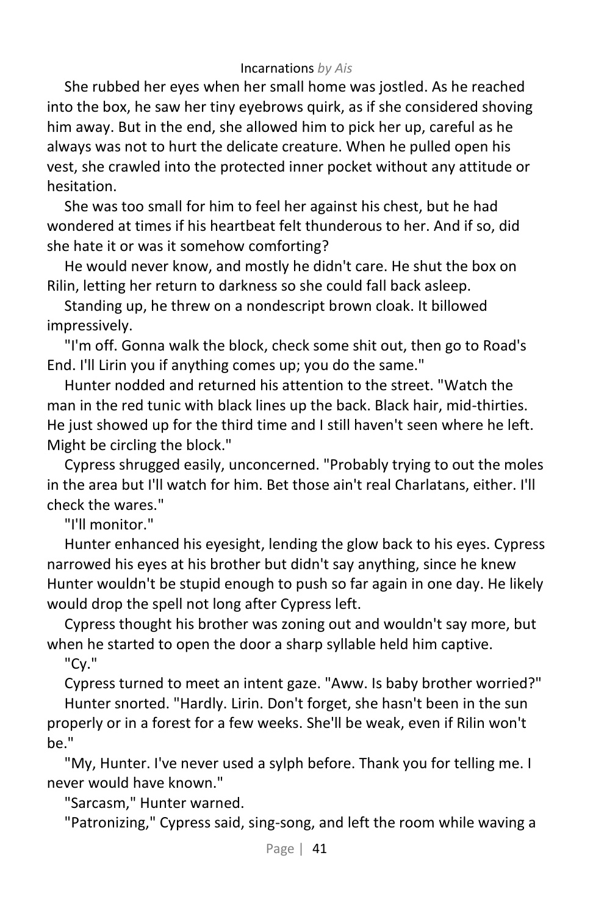She rubbed her eyes when her small home was jostled. As he reached into the box, he saw her tiny eyebrows quirk, as if she considered shoving him away. But in the end, she allowed him to pick her up, careful as he always was not to hurt the delicate creature. When he pulled open his vest, she crawled into the protected inner pocket without any attitude or hesitation.

She was too small for him to feel her against his chest, but he had wondered at times if his heartbeat felt thunderous to her. And if so, did she hate it or was it somehow comforting?

He would never know, and mostly he didn't care. He shut the box on Rilin, letting her return to darkness so she could fall back asleep.

Standing up, he threw on a nondescript brown cloak. It billowed impressively.

"I'm off. Gonna walk the block, check some shit out, then go to Road's End. I'll Lirin you if anything comes up; you do the same."

Hunter nodded and returned his attention to the street. "Watch the man in the red tunic with black lines up the back. Black hair, mid-thirties. He just showed up for the third time and I still haven't seen where he left. Might be circling the block."

Cypress shrugged easily, unconcerned. "Probably trying to out the moles in the area but I'll watch for him. Bet those ain't real Charlatans, either. I'll check the wares."

"I'll monitor."

Hunter enhanced his eyesight, lending the glow back to his eyes. Cypress narrowed his eyes at his brother but didn't say anything, since he knew Hunter wouldn't be stupid enough to push so far again in one day. He likely would drop the spell not long after Cypress left.

Cypress thought his brother was zoning out and wouldn't say more, but when he started to open the door a sharp syllable held him captive.

"Cy."

Cypress turned to meet an intent gaze. "Aww. Is baby brother worried?"

Hunter snorted. "Hardly. Lirin. Don't forget, she hasn't been in the sun properly or in a forest for a few weeks. She'll be weak, even if Rilin won't be."

"My, Hunter. I've never used a sylph before. Thank you for telling me. I never would have known."

"Sarcasm," Hunter warned.

"Patronizing," Cypress said, sing-song, and left the room while waving a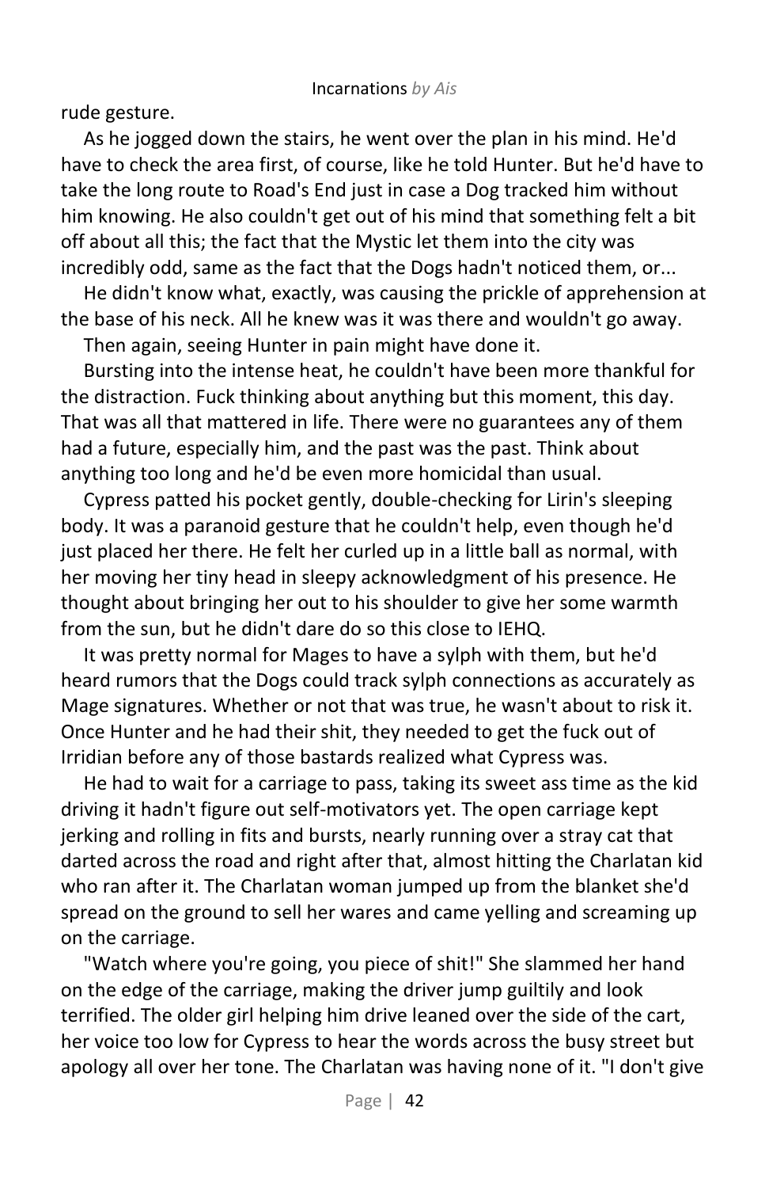rude gesture.

As he jogged down the stairs, he went over the plan in his mind. He'd have to check the area first, of course, like he told Hunter. But he'd have to take the long route to Road's End just in case a Dog tracked him without him knowing. He also couldn't get out of his mind that something felt a bit off about all this; the fact that the Mystic let them into the city was incredibly odd, same as the fact that the Dogs hadn't noticed them, or...

He didn't know what, exactly, was causing the prickle of apprehension at the base of his neck. All he knew was it was there and wouldn't go away.

Then again, seeing Hunter in pain might have done it.

Bursting into the intense heat, he couldn't have been more thankful for the distraction. Fuck thinking about anything but this moment, this day. That was all that mattered in life. There were no guarantees any of them had a future, especially him, and the past was the past. Think about anything too long and he'd be even more homicidal than usual.

Cypress patted his pocket gently, double-checking for Lirin's sleeping body. It was a paranoid gesture that he couldn't help, even though he'd just placed her there. He felt her curled up in a little ball as normal, with her moving her tiny head in sleepy acknowledgment of his presence. He thought about bringing her out to his shoulder to give her some warmth from the sun, but he didn't dare do so this close to IEHQ.

It was pretty normal for Mages to have a sylph with them, but he'd heard rumors that the Dogs could track sylph connections as accurately as Mage signatures. Whether or not that was true, he wasn't about to risk it. Once Hunter and he had their shit, they needed to get the fuck out of Irridian before any of those bastards realized what Cypress was.

He had to wait for a carriage to pass, taking its sweet ass time as the kid driving it hadn't figure out self-motivators yet. The open carriage kept jerking and rolling in fits and bursts, nearly running over a stray cat that darted across the road and right after that, almost hitting the Charlatan kid who ran after it. The Charlatan woman jumped up from the blanket she'd spread on the ground to sell her wares and came yelling and screaming up on the carriage.

"Watch where you're going, you piece of shit!" She slammed her hand on the edge of the carriage, making the driver jump guiltily and look terrified. The older girl helping him drive leaned over the side of the cart, her voice too low for Cypress to hear the words across the busy street but apology all over her tone. The Charlatan was having none of it. "I don't give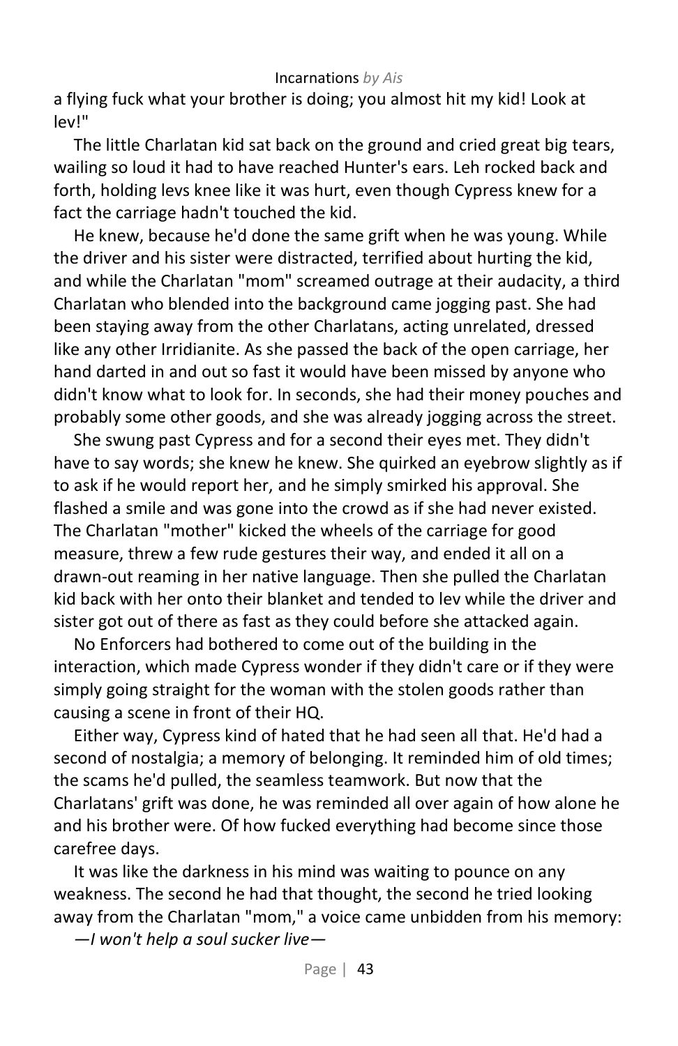a flying fuck what your brother is doing; you almost hit my kid! Look at lev!"

The little Charlatan kid sat back on the ground and cried great big tears, wailing so loud it had to have reached Hunter's ears. Leh rocked back and forth, holding levs knee like it was hurt, even though Cypress knew for a fact the carriage hadn't touched the kid.

He knew, because he'd done the same grift when he was young. While the driver and his sister were distracted, terrified about hurting the kid, and while the Charlatan "mom" screamed outrage at their audacity, a third Charlatan who blended into the background came jogging past. She had been staying away from the other Charlatans, acting unrelated, dressed like any other Irridianite. As she passed the back of the open carriage, her hand darted in and out so fast it would have been missed by anyone who didn't know what to look for. In seconds, she had their money pouches and probably some other goods, and she was already jogging across the street.

She swung past Cypress and for a second their eyes met. They didn't have to say words; she knew he knew. She quirked an eyebrow slightly as if to ask if he would report her, and he simply smirked his approval. She flashed a smile and was gone into the crowd as if she had never existed. The Charlatan "mother" kicked the wheels of the carriage for good measure, threw a few rude gestures their way, and ended it all on a drawn-out reaming in her native language. Then she pulled the Charlatan kid back with her onto their blanket and tended to lev while the driver and sister got out of there as fast as they could before she attacked again.

No Enforcers had bothered to come out of the building in the interaction, which made Cypress wonder if they didn't care or if they were simply going straight for the woman with the stolen goods rather than causing a scene in front of their HQ.

Either way, Cypress kind of hated that he had seen all that. He'd had a second of nostalgia; a memory of belonging. It reminded him of old times; the scams he'd pulled, the seamless teamwork. But now that the Charlatans' grift was done, he was reminded all over again of how alone he and his brother were. Of how fucked everything had become since those carefree days.

It was like the darkness in his mind was waiting to pounce on any weakness. The second he had that thought, the second he tried looking away from the Charlatan "mom," a voice came unbidden from his memory:

*—I won't help a soul sucker live—*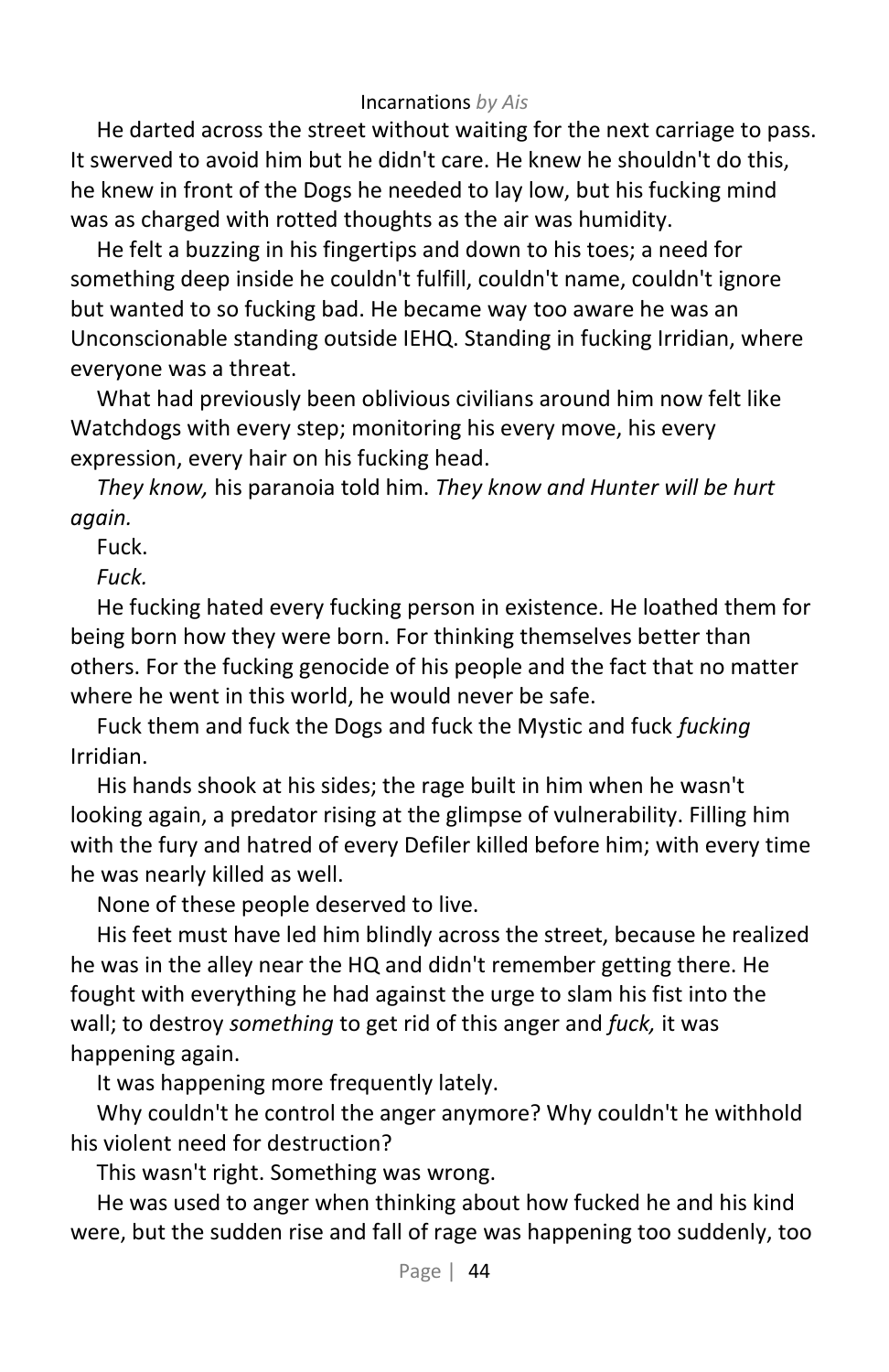He darted across the street without waiting for the next carriage to pass. It swerved to avoid him but he didn't care. He knew he shouldn't do this, he knew in front of the Dogs he needed to lay low, but his fucking mind was as charged with rotted thoughts as the air was humidity.

He felt a buzzing in his fingertips and down to his toes; a need for something deep inside he couldn't fulfill, couldn't name, couldn't ignore but wanted to so fucking bad. He became way too aware he was an Unconscionable standing outside IEHQ. Standing in fucking Irridian, where everyone was a threat.

What had previously been oblivious civilians around him now felt like Watchdogs with every step; monitoring his every move, his every expression, every hair on his fucking head.

*They know,* his paranoia told him. *They know and Hunter will be hurt again.*

Fuck.

*Fuck.*

He fucking hated every fucking person in existence. He loathed them for being born how they were born. For thinking themselves better than others. For the fucking genocide of his people and the fact that no matter where he went in this world, he would never be safe.

Fuck them and fuck the Dogs and fuck the Mystic and fuck *fucking* Irridian.

His hands shook at his sides; the rage built in him when he wasn't looking again, a predator rising at the glimpse of vulnerability. Filling him with the fury and hatred of every Defiler killed before him; with every time he was nearly killed as well.

None of these people deserved to live.

His feet must have led him blindly across the street, because he realized he was in the alley near the HQ and didn't remember getting there. He fought with everything he had against the urge to slam his fist into the wall; to destroy *something* to get rid of this anger and *fuck,* it was happening again.

It was happening more frequently lately.

Why couldn't he control the anger anymore? Why couldn't he withhold his violent need for destruction?

This wasn't right. Something was wrong.

He was used to anger when thinking about how fucked he and his kind were, but the sudden rise and fall of rage was happening too suddenly, too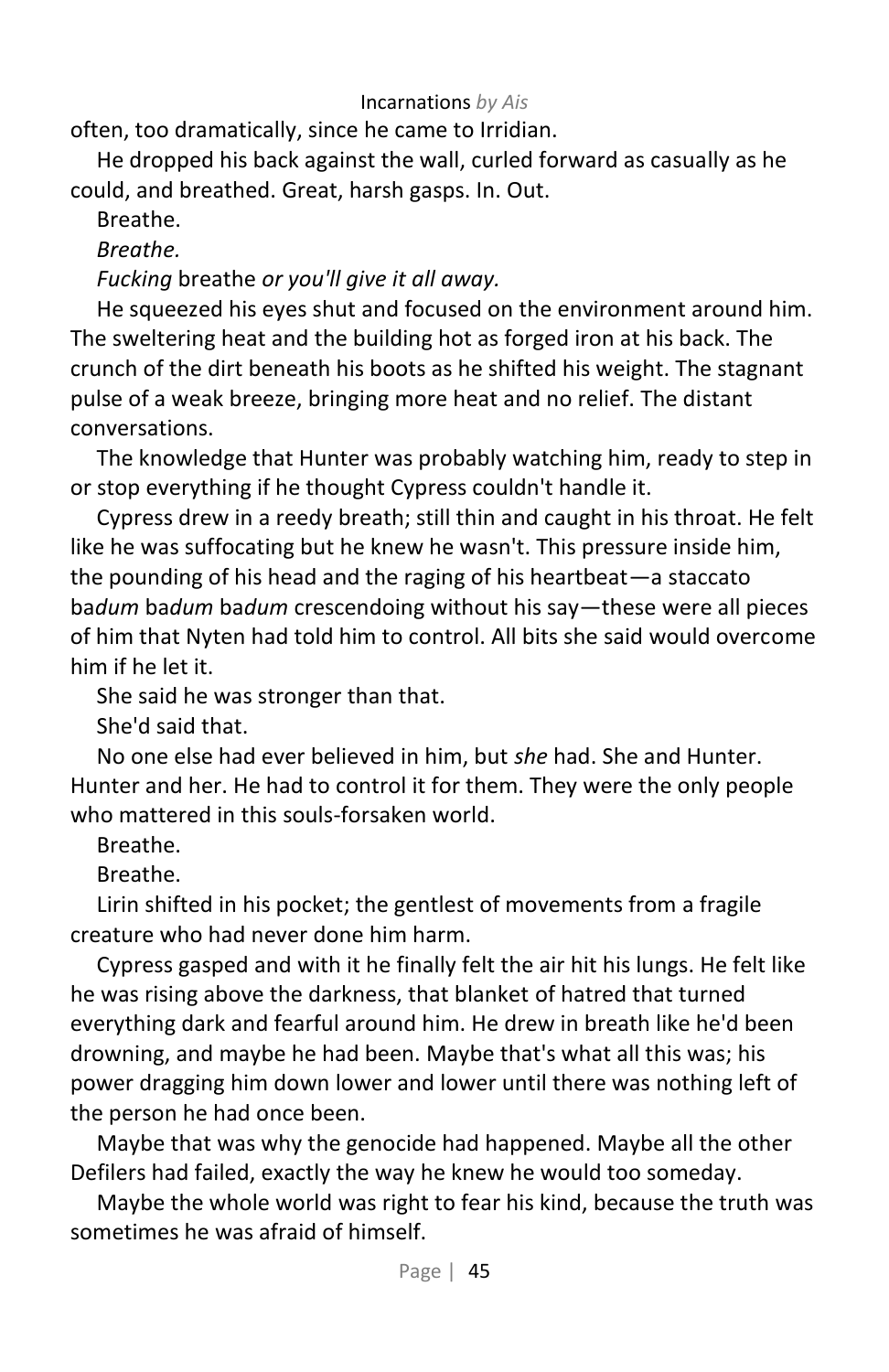often, too dramatically, since he came to Irridian.

He dropped his back against the wall, curled forward as casually as he could, and breathed. Great, harsh gasps. In. Out.

Breathe.

*Breathe.*

*Fucking* breathe *or you'll give it all away.*

He squeezed his eyes shut and focused on the environment around him. The sweltering heat and the building hot as forged iron at his back. The crunch of the dirt beneath his boots as he shifted his weight. The stagnant pulse of a weak breeze, bringing more heat and no relief. The distant conversations.

The knowledge that Hunter was probably watching him, ready to step in or stop everything if he thought Cypress couldn't handle it.

Cypress drew in a reedy breath; still thin and caught in his throat. He felt like he was suffocating but he knew he wasn't. This pressure inside him, the pounding of his head and the raging of his heartbeat—a staccato ba*dum* ba*dum* ba*dum* crescendoing without his say—these were all pieces of him that Nyten had told him to control. All bits she said would overcome him if he let it.

She said he was stronger than that.

She'd said that.

No one else had ever believed in him, but *she* had. She and Hunter. Hunter and her. He had to control it for them. They were the only people who mattered in this souls-forsaken world.

Breathe.

Breathe.

Lirin shifted in his pocket; the gentlest of movements from a fragile creature who had never done him harm.

Cypress gasped and with it he finally felt the air hit his lungs. He felt like he was rising above the darkness, that blanket of hatred that turned everything dark and fearful around him. He drew in breath like he'd been drowning, and maybe he had been. Maybe that's what all this was; his power dragging him down lower and lower until there was nothing left of the person he had once been.

Maybe that was why the genocide had happened. Maybe all the other Defilers had failed, exactly the way he knew he would too someday.

Maybe the whole world was right to fear his kind, because the truth was sometimes he was afraid of himself.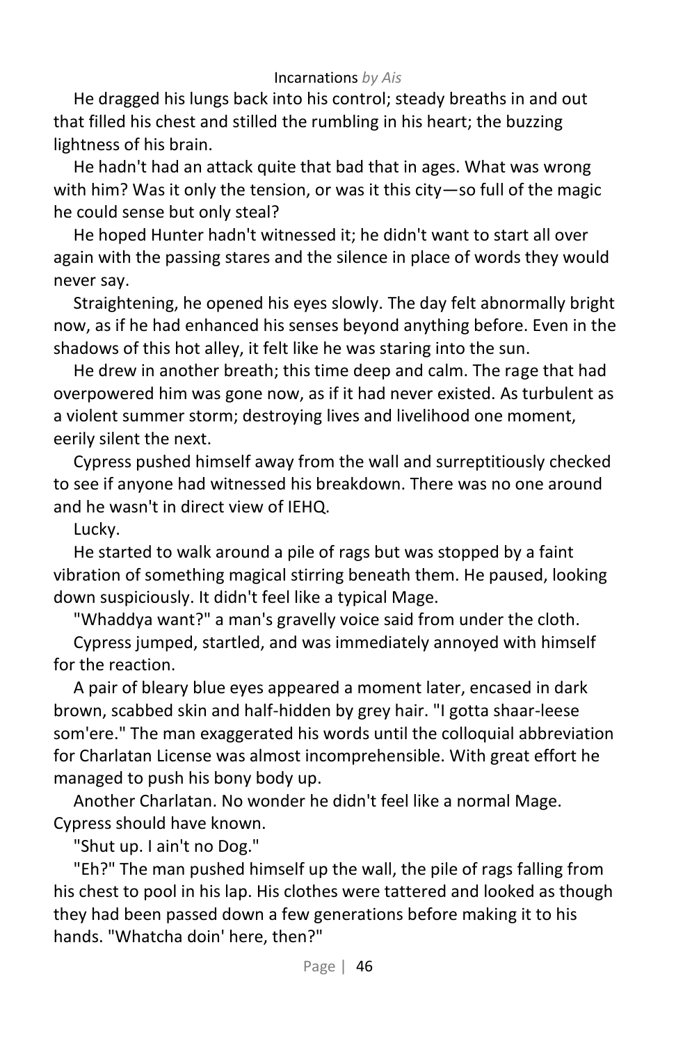He dragged his lungs back into his control; steady breaths in and out that filled his chest and stilled the rumbling in his heart; the buzzing lightness of his brain.

He hadn't had an attack quite that bad that in ages. What was wrong with him? Was it only the tension, or was it this city—so full of the magic he could sense but only steal?

He hoped Hunter hadn't witnessed it; he didn't want to start all over again with the passing stares and the silence in place of words they would never say.

Straightening, he opened his eyes slowly. The day felt abnormally bright now, as if he had enhanced his senses beyond anything before. Even in the shadows of this hot alley, it felt like he was staring into the sun.

He drew in another breath; this time deep and calm. The rage that had overpowered him was gone now, as if it had never existed. As turbulent as a violent summer storm; destroying lives and livelihood one moment, eerily silent the next.

Cypress pushed himself away from the wall and surreptitiously checked to see if anyone had witnessed his breakdown. There was no one around and he wasn't in direct view of IEHQ.

Lucky.

He started to walk around a pile of rags but was stopped by a faint vibration of something magical stirring beneath them. He paused, looking down suspiciously. It didn't feel like a typical Mage.

"Whaddya want?" a man's gravelly voice said from under the cloth.

Cypress jumped, startled, and was immediately annoyed with himself for the reaction.

A pair of bleary blue eyes appeared a moment later, encased in dark brown, scabbed skin and half-hidden by grey hair. "I gotta shaar-leese som'ere." The man exaggerated his words until the colloquial abbreviation for Charlatan License was almost incomprehensible. With great effort he managed to push his bony body up.

Another Charlatan. No wonder he didn't feel like a normal Mage. Cypress should have known.

"Shut up. I ain't no Dog."

"Eh?" The man pushed himself up the wall, the pile of rags falling from his chest to pool in his lap. His clothes were tattered and looked as though they had been passed down a few generations before making it to his hands. "Whatcha doin' here, then?"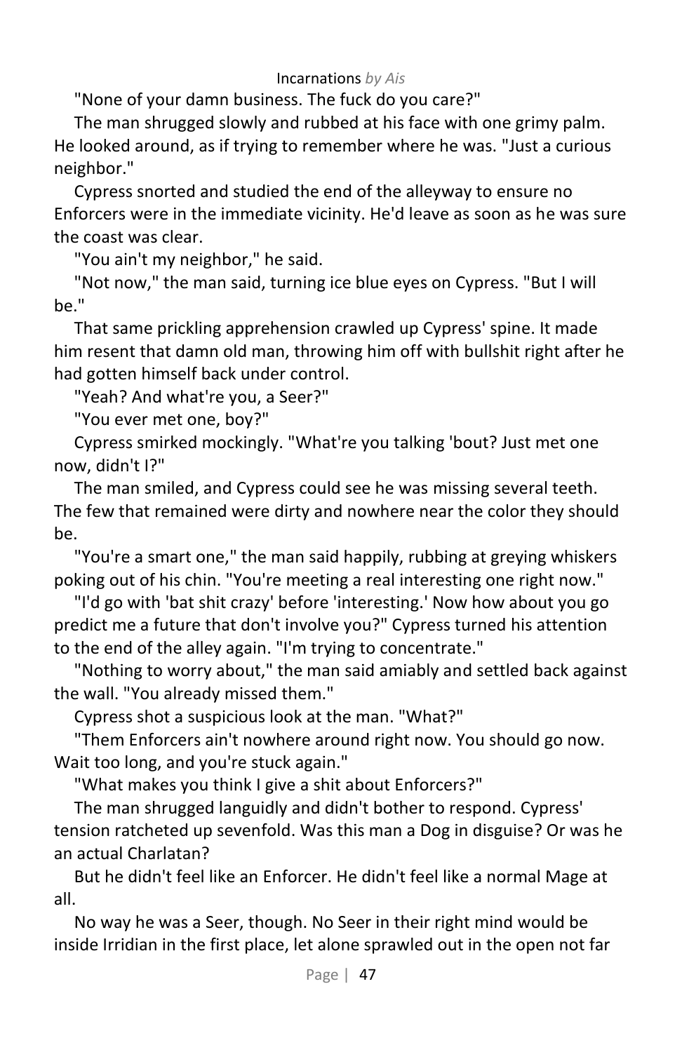"None of your damn business. The fuck do you care?"

The man shrugged slowly and rubbed at his face with one grimy palm. He looked around, as if trying to remember where he was. "Just a curious neighbor."

Cypress snorted and studied the end of the alleyway to ensure no Enforcers were in the immediate vicinity. He'd leave as soon as he was sure the coast was clear.

"You ain't my neighbor," he said.

"Not now," the man said, turning ice blue eyes on Cypress. "But I will be."

That same prickling apprehension crawled up Cypress' spine. It made him resent that damn old man, throwing him off with bullshit right after he had gotten himself back under control.

"Yeah? And what're you, a Seer?"

"You ever met one, boy?"

Cypress smirked mockingly. "What're you talking 'bout? Just met one now, didn't I?"

The man smiled, and Cypress could see he was missing several teeth. The few that remained were dirty and nowhere near the color they should be.

"You're a smart one," the man said happily, rubbing at greying whiskers poking out of his chin. "You're meeting a real interesting one right now."

"I'd go with 'bat shit crazy' before 'interesting.' Now how about you go predict me a future that don't involve you?" Cypress turned his attention to the end of the alley again. "I'm trying to concentrate."

"Nothing to worry about," the man said amiably and settled back against the wall. "You already missed them."

Cypress shot a suspicious look at the man. "What?"

"Them Enforcers ain't nowhere around right now. You should go now. Wait too long, and you're stuck again."

"What makes you think I give a shit about Enforcers?"

The man shrugged languidly and didn't bother to respond. Cypress' tension ratcheted up sevenfold. Was this man a Dog in disguise? Or was he an actual Charlatan?

But he didn't feel like an Enforcer. He didn't feel like a normal Mage at all.

No way he was a Seer, though. No Seer in their right mind would be inside Irridian in the first place, let alone sprawled out in the open not far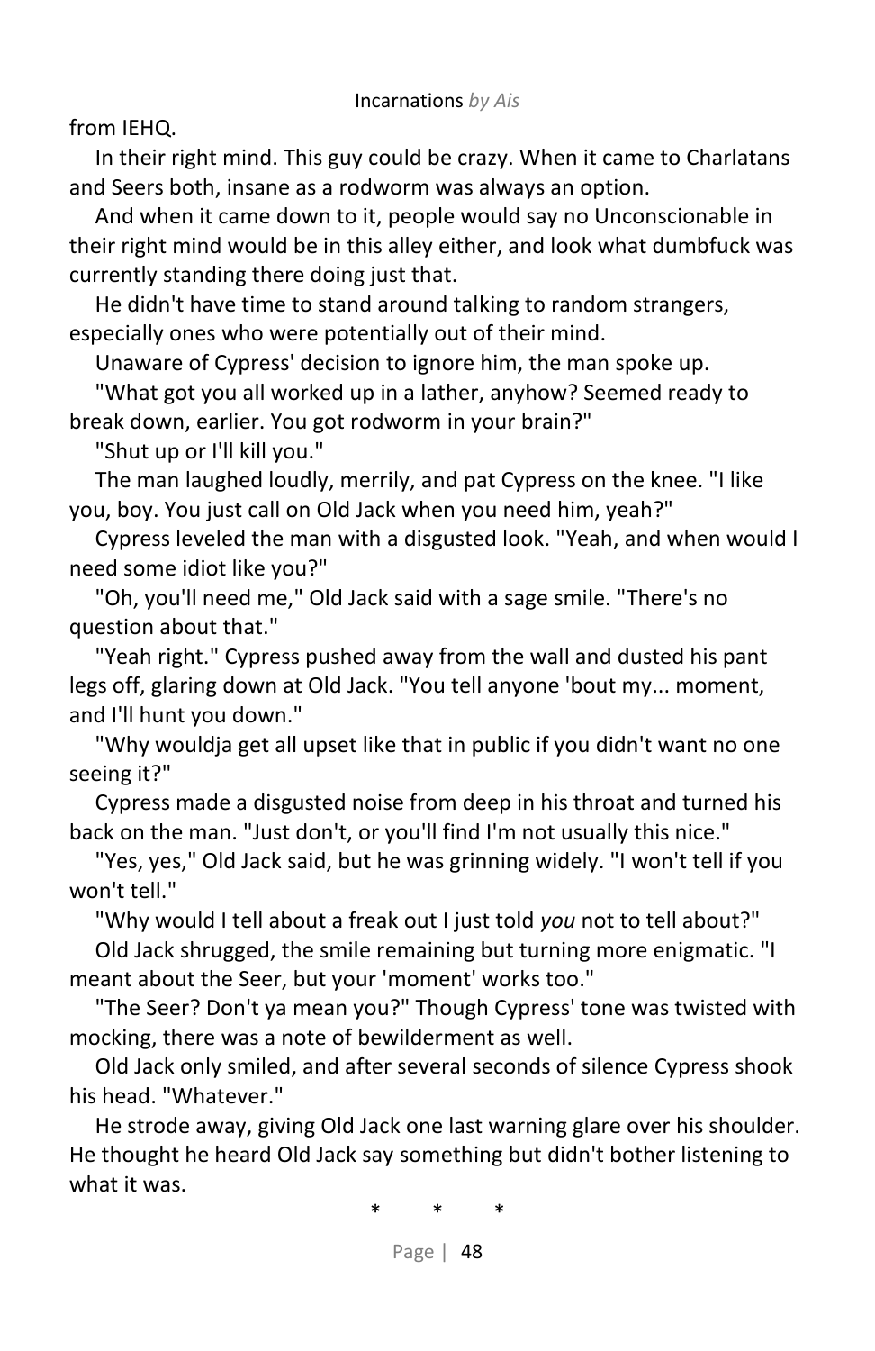from IEHQ.

In their right mind. This guy could be crazy. When it came to Charlatans and Seers both, insane as a rodworm was always an option.

And when it came down to it, people would say no Unconscionable in their right mind would be in this alley either, and look what dumbfuck was currently standing there doing just that.

He didn't have time to stand around talking to random strangers, especially ones who were potentially out of their mind.

Unaware of Cypress' decision to ignore him, the man spoke up.

"What got you all worked up in a lather, anyhow? Seemed ready to break down, earlier. You got rodworm in your brain?"

"Shut up or I'll kill you."

The man laughed loudly, merrily, and pat Cypress on the knee. "I like you, boy. You just call on Old Jack when you need him, yeah?"

Cypress leveled the man with a disgusted look. "Yeah, and when would I need some idiot like you?"

"Oh, you'll need me," Old Jack said with a sage smile. "There's no question about that."

"Yeah right." Cypress pushed away from the wall and dusted his pant legs off, glaring down at Old Jack. "You tell anyone 'bout my... moment, and I'll hunt you down."

"Why wouldja get all upset like that in public if you didn't want no one seeing it?"

Cypress made a disgusted noise from deep in his throat and turned his back on the man. "Just don't, or you'll find I'm not usually this nice."

"Yes, yes," Old Jack said, but he was grinning widely. "I won't tell if you won't tell."

"Why would I tell about a freak out I just told *you* not to tell about?"

Old Jack shrugged, the smile remaining but turning more enigmatic. "I meant about the Seer, but your 'moment' works too."

"The Seer? Don't ya mean you?" Though Cypress' tone was twisted with mocking, there was a note of bewilderment as well.

Old Jack only smiled, and after several seconds of silence Cypress shook his head. "Whatever."

He strode away, giving Old Jack one last warning glare over his shoulder. He thought he heard Old Jack say something but didn't bother listening to what it was.

\* \* \*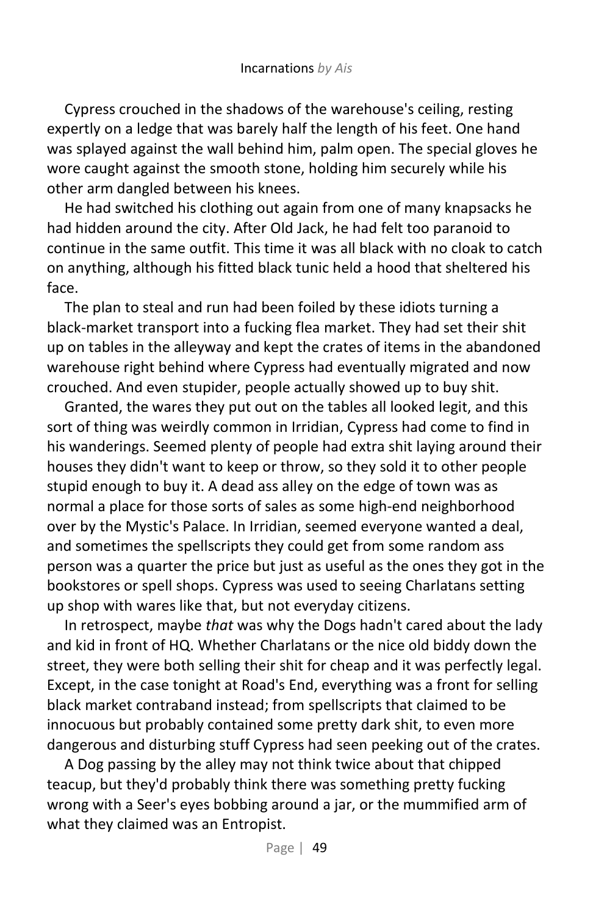Cypress crouched in the shadows of the warehouse's ceiling, resting expertly on a ledge that was barely half the length of his feet. One hand was splayed against the wall behind him, palm open. The special gloves he wore caught against the smooth stone, holding him securely while his other arm dangled between his knees.

He had switched his clothing out again from one of many knapsacks he had hidden around the city. After Old Jack, he had felt too paranoid to continue in the same outfit. This time it was all black with no cloak to catch on anything, although his fitted black tunic held a hood that sheltered his face.

The plan to steal and run had been foiled by these idiots turning a black-market transport into a fucking flea market. They had set their shit up on tables in the alleyway and kept the crates of items in the abandoned warehouse right behind where Cypress had eventually migrated and now crouched. And even stupider, people actually showed up to buy shit.

Granted, the wares they put out on the tables all looked legit, and this sort of thing was weirdly common in Irridian, Cypress had come to find in his wanderings. Seemed plenty of people had extra shit laying around their houses they didn't want to keep or throw, so they sold it to other people stupid enough to buy it. A dead ass alley on the edge of town was as normal a place for those sorts of sales as some high-end neighborhood over by the Mystic's Palace. In Irridian, seemed everyone wanted a deal, and sometimes the spellscripts they could get from some random ass person was a quarter the price but just as useful as the ones they got in the bookstores or spell shops. Cypress was used to seeing Charlatans setting up shop with wares like that, but not everyday citizens.

In retrospect, maybe *that* was why the Dogs hadn't cared about the lady and kid in front of HQ. Whether Charlatans or the nice old biddy down the street, they were both selling their shit for cheap and it was perfectly legal. Except, in the case tonight at Road's End, everything was a front for selling black market contraband instead; from spellscripts that claimed to be innocuous but probably contained some pretty dark shit, to even more dangerous and disturbing stuff Cypress had seen peeking out of the crates.

A Dog passing by the alley may not think twice about that chipped teacup, but they'd probably think there was something pretty fucking wrong with a Seer's eyes bobbing around a jar, or the mummified arm of what they claimed was an Entropist.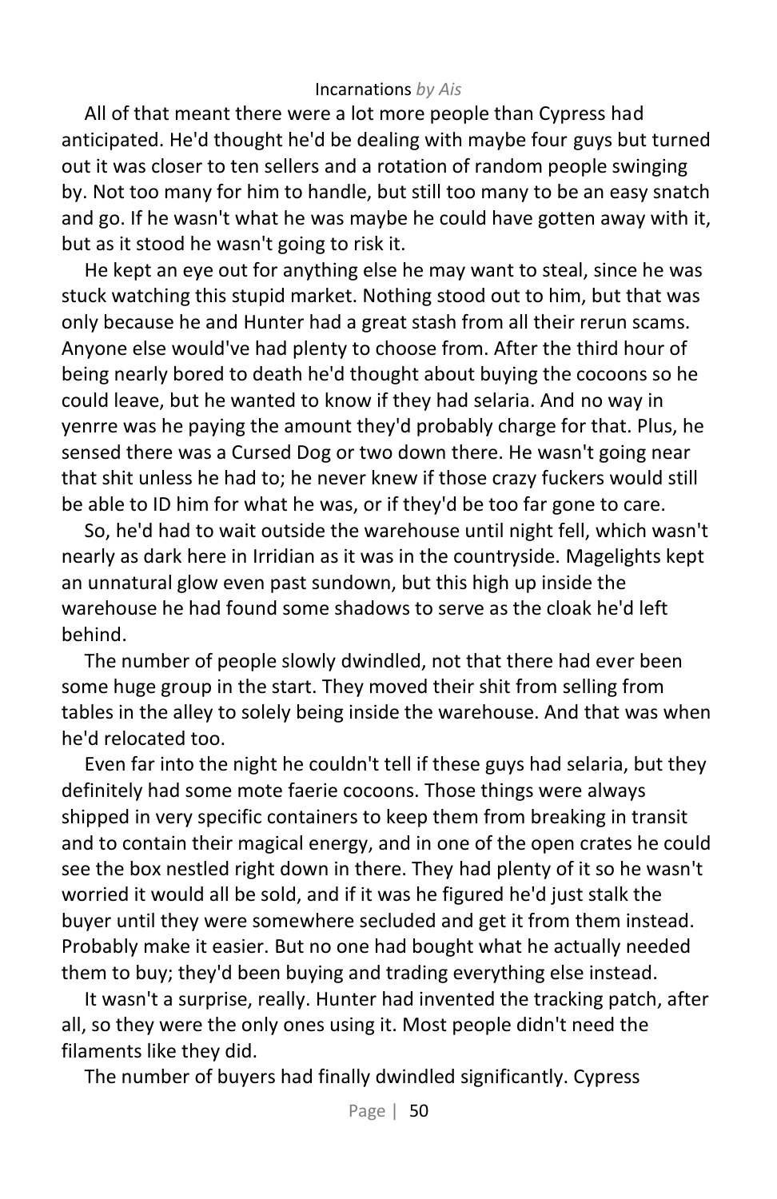All of that meant there were a lot more people than Cypress had anticipated. He'd thought he'd be dealing with maybe four guys but turned out it was closer to ten sellers and a rotation of random people swinging by. Not too many for him to handle, but still too many to be an easy snatch and go. If he wasn't what he was maybe he could have gotten away with it, but as it stood he wasn't going to risk it.

He kept an eye out for anything else he may want to steal, since he was stuck watching this stupid market. Nothing stood out to him, but that was only because he and Hunter had a great stash from all their rerun scams. Anyone else would've had plenty to choose from. After the third hour of being nearly bored to death he'd thought about buying the cocoons so he could leave, but he wanted to know if they had selaria. And no way in yenrre was he paying the amount they'd probably charge for that. Plus, he sensed there was a Cursed Dog or two down there. He wasn't going near that shit unless he had to; he never knew if those crazy fuckers would still be able to ID him for what he was, or if they'd be too far gone to care.

So, he'd had to wait outside the warehouse until night fell, which wasn't nearly as dark here in Irridian as it was in the countryside. Magelights kept an unnatural glow even past sundown, but this high up inside the warehouse he had found some shadows to serve as the cloak he'd left behind.

The number of people slowly dwindled, not that there had ever been some huge group in the start. They moved their shit from selling from tables in the alley to solely being inside the warehouse. And that was when he'd relocated too.

Even far into the night he couldn't tell if these guys had selaria, but they definitely had some mote faerie cocoons. Those things were always shipped in very specific containers to keep them from breaking in transit and to contain their magical energy, and in one of the open crates he could see the box nestled right down in there. They had plenty of it so he wasn't worried it would all be sold, and if it was he figured he'd just stalk the buyer until they were somewhere secluded and get it from them instead. Probably make it easier. But no one had bought what he actually needed them to buy; they'd been buying and trading everything else instead.

It wasn't a surprise, really. Hunter had invented the tracking patch, after all, so they were the only ones using it. Most people didn't need the filaments like they did.

The number of buyers had finally dwindled significantly. Cypress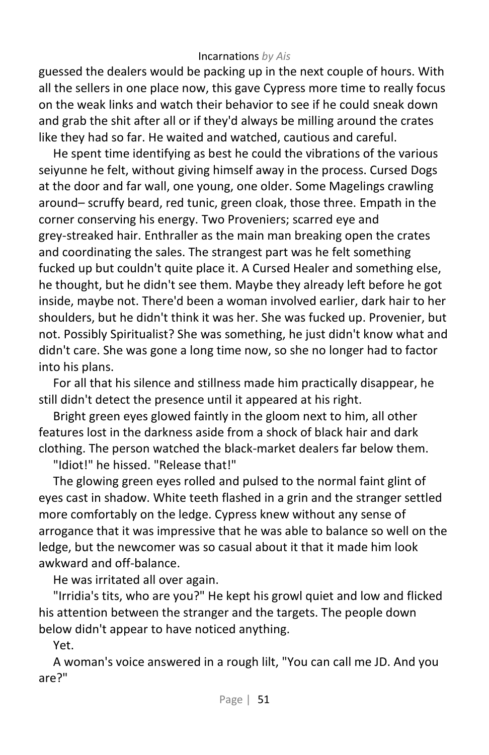guessed the dealers would be packing up in the next couple of hours. With all the sellers in one place now, this gave Cypress more time to really focus on the weak links and watch their behavior to see if he could sneak down and grab the shit after all or if they'd always be milling around the crates like they had so far. He waited and watched, cautious and careful.

He spent time identifying as best he could the vibrations of the various seiyunne he felt, without giving himself away in the process. Cursed Dogs at the door and far wall, one young, one older. Some Magelings crawling around– scruffy beard, red tunic, green cloak, those three. Empath in the corner conserving his energy. Two Proveniers; scarred eye and grey-streaked hair. Enthraller as the main man breaking open the crates and coordinating the sales. The strangest part was he felt something fucked up but couldn't quite place it. A Cursed Healer and something else, he thought, but he didn't see them. Maybe they already left before he got inside, maybe not. There'd been a woman involved earlier, dark hair to her shoulders, but he didn't think it was her. She was fucked up. Provenier, but not. Possibly Spiritualist? She was something, he just didn't know what and didn't care. She was gone a long time now, so she no longer had to factor into his plans.

For all that his silence and stillness made him practically disappear, he still didn't detect the presence until it appeared at his right.

Bright green eyes glowed faintly in the gloom next to him, all other features lost in the darkness aside from a shock of black hair and dark clothing. The person watched the black-market dealers far below them.

"Idiot!" he hissed. "Release that!"

The glowing green eyes rolled and pulsed to the normal faint glint of eyes cast in shadow. White teeth flashed in a grin and the stranger settled more comfortably on the ledge. Cypress knew without any sense of arrogance that it was impressive that he was able to balance so well on the ledge, but the newcomer was so casual about it that it made him look awkward and off-balance.

He was irritated all over again.

"Irridia's tits, who are you?" He kept his growl quiet and low and flicked his attention between the stranger and the targets. The people down below didn't appear to have noticed anything.

Yet.

A woman's voice answered in a rough lilt, "You can call me JD. And you are?"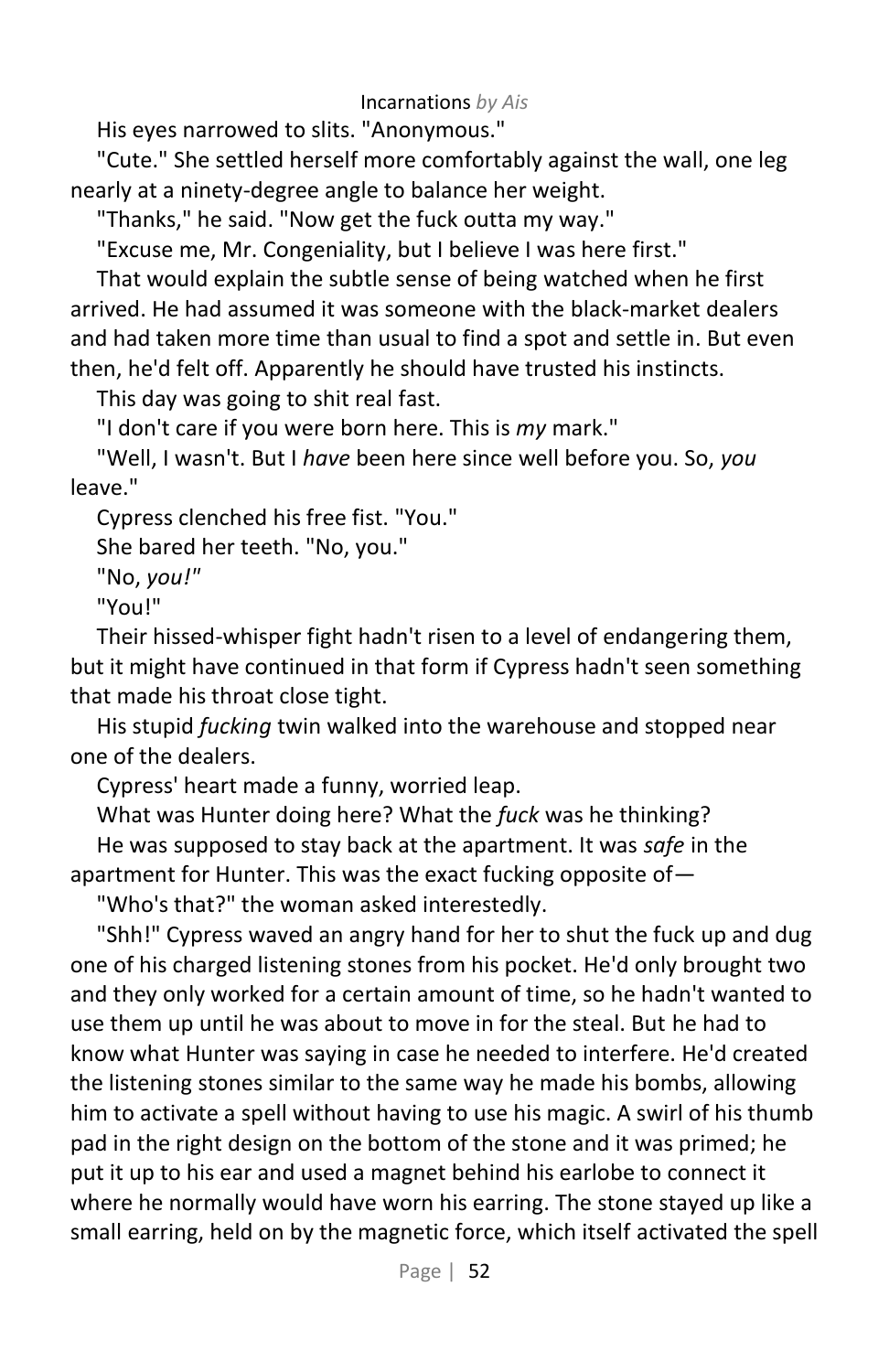His eyes narrowed to slits. "Anonymous."

"Cute." She settled herself more comfortably against the wall, one leg nearly at a ninety-degree angle to balance her weight.

"Thanks," he said. "Now get the fuck outta my way."

"Excuse me, Mr. Congeniality, but I believe I was here first."

That would explain the subtle sense of being watched when he first arrived. He had assumed it was someone with the black-market dealers and had taken more time than usual to find a spot and settle in. But even then, he'd felt off. Apparently he should have trusted his instincts.

This day was going to shit real fast.

"I don't care if you were born here. This is *my* mark."

"Well, I wasn't. But I *have* been here since well before you. So, *you* leave."

Cypress clenched his free fist. "You."

She bared her teeth. "No, you."

"No, *you!*"

"You!"

Their hissed-whisper fight hadn't risen to a level of endangering them, but it might have continued in that form if Cypress hadn't seen something that made his throat close tight.

His stupid *fucking* twin walked into the warehouse and stopped near one of the dealers.

Cypress' heart made a funny, worried leap.

What was Hunter doing here? What the *fuck* was he thinking?

He was supposed to stay back at the apartment. It was *safe* in the apartment for Hunter. This was the exact fucking opposite of—

"Who's that?" the woman asked interestedly.

"Shh!" Cypress waved an angry hand for her to shut the fuck up and dug one of his charged listening stones from his pocket. He'd only brought two and they only worked for a certain amount of time, so he hadn't wanted to use them up until he was about to move in for the steal. But he had to know what Hunter was saying in case he needed to interfere. He'd created the listening stones similar to the same way he made his bombs, allowing him to activate a spell without having to use his magic. A swirl of his thumb pad in the right design on the bottom of the stone and it was primed; he put it up to his ear and used a magnet behind his earlobe to connect it where he normally would have worn his earring. The stone stayed up like a small earring, held on by the magnetic force, which itself activated the spell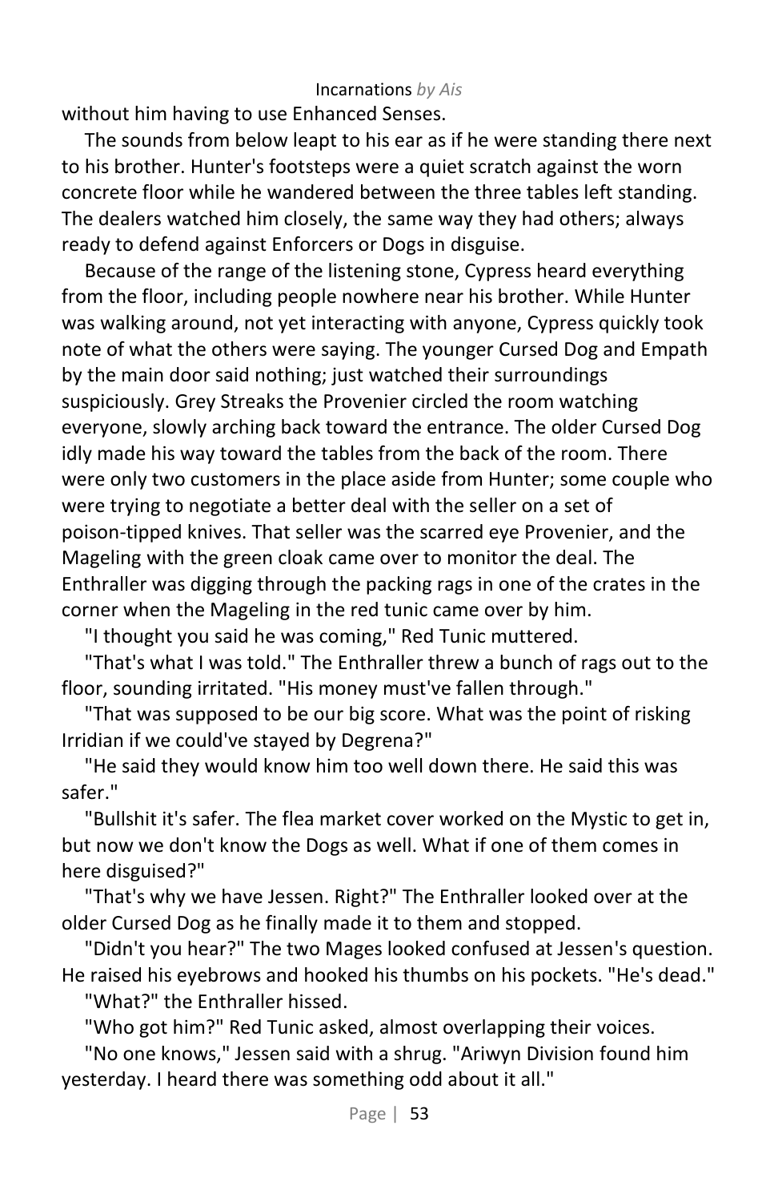without him having to use Enhanced Senses.

The sounds from below leapt to his ear as if he were standing there next to his brother. Hunter's footsteps were a quiet scratch against the worn concrete floor while he wandered between the three tables left standing. The dealers watched him closely, the same way they had others; always ready to defend against Enforcers or Dogs in disguise.

Because of the range of the listening stone, Cypress heard everything from the floor, including people nowhere near his brother. While Hunter was walking around, not yet interacting with anyone, Cypress quickly took note of what the others were saying. The younger Cursed Dog and Empath by the main door said nothing; just watched their surroundings suspiciously. Grey Streaks the Provenier circled the room watching everyone, slowly arching back toward the entrance. The older Cursed Dog idly made his way toward the tables from the back of the room. There were only two customers in the place aside from Hunter; some couple who were trying to negotiate a better deal with the seller on a set of poison-tipped knives. That seller was the scarred eye Provenier, and the Mageling with the green cloak came over to monitor the deal. The Enthraller was digging through the packing rags in one of the crates in the corner when the Mageling in the red tunic came over by him.

"I thought you said he was coming," Red Tunic muttered.

"That's what I was told." The Enthraller threw a bunch of rags out to the floor, sounding irritated. "His money must've fallen through."

"That was supposed to be our big score. What was the point of risking Irridian if we could've stayed by Degrena?"

"He said they would know him too well down there. He said this was safer."

"Bullshit it's safer. The flea market cover worked on the Mystic to get in, but now we don't know the Dogs as well. What if one of them comes in here disguised?"

"That's why we have Jessen. Right?" The Enthraller looked over at the older Cursed Dog as he finally made it to them and stopped.

"Didn't you hear?" The two Mages looked confused at Jessen's question. He raised his eyebrows and hooked his thumbs on his pockets. "He's dead."

"What?" the Enthraller hissed.

"Who got him?" Red Tunic asked, almost overlapping their voices.

"No one knows," Jessen said with a shrug. "Ariwyn Division found him yesterday. I heard there was something odd about it all."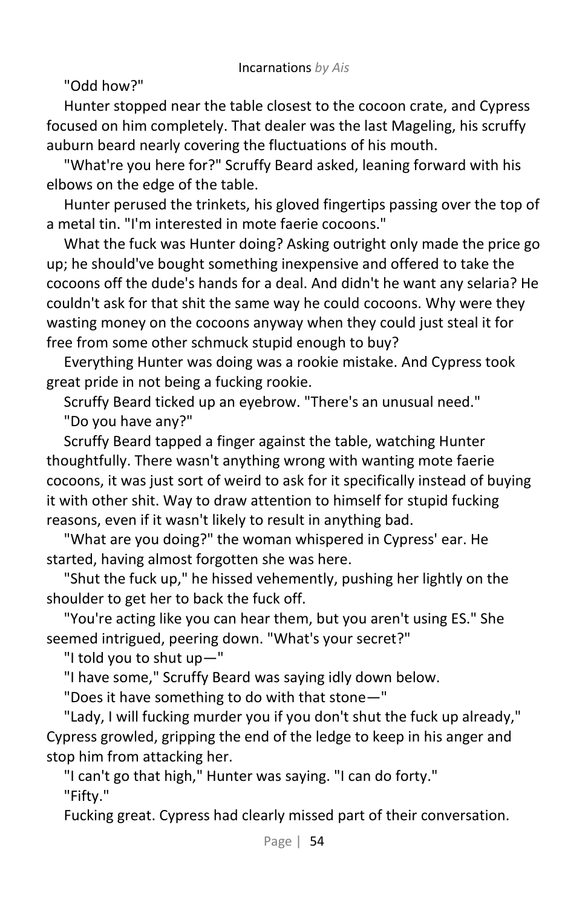"Odd how?"

Hunter stopped near the table closest to the cocoon crate, and Cypress focused on him completely. That dealer was the last Mageling, his scruffy auburn beard nearly covering the fluctuations of his mouth.

"What're you here for?" Scruffy Beard asked, leaning forward with his elbows on the edge of the table.

Hunter perused the trinkets, his gloved fingertips passing over the top of a metal tin. "I'm interested in mote faerie cocoons."

What the fuck was Hunter doing? Asking outright only made the price go up; he should've bought something inexpensive and offered to take the cocoons off the dude's hands for a deal. And didn't he want any selaria? He couldn't ask for that shit the same way he could cocoons. Why were they wasting money on the cocoons anyway when they could just steal it for free from some other schmuck stupid enough to buy?

Everything Hunter was doing was a rookie mistake. And Cypress took great pride in not being a fucking rookie.

Scruffy Beard ticked up an eyebrow. "There's an unusual need."

"Do you have any?"

Scruffy Beard tapped a finger against the table, watching Hunter thoughtfully. There wasn't anything wrong with wanting mote faerie cocoons, it was just sort of weird to ask for it specifically instead of buying it with other shit. Way to draw attention to himself for stupid fucking reasons, even if it wasn't likely to result in anything bad.

"What are you doing?" the woman whispered in Cypress' ear. He started, having almost forgotten she was here.

"Shut the fuck up," he hissed vehemently, pushing her lightly on the shoulder to get her to back the fuck off.

"You're acting like you can hear them, but you aren't using ES." She seemed intrigued, peering down. "What's your secret?"

"I told you to shut up—"

"I have some," Scruffy Beard was saying idly down below.

"Does it have something to do with that stone—"

"Lady, I will fucking murder you if you don't shut the fuck up already," Cypress growled, gripping the end of the ledge to keep in his anger and stop him from attacking her.

"I can't go that high," Hunter was saying. "I can do forty."

"Fifty."

Fucking great. Cypress had clearly missed part of their conversation.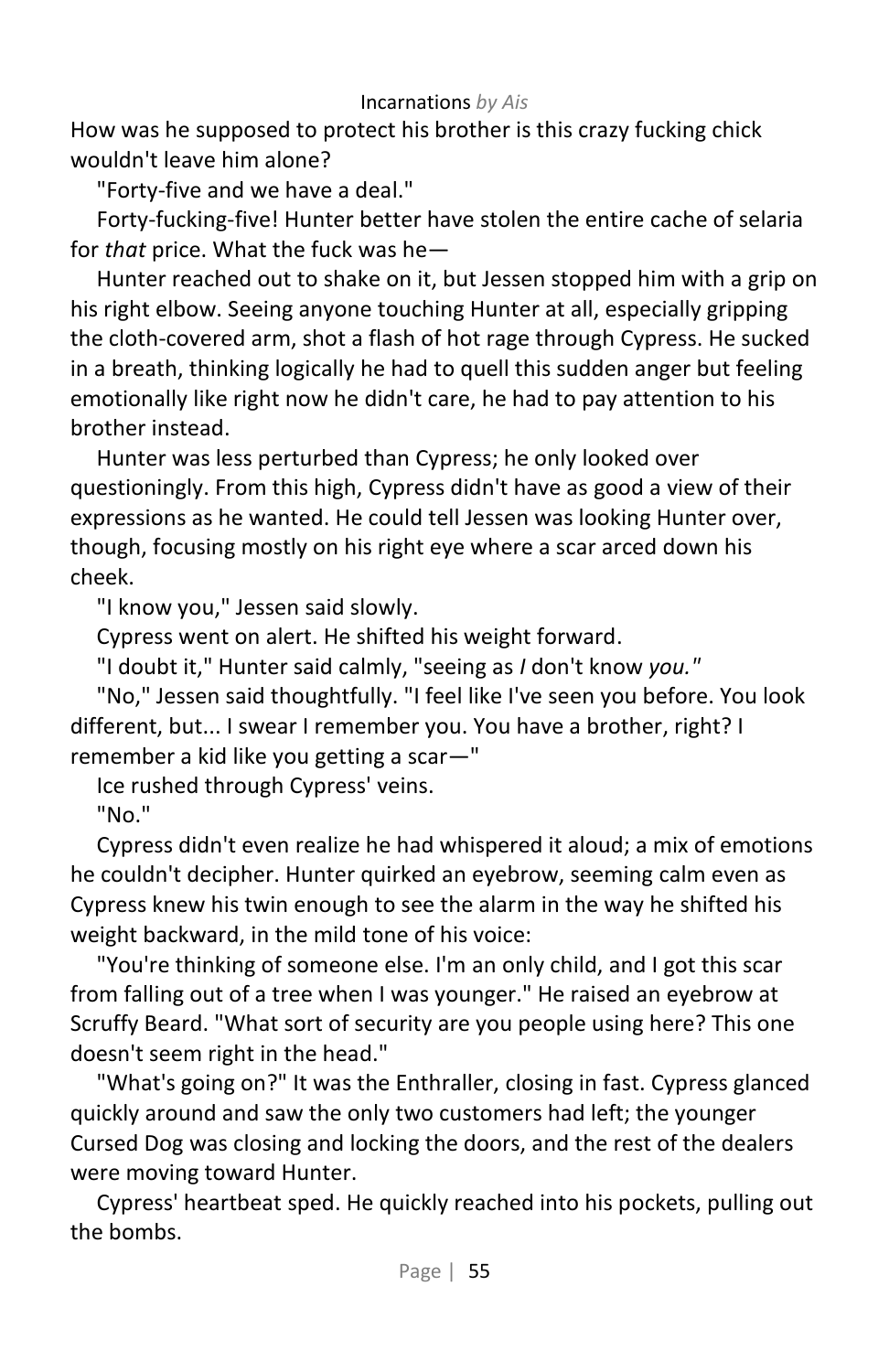How was he supposed to protect his brother is this crazy fucking chick wouldn't leave him alone?

"Forty-five and we have a deal."

Forty-fucking-five! Hunter better have stolen the entire cache of selaria for *that* price. What the fuck was he—

Hunter reached out to shake on it, but Jessen stopped him with a grip on his right elbow. Seeing anyone touching Hunter at all, especially gripping the cloth-covered arm, shot a flash of hot rage through Cypress. He sucked in a breath, thinking logically he had to quell this sudden anger but feeling emotionally like right now he didn't care, he had to pay attention to his brother instead.

Hunter was less perturbed than Cypress; he only looked over questioningly. From this high, Cypress didn't have as good a view of their expressions as he wanted. He could tell Jessen was looking Hunter over, though, focusing mostly on his right eye where a scar arced down his cheek.

"I know you," Jessen said slowly.

Cypress went on alert. He shifted his weight forward.

"I doubt it," Hunter said calmly, "seeing as *I* don't know *you.*"

"No," Jessen said thoughtfully. "I feel like I've seen you before. You look different, but... I swear I remember you. You have a brother, right? I remember a kid like you getting a scar—"

Ice rushed through Cypress' veins.

"No."

Cypress didn't even realize he had whispered it aloud; a mix of emotions he couldn't decipher. Hunter quirked an eyebrow, seeming calm even as Cypress knew his twin enough to see the alarm in the way he shifted his weight backward, in the mild tone of his voice:

"You're thinking of someone else. I'm an only child, and I got this scar from falling out of a tree when I was younger." He raised an eyebrow at Scruffy Beard. "What sort of security are you people using here? This one doesn't seem right in the head."

"What's going on?" It was the Enthraller, closing in fast. Cypress glanced quickly around and saw the only two customers had left; the younger Cursed Dog was closing and locking the doors, and the rest of the dealers were moving toward Hunter.

Cypress' heartbeat sped. He quickly reached into his pockets, pulling out the bombs.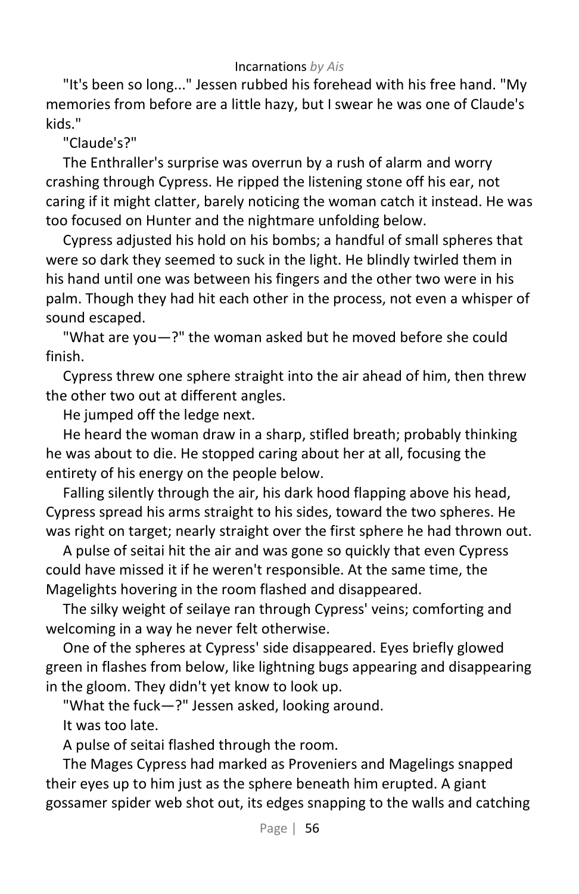"It's been so long..." Jessen rubbed his forehead with his free hand. "My memories from before are a little hazy, but I swear he was one of Claude's kids."

"Claude's?"

The Enthraller's surprise was overrun by a rush of alarm and worry crashing through Cypress. He ripped the listening stone off his ear, not caring if it might clatter, barely noticing the woman catch it instead. He was too focused on Hunter and the nightmare unfolding below.

Cypress adjusted his hold on his bombs; a handful of small spheres that were so dark they seemed to suck in the light. He blindly twirled them in his hand until one was between his fingers and the other two were in his palm. Though they had hit each other in the process, not even a whisper of sound escaped.

"What are you—?" the woman asked but he moved before she could finish.

Cypress threw one sphere straight into the air ahead of him, then threw the other two out at different angles.

He jumped off the ledge next.

He heard the woman draw in a sharp, stifled breath; probably thinking he was about to die. He stopped caring about her at all, focusing the entirety of his energy on the people below.

Falling silently through the air, his dark hood flapping above his head, Cypress spread his arms straight to his sides, toward the two spheres. He was right on target; nearly straight over the first sphere he had thrown out.

A pulse of seitai hit the air and was gone so quickly that even Cypress could have missed it if he weren't responsible. At the same time, the Magelights hovering in the room flashed and disappeared.

The silky weight of seilaye ran through Cypress' veins; comforting and welcoming in a way he never felt otherwise.

One of the spheres at Cypress' side disappeared. Eyes briefly glowed green in flashes from below, like lightning bugs appearing and disappearing in the gloom. They didn't yet know to look up.

"What the fuck—?" Jessen asked, looking around.

It was too late.

A pulse of seitai flashed through the room.

The Mages Cypress had marked as Proveniers and Magelings snapped their eyes up to him just as the sphere beneath him erupted. A giant gossamer spider web shot out, its edges snapping to the walls and catching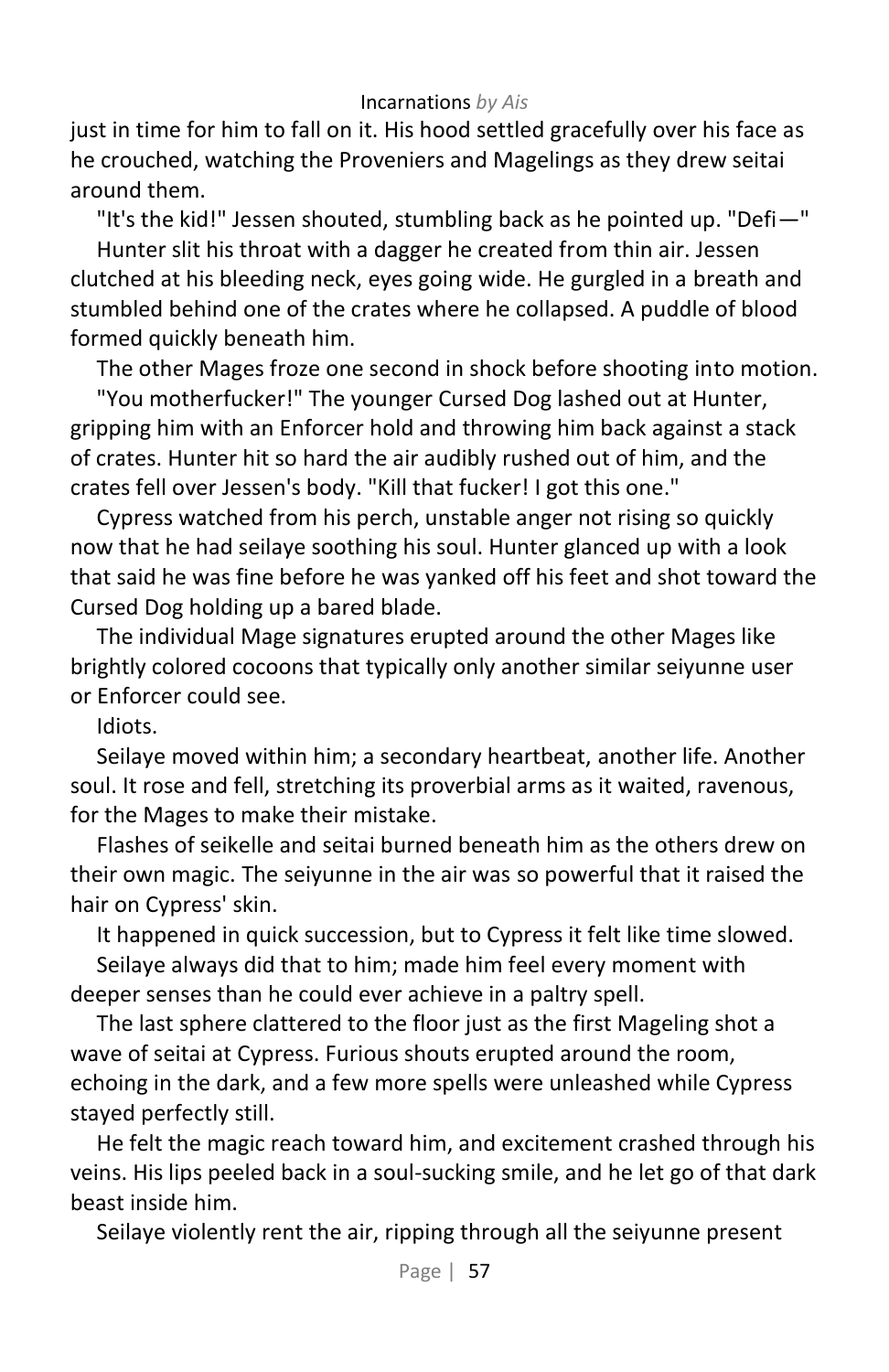just in time for him to fall on it. His hood settled gracefully over his face as he crouched, watching the Proveniers and Magelings as they drew seitai around them.

"It's the kid!" Jessen shouted, stumbling back as he pointed up. "Defi—"

Hunter slit his throat with a dagger he created from thin air. Jessen clutched at his bleeding neck, eyes going wide. He gurgled in a breath and stumbled behind one of the crates where he collapsed. A puddle of blood formed quickly beneath him.

The other Mages froze one second in shock before shooting into motion.

"You motherfucker!" The younger Cursed Dog lashed out at Hunter, gripping him with an Enforcer hold and throwing him back against a stack of crates. Hunter hit so hard the air audibly rushed out of him, and the crates fell over Jessen's body. "Kill that fucker! I got this one."

Cypress watched from his perch, unstable anger not rising so quickly now that he had seilaye soothing his soul. Hunter glanced up with a look that said he was fine before he was yanked off his feet and shot toward the Cursed Dog holding up a bared blade.

The individual Mage signatures erupted around the other Mages like brightly colored cocoons that typically only another similar seiyunne user or Enforcer could see.

Idiots.

Seilaye moved within him; a secondary heartbeat, another life. Another soul. It rose and fell, stretching its proverbial arms as it waited, ravenous, for the Mages to make their mistake.

Flashes of seikelle and seitai burned beneath him as the others drew on their own magic. The seiyunne in the air was so powerful that it raised the hair on Cypress' skin.

It happened in quick succession, but to Cypress it felt like time slowed.

Seilaye always did that to him; made him feel every moment with deeper senses than he could ever achieve in a paltry spell.

The last sphere clattered to the floor just as the first Mageling shot a wave of seitai at Cypress. Furious shouts erupted around the room, echoing in the dark, and a few more spells were unleashed while Cypress stayed perfectly still.

He felt the magic reach toward him, and excitement crashed through his veins. His lips peeled back in a soul-sucking smile, and he let go of that dark beast inside him.

Seilaye violently rent the air, ripping through all the seiyunne present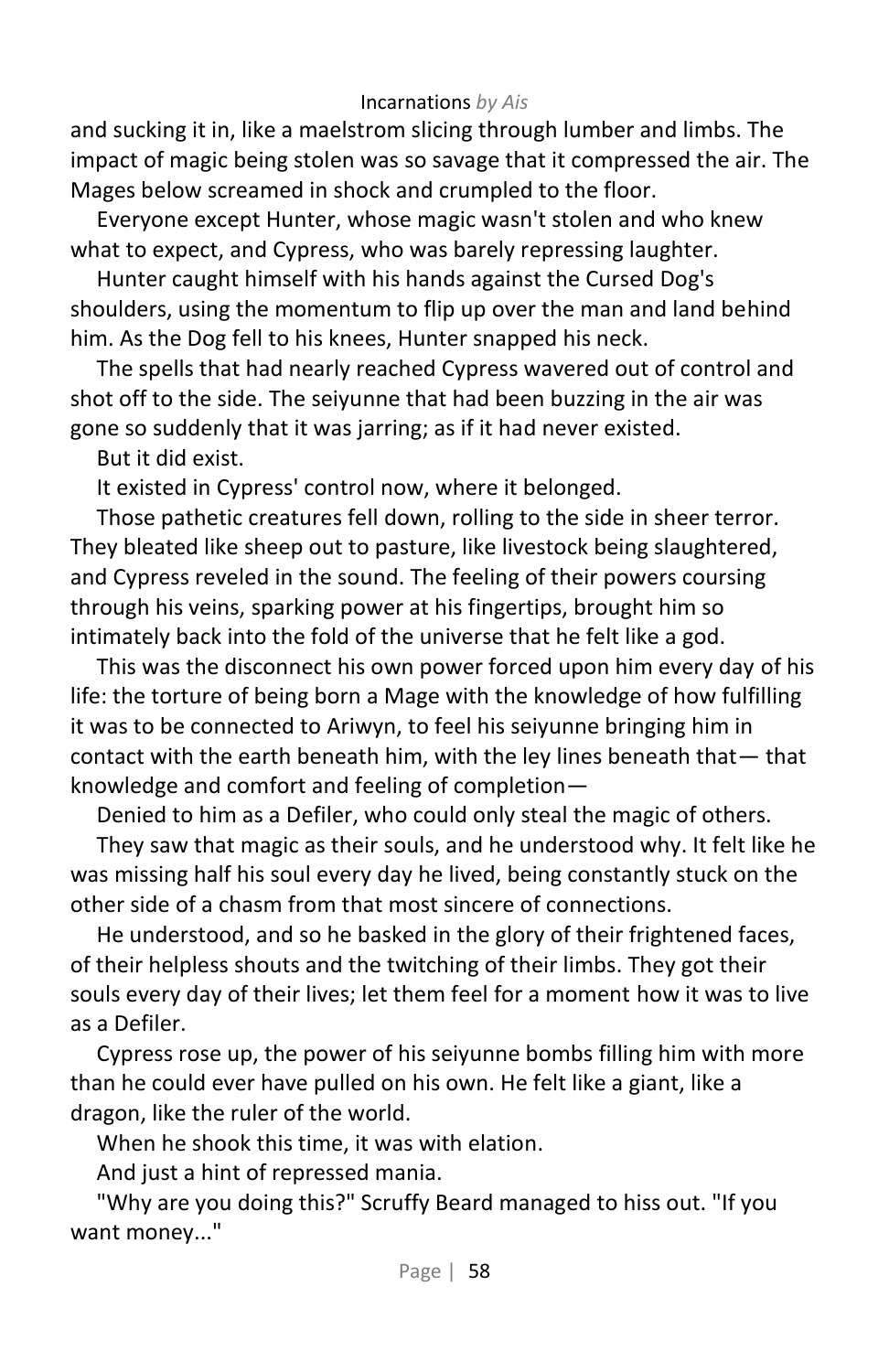and sucking it in, like a maelstrom slicing through lumber and limbs. The impact of magic being stolen was so savage that it compressed the air. The Mages below screamed in shock and crumpled to the floor.

Everyone except Hunter, whose magic wasn't stolen and who knew what to expect, and Cypress, who was barely repressing laughter.

Hunter caught himself with his hands against the Cursed Dog's shoulders, using the momentum to flip up over the man and land behind him. As the Dog fell to his knees, Hunter snapped his neck.

The spells that had nearly reached Cypress wavered out of control and shot off to the side. The seiyunne that had been buzzing in the air was gone so suddenly that it was jarring; as if it had never existed.

But it did exist.

It existed in Cypress' control now, where it belonged.

Those pathetic creatures fell down, rolling to the side in sheer terror. They bleated like sheep out to pasture, like livestock being slaughtered, and Cypress reveled in the sound. The feeling of their powers coursing through his veins, sparking power at his fingertips, brought him so intimately back into the fold of the universe that he felt like a god.

This was the disconnect his own power forced upon him every day of his life: the torture of being born a Mage with the knowledge of how fulfilling it was to be connected to Ariwyn, to feel his seiyunne bringing him in contact with the earth beneath him, with the ley lines beneath that— that knowledge and comfort and feeling of completion—

Denied to him as a Defiler, who could only steal the magic of others.

They saw that magic as their souls, and he understood why. It felt like he was missing half his soul every day he lived, being constantly stuck on the other side of a chasm from that most sincere of connections.

He understood, and so he basked in the glory of their frightened faces, of their helpless shouts and the twitching of their limbs. They got their souls every day of their lives; let them feel for a moment how it was to live as a Defiler.

Cypress rose up, the power of his seiyunne bombs filling him with more than he could ever have pulled on his own. He felt like a giant, like a dragon, like the ruler of the world.

When he shook this time, it was with elation.

And just a hint of repressed mania.

"Why are you doing this?" Scruffy Beard managed to hiss out. "If you want money..."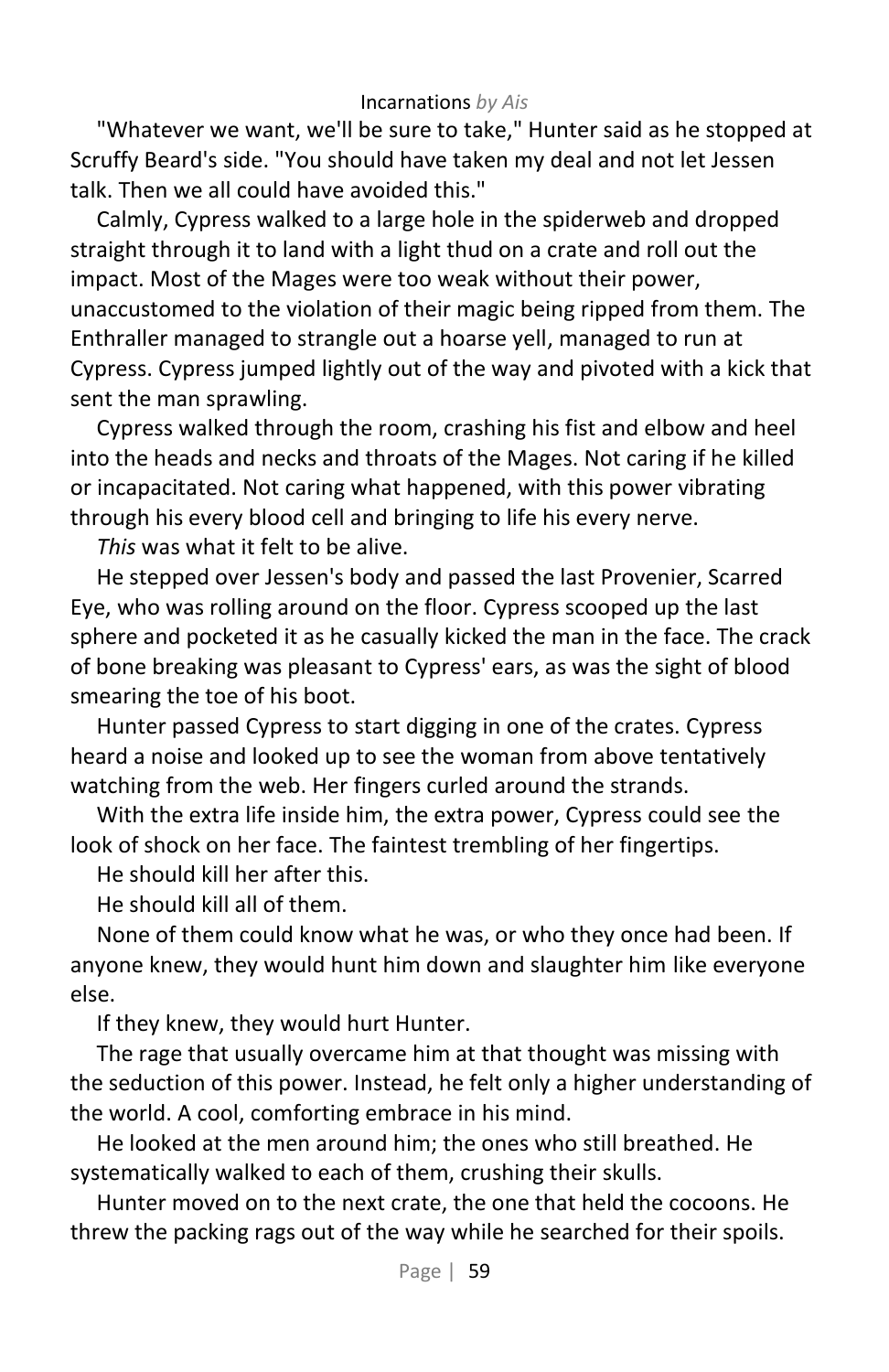"Whatever we want, we'll be sure to take," Hunter said as he stopped at Scruffy Beard's side. "You should have taken my deal and not let Jessen talk. Then we all could have avoided this."

Calmly, Cypress walked to a large hole in the spiderweb and dropped straight through it to land with a light thud on a crate and roll out the impact. Most of the Mages were too weak without their power, unaccustomed to the violation of their magic being ripped from them. The Enthraller managed to strangle out a hoarse yell, managed to run at Cypress. Cypress jumped lightly out of the way and pivoted with a kick that sent the man sprawling.

Cypress walked through the room, crashing his fist and elbow and heel into the heads and necks and throats of the Mages. Not caring if he killed or incapacitated. Not caring what happened, with this power vibrating through his every blood cell and bringing to life his every nerve.

*This* was what it felt to be alive.

He stepped over Jessen's body and passed the last Provenier, Scarred Eye, who was rolling around on the floor. Cypress scooped up the last sphere and pocketed it as he casually kicked the man in the face. The crack of bone breaking was pleasant to Cypress' ears, as was the sight of blood smearing the toe of his boot.

Hunter passed Cypress to start digging in one of the crates. Cypress heard a noise and looked up to see the woman from above tentatively watching from the web. Her fingers curled around the strands.

With the extra life inside him, the extra power, Cypress could see the look of shock on her face. The faintest trembling of her fingertips.

He should kill her after this.

He should kill all of them.

None of them could know what he was, or who they once had been. If anyone knew, they would hunt him down and slaughter him like everyone else.

If they knew, they would hurt Hunter.

The rage that usually overcame him at that thought was missing with the seduction of this power. Instead, he felt only a higher understanding of the world. A cool, comforting embrace in his mind.

He looked at the men around him; the ones who still breathed. He systematically walked to each of them, crushing their skulls.

Hunter moved on to the next crate, the one that held the cocoons. He threw the packing rags out of the way while he searched for their spoils.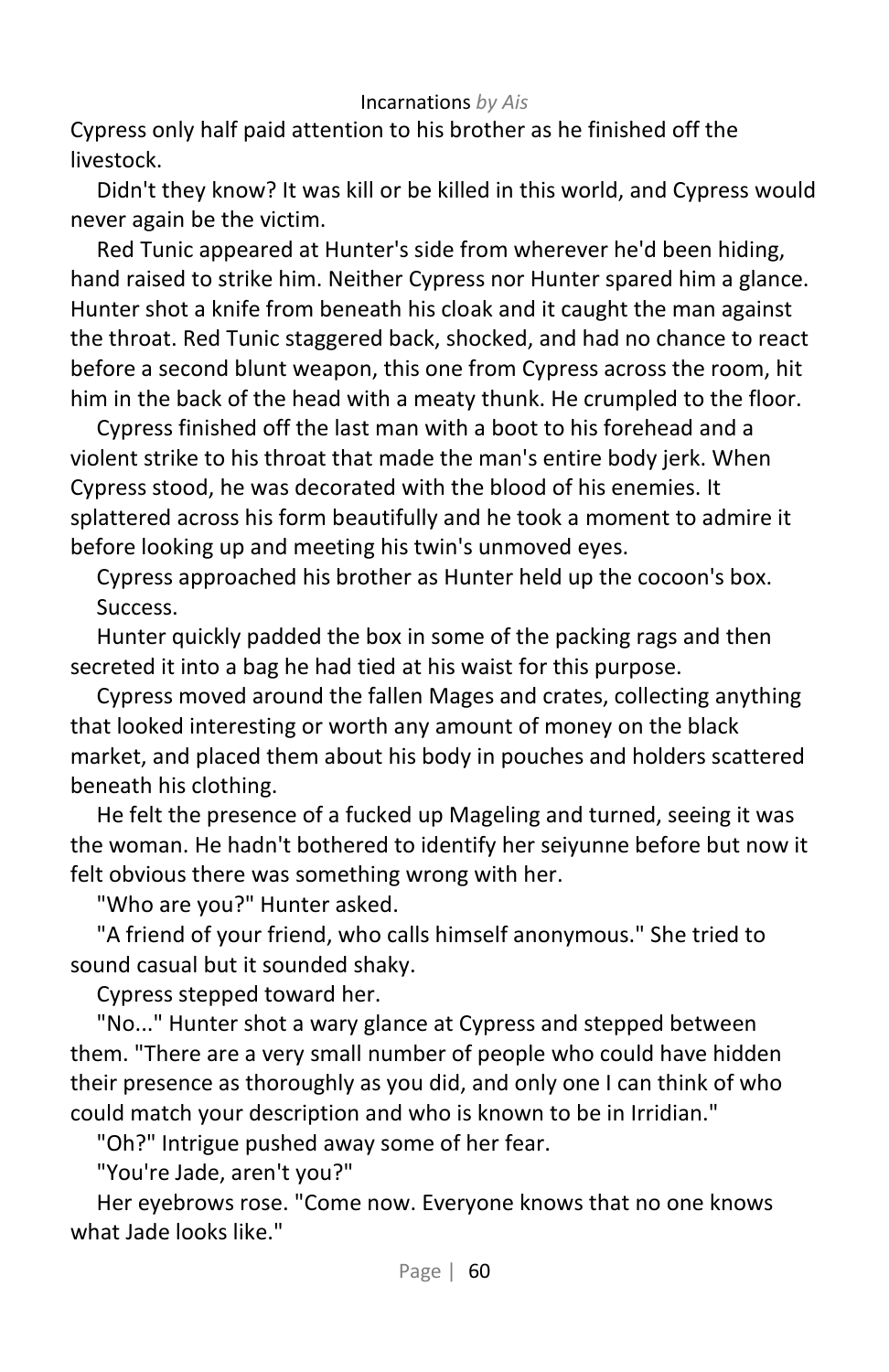Cypress only half paid attention to his brother as he finished off the livestock.

Didn't they know? It was kill or be killed in this world, and Cypress would never again be the victim.

Red Tunic appeared at Hunter's side from wherever he'd been hiding, hand raised to strike him. Neither Cypress nor Hunter spared him a glance. Hunter shot a knife from beneath his cloak and it caught the man against the throat. Red Tunic staggered back, shocked, and had no chance to react before a second blunt weapon, this one from Cypress across the room, hit him in the back of the head with a meaty thunk. He crumpled to the floor.

Cypress finished off the last man with a boot to his forehead and a violent strike to his throat that made the man's entire body jerk. When Cypress stood, he was decorated with the blood of his enemies. It splattered across his form beautifully and he took a moment to admire it before looking up and meeting his twin's unmoved eyes.

Cypress approached his brother as Hunter held up the cocoon's box.

Success.

Hunter quickly padded the box in some of the packing rags and then secreted it into a bag he had tied at his waist for this purpose.

Cypress moved around the fallen Mages and crates, collecting anything that looked interesting or worth any amount of money on the black market, and placed them about his body in pouches and holders scattered beneath his clothing.

He felt the presence of a fucked up Mageling and turned, seeing it was the woman. He hadn't bothered to identify her seiyunne before but now it felt obvious there was something wrong with her.

"Who are you?" Hunter asked.

"A friend of your friend, who calls himself anonymous." She tried to sound casual but it sounded shaky.

Cypress stepped toward her.

"No..." Hunter shot a wary glance at Cypress and stepped between them. "There are a very small number of people who could have hidden their presence as thoroughly as you did, and only one I can think of who could match your description and who is known to be in Irridian."

"Oh?" Intrigue pushed away some of her fear.

"You're Jade, aren't you?"

Her eyebrows rose. "Come now. Everyone knows that no one knows what Jade looks like."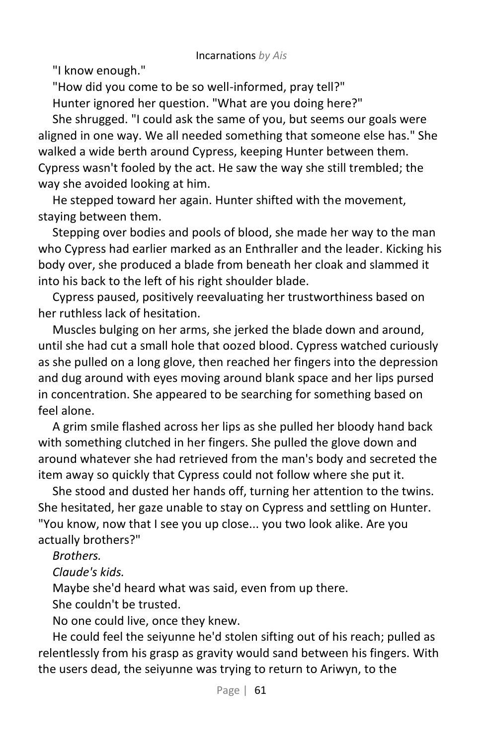"I know enough."

"How did you come to be so well-informed, pray tell?"

Hunter ignored her question. "What are you doing here?"

She shrugged. "I could ask the same of you, but seems our goals were aligned in one way. We all needed something that someone else has." She walked a wide berth around Cypress, keeping Hunter between them. Cypress wasn't fooled by the act. He saw the way she still trembled; the way she avoided looking at him.

He stepped toward her again. Hunter shifted with the movement, staying between them.

Stepping over bodies and pools of blood, she made her way to the man who Cypress had earlier marked as an Enthraller and the leader. Kicking his body over, she produced a blade from beneath her cloak and slammed it into his back to the left of his right shoulder blade.

Cypress paused, positively reevaluating her trustworthiness based on her ruthless lack of hesitation.

Muscles bulging on her arms, she jerked the blade down and around, until she had cut a small hole that oozed blood. Cypress watched curiously as she pulled on a long glove, then reached her fingers into the depression and dug around with eyes moving around blank space and her lips pursed in concentration. She appeared to be searching for something based on feel alone.

A grim smile flashed across her lips as she pulled her bloody hand back with something clutched in her fingers. She pulled the glove down and around whatever she had retrieved from the man's body and secreted the item away so quickly that Cypress could not follow where she put it.

She stood and dusted her hands off, turning her attention to the twins. She hesitated, her gaze unable to stay on Cypress and settling on Hunter. "You know, now that I see you up close... you two look alike. Are you actually brothers?"

*Brothers.*

*Claude's kids.*

Maybe she'd heard what was said, even from up there.

She couldn't be trusted.

No one could live, once they knew.

He could feel the seiyunne he'd stolen sifting out of his reach; pulled as relentlessly from his grasp as gravity would sand between his fingers. With the users dead, the seiyunne was trying to return to Ariwyn, to the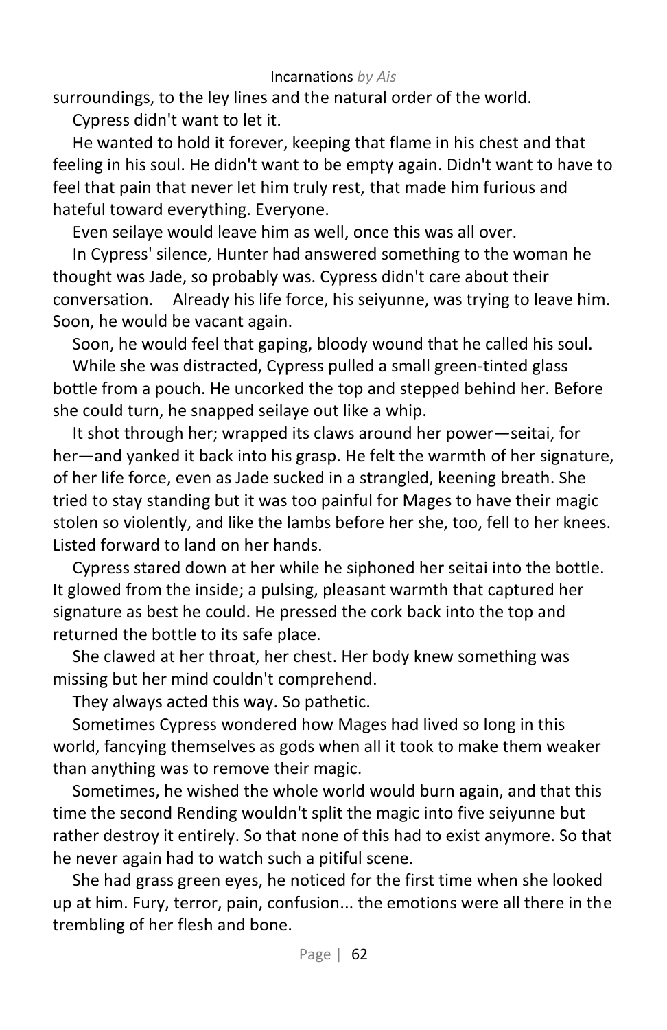surroundings, to the ley lines and the natural order of the world.

Cypress didn't want to let it.

He wanted to hold it forever, keeping that flame in his chest and that feeling in his soul. He didn't want to be empty again. Didn't want to have to feel that pain that never let him truly rest, that made him furious and hateful toward everything. Everyone.

Even seilaye would leave him as well, once this was all over.

In Cypress' silence, Hunter had answered something to the woman he thought was Jade, so probably was. Cypress didn't care about their conversation. Already his life force, his seiyunne, was trying to leave him. Soon, he would be vacant again.

Soon, he would feel that gaping, bloody wound that he called his soul.

While she was distracted, Cypress pulled a small green-tinted glass bottle from a pouch. He uncorked the top and stepped behind her. Before she could turn, he snapped seilaye out like a whip.

It shot through her; wrapped its claws around her power—seitai, for her—and yanked it back into his grasp. He felt the warmth of her signature, of her life force, even as Jade sucked in a strangled, keening breath. She tried to stay standing but it was too painful for Mages to have their magic stolen so violently, and like the lambs before her she, too, fell to her knees. Listed forward to land on her hands.

Cypress stared down at her while he siphoned her seitai into the bottle. It glowed from the inside; a pulsing, pleasant warmth that captured her signature as best he could. He pressed the cork back into the top and returned the bottle to its safe place.

She clawed at her throat, her chest. Her body knew something was missing but her mind couldn't comprehend.

They always acted this way. So pathetic.

Sometimes Cypress wondered how Mages had lived so long in this world, fancying themselves as gods when all it took to make them weaker than anything was to remove their magic.

Sometimes, he wished the whole world would burn again, and that this time the second Rending wouldn't split the magic into five seiyunne but rather destroy it entirely. So that none of this had to exist anymore. So that he never again had to watch such a pitiful scene.

She had grass green eyes, he noticed for the first time when she looked up at him. Fury, terror, pain, confusion... the emotions were all there in the trembling of her flesh and bone.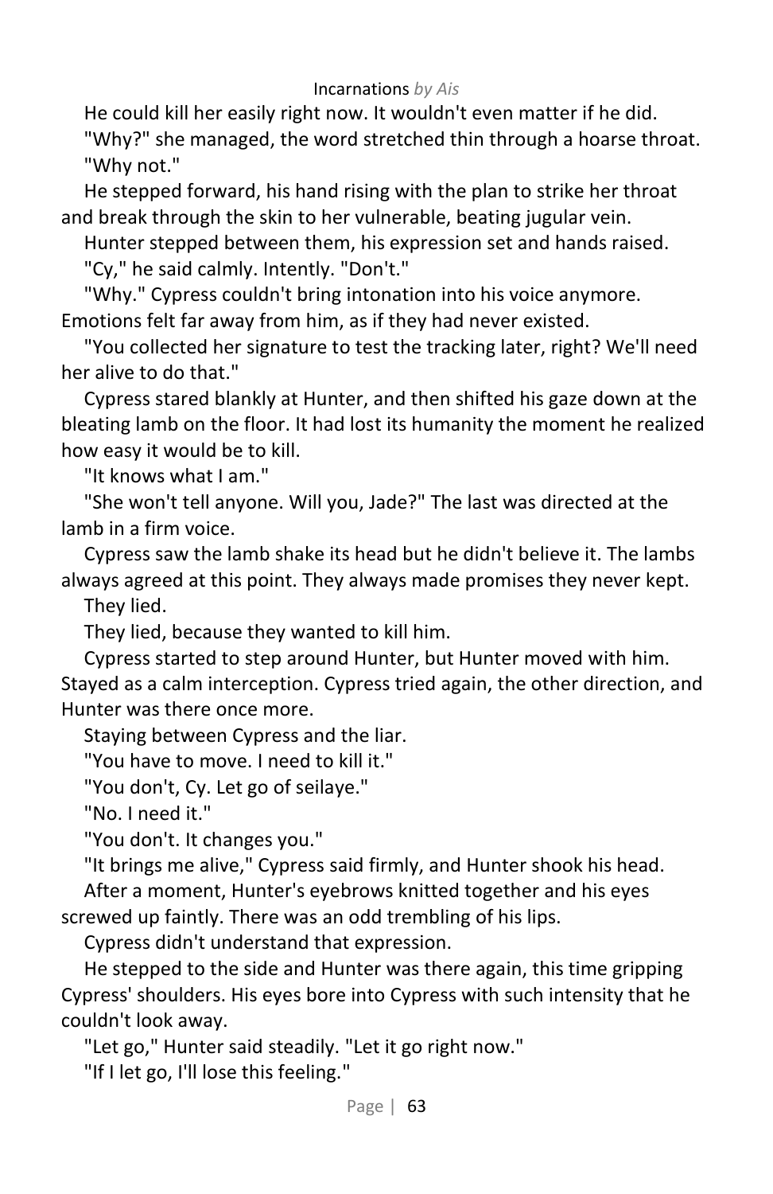He could kill her easily right now. It wouldn't even matter if he did.

"Why?" she managed, the word stretched thin through a hoarse throat.

"Why not."

He stepped forward, his hand rising with the plan to strike her throat and break through the skin to her vulnerable, beating jugular vein.

Hunter stepped between them, his expression set and hands raised.

"Cy," he said calmly. Intently. "Don't."

"Why." Cypress couldn't bring intonation into his voice anymore. Emotions felt far away from him, as if they had never existed.

"You collected her signature to test the tracking later, right? We'll need her alive to do that."

Cypress stared blankly at Hunter, and then shifted his gaze down at the bleating lamb on the floor. It had lost its humanity the moment he realized how easy it would be to kill.

"It knows what I am."

"She won't tell anyone. Will you, Jade?" The last was directed at the lamb in a firm voice.

Cypress saw the lamb shake its head but he didn't believe it. The lambs always agreed at this point. They always made promises they never kept.

They lied.

They lied, because they wanted to kill him.

Cypress started to step around Hunter, but Hunter moved with him. Stayed as a calm interception. Cypress tried again, the other direction, and Hunter was there once more.

Staying between Cypress and the liar.

"You have to move. I need to kill it."

"You don't, Cy. Let go of seilaye."

"No. I need it."

"You don't. It changes you."

"It brings me alive," Cypress said firmly, and Hunter shook his head.

After a moment, Hunter's eyebrows knitted together and his eyes screwed up faintly. There was an odd trembling of his lips.

Cypress didn't understand that expression.

He stepped to the side and Hunter was there again, this time gripping Cypress' shoulders. His eyes bore into Cypress with such intensity that he couldn't look away.

"Let go," Hunter said steadily. "Let it go right now."

"If I let go, I'll lose this feeling."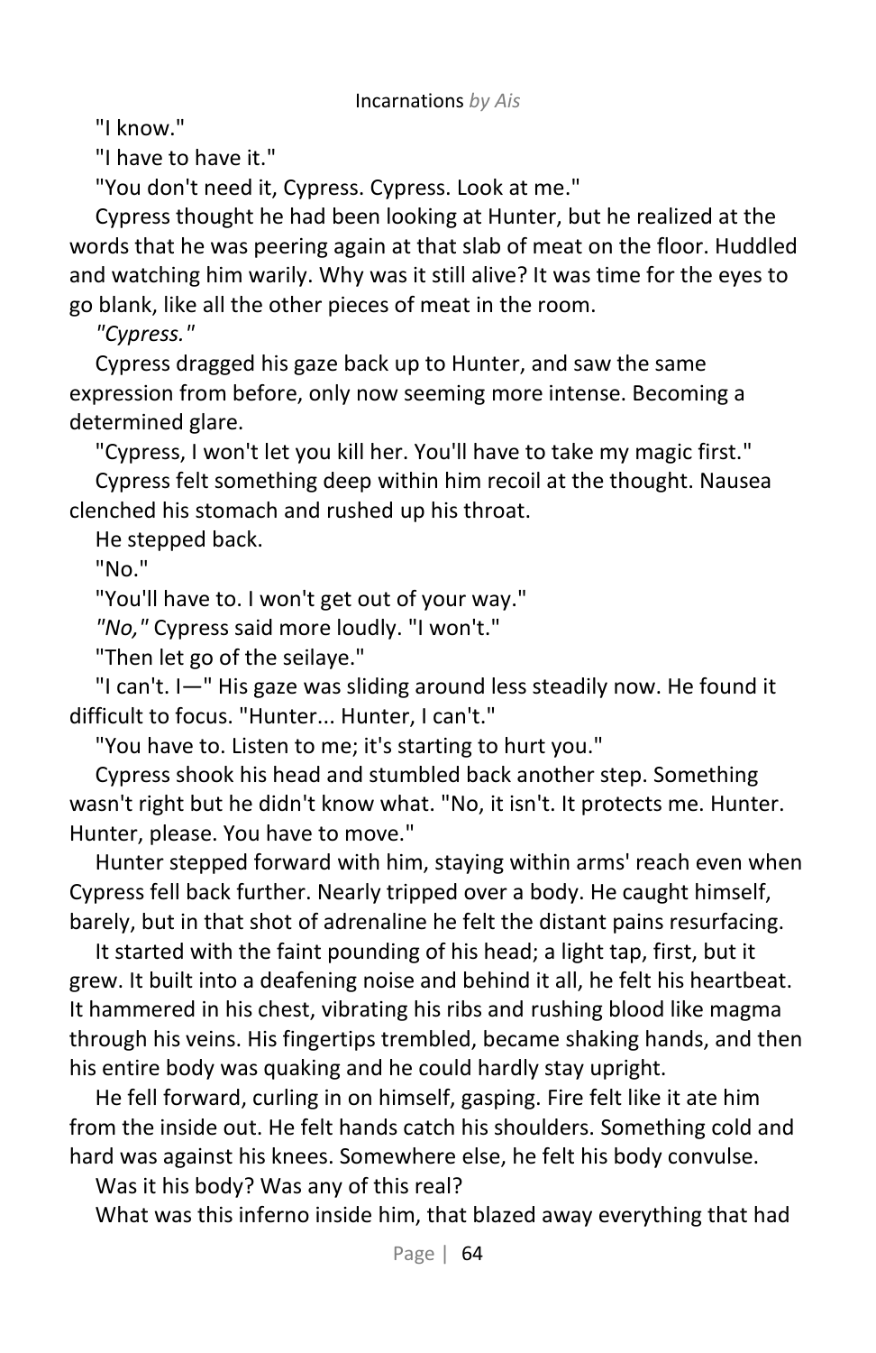"I know."

"I have to have it."

"You don't need it, Cypress. Cypress. Look at me."

Cypress thought he had been looking at Hunter, but he realized at the words that he was peering again at that slab of meat on the floor. Huddled and watching him warily. Why was it still alive? It was time for the eyes to go blank, like all the other pieces of meat in the room.

*"Cypress."*

Cypress dragged his gaze back up to Hunter, and saw the same expression from before, only now seeming more intense. Becoming a determined glare.

"Cypress, I won't let you kill her. You'll have to take my magic first."

Cypress felt something deep within him recoil at the thought. Nausea clenched his stomach and rushed up his throat.

He stepped back.

"No."

"You'll have to. I won't get out of your way."

*"No,"* Cypress said more loudly. "I won't."

"Then let go of the seilaye."

"I can't. I—" His gaze was sliding around less steadily now. He found it difficult to focus. "Hunter... Hunter, I can't."

"You have to. Listen to me; it's starting to hurt you."

Cypress shook his head and stumbled back another step. Something wasn't right but he didn't know what. "No, it isn't. It protects me. Hunter. Hunter, please. You have to move."

Hunter stepped forward with him, staying within arms' reach even when Cypress fell back further. Nearly tripped over a body. He caught himself, barely, but in that shot of adrenaline he felt the distant pains resurfacing.

It started with the faint pounding of his head; a light tap, first, but it grew. It built into a deafening noise and behind it all, he felt his heartbeat. It hammered in his chest, vibrating his ribs and rushing blood like magma through his veins. His fingertips trembled, became shaking hands, and then his entire body was quaking and he could hardly stay upright.

He fell forward, curling in on himself, gasping. Fire felt like it ate him from the inside out. He felt hands catch his shoulders. Something cold and hard was against his knees. Somewhere else, he felt his body convulse.

Was it his body? Was any of this real?

What was this inferno inside him, that blazed away everything that had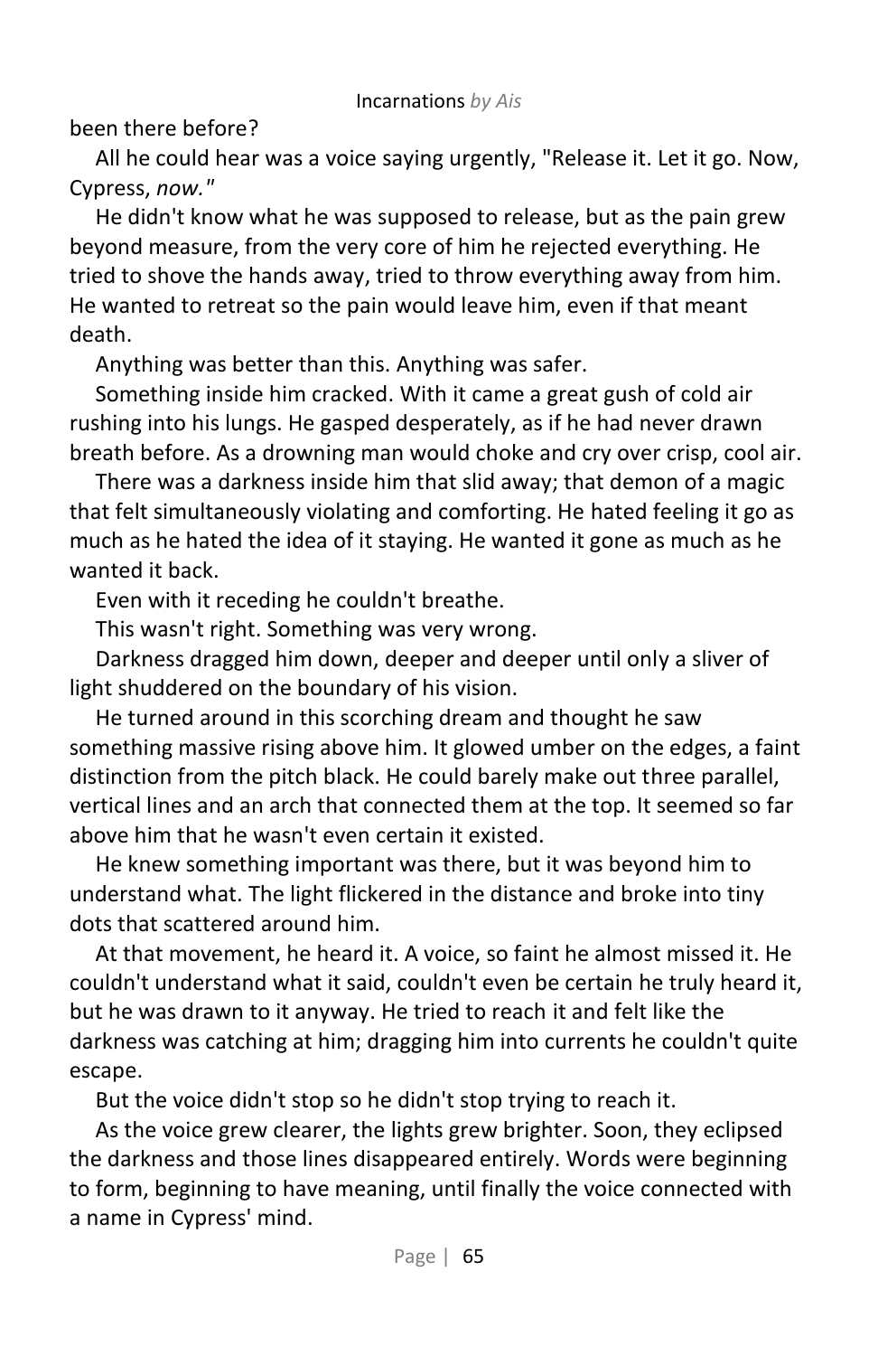been there before?

All he could hear was a voice saying urgently, "Release it. Let it go. Now, Cypress, *now."*

He didn't know what he was supposed to release, but as the pain grew beyond measure, from the very core of him he rejected everything. He tried to shove the hands away, tried to throw everything away from him. He wanted to retreat so the pain would leave him, even if that meant death.

Anything was better than this. Anything was safer.

Something inside him cracked. With it came a great gush of cold air rushing into his lungs. He gasped desperately, as if he had never drawn breath before. As a drowning man would choke and cry over crisp, cool air.

There was a darkness inside him that slid away; that demon of a magic that felt simultaneously violating and comforting. He hated feeling it go as much as he hated the idea of it staying. He wanted it gone as much as he wanted it back.

Even with it receding he couldn't breathe.

This wasn't right. Something was very wrong.

Darkness dragged him down, deeper and deeper until only a sliver of light shuddered on the boundary of his vision.

He turned around in this scorching dream and thought he saw something massive rising above him. It glowed umber on the edges, a faint distinction from the pitch black. He could barely make out three parallel, vertical lines and an arch that connected them at the top. It seemed so far above him that he wasn't even certain it existed.

He knew something important was there, but it was beyond him to understand what. The light flickered in the distance and broke into tiny dots that scattered around him.

At that movement, he heard it. A voice, so faint he almost missed it. He couldn't understand what it said, couldn't even be certain he truly heard it, but he was drawn to it anyway. He tried to reach it and felt like the darkness was catching at him; dragging him into currents he couldn't quite escape.

But the voice didn't stop so he didn't stop trying to reach it.

As the voice grew clearer, the lights grew brighter. Soon, they eclipsed the darkness and those lines disappeared entirely. Words were beginning to form, beginning to have meaning, until finally the voice connected with a name in Cypress' mind.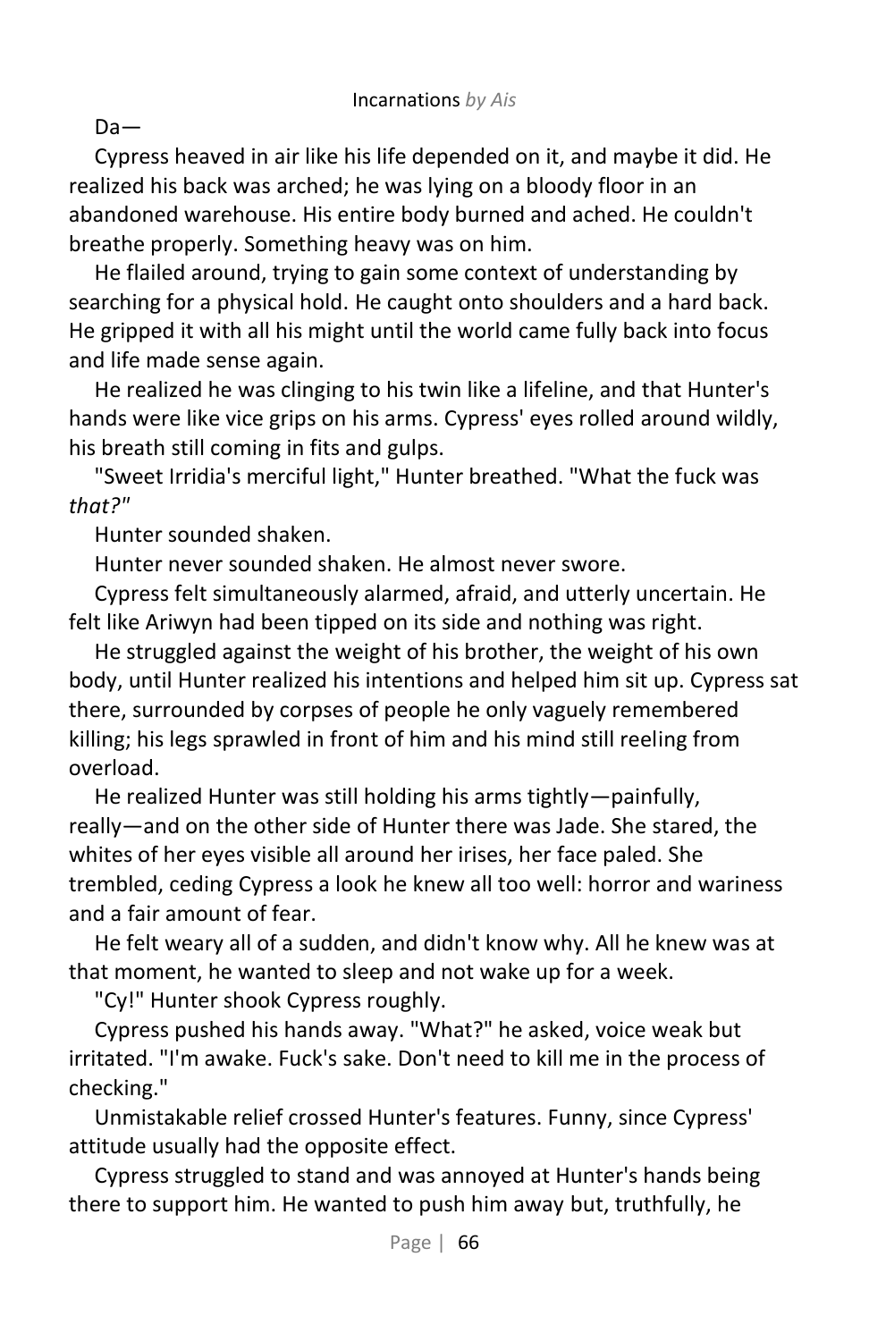Da—

Cypress heaved in air like his life depended on it, and maybe it did. He realized his back was arched; he was lying on a bloody floor in an abandoned warehouse. His entire body burned and ached. He couldn't breathe properly. Something heavy was on him.

He flailed around, trying to gain some context of understanding by searching for a physical hold. He caught onto shoulders and a hard back. He gripped it with all his might until the world came fully back into focus and life made sense again.

He realized he was clinging to his twin like a lifeline, and that Hunter's hands were like vice grips on his arms. Cypress' eyes rolled around wildly, his breath still coming in fits and gulps.

"Sweet Irridia's merciful light," Hunter breathed. "What the fuck was *that?*"

Hunter sounded shaken.

Hunter never sounded shaken. He almost never swore.

Cypress felt simultaneously alarmed, afraid, and utterly uncertain. He felt like Ariwyn had been tipped on its side and nothing was right.

He struggled against the weight of his brother, the weight of his own body, until Hunter realized his intentions and helped him sit up. Cypress sat there, surrounded by corpses of people he only vaguely remembered killing; his legs sprawled in front of him and his mind still reeling from overload.

He realized Hunter was still holding his arms tightly—painfully, really—and on the other side of Hunter there was Jade. She stared, the whites of her eyes visible all around her irises, her face paled. She trembled, ceding Cypress a look he knew all too well: horror and wariness and a fair amount of fear.

He felt weary all of a sudden, and didn't know why. All he knew was at that moment, he wanted to sleep and not wake up for a week.

"Cy!" Hunter shook Cypress roughly.

Cypress pushed his hands away. "What?" he asked, voice weak but irritated. "I'm awake. Fuck's sake. Don't need to kill me in the process of checking."

Unmistakable relief crossed Hunter's features. Funny, since Cypress' attitude usually had the opposite effect.

Cypress struggled to stand and was annoyed at Hunter's hands being there to support him. He wanted to push him away but, truthfully, he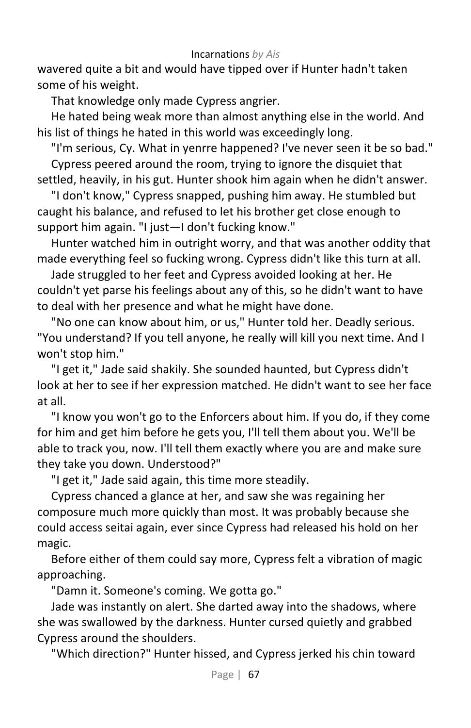wavered quite a bit and would have tipped over if Hunter hadn't taken some of his weight.

That knowledge only made Cypress angrier.

He hated being weak more than almost anything else in the world. And his list of things he hated in this world was exceedingly long.

"I'm serious, Cy. What in yenrre happened? I've never seen it be so bad."

Cypress peered around the room, trying to ignore the disquiet that settled, heavily, in his gut. Hunter shook him again when he didn't answer.

"I don't know," Cypress snapped, pushing him away. He stumbled but caught his balance, and refused to let his brother get close enough to support him again. "I just—I don't fucking know."

Hunter watched him in outright worry, and that was another oddity that made everything feel so fucking wrong. Cypress didn't like this turn at all.

Jade struggled to her feet and Cypress avoided looking at her. He couldn't yet parse his feelings about any of this, so he didn't want to have to deal with her presence and what he might have done.

"No one can know about him, or us," Hunter told her. Deadly serious. "You understand? If you tell anyone, he really will kill you next time. And I won't stop him."

"I get it," Jade said shakily. She sounded haunted, but Cypress didn't look at her to see if her expression matched. He didn't want to see her face at all.

"I know you won't go to the Enforcers about him. If you do, if they come for him and get him before he gets you, I'll tell them about you. We'll be able to track you, now. I'll tell them exactly where you are and make sure they take you down. Understood?"

"I get it," Jade said again, this time more steadily.

Cypress chanced a glance at her, and saw she was regaining her composure much more quickly than most. It was probably because she could access seitai again, ever since Cypress had released his hold on her magic.

Before either of them could say more, Cypress felt a vibration of magic approaching.

"Damn it. Someone's coming. We gotta go."

Jade was instantly on alert. She darted away into the shadows, where she was swallowed by the darkness. Hunter cursed quietly and grabbed Cypress around the shoulders.

"Which direction?" Hunter hissed, and Cypress jerked his chin toward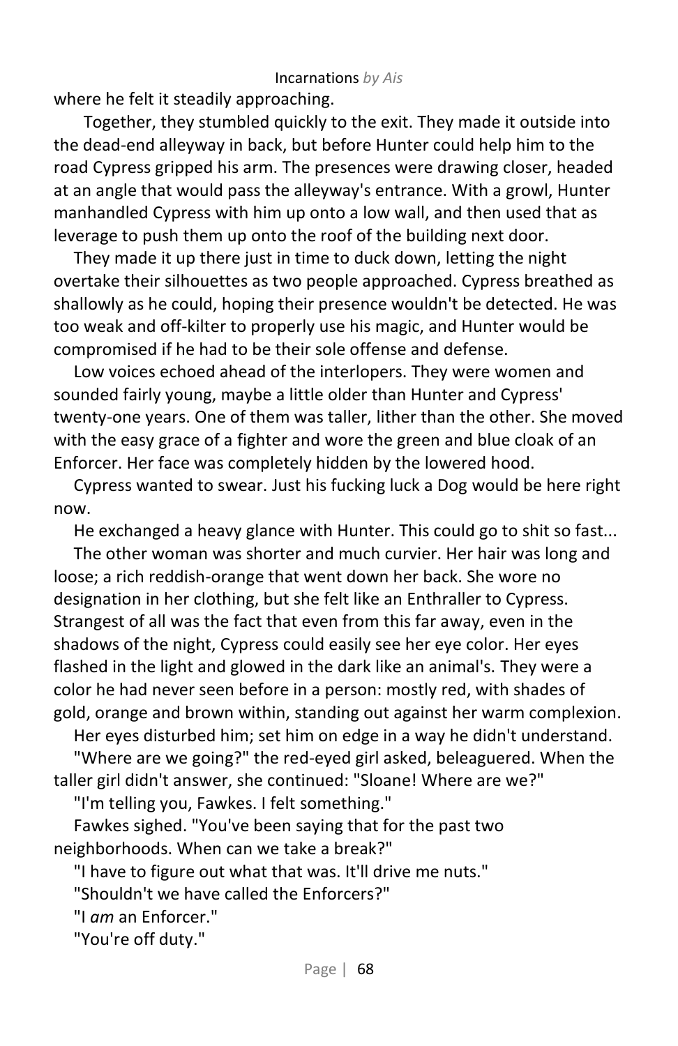where he felt it steadily approaching.

Together, they stumbled quickly to the exit. They made it outside into the dead-end alleyway in back, but before Hunter could help him to the road Cypress gripped his arm. The presences were drawing closer, headed at an angle that would pass the alleyway's entrance. With a growl, Hunter manhandled Cypress with him up onto a low wall, and then used that as leverage to push them up onto the roof of the building next door.

They made it up there just in time to duck down, letting the night overtake their silhouettes as two people approached. Cypress breathed as shallowly as he could, hoping their presence wouldn't be detected. He was too weak and off-kilter to properly use his magic, and Hunter would be compromised if he had to be their sole offense and defense.

Low voices echoed ahead of the interlopers. They were women and sounded fairly young, maybe a little older than Hunter and Cypress' twenty-one years. One of them was taller, lither than the other. She moved with the easy grace of a fighter and wore the green and blue cloak of an Enforcer. Her face was completely hidden by the lowered hood.

Cypress wanted to swear. Just his fucking luck a Dog would be here right now.

He exchanged a heavy glance with Hunter. This could go to shit so fast...

The other woman was shorter and much curvier. Her hair was long and loose; a rich reddish-orange that went down her back. She wore no designation in her clothing, but she felt like an Enthraller to Cypress. Strangest of all was the fact that even from this far away, even in the shadows of the night, Cypress could easily see her eye color. Her eyes flashed in the light and glowed in the dark like an animal's. They were a color he had never seen before in a person: mostly red, with shades of gold, orange and brown within, standing out against her warm complexion.

Her eyes disturbed him; set him on edge in a way he didn't understand.

"Where are we going?" the red-eyed girl asked, beleaguered. When the taller girl didn't answer, she continued: "Sloane! Where are we?"

"I'm telling you, Fawkes. I felt something."

Fawkes sighed. "You've been saying that for the past two neighborhoods. When can we take a break?"

"I have to figure out what that was. It'll drive me nuts."

"Shouldn't we have called the Enforcers?"

"I *am* an Enforcer."

"You're off duty."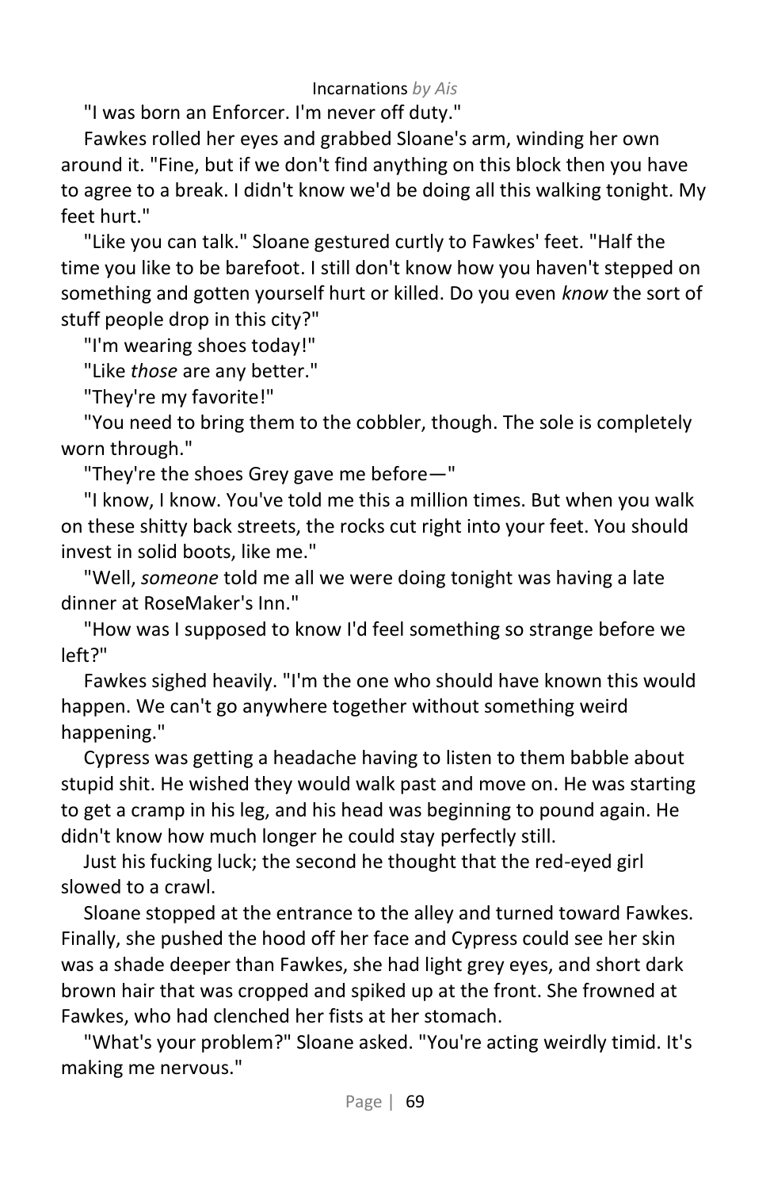"I was born an Enforcer. I'm never off duty."

Fawkes rolled her eyes and grabbed Sloane's arm, winding her own around it. "Fine, but if we don't find anything on this block then you have to agree to a break. I didn't know we'd be doing all this walking tonight. My feet hurt."

"Like you can talk." Sloane gestured curtly to Fawkes' feet. "Half the time you like to be barefoot. I still don't know how you haven't stepped on something and gotten yourself hurt or killed. Do you even *know* the sort of stuff people drop in this city?"

"I'm wearing shoes today!"

"Like *those* are any better."

"They're my favorite!"

"You need to bring them to the cobbler, though. The sole is completely worn through."

"They're the shoes Grey gave me before—"

"I know, I know. You've told me this a million times. But when you walk on these shitty back streets, the rocks cut right into your feet. You should invest in solid boots, like me."

"Well, *someone* told me all we were doing tonight was having a late dinner at RoseMaker's Inn."

"How was I supposed to know I'd feel something so strange before we left?"

Fawkes sighed heavily. "I'm the one who should have known this would happen. We can't go anywhere together without something weird happening."

Cypress was getting a headache having to listen to them babble about stupid shit. He wished they would walk past and move on. He was starting to get a cramp in his leg, and his head was beginning to pound again. He didn't know how much longer he could stay perfectly still.

Just his fucking luck; the second he thought that the red-eyed girl slowed to a crawl.

Sloane stopped at the entrance to the alley and turned toward Fawkes. Finally, she pushed the hood off her face and Cypress could see her skin was a shade deeper than Fawkes, she had light grey eyes, and short dark brown hair that was cropped and spiked up at the front. She frowned at Fawkes, who had clenched her fists at her stomach.

"What's your problem?" Sloane asked. "You're acting weirdly timid. It's making me nervous."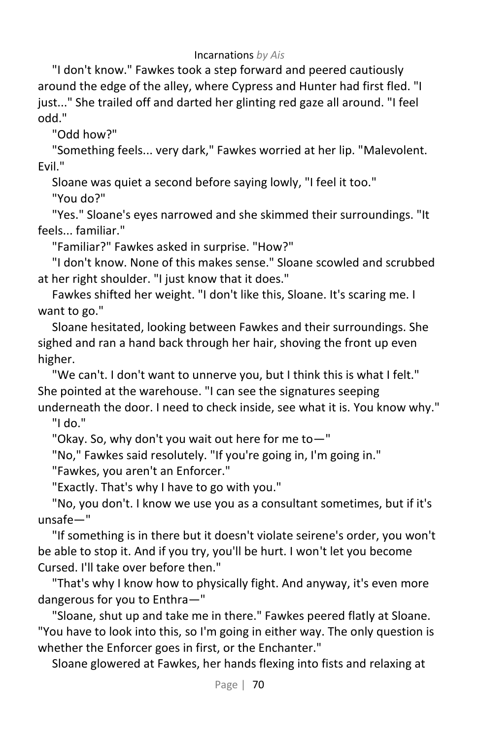"I don't know." Fawkes took a step forward and peered cautiously around the edge of the alley, where Cypress and Hunter had first fled. "I just..." She trailed off and darted her glinting red gaze all around. "I feel odd."

"Odd how?"

"Something feels... very dark," Fawkes worried at her lip. "Malevolent. Evil."

Sloane was quiet a second before saying lowly, "I feel it too."

"You do?"

"Yes." Sloane's eyes narrowed and she skimmed their surroundings. "It feels... familiar."

"Familiar?" Fawkes asked in surprise. "How?"

"I don't know. None of this makes sense." Sloane scowled and scrubbed at her right shoulder. "I just know that it does."

Fawkes shifted her weight. "I don't like this, Sloane. It's scaring me. I want to go."

Sloane hesitated, looking between Fawkes and their surroundings. She sighed and ran a hand back through her hair, shoving the front up even higher.

"We can't. I don't want to unnerve you, but I think this is what I felt." She pointed at the warehouse. "I can see the signatures seeping underneath the door. I need to check inside, see what it is. You know why."

"I do."

"Okay. So, why don't you wait out here for me to—"

"No," Fawkes said resolutely. "If you're going in, I'm going in."

"Fawkes, you aren't an Enforcer."

"Exactly. That's why I have to go with you."

"No, you don't. I know we use you as a consultant sometimes, but if it's unsafe—"

"If something is in there but it doesn't violate seirene's order, you won't be able to stop it. And if you try, you'll be hurt. I won't let you become Cursed. I'll take over before then."

"That's why I know how to physically fight. And anyway, it's even more dangerous for you to Enthra—"

"Sloane, shut up and take me in there." Fawkes peered flatly at Sloane. "You have to look into this, so I'm going in either way. The only question is whether the Enforcer goes in first, or the Enchanter."

Sloane glowered at Fawkes, her hands flexing into fists and relaxing at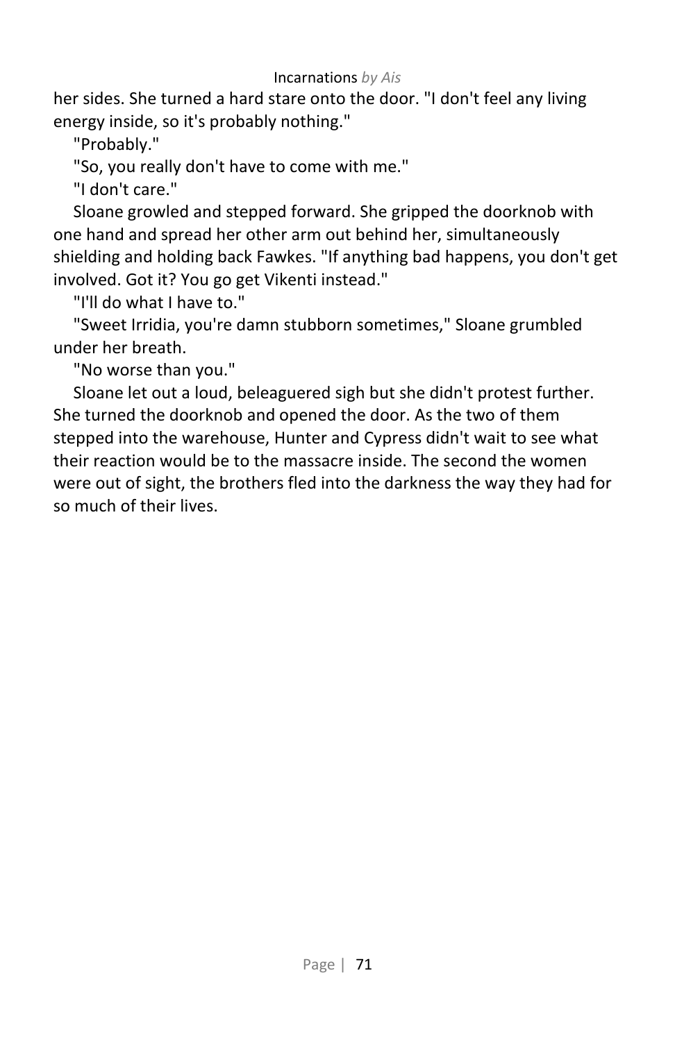her sides. She turned a hard stare onto the door. "I don't feel any living energy inside, so it's probably nothing."

"Probably."

"So, you really don't have to come with me."

"I don't care."

Sloane growled and stepped forward. She gripped the doorknob with one hand and spread her other arm out behind her, simultaneously shielding and holding back Fawkes. "If anything bad happens, you don't get involved. Got it? You go get Vikenti instead."

"I'll do what I have to."

"Sweet Irridia, you're damn stubborn sometimes," Sloane grumbled under her breath.

"No worse than you."

Sloane let out a loud, beleaguered sigh but she didn't protest further. She turned the doorknob and opened the door. As the two of them stepped into the warehouse, Hunter and Cypress didn't wait to see what their reaction would be to the massacre inside. The second the women were out of sight, the brothers fled into the darkness the way they had for so much of their lives.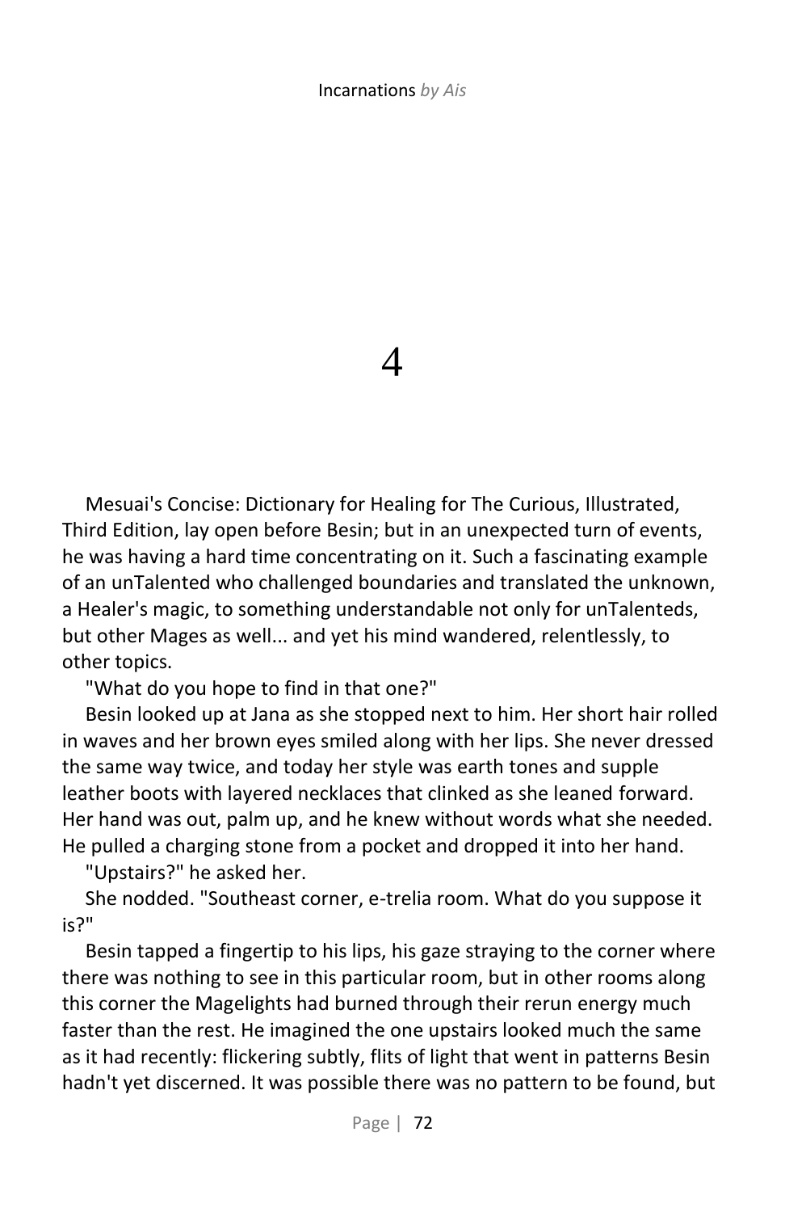# 4

Mesuai's Concise: Dictionary for Healing for The Curious, Illustrated, Third Edition, lay open before Besin; but in an unexpected turn of events, he was having a hard time concentrating on it. Such a fascinating example of an unTalented who challenged boundaries and translated the unknown, a Healer's magic, to something understandable not only for unTalenteds, but other Mages as well... and yet his mind wandered, relentlessly, to other topics.

"What do you hope to find in that one?"

Besin looked up at Jana as she stopped next to him. Her short hair rolled in waves and her brown eyes smiled along with her lips. She never dressed the same way twice, and today her style was earth tones and supple leather boots with layered necklaces that clinked as she leaned forward. Her hand was out, palm up, and he knew without words what she needed. He pulled a charging stone from a pocket and dropped it into her hand.

"Upstairs?" he asked her.

She nodded. "Southeast corner, e-trelia room. What do you suppose it is?"

Besin tapped a fingertip to his lips, his gaze straying to the corner where there was nothing to see in this particular room, but in other rooms along this corner the Magelights had burned through their rerun energy much faster than the rest. He imagined the one upstairs looked much the same as it had recently: flickering subtly, flits of light that went in patterns Besin hadn't yet discerned. It was possible there was no pattern to be found, but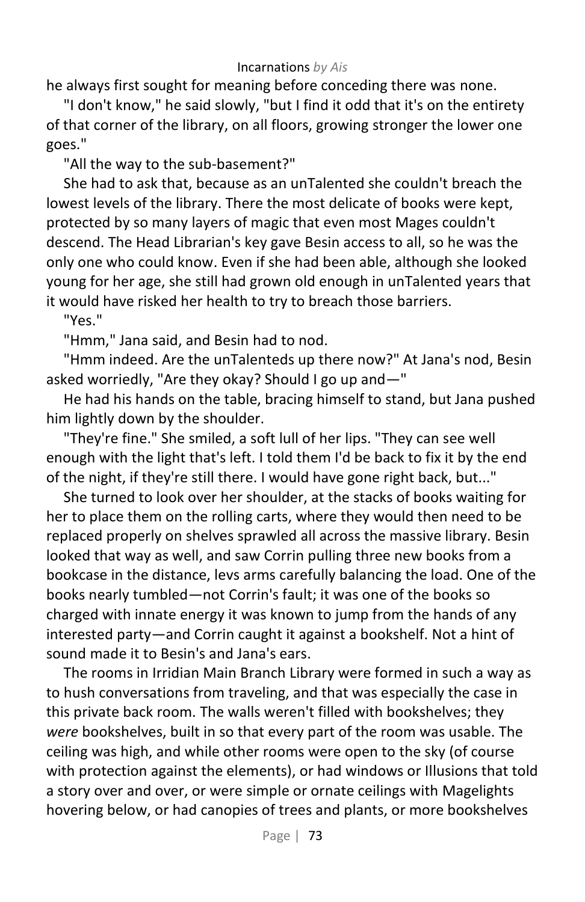he always first sought for meaning before conceding there was none.

"I don't know," he said slowly, "but I find it odd that it's on the entirety of that corner of the library, on all floors, growing stronger the lower one goes."

"All the way to the sub-basement?"

She had to ask that, because as an unTalented she couldn't breach the lowest levels of the library. There the most delicate of books were kept, protected by so many layers of magic that even most Mages couldn't descend. The Head Librarian's key gave Besin access to all, so he was the only one who could know. Even if she had been able, although she looked young for her age, she still had grown old enough in unTalented years that it would have risked her health to try to breach those barriers.

"Yes."

"Hmm," Jana said, and Besin had to nod.

"Hmm indeed. Are the unTalenteds up there now?" At Jana's nod, Besin asked worriedly, "Are they okay? Should I go up and—"

He had his hands on the table, bracing himself to stand, but Jana pushed him lightly down by the shoulder.

"They're fine." She smiled, a soft lull of her lips. "They can see well enough with the light that's left. I told them I'd be back to fix it by the end of the night, if they're still there. I would have gone right back, but..."

She turned to look over her shoulder, at the stacks of books waiting for her to place them on the rolling carts, where they would then need to be replaced properly on shelves sprawled all across the massive library. Besin looked that way as well, and saw Corrin pulling three new books from a bookcase in the distance, levs arms carefully balancing the load. One of the books nearly tumbled—not Corrin's fault; it was one of the books so charged with innate energy it was known to jump from the hands of any interested party—and Corrin caught it against a bookshelf. Not a hint of sound made it to Besin's and Jana's ears.

The rooms in Irridian Main Branch Library were formed in such a way as to hush conversations from traveling, and that was especially the case in this private back room. The walls weren't filled with bookshelves; they *were* bookshelves, built in so that every part of the room was usable. The ceiling was high, and while other rooms were open to the sky (of course with protection against the elements), or had windows or Illusions that told a story over and over, or were simple or ornate ceilings with Magelights hovering below, or had canopies of trees and plants, or more bookshelves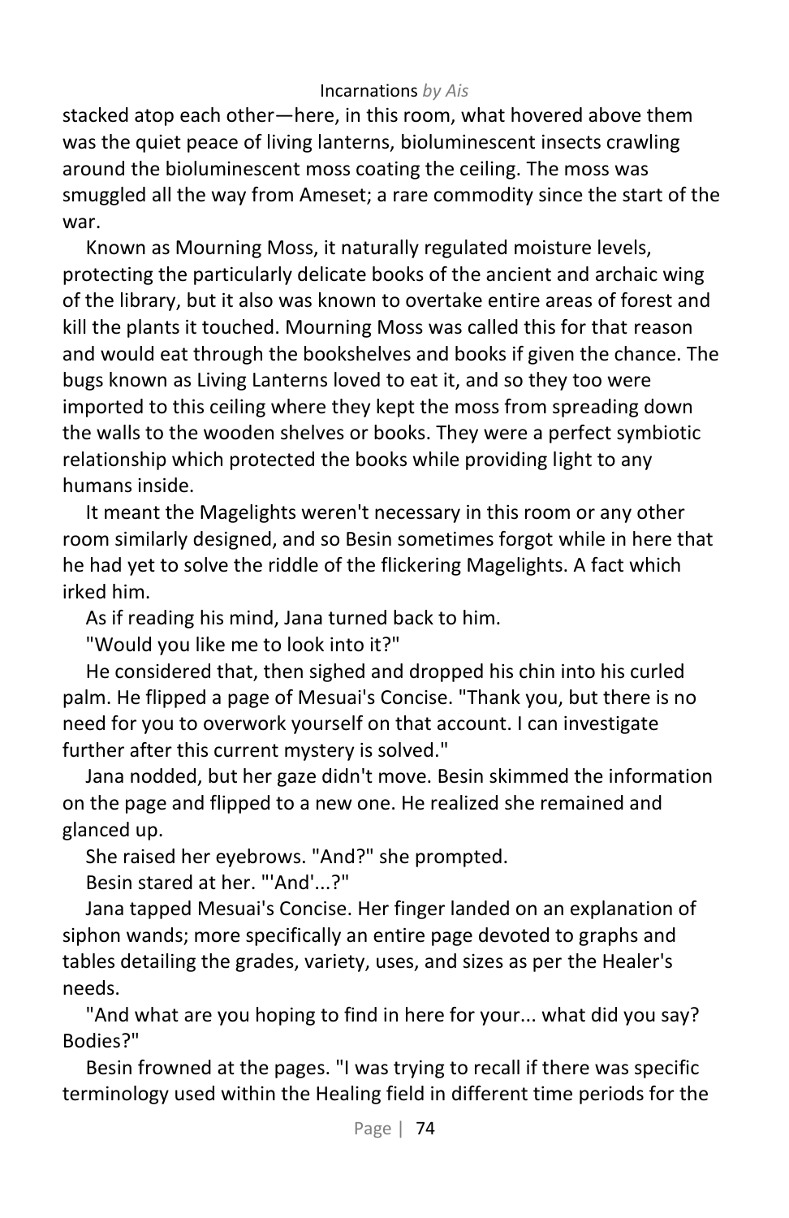stacked atop each other—here, in this room, what hovered above them was the quiet peace of living lanterns, bioluminescent insects crawling around the bioluminescent moss coating the ceiling. The moss was smuggled all the way from Ameset; a rare commodity since the start of the war.

Known as Mourning Moss, it naturally regulated moisture levels, protecting the particularly delicate books of the ancient and archaic wing of the library, but it also was known to overtake entire areas of forest and kill the plants it touched. Mourning Moss was called this for that reason and would eat through the bookshelves and books if given the chance. The bugs known as Living Lanterns loved to eat it, and so they too were imported to this ceiling where they kept the moss from spreading down the walls to the wooden shelves or books. They were a perfect symbiotic relationship which protected the books while providing light to any humans inside.

It meant the Magelights weren't necessary in this room or any other room similarly designed, and so Besin sometimes forgot while in here that he had yet to solve the riddle of the flickering Magelights. A fact which irked him.

As if reading his mind, Jana turned back to him.

"Would you like me to look into it?"

He considered that, then sighed and dropped his chin into his curled palm. He flipped a page of Mesuai's Concise. "Thank you, but there is no need for you to overwork yourself on that account. I can investigate further after this current mystery is solved."

Jana nodded, but her gaze didn't move. Besin skimmed the information on the page and flipped to a new one. He realized she remained and glanced up.

She raised her eyebrows. "And?" she prompted.

Besin stared at her. "'And'...?"

Jana tapped Mesuai's Concise. Her finger landed on an explanation of siphon wands; more specifically an entire page devoted to graphs and tables detailing the grades, variety, uses, and sizes as per the Healer's needs.

"And what are you hoping to find in here for your... what did you say? Bodies?"

Besin frowned at the pages. "I was trying to recall if there was specific terminology used within the Healing field in different time periods for the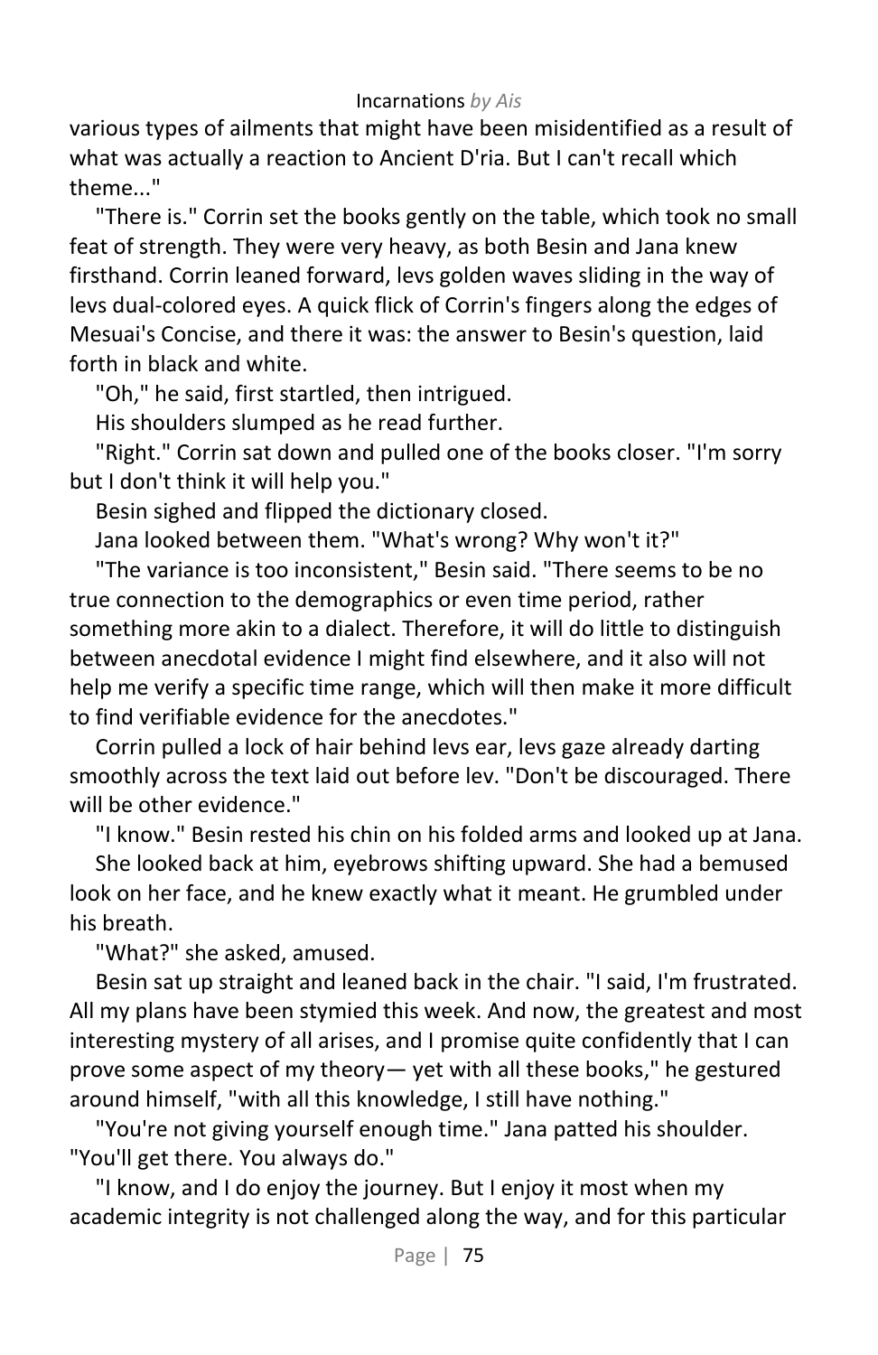various types of ailments that might have been misidentified as a result of what was actually a reaction to Ancient D'ria. But I can't recall which theme..."

"There is." Corrin set the books gently on the table, which took no small feat of strength. They were very heavy, as both Besin and Jana knew firsthand. Corrin leaned forward, levs golden waves sliding in the way of levs dual-colored eyes. A quick flick of Corrin's fingers along the edges of Mesuai's Concise, and there it was: the answer to Besin's question, laid forth in black and white.

"Oh," he said, first startled, then intrigued.

His shoulders slumped as he read further.

"Right." Corrin sat down and pulled one of the books closer. "I'm sorry but I don't think it will help you."

Besin sighed and flipped the dictionary closed.

Jana looked between them. "What's wrong? Why won't it?"

"The variance is too inconsistent," Besin said. "There seems to be no true connection to the demographics or even time period, rather something more akin to a dialect. Therefore, it will do little to distinguish between anecdotal evidence I might find elsewhere, and it also will not help me verify a specific time range, which will then make it more difficult to find verifiable evidence for the anecdotes."

Corrin pulled a lock of hair behind levs ear, levs gaze already darting smoothly across the text laid out before lev. "Don't be discouraged. There will be other evidence."

"I know." Besin rested his chin on his folded arms and looked up at Jana.

She looked back at him, eyebrows shifting upward. She had a bemused look on her face, and he knew exactly what it meant. He grumbled under his breath.

"What?" she asked, amused.

Besin sat up straight and leaned back in the chair. "I said, I'm frustrated. All my plans have been stymied this week. And now, the greatest and most interesting mystery of all arises, and I promise quite confidently that I can prove some aspect of my theory— yet with all these books," he gestured around himself, "with all this knowledge, I still have nothing."

"You're not giving yourself enough time." Jana patted his shoulder. "You'll get there. You always do."

"I know, and I do enjoy the journey. But I enjoy it most when my academic integrity is not challenged along the way, and for this particular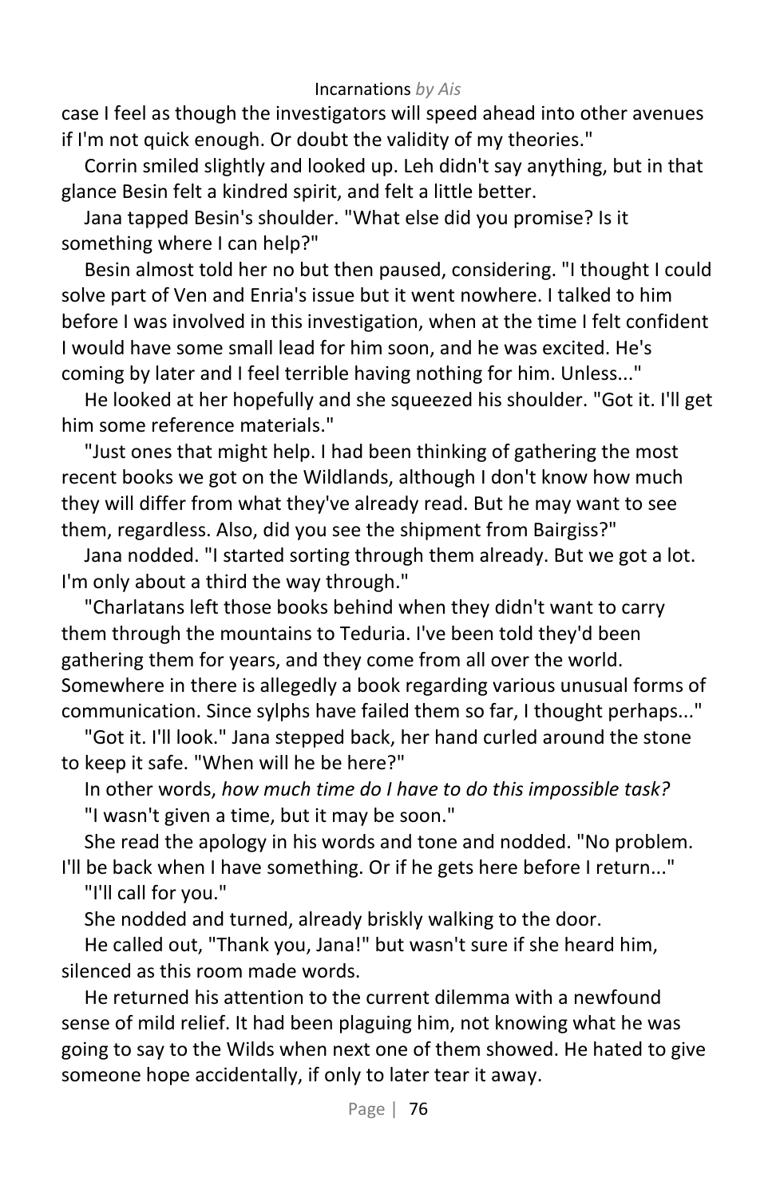case I feel as though the investigators will speed ahead into other avenues if I'm not quick enough. Or doubt the validity of my theories."

Corrin smiled slightly and looked up. Leh didn't say anything, but in that glance Besin felt a kindred spirit, and felt a little better.

Jana tapped Besin's shoulder. "What else did you promise? Is it something where I can help?"

Besin almost told her no but then paused, considering. "I thought I could solve part of Ven and Enria's issue but it went nowhere. I talked to him before I was involved in this investigation, when at the time I felt confident I would have some small lead for him soon, and he was excited. He's coming by later and I feel terrible having nothing for him. Unless..."

He looked at her hopefully and she squeezed his shoulder. "Got it. I'll get him some reference materials."

"Just ones that might help. I had been thinking of gathering the most recent books we got on the Wildlands, although I don't know how much they will differ from what they've already read. But he may want to see them, regardless. Also, did you see the shipment from Bairgiss?"

Jana nodded. "I started sorting through them already. But we got a lot. I'm only about a third the way through."

"Charlatans left those books behind when they didn't want to carry them through the mountains to Teduria. I've been told they'd been gathering them for years, and they come from all over the world. Somewhere in there is allegedly a book regarding various unusual forms of communication. Since sylphs have failed them so far, I thought perhaps..."

"Got it. I'll look." Jana stepped back, her hand curled around the stone to keep it safe. "When will he be here?"

In other words, *how much time do I have to do this impossible task?*

"I wasn't given a time, but it may be soon."

She read the apology in his words and tone and nodded. "No problem. I'll be back when I have something. Or if he gets here before I return..."

"I'll call for you."

She nodded and turned, already briskly walking to the door.

He called out, "Thank you, Jana!" but wasn't sure if she heard him, silenced as this room made words.

He returned his attention to the current dilemma with a newfound sense of mild relief. It had been plaguing him, not knowing what he was going to say to the Wilds when next one of them showed. He hated to give someone hope accidentally, if only to later tear it away.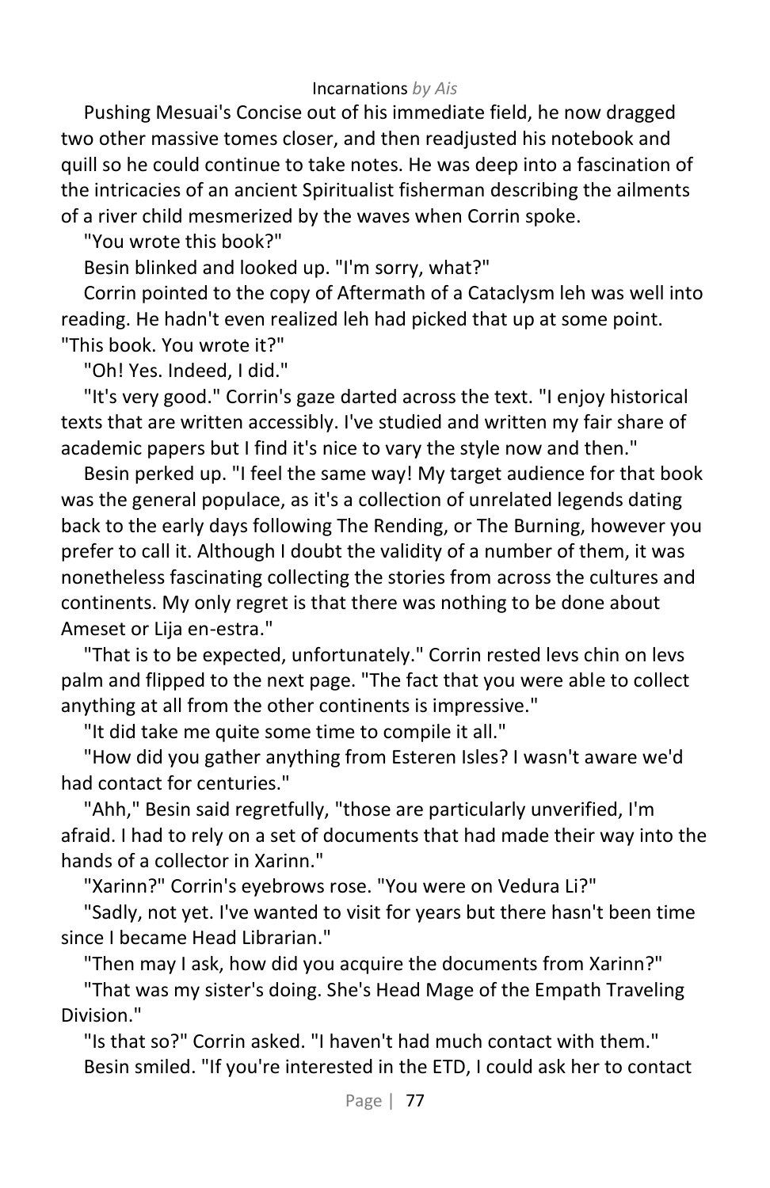Pushing Mesuai's Concise out of his immediate field, he now dragged two other massive tomes closer, and then readjusted his notebook and quill so he could continue to take notes. He was deep into a fascination of the intricacies of an ancient Spiritualist fisherman describing the ailments of a river child mesmerized by the waves when Corrin spoke.

"You wrote this book?"

Besin blinked and looked up. "I'm sorry, what?"

Corrin pointed to the copy of Aftermath of a Cataclysm leh was well into reading. He hadn't even realized leh had picked that up at some point. "This book. You wrote it?"

"Oh! Yes. Indeed, I did."

"It's very good." Corrin's gaze darted across the text. "I enjoy historical texts that are written accessibly. I've studied and written my fair share of academic papers but I find it's nice to vary the style now and then."

Besin perked up. "I feel the same way! My target audience for that book was the general populace, as it's a collection of unrelated legends dating back to the early days following The Rending, or The Burning, however you prefer to call it. Although I doubt the validity of a number of them, it was nonetheless fascinating collecting the stories from across the cultures and continents. My only regret is that there was nothing to be done about Ameset or Lija en-estra."

"That is to be expected, unfortunately." Corrin rested levs chin on levs palm and flipped to the next page. "The fact that you were able to collect anything at all from the other continents is impressive."

"It did take me quite some time to compile it all."

"How did you gather anything from Esteren Isles? I wasn't aware we'd had contact for centuries."

"Ahh," Besin said regretfully, "those are particularly unverified, I'm afraid. I had to rely on a set of documents that had made their way into the hands of a collector in Xarinn."

"Xarinn?" Corrin's eyebrows rose. "You were on Vedura Li?"

"Sadly, not yet. I've wanted to visit for years but there hasn't been time since I became Head Librarian."

"Then may I ask, how did you acquire the documents from Xarinn?"

"That was my sister's doing. She's Head Mage of the Empath Traveling Division."

"Is that so?" Corrin asked. "I haven't had much contact with them."

Besin smiled. "If you're interested in the ETD, I could ask her to contact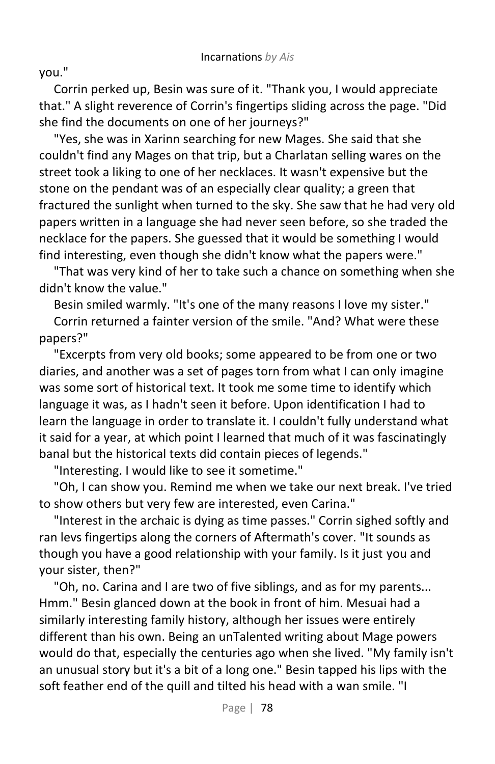you."

Corrin perked up, Besin was sure of it. "Thank you, I would appreciate that." A slight reverence of Corrin's fingertips sliding across the page. "Did she find the documents on one of her journeys?"

"Yes, she was in Xarinn searching for new Mages. She said that she couldn't find any Mages on that trip, but a Charlatan selling wares on the street took a liking to one of her necklaces. It wasn't expensive but the stone on the pendant was of an especially clear quality; a green that fractured the sunlight when turned to the sky. She saw that he had very old papers written in a language she had never seen before, so she traded the necklace for the papers. She guessed that it would be something I would find interesting, even though she didn't know what the papers were."

"That was very kind of her to take such a chance on something when she didn't know the value."

Besin smiled warmly. "It's one of the many reasons I love my sister."

Corrin returned a fainter version of the smile. "And? What were these papers?"

"Excerpts from very old books; some appeared to be from one or two diaries, and another was a set of pages torn from what I can only imagine was some sort of historical text. It took me some time to identify which language it was, as I hadn't seen it before. Upon identification I had to learn the language in order to translate it. I couldn't fully understand what it said for a year, at which point I learned that much of it was fascinatingly banal but the historical texts did contain pieces of legends."

"Interesting. I would like to see it sometime."

"Oh, I can show you. Remind me when we take our next break. I've tried to show others but very few are interested, even Carina."

"Interest in the archaic is dying as time passes." Corrin sighed softly and ran levs fingertips along the corners of Aftermath's cover. "It sounds as though you have a good relationship with your family. Is it just you and your sister, then?"

"Oh, no. Carina and I are two of five siblings, and as for my parents... Hmm." Besin glanced down at the book in front of him. Mesuai had a similarly interesting family history, although her issues were entirely different than his own. Being an unTalented writing about Mage powers would do that, especially the centuries ago when she lived. "My family isn't an unusual story but it's a bit of a long one." Besin tapped his lips with the soft feather end of the quill and tilted his head with a wan smile. "I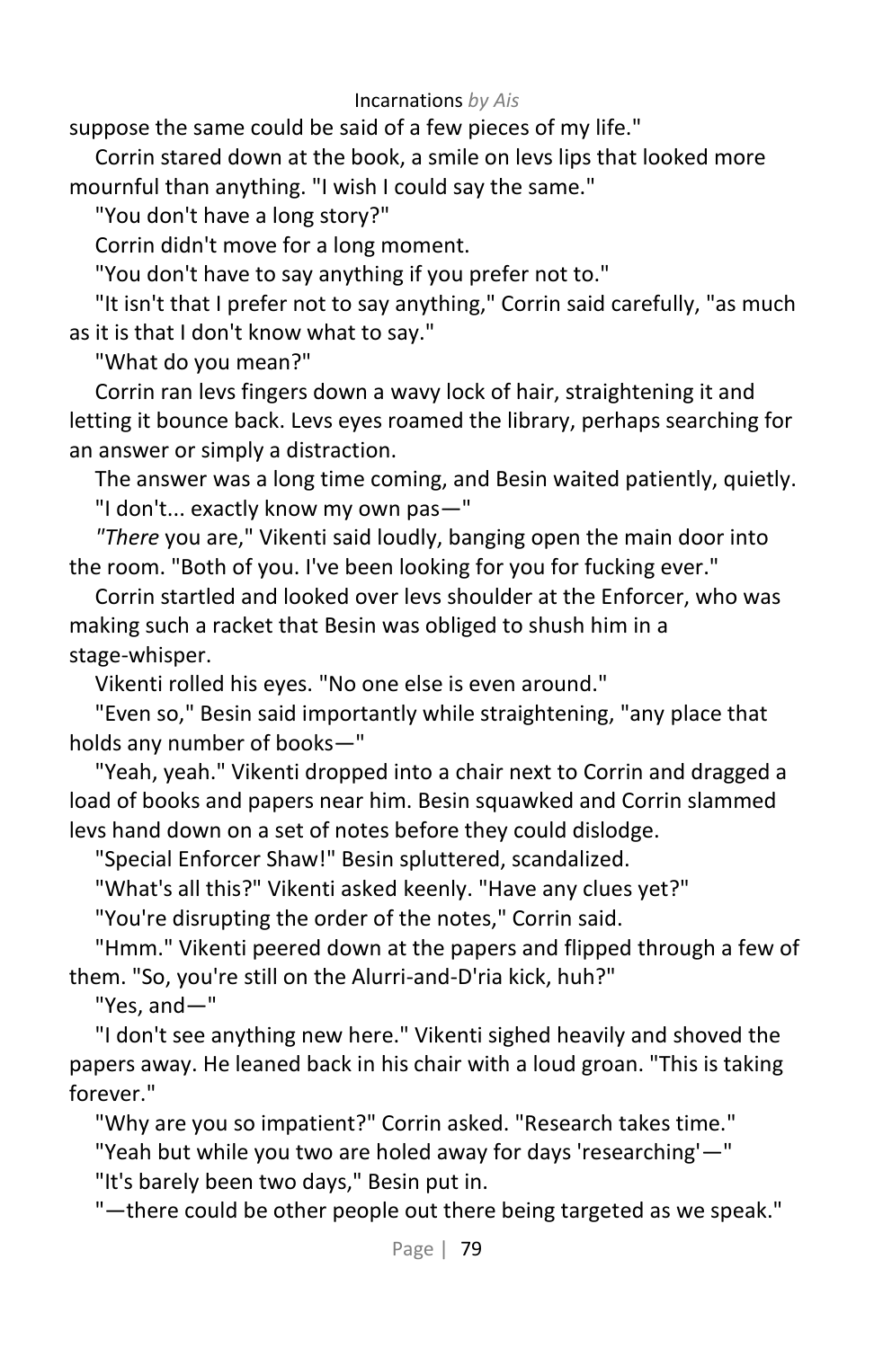suppose the same could be said of a few pieces of my life."

Corrin stared down at the book, a smile on levs lips that looked more mournful than anything. "I wish I could say the same."

"You don't have a long story?"

Corrin didn't move for a long moment.

"You don't have to say anything if you prefer not to."

"It isn't that I prefer not to say anything," Corrin said carefully, "as much as it is that I don't know what to say."

"What do you mean?"

Corrin ran levs fingers down a wavy lock of hair, straightening it and letting it bounce back. Levs eyes roamed the library, perhaps searching for an answer or simply a distraction.

The answer was a long time coming, and Besin waited patiently, quietly.

"I don't... exactly know my own pas—"

*"There* you are," Vikenti said loudly, banging open the main door into the room. "Both of you. I've been looking for you for fucking ever."

Corrin startled and looked over levs shoulder at the Enforcer, who was making such a racket that Besin was obliged to shush him in a stage-whisper.

Vikenti rolled his eyes. "No one else is even around."

"Even so," Besin said importantly while straightening, "any place that holds any number of books—"

"Yeah, yeah." Vikenti dropped into a chair next to Corrin and dragged a load of books and papers near him. Besin squawked and Corrin slammed levs hand down on a set of notes before they could dislodge.

"Special Enforcer Shaw!" Besin spluttered, scandalized.

"What's all this?" Vikenti asked keenly. "Have any clues yet?"

"You're disrupting the order of the notes," Corrin said.

"Hmm." Vikenti peered down at the papers and flipped through a few of them. "So, you're still on the Alurri-and-D'ria kick, huh?"

"Yes, and—"

"I don't see anything new here." Vikenti sighed heavily and shoved the papers away. He leaned back in his chair with a loud groan. "This is taking forever."

"Why are you so impatient?" Corrin asked. "Research takes time."

"Yeah but while you two are holed away for days 'researching'—"

"It's barely been two days," Besin put in.

"—there could be other people out there being targeted as we speak."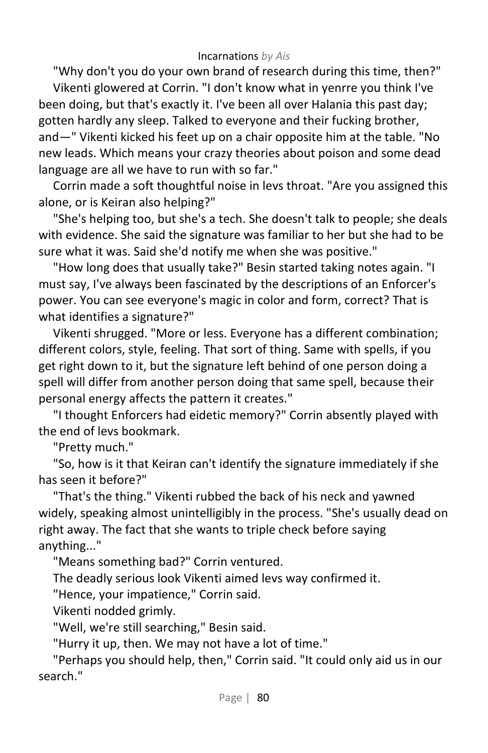"Why don't you do your own brand of research during this time, then?"

Vikenti glowered at Corrin. "I don't know what in yenrre you think I've been doing, but that's exactly it. I've been all over Halania this past day; gotten hardly any sleep. Talked to everyone and their fucking brother, and—" Vikenti kicked his feet up on a chair opposite him at the table. "No new leads. Which means your crazy theories about poison and some dead language are all we have to run with so far."

Corrin made a soft thoughtful noise in levs throat. "Are you assigned this alone, or is Keiran also helping?"

"She's helping too, but she's a tech. She doesn't talk to people; she deals with evidence. She said the signature was familiar to her but she had to be sure what it was. Said she'd notify me when she was positive."

"How long does that usually take?" Besin started taking notes again. "I must say, I've always been fascinated by the descriptions of an Enforcer's power. You can see everyone's magic in color and form, correct? That is what identifies a signature?"

Vikenti shrugged. "More or less. Everyone has a different combination; different colors, style, feeling. That sort of thing. Same with spells, if you get right down to it, but the signature left behind of one person doing a spell will differ from another person doing that same spell, because their personal energy affects the pattern it creates."

"I thought Enforcers had eidetic memory?" Corrin absently played with the end of levs bookmark.

"Pretty much."

"So, how is it that Keiran can't identify the signature immediately if she has seen it before?"

"That's the thing." Vikenti rubbed the back of his neck and yawned widely, speaking almost unintelligibly in the process. "She's usually dead on right away. The fact that she wants to triple check before saying anything..."

"Means something bad?" Corrin ventured.

The deadly serious look Vikenti aimed levs way confirmed it.

"Hence, your impatience," Corrin said.

Vikenti nodded grimly.

"Well, we're still searching," Besin said.

"Hurry it up, then. We may not have a lot of time."

"Perhaps you should help, then," Corrin said. "It could only aid us in our search."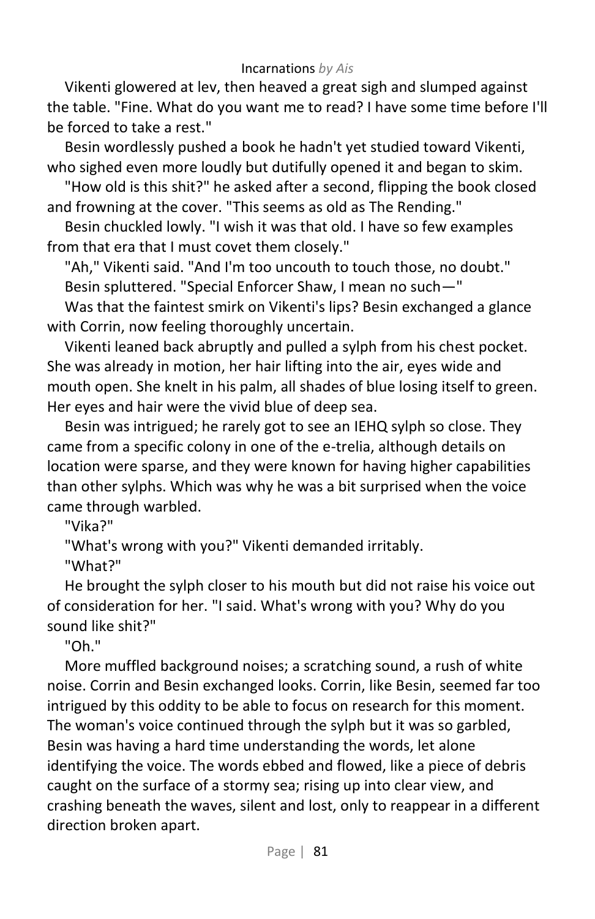Vikenti glowered at lev, then heaved a great sigh and slumped against the table. "Fine. What do you want me to read? I have some time before I'll be forced to take a rest."

Besin wordlessly pushed a book he hadn't yet studied toward Vikenti, who sighed even more loudly but dutifully opened it and began to skim.

"How old is this shit?" he asked after a second, flipping the book closed and frowning at the cover. "This seems as old as The Rending."

Besin chuckled lowly. "I wish it was that old. I have so few examples from that era that I must covet them closely."

"Ah," Vikenti said. "And I'm too uncouth to touch those, no doubt."

Besin spluttered. "Special Enforcer Shaw, I mean no such—"

Was that the faintest smirk on Vikenti's lips? Besin exchanged a glance with Corrin, now feeling thoroughly uncertain.

Vikenti leaned back abruptly and pulled a sylph from his chest pocket. She was already in motion, her hair lifting into the air, eyes wide and mouth open. She knelt in his palm, all shades of blue losing itself to green. Her eyes and hair were the vivid blue of deep sea.

Besin was intrigued; he rarely got to see an IEHQ sylph so close. They came from a specific colony in one of the e-trelia, although details on location were sparse, and they were known for having higher capabilities than other sylphs. Which was why he was a bit surprised when the voice came through warbled.

"Vika?"

"What's wrong with you?" Vikenti demanded irritably.

"What?"

He brought the sylph closer to his mouth but did not raise his voice out of consideration for her. "I said. What's wrong with you? Why do you sound like shit?"

"Oh."

More muffled background noises; a scratching sound, a rush of white noise. Corrin and Besin exchanged looks. Corrin, like Besin, seemed far too intrigued by this oddity to be able to focus on research for this moment. The woman's voice continued through the sylph but it was so garbled, Besin was having a hard time understanding the words, let alone identifying the voice. The words ebbed and flowed, like a piece of debris caught on the surface of a stormy sea; rising up into clear view, and crashing beneath the waves, silent and lost, only to reappear in a different direction broken apart.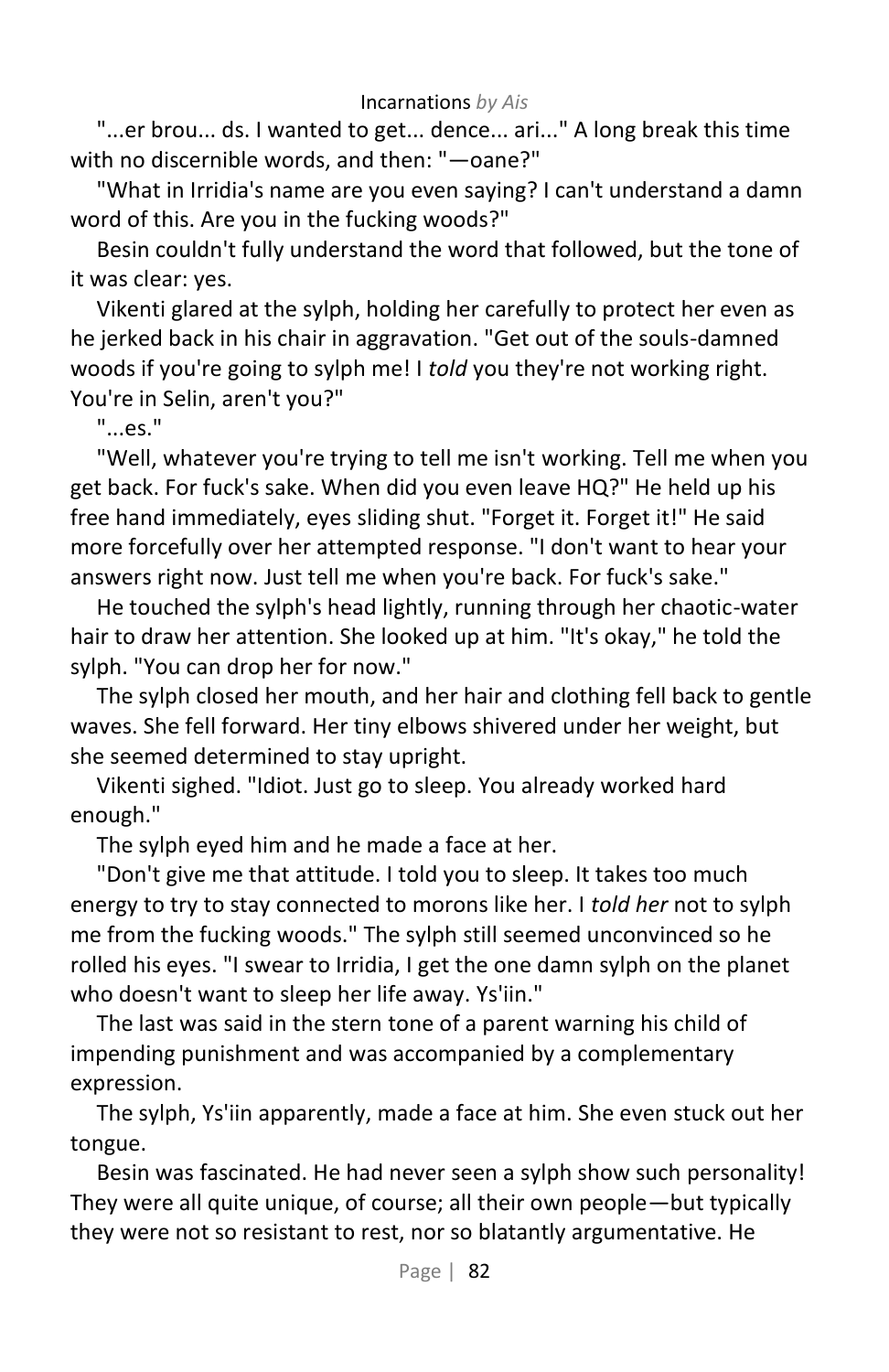"...er brou... ds. I wanted to get... dence... ari..." A long break this time with no discernible words, and then: "—oane?"

"What in Irridia's name are you even saying? I can't understand a damn word of this. Are you in the fucking woods?"

Besin couldn't fully understand the word that followed, but the tone of it was clear: yes.

Vikenti glared at the sylph, holding her carefully to protect her even as he jerked back in his chair in aggravation. "Get out of the souls-damned woods if you're going to sylph me! I *told* you they're not working right. You're in Selin, aren't you?"

"...es."

"Well, whatever you're trying to tell me isn't working. Tell me when you get back. For fuck's sake. When did you even leave HQ?" He held up his free hand immediately, eyes sliding shut. "Forget it. Forget it!" He said more forcefully over her attempted response. "I don't want to hear your answers right now. Just tell me when you're back. For fuck's sake."

He touched the sylph's head lightly, running through her chaotic-water hair to draw her attention. She looked up at him. "It's okay," he told the sylph. "You can drop her for now."

The sylph closed her mouth, and her hair and clothing fell back to gentle waves. She fell forward. Her tiny elbows shivered under her weight, but she seemed determined to stay upright.

Vikenti sighed. "Idiot. Just go to sleep. You already worked hard enough."

The sylph eyed him and he made a face at her.

"Don't give me that attitude. I told you to sleep. It takes too much energy to try to stay connected to morons like her. I *told her* not to sylph me from the fucking woods." The sylph still seemed unconvinced so he rolled his eyes. "I swear to Irridia, I get the one damn sylph on the planet who doesn't want to sleep her life away. Ys'iin."

The last was said in the stern tone of a parent warning his child of impending punishment and was accompanied by a complementary expression.

The sylph, Ys'iin apparently, made a face at him. She even stuck out her tongue.

Besin was fascinated. He had never seen a sylph show such personality! They were all quite unique, of course; all their own people—but typically they were not so resistant to rest, nor so blatantly argumentative. He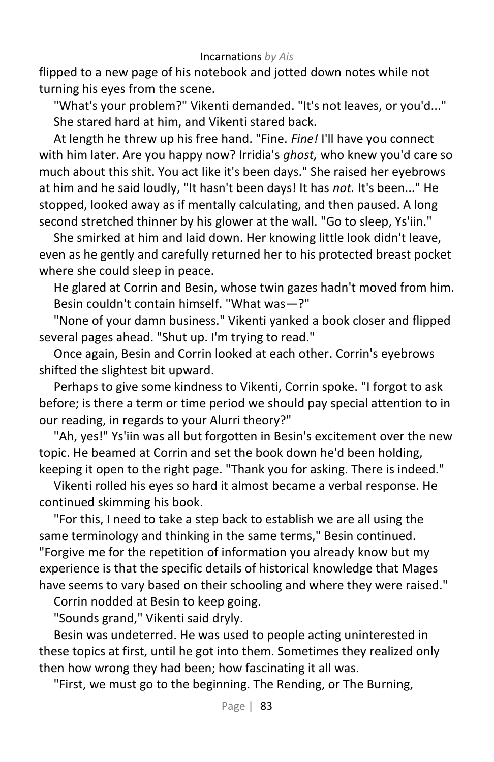flipped to a new page of his notebook and jotted down notes while not turning his eyes from the scene.

"What's your problem?" Vikenti demanded. "It's not leaves, or you'd..."

She stared hard at him, and Vikenti stared back.

At length he threw up his free hand. "Fine. *Fine!* I'll have you connect with him later. Are you happy now? Irridia's *ghost,* who knew you'd care so much about this shit. You act like it's been days." She raised her eyebrows at him and he said loudly, "It hasn't been days! It has *not.* It's been..." He stopped, looked away as if mentally calculating, and then paused. A long second stretched thinner by his glower at the wall. "Go to sleep, Ys'iin."

She smirked at him and laid down. Her knowing little look didn't leave, even as he gently and carefully returned her to his protected breast pocket where she could sleep in peace.

He glared at Corrin and Besin, whose twin gazes hadn't moved from him.

Besin couldn't contain himself. "What was—?"

"None of your damn business." Vikenti yanked a book closer and flipped several pages ahead. "Shut up. I'm trying to read."

Once again, Besin and Corrin looked at each other. Corrin's eyebrows shifted the slightest bit upward.

Perhaps to give some kindness to Vikenti, Corrin spoke. "I forgot to ask before; is there a term or time period we should pay special attention to in our reading, in regards to your Alurri theory?"

"Ah, yes!" Ys'iin was all but forgotten in Besin's excitement over the new topic. He beamed at Corrin and set the book down he'd been holding, keeping it open to the right page. "Thank you for asking. There is indeed."

Vikenti rolled his eyes so hard it almost became a verbal response. He continued skimming his book.

"For this, I need to take a step back to establish we are all using the same terminology and thinking in the same terms," Besin continued. "Forgive me for the repetition of information you already know but my experience is that the specific details of historical knowledge that Mages have seems to vary based on their schooling and where they were raised."

Corrin nodded at Besin to keep going.

"Sounds grand," Vikenti said dryly.

Besin was undeterred. He was used to people acting uninterested in these topics at first, until he got into them. Sometimes they realized only then how wrong they had been; how fascinating it all was.

"First, we must go to the beginning. The Rending, or The Burning,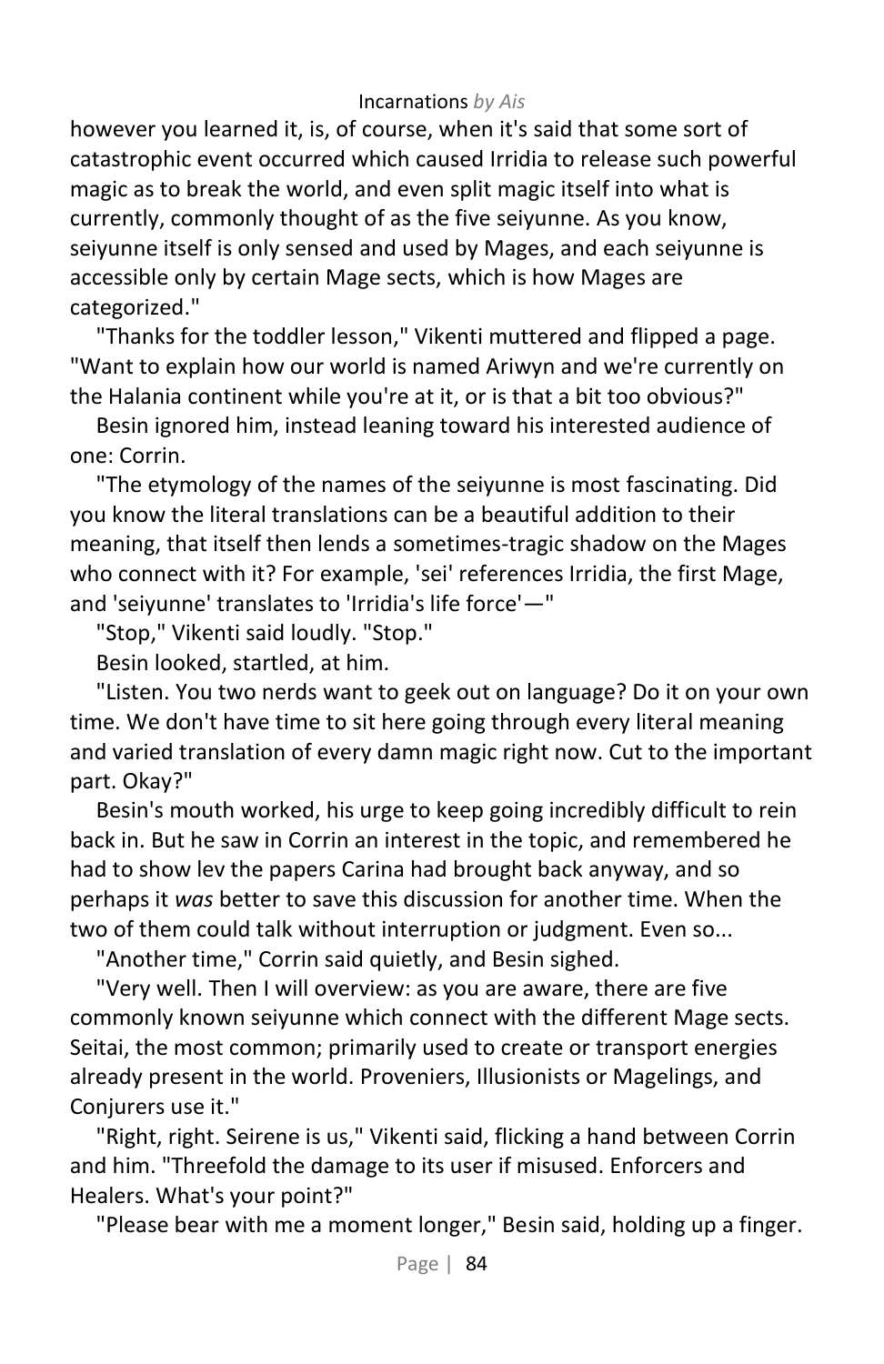however you learned it, is, of course, when it's said that some sort of catastrophic event occurred which caused Irridia to release such powerful magic as to break the world, and even split magic itself into what is currently, commonly thought of as the five seiyunne. As you know, seiyunne itself is only sensed and used by Mages, and each seiyunne is accessible only by certain Mage sects, which is how Mages are categorized."

"Thanks for the toddler lesson," Vikenti muttered and flipped a page. "Want to explain how our world is named Ariwyn and we're currently on the Halania continent while you're at it, or is that a bit too obvious?"

Besin ignored him, instead leaning toward his interested audience of one: Corrin.

"The etymology of the names of the seiyunne is most fascinating. Did you know the literal translations can be a beautiful addition to their meaning, that itself then lends a sometimes-tragic shadow on the Mages who connect with it? For example, 'sei' references Irridia, the first Mage, and 'seiyunne' translates to 'Irridia's life force'—"

"Stop," Vikenti said loudly. "Stop."

Besin looked, startled, at him.

"Listen. You two nerds want to geek out on language? Do it on your own time. We don't have time to sit here going through every literal meaning and varied translation of every damn magic right now. Cut to the important part. Okay?"

Besin's mouth worked, his urge to keep going incredibly difficult to rein back in. But he saw in Corrin an interest in the topic, and remembered he had to show lev the papers Carina had brought back anyway, and so perhaps it *was* better to save this discussion for another time. When the two of them could talk without interruption or judgment. Even so...

"Another time," Corrin said quietly, and Besin sighed.

"Very well. Then I will overview: as you are aware, there are five commonly known seiyunne which connect with the different Mage sects. Seitai, the most common; primarily used to create or transport energies already present in the world. Proveniers, Illusionists or Magelings, and Conjurers use it."

"Right, right. Seirene is us," Vikenti said, flicking a hand between Corrin and him. "Threefold the damage to its user if misused. Enforcers and Healers. What's your point?"

"Please bear with me a moment longer," Besin said, holding up a finger.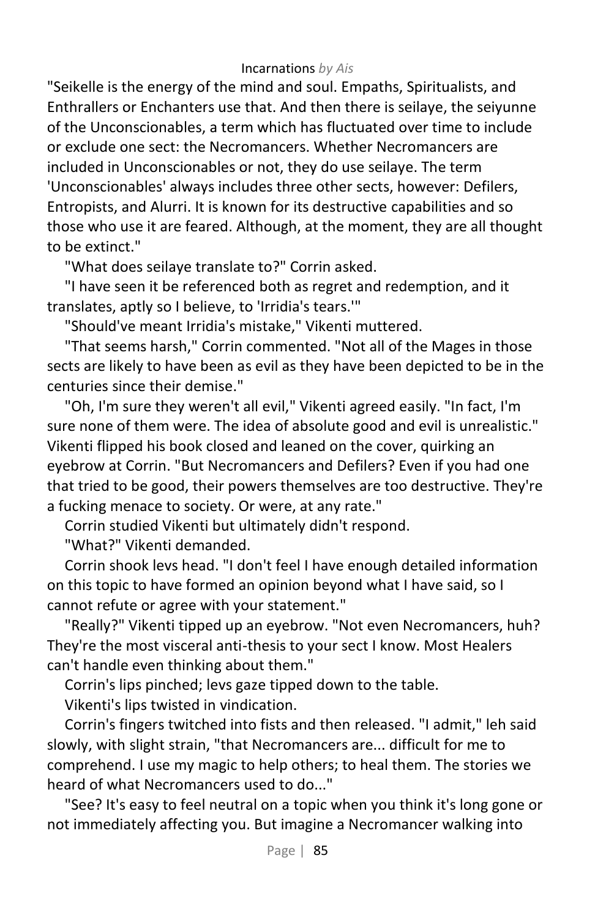"Seikelle is the energy of the mind and soul. Empaths, Spiritualists, and Enthrallers or Enchanters use that. And then there is seilaye, the seiyunne of the Unconscionables, a term which has fluctuated over time to include or exclude one sect: the Necromancers. Whether Necromancers are included in Unconscionables or not, they do use seilaye. The term 'Unconscionables' always includes three other sects, however: Defilers, Entropists, and Alurri. It is known for its destructive capabilities and so those who use it are feared. Although, at the moment, they are all thought to be extinct."

"What does seilaye translate to?" Corrin asked.

"I have seen it be referenced both as regret and redemption, and it translates, aptly so I believe, to 'Irridia's tears.'"

"Should've meant Irridia's mistake," Vikenti muttered.

"That seems harsh," Corrin commented. "Not all of the Mages in those sects are likely to have been as evil as they have been depicted to be in the centuries since their demise."

"Oh, I'm sure they weren't all evil," Vikenti agreed easily. "In fact, I'm sure none of them were. The idea of absolute good and evil is unrealistic." Vikenti flipped his book closed and leaned on the cover, quirking an eyebrow at Corrin. "But Necromancers and Defilers? Even if you had one that tried to be good, their powers themselves are too destructive. They're a fucking menace to society. Or were, at any rate."

Corrin studied Vikenti but ultimately didn't respond.

"What?" Vikenti demanded.

Corrin shook levs head. "I don't feel I have enough detailed information on this topic to have formed an opinion beyond what I have said, so I cannot refute or agree with your statement."

"Really?" Vikenti tipped up an eyebrow. "Not even Necromancers, huh? They're the most visceral anti-thesis to your sect I know. Most Healers can't handle even thinking about them."

Corrin's lips pinched; levs gaze tipped down to the table.

Vikenti's lips twisted in vindication.

Corrin's fingers twitched into fists and then released. "I admit," leh said slowly, with slight strain, "that Necromancers are... difficult for me to comprehend. I use my magic to help others; to heal them. The stories we heard of what Necromancers used to do..."

"See? It's easy to feel neutral on a topic when you think it's long gone or not immediately affecting you. But imagine a Necromancer walking into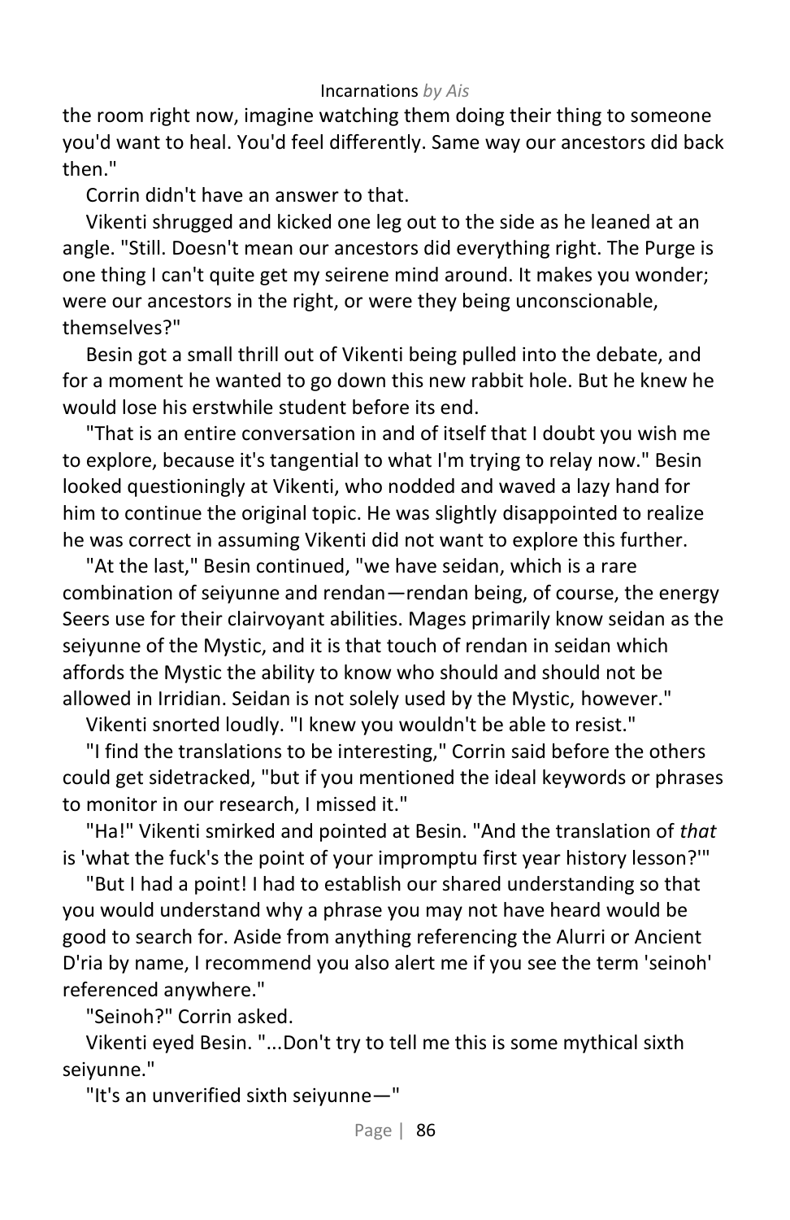the room right now, imagine watching them doing their thing to someone you'd want to heal. You'd feel differently. Same way our ancestors did back then."

Corrin didn't have an answer to that.

Vikenti shrugged and kicked one leg out to the side as he leaned at an angle. "Still. Doesn't mean our ancestors did everything right. The Purge is one thing I can't quite get my seirene mind around. It makes you wonder; were our ancestors in the right, or were they being unconscionable, themselves?"

Besin got a small thrill out of Vikenti being pulled into the debate, and for a moment he wanted to go down this new rabbit hole. But he knew he would lose his erstwhile student before its end.

"That is an entire conversation in and of itself that I doubt you wish me to explore, because it's tangential to what I'm trying to relay now." Besin looked questioningly at Vikenti, who nodded and waved a lazy hand for him to continue the original topic. He was slightly disappointed to realize he was correct in assuming Vikenti did not want to explore this further.

"At the last," Besin continued, "we have seidan, which is a rare combination of seiyunne and rendan—rendan being, of course, the energy Seers use for their clairvoyant abilities. Mages primarily know seidan as the seiyunne of the Mystic, and it is that touch of rendan in seidan which affords the Mystic the ability to know who should and should not be allowed in Irridian. Seidan is not solely used by the Mystic, however."

Vikenti snorted loudly. "I knew you wouldn't be able to resist."

"I find the translations to be interesting," Corrin said before the others could get sidetracked, "but if you mentioned the ideal keywords or phrases to monitor in our research, I missed it."

"Ha!" Vikenti smirked and pointed at Besin. "And the translation of *that* is 'what the fuck's the point of your impromptu first year history lesson?'"

"But I had a point! I had to establish our shared understanding so that you would understand why a phrase you may not have heard would be good to search for. Aside from anything referencing the Alurri or Ancient D'ria by name, I recommend you also alert me if you see the term 'seinoh' referenced anywhere."

"Seinoh?" Corrin asked.

Vikenti eyed Besin. "...Don't try to tell me this is some mythical sixth seiyunne."

"It's an unverified sixth seiyunne—"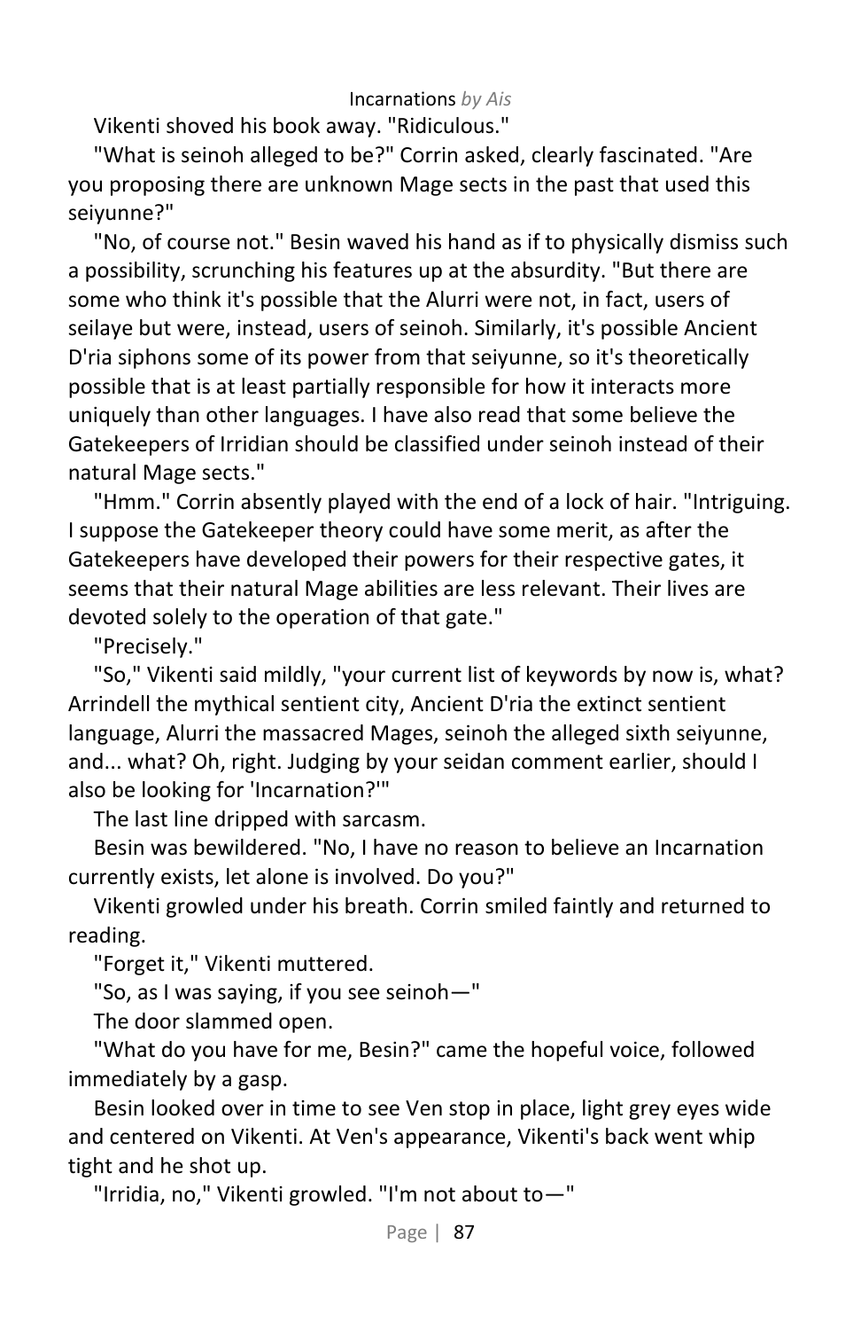Vikenti shoved his book away. "Ridiculous."

"What is seinoh alleged to be?" Corrin asked, clearly fascinated. "Are you proposing there are unknown Mage sects in the past that used this seiyunne?"

"No, of course not." Besin waved his hand as if to physically dismiss such a possibility, scrunching his features up at the absurdity. "But there are some who think it's possible that the Alurri were not, in fact, users of seilaye but were, instead, users of seinoh. Similarly, it's possible Ancient D'ria siphons some of its power from that seiyunne, so it's theoretically possible that is at least partially responsible for how it interacts more uniquely than other languages. I have also read that some believe the Gatekeepers of Irridian should be classified under seinoh instead of their natural Mage sects."

"Hmm." Corrin absently played with the end of a lock of hair. "Intriguing. I suppose the Gatekeeper theory could have some merit, as after the Gatekeepers have developed their powers for their respective gates, it seems that their natural Mage abilities are less relevant. Their lives are devoted solely to the operation of that gate."

"Precisely."

"So," Vikenti said mildly, "your current list of keywords by now is, what? Arrindell the mythical sentient city, Ancient D'ria the extinct sentient language, Alurri the massacred Mages, seinoh the alleged sixth seiyunne, and... what? Oh, right. Judging by your seidan comment earlier, should I also be looking for 'Incarnation?'"

The last line dripped with sarcasm.

Besin was bewildered. "No, I have no reason to believe an Incarnation currently exists, let alone is involved. Do you?"

Vikenti growled under his breath. Corrin smiled faintly and returned to reading.

"Forget it," Vikenti muttered.

"So, as I was saying, if you see seinoh—"

The door slammed open.

"What do you have for me, Besin?" came the hopeful voice, followed immediately by a gasp.

Besin looked over in time to see Ven stop in place, light grey eyes wide and centered on Vikenti. At Ven's appearance, Vikenti's back went whip tight and he shot up.

"Irridia, no," Vikenti growled. "I'm not about to—"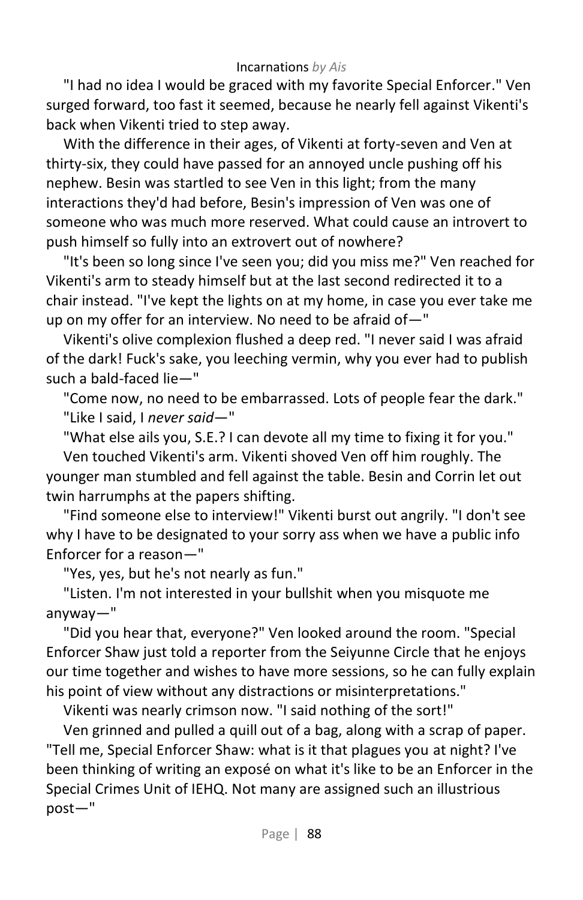"I had no idea I would be graced with my favorite Special Enforcer." Ven surged forward, too fast it seemed, because he nearly fell against Vikenti's back when Vikenti tried to step away.

With the difference in their ages, of Vikenti at forty-seven and Ven at thirty-six, they could have passed for an annoyed uncle pushing off his nephew. Besin was startled to see Ven in this light; from the many interactions they'd had before, Besin's impression of Ven was one of someone who was much more reserved. What could cause an introvert to push himself so fully into an extrovert out of nowhere?

"It's been so long since I've seen you; did you miss me?" Ven reached for Vikenti's arm to steady himself but at the last second redirected it to a chair instead. "I've kept the lights on at my home, in case you ever take me up on my offer for an interview. No need to be afraid of—"

Vikenti's olive complexion flushed a deep red. "I never said I was afraid of the dark! Fuck's sake, you leeching vermin, why you ever had to publish such a bald-faced lie—"

"Come now, no need to be embarrassed. Lots of people fear the dark."

"Like I said, I *never said*—"

"What else ails you, S.E.? I can devote all my time to fixing it for you."

Ven touched Vikenti's arm. Vikenti shoved Ven off him roughly. The younger man stumbled and fell against the table. Besin and Corrin let out twin harrumphs at the papers shifting.

"Find someone else to interview!" Vikenti burst out angrily. "I don't see why I have to be designated to your sorry ass when we have a public info Enforcer for a reason—"

"Yes, yes, but he's not nearly as fun."

"Listen. I'm not interested in your bullshit when you misquote me anyway—"

"Did you hear that, everyone?" Ven looked around the room. "Special Enforcer Shaw just told a reporter from the Seiyunne Circle that he enjoys our time together and wishes to have more sessions, so he can fully explain his point of view without any distractions or misinterpretations."

Vikenti was nearly crimson now. "I said nothing of the sort!"

Ven grinned and pulled a quill out of a bag, along with a scrap of paper. "Tell me, Special Enforcer Shaw: what is it that plagues you at night? I've been thinking of writing an exposé on what it's like to be an Enforcer in the Special Crimes Unit of IEHQ. Not many are assigned such an illustrious post—"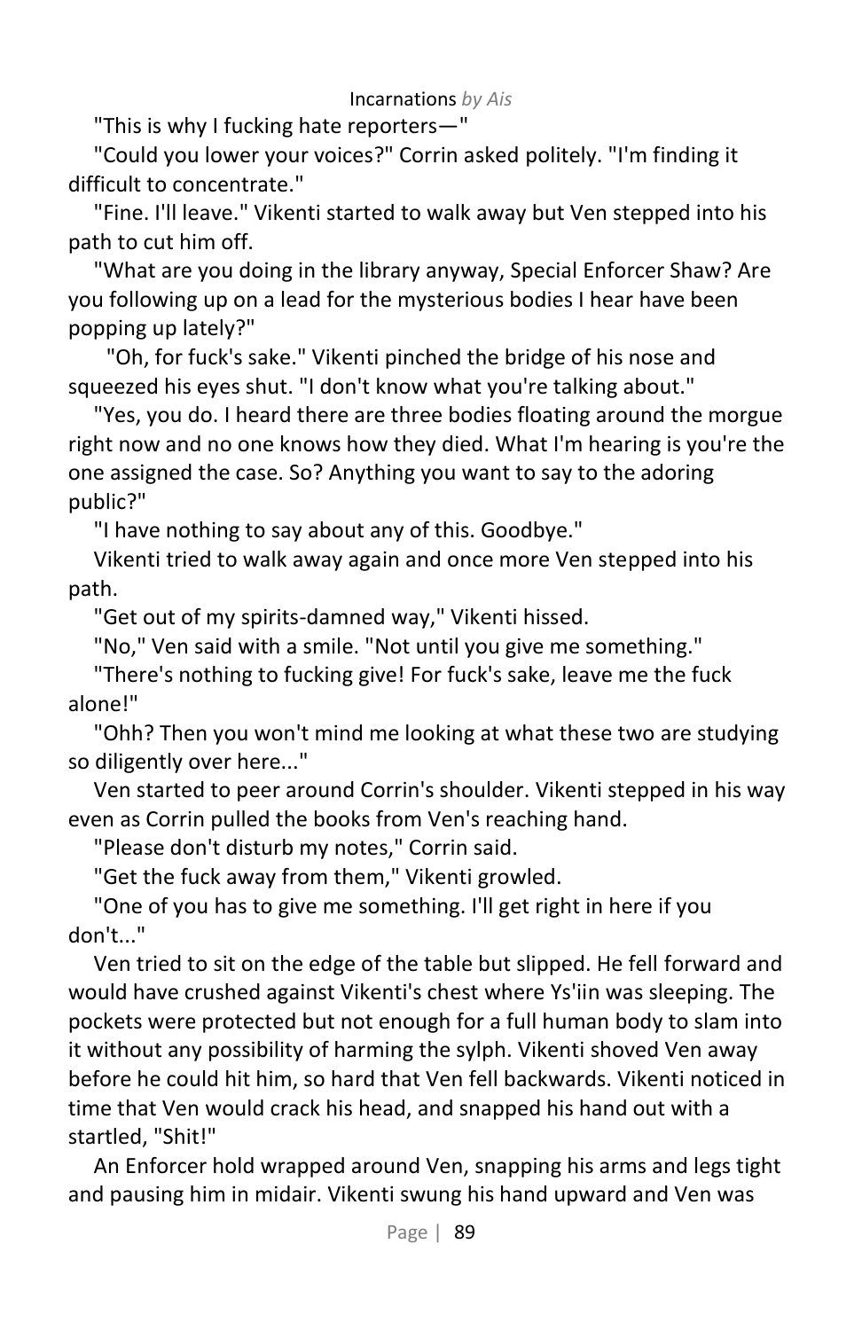"This is why I fucking hate reporters—"

"Could you lower your voices?" Corrin asked politely. "I'm finding it difficult to concentrate."

"Fine. I'll leave." Vikenti started to walk away but Ven stepped into his path to cut him off.

"What are you doing in the library anyway, Special Enforcer Shaw? Are you following up on a lead for the mysterious bodies I hear have been popping up lately?"

"Oh, for fuck's sake." Vikenti pinched the bridge of his nose and squeezed his eyes shut. "I don't know what you're talking about."

"Yes, you do. I heard there are three bodies floating around the morgue right now and no one knows how they died. What I'm hearing is you're the one assigned the case. So? Anything you want to say to the adoring public?"

"I have nothing to say about any of this. Goodbye."

Vikenti tried to walk away again and once more Ven stepped into his path.

"Get out of my spirits-damned way," Vikenti hissed.

"No," Ven said with a smile. "Not until you give me something."

"There's nothing to fucking give! For fuck's sake, leave me the fuck alone!"

"Ohh? Then you won't mind me looking at what these two are studying so diligently over here..."

Ven started to peer around Corrin's shoulder. Vikenti stepped in his way even as Corrin pulled the books from Ven's reaching hand.

"Please don't disturb my notes," Corrin said.

"Get the fuck away from them," Vikenti growled.

"One of you has to give me something. I'll get right in here if you don't..."

Ven tried to sit on the edge of the table but slipped. He fell forward and would have crushed against Vikenti's chest where Ys'iin was sleeping. The pockets were protected but not enough for a full human body to slam into it without any possibility of harming the sylph. Vikenti shoved Ven away before he could hit him, so hard that Ven fell backwards. Vikenti noticed in time that Ven would crack his head, and snapped his hand out with a startled, "Shit!"

An Enforcer hold wrapped around Ven, snapping his arms and legs tight and pausing him in midair. Vikenti swung his hand upward and Ven was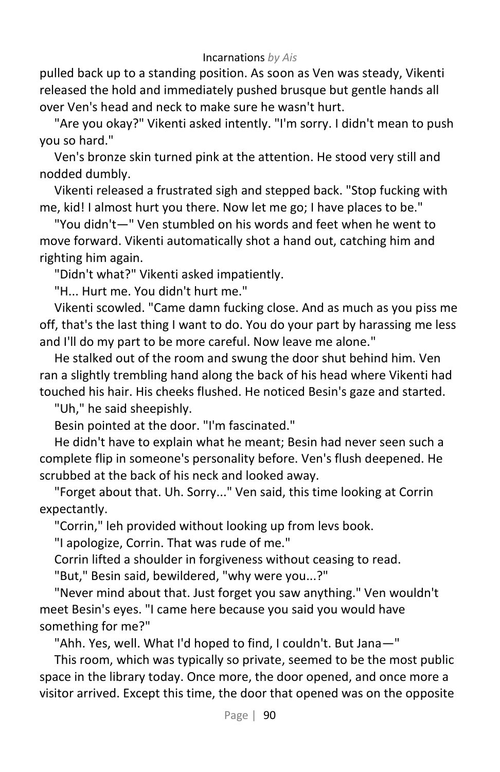pulled back up to a standing position. As soon as Ven was steady, Vikenti released the hold and immediately pushed brusque but gentle hands all over Ven's head and neck to make sure he wasn't hurt.

"Are you okay?" Vikenti asked intently. "I'm sorry. I didn't mean to push you so hard."

Ven's bronze skin turned pink at the attention. He stood very still and nodded dumbly.

Vikenti released a frustrated sigh and stepped back. "Stop fucking with me, kid! I almost hurt you there. Now let me go; I have places to be."

"You didn't—" Ven stumbled on his words and feet when he went to move forward. Vikenti automatically shot a hand out, catching him and righting him again.

"Didn't what?" Vikenti asked impatiently.

"H... Hurt me. You didn't hurt me."

Vikenti scowled. "Came damn fucking close. And as much as you piss me off, that's the last thing I want to do. You do your part by harassing me less and I'll do my part to be more careful. Now leave me alone."

He stalked out of the room and swung the door shut behind him. Ven ran a slightly trembling hand along the back of his head where Vikenti had touched his hair. His cheeks flushed. He noticed Besin's gaze and started.

"Uh," he said sheepishly.

Besin pointed at the door. "I'm fascinated."

He didn't have to explain what he meant; Besin had never seen such a complete flip in someone's personality before. Ven's flush deepened. He scrubbed at the back of his neck and looked away.

"Forget about that. Uh. Sorry..." Ven said, this time looking at Corrin expectantly.

"Corrin," leh provided without looking up from levs book.

"I apologize, Corrin. That was rude of me."

Corrin lifted a shoulder in forgiveness without ceasing to read.

"But," Besin said, bewildered, "why were you...?"

"Never mind about that. Just forget you saw anything." Ven wouldn't meet Besin's eyes. "I came here because you said you would have something for me?"

"Ahh. Yes, well. What I'd hoped to find, I couldn't. But Jana—"

This room, which was typically so private, seemed to be the most public space in the library today. Once more, the door opened, and once more a visitor arrived. Except this time, the door that opened was on the opposite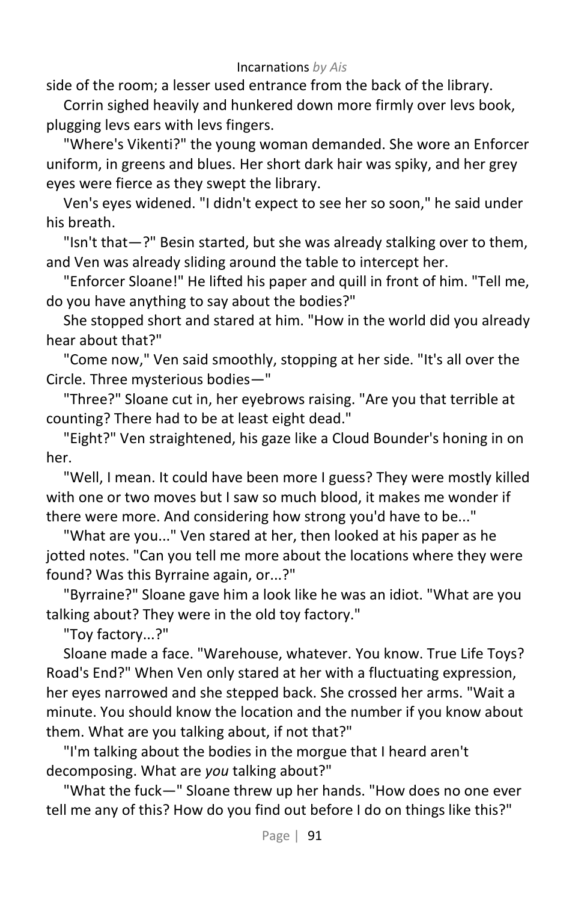side of the room; a lesser used entrance from the back of the library.

Corrin sighed heavily and hunkered down more firmly over levs book, plugging levs ears with levs fingers.

"Where's Vikenti?" the young woman demanded. She wore an Enforcer uniform, in greens and blues. Her short dark hair was spiky, and her grey eyes were fierce as they swept the library.

Ven's eyes widened. "I didn't expect to see her so soon," he said under his breath.

"Isn't that—?" Besin started, but she was already stalking over to them, and Ven was already sliding around the table to intercept her.

"Enforcer Sloane!" He lifted his paper and quill in front of him. "Tell me, do you have anything to say about the bodies?"

She stopped short and stared at him. "How in the world did you already hear about that?"

"Come now," Ven said smoothly, stopping at her side. "It's all over the Circle. Three mysterious bodies—"

"Three?" Sloane cut in, her eyebrows raising. "Are you that terrible at counting? There had to be at least eight dead."

"Eight?" Ven straightened, his gaze like a Cloud Bounder's honing in on her.

"Well, I mean. It could have been more I guess? They were mostly killed with one or two moves but I saw so much blood, it makes me wonder if there were more. And considering how strong you'd have to be..."

"What are you..." Ven stared at her, then looked at his paper as he jotted notes. "Can you tell me more about the locations where they were found? Was this Byrraine again, or...?"

"Byrraine?" Sloane gave him a look like he was an idiot. "What are you talking about? They were in the old toy factory."

"Toy factory...?"

Sloane made a face. "Warehouse, whatever. You know. True Life Toys? Road's End?" When Ven only stared at her with a fluctuating expression, her eyes narrowed and she stepped back. She crossed her arms. "Wait a minute. You should know the location and the number if you know about them. What are you talking about, if not that?"

"I'm talking about the bodies in the morgue that I heard aren't decomposing. What are *you* talking about?"

"What the fuck—" Sloane threw up her hands. "How does no one ever tell me any of this? How do you find out before I do on things like this?"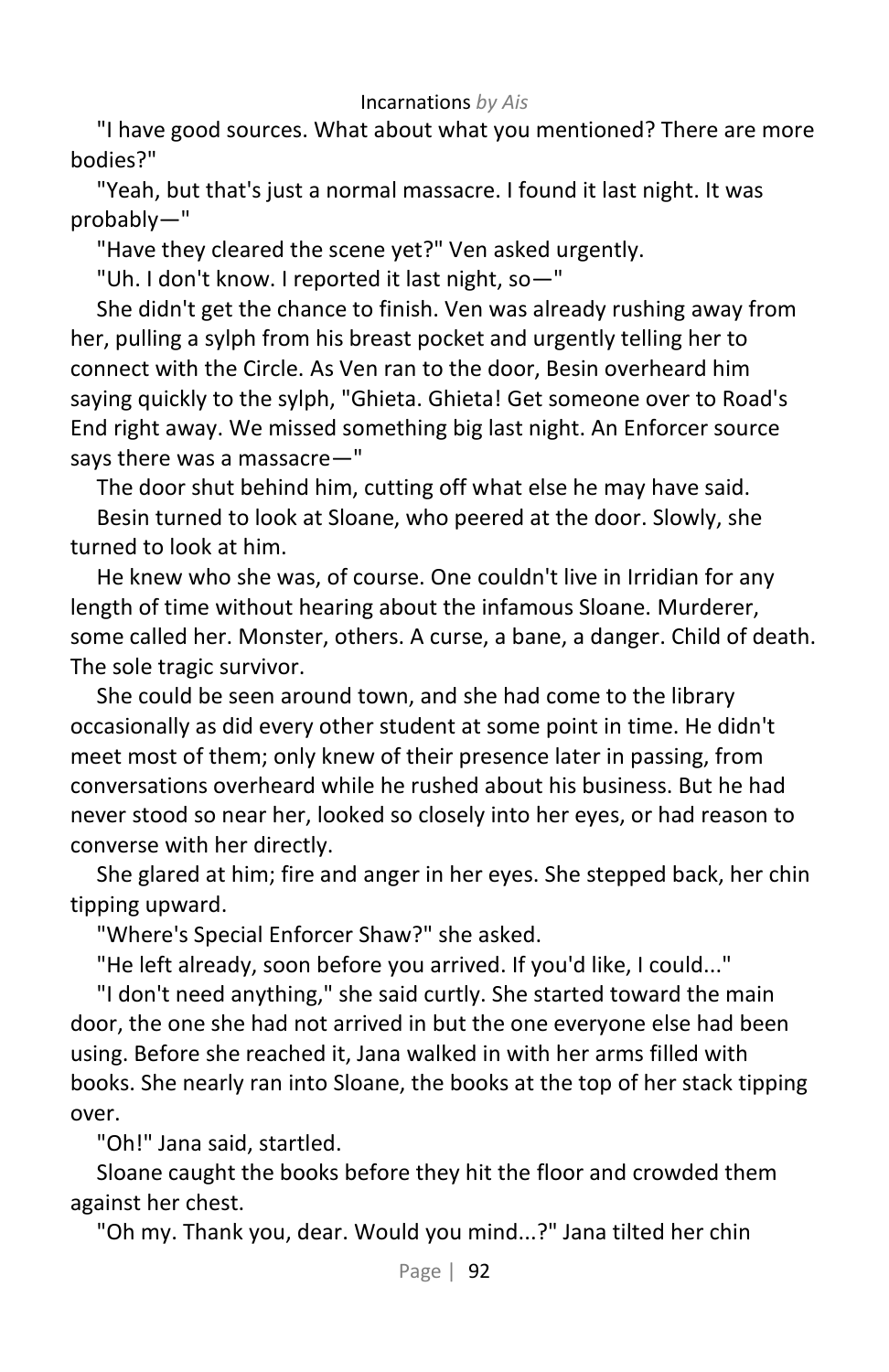"I have good sources. What about what you mentioned? There are more bodies?"

"Yeah, but that's just a normal massacre. I found it last night. It was probably—"

"Have they cleared the scene yet?" Ven asked urgently.

"Uh. I don't know. I reported it last night, so—"

She didn't get the chance to finish. Ven was already rushing away from her, pulling a sylph from his breast pocket and urgently telling her to connect with the Circle. As Ven ran to the door, Besin overheard him saying quickly to the sylph, "Ghieta. Ghieta! Get someone over to Road's End right away. We missed something big last night. An Enforcer source says there was a massacre—"

The door shut behind him, cutting off what else he may have said.

Besin turned to look at Sloane, who peered at the door. Slowly, she turned to look at him.

He knew who she was, of course. One couldn't live in Irridian for any length of time without hearing about the infamous Sloane. Murderer, some called her. Monster, others. A curse, a bane, a danger. Child of death. The sole tragic survivor.

She could be seen around town, and she had come to the library occasionally as did every other student at some point in time. He didn't meet most of them; only knew of their presence later in passing, from conversations overheard while he rushed about his business. But he had never stood so near her, looked so closely into her eyes, or had reason to converse with her directly.

She glared at him; fire and anger in her eyes. She stepped back, her chin tipping upward.

"Where's Special Enforcer Shaw?" she asked.

"He left already, soon before you arrived. If you'd like, I could..."

"I don't need anything," she said curtly. She started toward the main door, the one she had not arrived in but the one everyone else had been using. Before she reached it, Jana walked in with her arms filled with books. She nearly ran into Sloane, the books at the top of her stack tipping over.

"Oh!" Jana said, startled.

Sloane caught the books before they hit the floor and crowded them against her chest.

"Oh my. Thank you, dear. Would you mind...?" Jana tilted her chin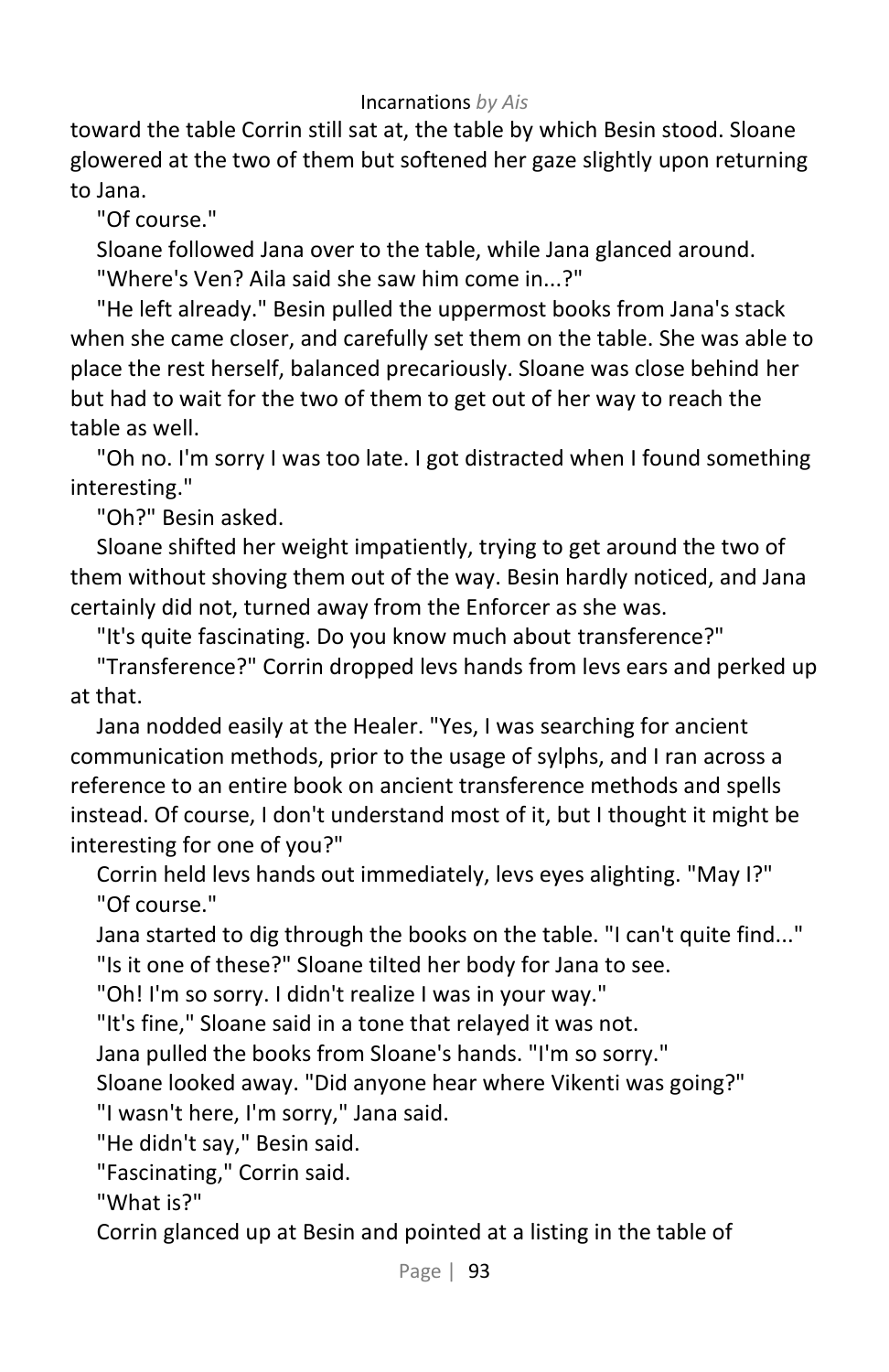toward the table Corrin still sat at, the table by which Besin stood. Sloane glowered at the two of them but softened her gaze slightly upon returning to Jana.

"Of course."

Sloane followed Jana over to the table, while Jana glanced around.

"Where's Ven? Aila said she saw him come in...?"

"He left already." Besin pulled the uppermost books from Jana's stack when she came closer, and carefully set them on the table. She was able to place the rest herself, balanced precariously. Sloane was close behind her but had to wait for the two of them to get out of her way to reach the table as well.

"Oh no. I'm sorry I was too late. I got distracted when I found something interesting."

"Oh?" Besin asked.

Sloane shifted her weight impatiently, trying to get around the two of them without shoving them out of the way. Besin hardly noticed, and Jana certainly did not, turned away from the Enforcer as she was.

"It's quite fascinating. Do you know much about transference?"

"Transference?" Corrin dropped levs hands from levs ears and perked up at that.

Jana nodded easily at the Healer. "Yes, I was searching for ancient communication methods, prior to the usage of sylphs, and I ran across a reference to an entire book on ancient transference methods and spells instead. Of course, I don't understand most of it, but I thought it might be interesting for one of you?"

Corrin held levs hands out immediately, levs eyes alighting. "May I?"

"Of course."

Jana started to dig through the books on the table. "I can't quite find..."

"Is it one of these?" Sloane tilted her body for Jana to see.

"Oh! I'm so sorry. I didn't realize I was in your way."

"It's fine," Sloane said in a tone that relayed it was not.

Jana pulled the books from Sloane's hands. "I'm so sorry."

Sloane looked away. "Did anyone hear where Vikenti was going?"

"I wasn't here, I'm sorry," Jana said.

"He didn't say," Besin said.

"Fascinating," Corrin said.

"What is?"

Corrin glanced up at Besin and pointed at a listing in the table of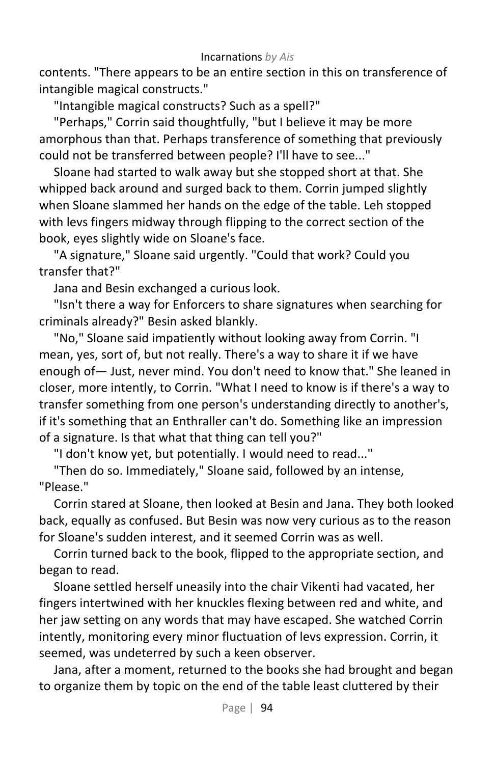contents. "There appears to be an entire section in this on transference of intangible magical constructs."

"Intangible magical constructs? Such as a spell?"

"Perhaps," Corrin said thoughtfully, "but I believe it may be more amorphous than that. Perhaps transference of something that previously could not be transferred between people? I'll have to see..."

Sloane had started to walk away but she stopped short at that. She whipped back around and surged back to them. Corrin jumped slightly when Sloane slammed her hands on the edge of the table. Leh stopped with levs fingers midway through flipping to the correct section of the book, eyes slightly wide on Sloane's face.

"A signature," Sloane said urgently. "Could that work? Could you transfer that?"

Jana and Besin exchanged a curious look.

"Isn't there a way for Enforcers to share signatures when searching for criminals already?" Besin asked blankly.

"No," Sloane said impatiently without looking away from Corrin. "I mean, yes, sort of, but not really. There's a way to share it if we have enough of— Just, never mind. You don't need to know that." She leaned in closer, more intently, to Corrin. "What I need to know is if there's a way to transfer something from one person's understanding directly to another's, if it's something that an Enthraller can't do. Something like an impression of a signature. Is that what that thing can tell you?"

"I don't know yet, but potentially. I would need to read..."

"Then do so. Immediately," Sloane said, followed by an intense, "Please."

Corrin stared at Sloane, then looked at Besin and Jana. They both looked back, equally as confused. But Besin was now very curious as to the reason for Sloane's sudden interest, and it seemed Corrin was as well.

Corrin turned back to the book, flipped to the appropriate section, and began to read.

Sloane settled herself uneasily into the chair Vikenti had vacated, her fingers intertwined with her knuckles flexing between red and white, and her jaw setting on any words that may have escaped. She watched Corrin intently, monitoring every minor fluctuation of levs expression. Corrin, it seemed, was undeterred by such a keen observer.

Jana, after a moment, returned to the books she had brought and began to organize them by topic on the end of the table least cluttered by their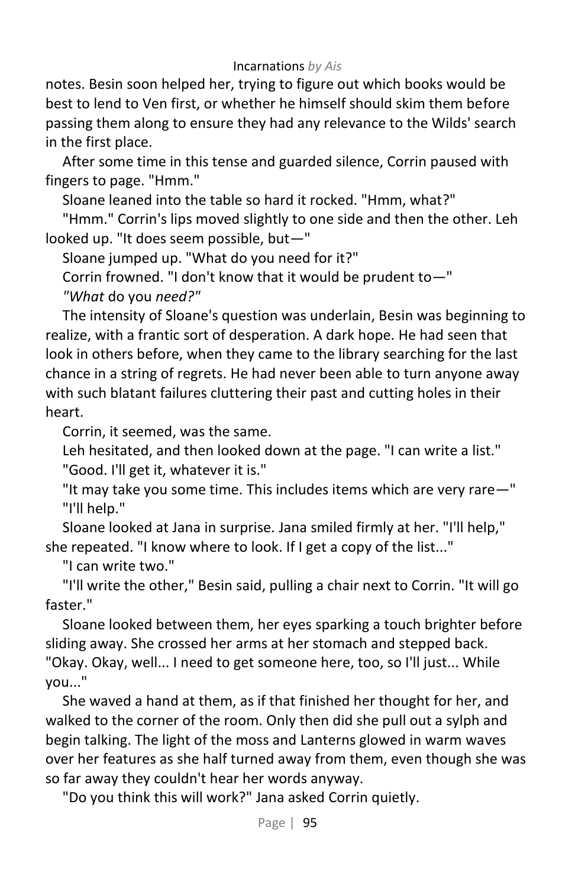notes. Besin soon helped her, trying to figure out which books would be best to lend to Ven first, or whether he himself should skim them before passing them along to ensure they had any relevance to the Wilds' search in the first place.

After some time in this tense and guarded silence, Corrin paused with fingers to page. "Hmm."

Sloane leaned into the table so hard it rocked. "Hmm, what?"

"Hmm." Corrin's lips moved slightly to one side and then the other. Leh looked up. "It does seem possible, but—"

Sloane jumped up. "What do you need for it?"

Corrin frowned. "I don't know that it would be prudent to—"

*"What* do you *need?"*

The intensity of Sloane's question was underlain, Besin was beginning to realize, with a frantic sort of desperation. A dark hope. He had seen that look in others before, when they came to the library searching for the last chance in a string of regrets. He had never been able to turn anyone away with such blatant failures cluttering their past and cutting holes in their heart.

Corrin, it seemed, was the same.

Leh hesitated, and then looked down at the page. "I can write a list."

"Good. I'll get it, whatever it is."

"It may take you some time. This includes items which are very rare—"

"I'll help."

Sloane looked at Jana in surprise. Jana smiled firmly at her. "I'll help," she repeated. "I know where to look. If I get a copy of the list..."

"I can write two."

"I'll write the other," Besin said, pulling a chair next to Corrin. "It will go faster."

Sloane looked between them, her eyes sparking a touch brighter before sliding away. She crossed her arms at her stomach and stepped back. "Okay. Okay, well... I need to get someone here, too, so I'll just... While you..."

She waved a hand at them, as if that finished her thought for her, and walked to the corner of the room. Only then did she pull out a sylph and begin talking. The light of the moss and Lanterns glowed in warm waves over her features as she half turned away from them, even though she was so far away they couldn't hear her words anyway.

"Do you think this will work?" Jana asked Corrin quietly.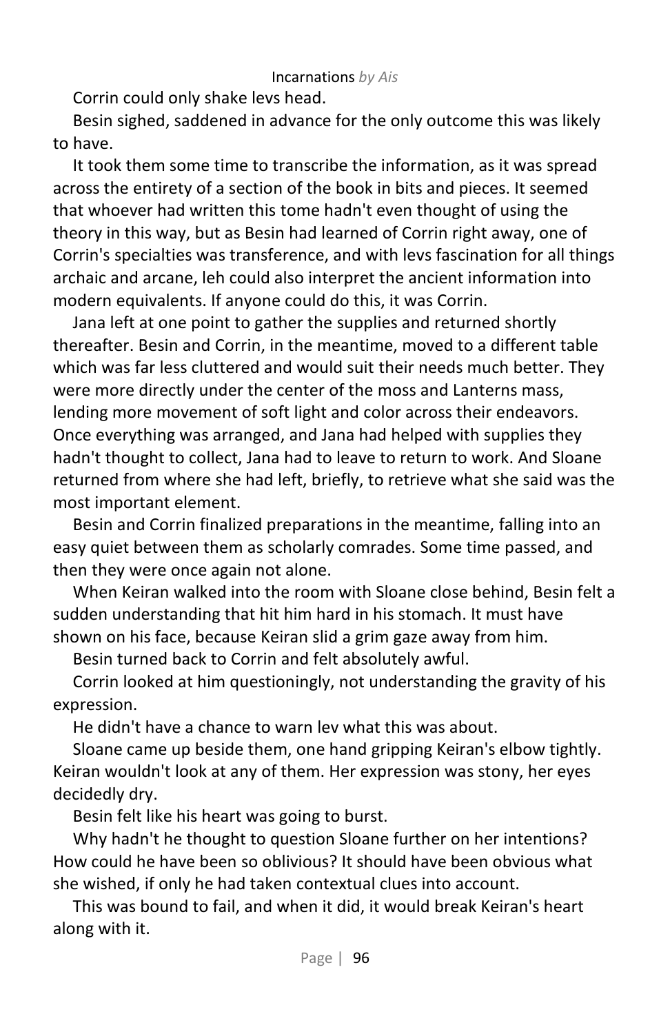Corrin could only shake levs head.

Besin sighed, saddened in advance for the only outcome this was likely to have.

It took them some time to transcribe the information, as it was spread across the entirety of a section of the book in bits and pieces. It seemed that whoever had written this tome hadn't even thought of using the theory in this way, but as Besin had learned of Corrin right away, one of Corrin's specialties was transference, and with levs fascination for all things archaic and arcane, leh could also interpret the ancient information into modern equivalents. If anyone could do this, it was Corrin.

Jana left at one point to gather the supplies and returned shortly thereafter. Besin and Corrin, in the meantime, moved to a different table which was far less cluttered and would suit their needs much better. They were more directly under the center of the moss and Lanterns mass, lending more movement of soft light and color across their endeavors. Once everything was arranged, and Jana had helped with supplies they hadn't thought to collect, Jana had to leave to return to work. And Sloane returned from where she had left, briefly, to retrieve what she said was the most important element.

Besin and Corrin finalized preparations in the meantime, falling into an easy quiet between them as scholarly comrades. Some time passed, and then they were once again not alone.

When Keiran walked into the room with Sloane close behind, Besin felt a sudden understanding that hit him hard in his stomach. It must have shown on his face, because Keiran slid a grim gaze away from him.

Besin turned back to Corrin and felt absolutely awful.

Corrin looked at him questioningly, not understanding the gravity of his expression.

He didn't have a chance to warn lev what this was about.

Sloane came up beside them, one hand gripping Keiran's elbow tightly. Keiran wouldn't look at any of them. Her expression was stony, her eyes decidedly dry.

Besin felt like his heart was going to burst.

Why hadn't he thought to question Sloane further on her intentions? How could he have been so oblivious? It should have been obvious what she wished, if only he had taken contextual clues into account.

This was bound to fail, and when it did, it would break Keiran's heart along with it.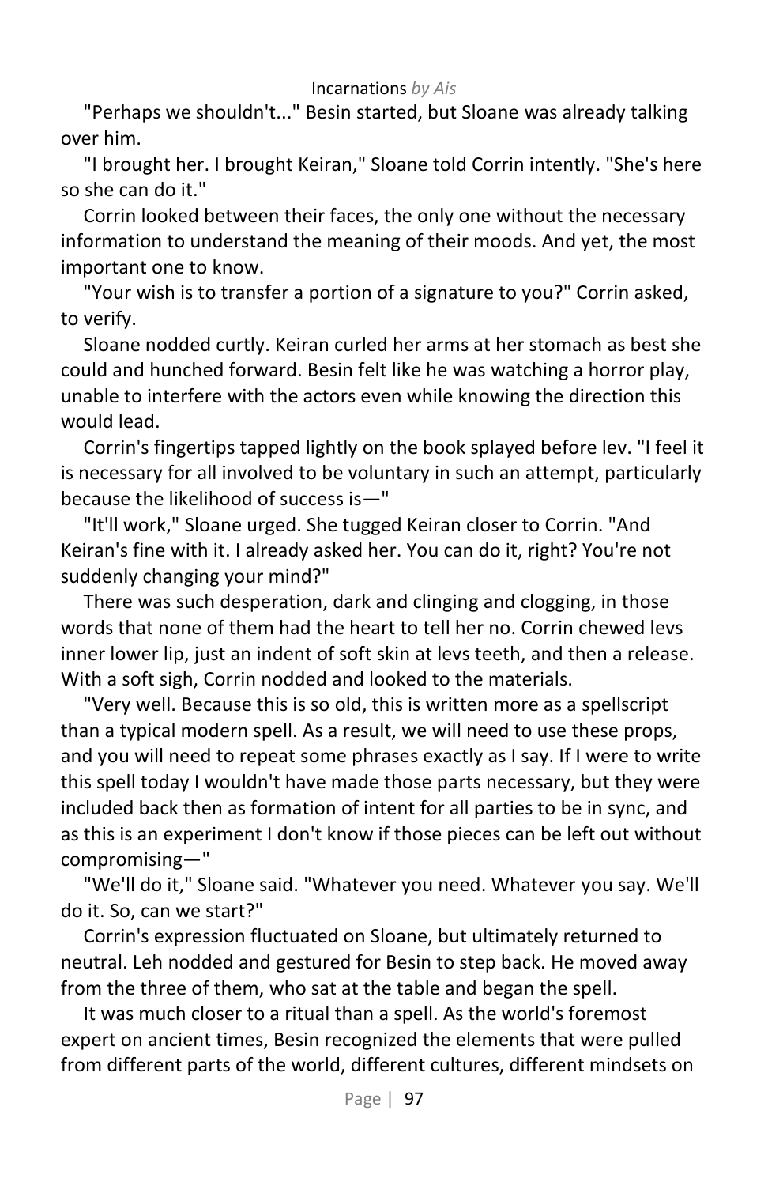"Perhaps we shouldn't..." Besin started, but Sloane was already talking over him.

"I brought her. I brought Keiran," Sloane told Corrin intently. "She's here so she can do it."

Corrin looked between their faces, the only one without the necessary information to understand the meaning of their moods. And yet, the most important one to know.

"Your wish is to transfer a portion of a signature to you?" Corrin asked, to verify.

Sloane nodded curtly. Keiran curled her arms at her stomach as best she could and hunched forward. Besin felt like he was watching a horror play, unable to interfere with the actors even while knowing the direction this would lead.

Corrin's fingertips tapped lightly on the book splayed before lev. "I feel it is necessary for all involved to be voluntary in such an attempt, particularly because the likelihood of success is—"

"It'll work," Sloane urged. She tugged Keiran closer to Corrin. "And Keiran's fine with it. I already asked her. You can do it, right? You're not suddenly changing your mind?"

There was such desperation, dark and clinging and clogging, in those words that none of them had the heart to tell her no. Corrin chewed levs inner lower lip, just an indent of soft skin at levs teeth, and then a release. With a soft sigh, Corrin nodded and looked to the materials.

"Very well. Because this is so old, this is written more as a spellscript than a typical modern spell. As a result, we will need to use these props, and you will need to repeat some phrases exactly as I say. If I were to write this spell today I wouldn't have made those parts necessary, but they were included back then as formation of intent for all parties to be in sync, and as this is an experiment I don't know if those pieces can be left out without compromising—"

"We'll do it," Sloane said. "Whatever you need. Whatever you say. We'll do it. So, can we start?"

Corrin's expression fluctuated on Sloane, but ultimately returned to neutral. Leh nodded and gestured for Besin to step back. He moved away from the three of them, who sat at the table and began the spell.

It was much closer to a ritual than a spell. As the world's foremost expert on ancient times, Besin recognized the elements that were pulled from different parts of the world, different cultures, different mindsets on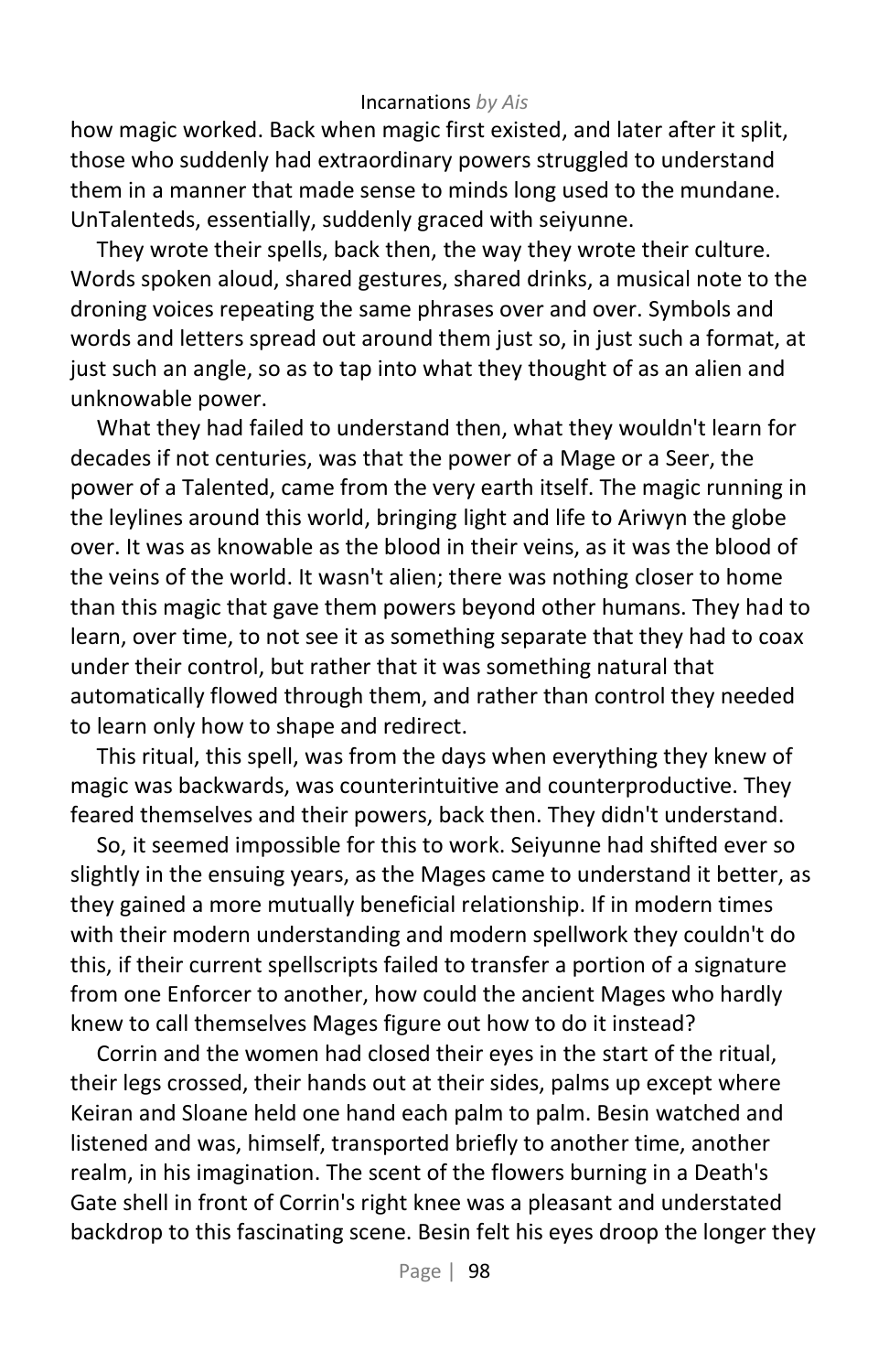how magic worked. Back when magic first existed, and later after it split, those who suddenly had extraordinary powers struggled to understand them in a manner that made sense to minds long used to the mundane. UnTalenteds, essentially, suddenly graced with seiyunne.

They wrote their spells, back then, the way they wrote their culture. Words spoken aloud, shared gestures, shared drinks, a musical note to the droning voices repeating the same phrases over and over. Symbols and words and letters spread out around them just so, in just such a format, at just such an angle, so as to tap into what they thought of as an alien and unknowable power.

What they had failed to understand then, what they wouldn't learn for decades if not centuries, was that the power of a Mage or a Seer, the power of a Talented, came from the very earth itself. The magic running in the leylines around this world, bringing light and life to Ariwyn the globe over. It was as knowable as the blood in their veins, as it was the blood of the veins of the world. It wasn't alien; there was nothing closer to home than this magic that gave them powers beyond other humans. They had to learn, over time, to not see it as something separate that they had to coax under their control, but rather that it was something natural that automatically flowed through them, and rather than control they needed to learn only how to shape and redirect.

This ritual, this spell, was from the days when everything they knew of magic was backwards, was counterintuitive and counterproductive. They feared themselves and their powers, back then. They didn't understand.

So, it seemed impossible for this to work. Seiyunne had shifted ever so slightly in the ensuing years, as the Mages came to understand it better, as they gained a more mutually beneficial relationship. If in modern times with their modern understanding and modern spellwork they couldn't do this, if their current spellscripts failed to transfer a portion of a signature from one Enforcer to another, how could the ancient Mages who hardly knew to call themselves Mages figure out how to do it instead?

Corrin and the women had closed their eyes in the start of the ritual, their legs crossed, their hands out at their sides, palms up except where Keiran and Sloane held one hand each palm to palm. Besin watched and listened and was, himself, transported briefly to another time, another realm, in his imagination. The scent of the flowers burning in a Death's Gate shell in front of Corrin's right knee was a pleasant and understated backdrop to this fascinating scene. Besin felt his eyes droop the longer they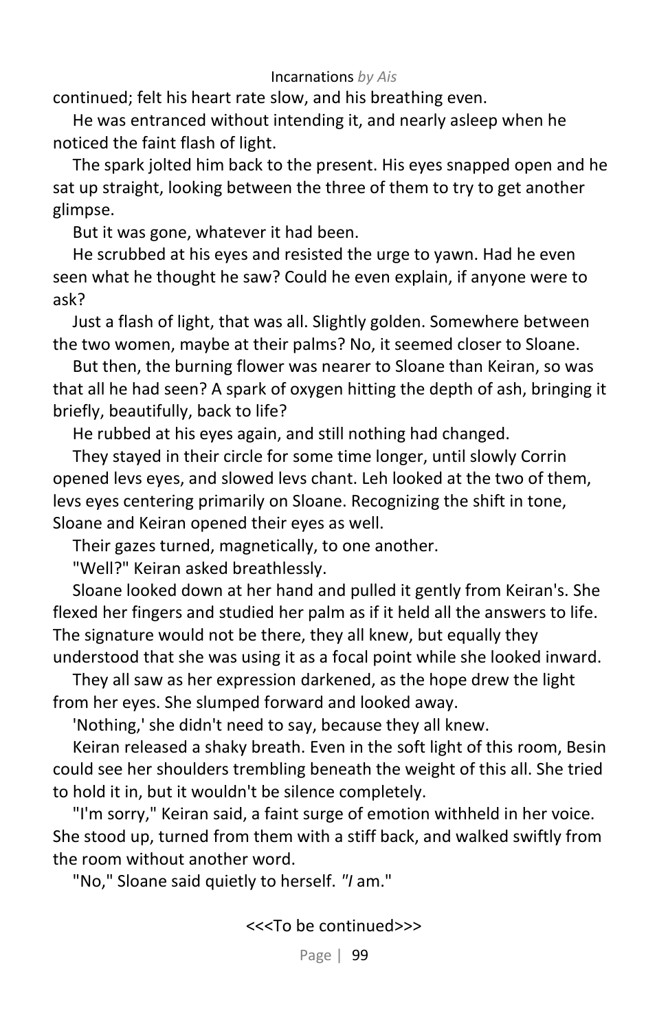continued; felt his heart rate slow, and his breathing even.

He was entranced without intending it, and nearly asleep when he noticed the faint flash of light.

The spark jolted him back to the present. His eyes snapped open and he sat up straight, looking between the three of them to try to get another glimpse.

But it was gone, whatever it had been.

He scrubbed at his eyes and resisted the urge to yawn. Had he even seen what he thought he saw? Could he even explain, if anyone were to ask?

Just a flash of light, that was all. Slightly golden. Somewhere between the two women, maybe at their palms? No, it seemed closer to Sloane.

But then, the burning flower was nearer to Sloane than Keiran, so was that all he had seen? A spark of oxygen hitting the depth of ash, bringing it briefly, beautifully, back to life?

He rubbed at his eyes again, and still nothing had changed.

They stayed in their circle for some time longer, until slowly Corrin opened levs eyes, and slowed levs chant. Leh looked at the two of them, levs eyes centering primarily on Sloane. Recognizing the shift in tone, Sloane and Keiran opened their eyes as well.

Their gazes turned, magnetically, to one another.

"Well?" Keiran asked breathlessly.

Sloane looked down at her hand and pulled it gently from Keiran's. She flexed her fingers and studied her palm as if it held all the answers to life. The signature would not be there, they all knew, but equally they understood that she was using it as a focal point while she looked inward.

They all saw as her expression darkened, as the hope drew the light from her eyes. She slumped forward and looked away.

'Nothing,' she didn't need to say, because they all knew.

Keiran released a shaky breath. Even in the soft light of this room, Besin could see her shoulders trembling beneath the weight of this all. She tried to hold it in, but it wouldn't be silence completely.

"I'm sorry," Keiran said, a faint surge of emotion withheld in her voice. She stood up, turned from them with a stiff back, and walked swiftly from the room without another word.

"No," Sloane said quietly to herself. *"I* am."

<<<To be continued>>>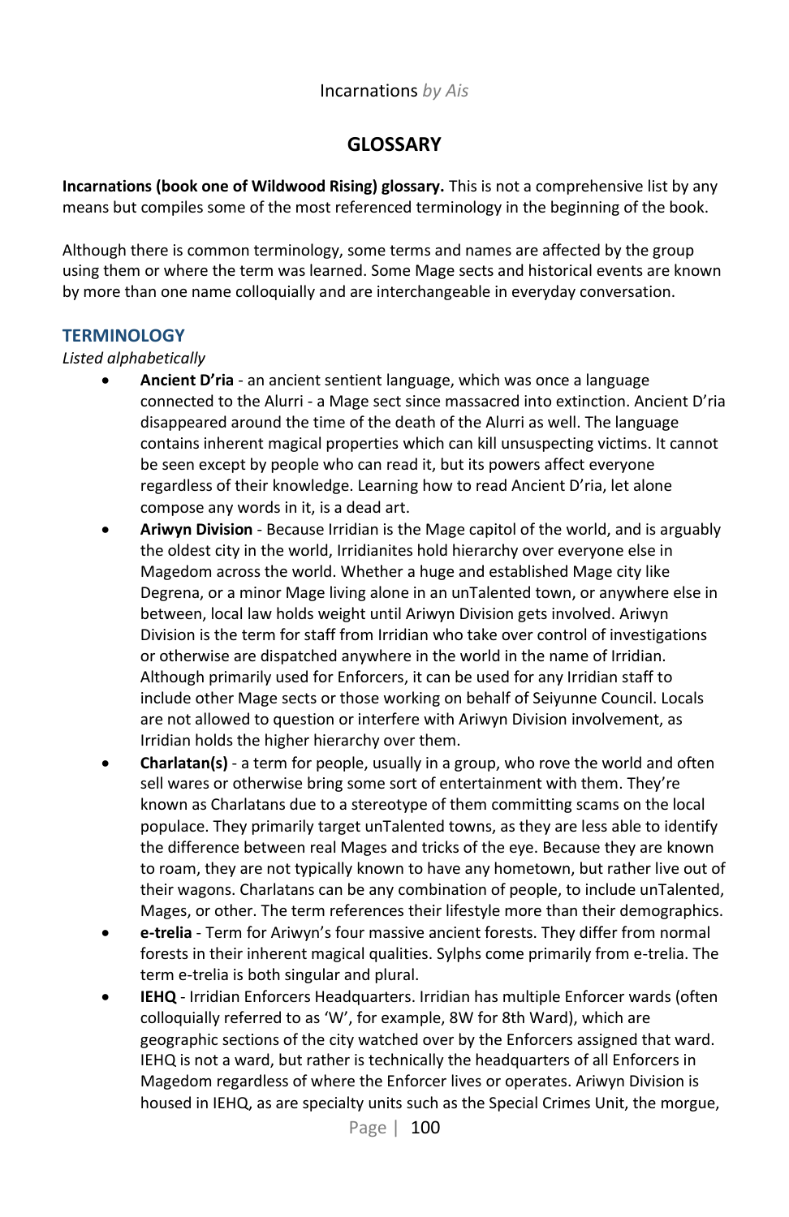## GLOSSARY

**Incarnations (book one of Wildwood Rising) glossary.** This is not a comprehensive list by any means but compiles some of the most referenced terminology in the beginning of the book.

Although there is common terminology, some terms and names are affected by the group using them or where the term was learned. Some Mage sects and historical events are known by more than one name colloquially and are interchangeable in everyday conversation.

### TERMINOLOGY

*Listed alphabetically*

- **Ancient D'ria** - an ancient sentient language, which was once a language connected to the Alurri - a Mage sect since massacred into extinction. Ancient D'ria disappeared around the time of the death of the Alurri as well. The language contains inherent magical properties which can kill unsuspecting victims. It cannot be seen except by people who can read it, but its powers affect everyone regardless of their knowledge. Learning how to read Ancient D'ria, let alone compose any words in it, is a dead art.
- **Ariwyn Division** - Because Irridian is the Mage capitol of the world, and is arguably the oldest city in the world, Irridianites hold hierarchy over everyone else in Magedom across the world. Whether a huge and established Mage city like Degrena, or a minor Mage living alone in an unTalented town, or anywhere else in between, local law holds weight until Ariwyn Division gets involved. Ariwyn Division is the term for staff from Irridian who take over control of investigations or otherwise are dispatched anywhere in the world in the name of Irridian. Although primarily used for Enforcers, it can be used for any Irridian staff to include other Mage sects or those working on behalf of Seiyunne Council. Locals are not allowed to question or interfere with Ariwyn Division involvement, as Irridian holds the higher hierarchy over them.
- **Charlatan(s)** - a term for people, usually in a group, who rove the world and often sell wares or otherwise bring some sort of entertainment with them. They're known as Charlatans due to a stereotype of them committing scams on the local populace. They primarily target unTalented towns, as they are less able to identify the difference between real Mages and tricks of the eye. Because they are known to roam, they are not typically known to have any hometown, but rather live out of their wagons. Charlatans can be any combination of people, to include unTalented, Mages, or other. The term references their lifestyle more than their demographics.
- **e-trelia** - Term for Ariwyn's four massive ancient forests. They differ from normal forests in their inherent magical qualities. Sylphs come primarily from e-trelia. The term e-trelia is both singular and plural.
- **IEHQ** - Irridian Enforcers Headquarters. Irridian has multiple Enforcer wards (often colloquially referred to as 'W', for example, 8W for 8th Ward), which are geographic sections of the city watched over by the Enforcers assigned that ward. IEHQ is not a ward, but rather is technically the headquarters of all Enforcers in Magedom regardless of where the Enforcer lives or operates. Ariwyn Division is housed in IEHQ, as are specialty units such as the Special Crimes Unit, the morgue,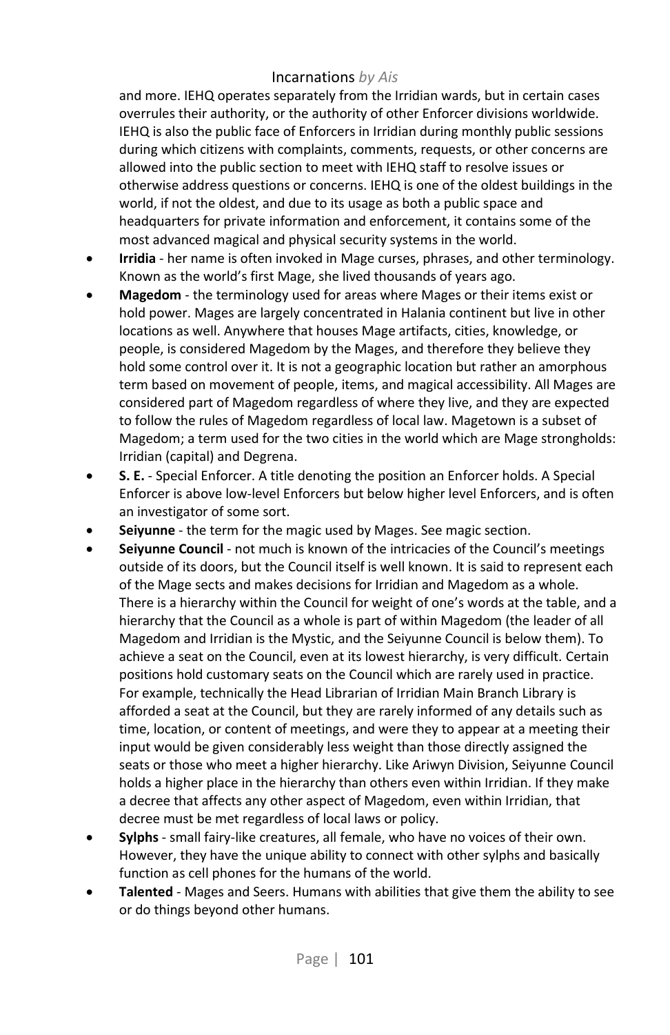and more. IEHQ operates separately from the Irridian wards, but in certain cases overrules their authority, or the authority of other Enforcer divisions worldwide. IEHQ is also the public face of Enforcers in Irridian during monthly public sessions during which citizens with complaints, comments, requests, or other concerns are allowed into the public section to meet with IEHQ staff to resolve issues or otherwise address questions or concerns. IEHQ is one of the oldest buildings in the world, if not the oldest, and due to its usage as both a public space and headquarters for private information and enforcement, it contains some of the most advanced magical and physical security systems in the world.

- **Irridia** - her name is often invoked in Mage curses, phrases, and other terminology. Known as the world's first Mage, she lived thousands of years ago.
- **Magedom** - the terminology used for areas where Mages or their items exist or hold power. Mages are largely concentrated in Halania continent but live in other locations as well. Anywhere that houses Mage artifacts, cities, knowledge, or people, is considered Magedom by the Mages, and therefore they believe they hold some control over it. It is not a geographic location but rather an amorphous term based on movement of people, items, and magical accessibility. All Mages are considered part of Magedom regardless of where they live, and they are expected to follow the rules of Magedom regardless of local law. Magetown is a subset of Magedom; a term used for the two cities in the world which are Mage strongholds: Irridian (capital) and Degrena.
- **S. E.** - Special Enforcer. A title denoting the position an Enforcer holds. A Special Enforcer is above low-level Enforcers but below higher level Enforcers, and is often an investigator of some sort.
- **Seiyunne** - the term for the magic used by Mages. See magic section.
- **Seiyunne Council** - not much is known of the intricacies of the Council's meetings outside of its doors, but the Council itself is well known. It is said to represent each of the Mage sects and makes decisions for Irridian and Magedom as a whole. There is a hierarchy within the Council for weight of one's words at the table, and a hierarchy that the Council as a whole is part of within Magedom (the leader of all Magedom and Irridian is the Mystic, and the Seiyunne Council is below them). To achieve a seat on the Council, even at its lowest hierarchy, is very difficult. Certain positions hold customary seats on the Council which are rarely used in practice. For example, technically the Head Librarian of Irridian Main Branch Library is afforded a seat at the Council, but they are rarely informed of any details such as time, location, or content of meetings, and were they to appear at a meeting their input would be given considerably less weight than those directly assigned the seats or those who meet a higher hierarchy. Like Ariwyn Division, Seiyunne Council holds a higher place in the hierarchy than others even within Irridian. If they make a decree that affects any other aspect of Magedom, even within Irridian, that decree must be met regardless of local laws or policy.
- **Sylphs** - small fairy-like creatures, all female, who have no voices of their own. However, they have the unique ability to connect with other sylphs and basically function as cell phones for the humans of the world.
- **Talented** - Mages and Seers. Humans with abilities that give them the ability to see or do things beyond other humans.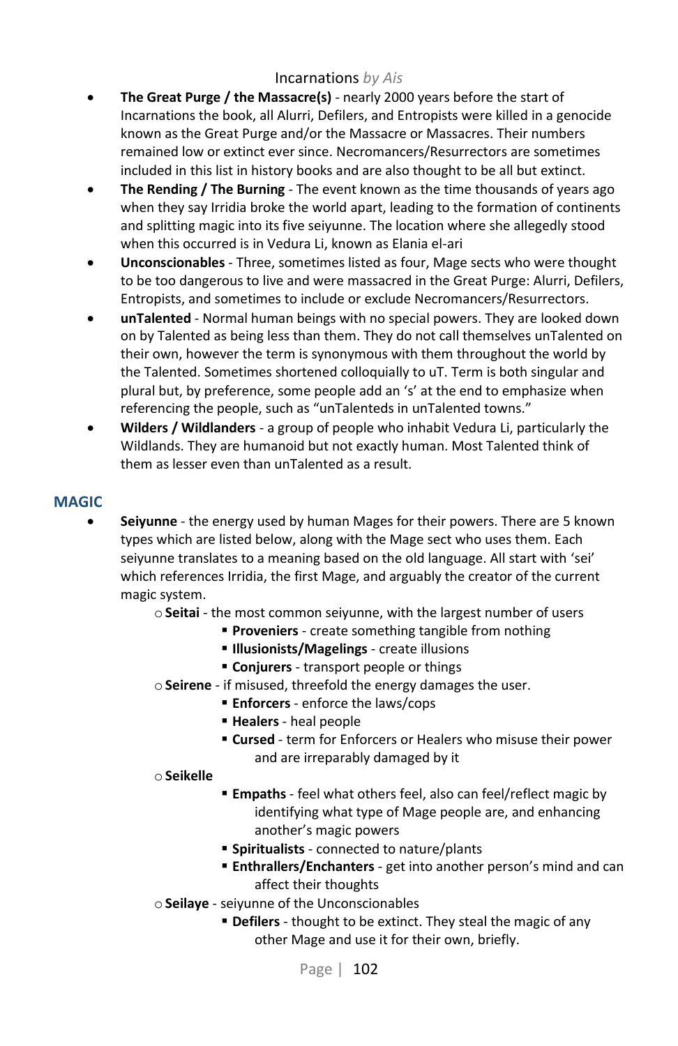- **The Great Purge / the Massacre(s)** - nearly 2000 years before the start of Incarnations the book, all Alurri, Defilers, and Entropists were killed in a genocide known as the Great Purge and/or the Massacre or Massacres. Their numbers remained low or extinct ever since. Necromancers/Resurrectors are sometimes included in this list in history books and are also thought to be all but extinct.
- **The Rending / The Burning** - The event known as the time thousands of years ago when they say Irridia broke the world apart, leading to the formation of continents and splitting magic into its five seiyunne. The location where she allegedly stood when this occurred is in Vedura Li, known as Elania el-ari
- **Unconscionables** - Three, sometimes listed as four, Mage sects who were thought to be too dangerous to live and were massacred in the Great Purge: Alurri, Defilers, Entropists, and sometimes to include or exclude Necromancers/Resurrectors.
- **unTalented** - Normal human beings with no special powers. They are looked down on by Talented as being less than them. They do not call themselves unTalented on their own, however the term is synonymous with them throughout the world by the Talented. Sometimes shortened colloquially to uT. Term is both singular and plural but, by preference, some people add an 's' at the end to emphasize when referencing the people, such as "unTalenteds in unTalented towns."
- **Wilders / Wildlanders** - a group of people who inhabit Vedura Li, particularly the Wildlands. They are humanoid but not exactly human. Most Talented think of them as lesser even than unTalented as a result.

## MAGIC

- **Seiyunne** - the energy used by human Mages for their powers. There are 5 known types which are listed below, along with the Mage sect who uses them. Each seiyunne translates to a meaning based on the old language. All start with 'sei' which references Irridia, the first Mage, and arguably the creator of the current magic system.
  - **Seitai** - the most common seiyunne, with the largest number of users
    - **Proveniers** - create something tangible from nothing
    - **Illusionists/Magelings** - create illusions
    - **Conjurers** - transport people or things
  - **Seirene** - if misused, threefold the energy damages the user.
    - **Enforcers** - enforce the laws/cops
    - **Healers** - heal people
    - **Cursed** - term for Enforcers or Healers who misuse their power and are irreparably damaged by it
  - **Seikelle**
    - **Empaths** - feel what others feel, also can feel/reflect magic by identifying what type of Mage people are, and enhancing another's magic powers
    - **Spiritualists** - connected to nature/plants
    - **Enthrallers/Enchanters** - get into another person's mind and can affect their thoughts
  - **Seilaye** - seiyunne of the Unconscionables
    - **Defilers** - thought to be extinct. They steal the magic of any other Mage and use it for their own, briefly.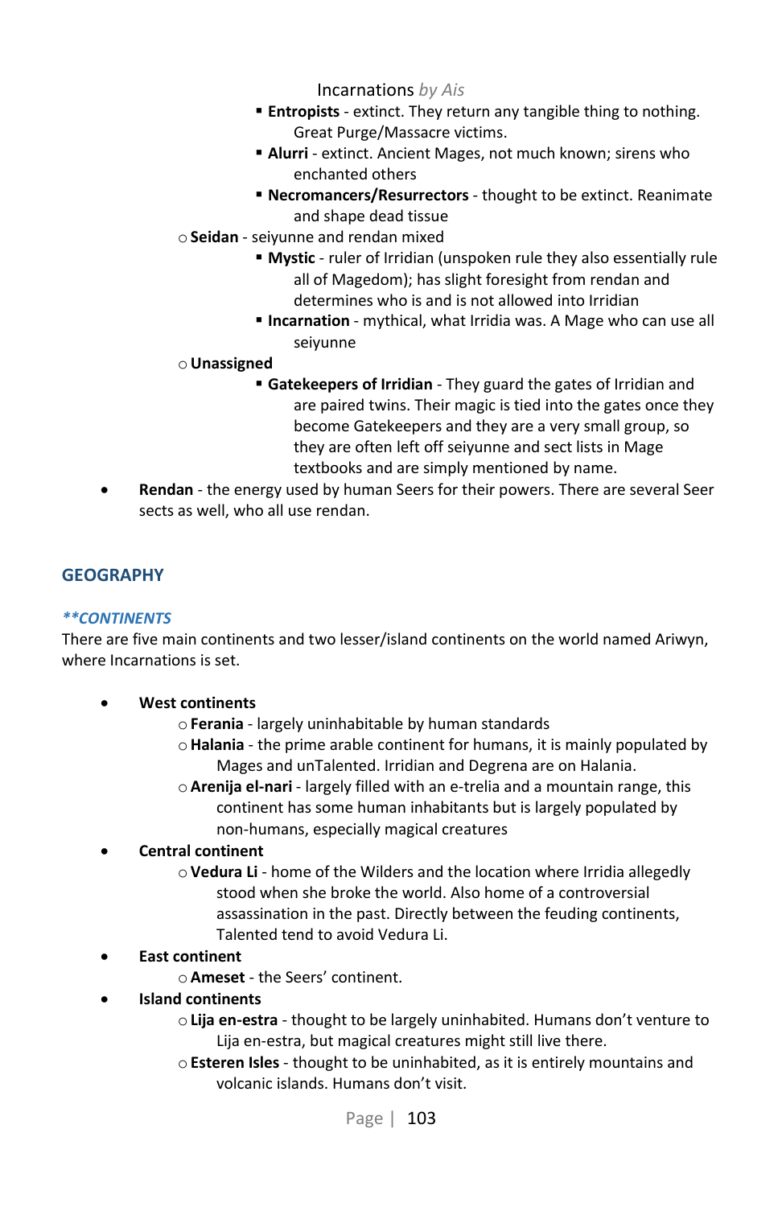Incarnations *by Ais*

- **Entropists** - extinct. They return any tangible thing to nothing. Great Purge/Massacre victims.
- **Alurri** - extinct. Ancient Mages, not much known; sirens who enchanted others
- **Necromancers/Resurrectors** - thought to be extinct. Reanimate and shape dead tissue

  - **Seidan** - seiyunne and rendan mixed
    - **Mystic** - ruler of Irridian (unspoken rule they also essentially rule all of Magedom); has slight foresight from rendan and determines who is and is not allowed into Irridian
    - **Incarnation** - mythical, what Irridia was. A Mage who can use all seiyunne
  - **Unassigned**
    - **Gatekeepers of Irridian** - They guard the gates of Irridian and are paired twins. Their magic is tied into the gates once they become Gatekeepers and they are a very small group, so they are often left off seiyunne and sect lists in Mage textbooks and are simply mentioned by name.

- **Rendan** - the energy used by human Seers for their powers. There are several Seer sects as well, who all use rendan.

## GEOGRAPHY

### *\*\*CONTINENTS*

There are five main continents and two lesser/island continents on the world named Ariwyn, where Incarnations is set.

- **West continents**
  - **Ferania** - largely uninhabitable by human standards
  - **Halania** - the prime arable continent for humans, it is mainly populated by Mages and unTalented. Irridian and Degrena are on Halania.
  - **Arenija el-nari** - largely filled with an e-trelia and a mountain range, this continent has some human inhabitants but is largely populated by non-humans, especially magical creatures
- **Central continent**
  - **Vedura Li** - home of the Wilders and the location where Irridia allegedly stood when she broke the world. Also home of a controversial assassination in the past. Directly between the feuding continents, Talented tend to avoid Vedura Li.
- **East continent**
  - **Ameset** - the Seers' continent.
- **Island continents**
  - **Lija en-estra** - thought to be largely uninhabited. Humans don't venture to Lija en-estra, but magical creatures might still live there.
  - **Esteren Isles** - thought to be uninhabited, as it is entirely mountains and volcanic islands. Humans don't visit.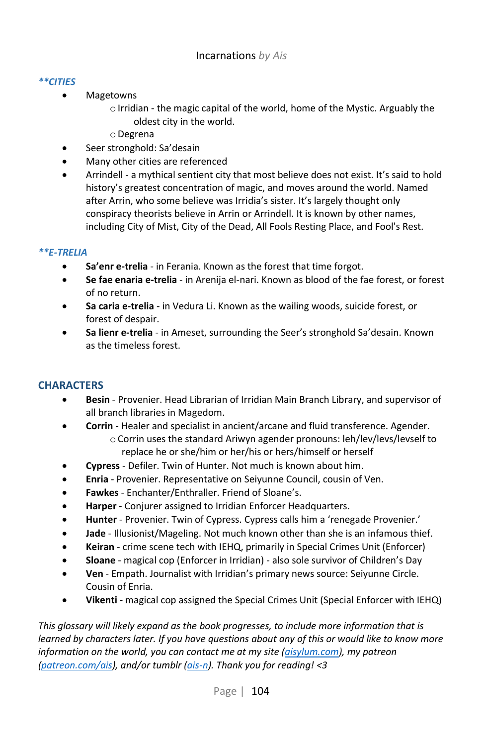## ***CITIES*

- Magetowns
    - Irridian - the magic capital of the world, home of the Mystic. Arguably the oldest city in the world.
    - Degrena
- Seer stronghold: Sa'desain
- Many other cities are referenced
- Arrindell - a mythical sentient city that most believe does not exist. It's said to hold history's greatest concentration of magic, and moves around the world. Named after Arrin, who some believe was Irridia's sister. It's largely thought only conspiracy theorists believe in Arrin or Arrindell. It is known by other names, including City of Mist, City of the Dead, All Fools Resting Place, and Fool's Rest.

## ***E-TRELIA*

- **Sa'enr e-trelia** - in Ferania. Known as the forest that time forgot.
- **Se fae enaria e-trelia** - in Arenija el-nari. Known as blood of the fae forest, or forest of no return.
- **Sa caria e-trelia** - in Vedura Li. Known as the wailing woods, suicide forest, or forest of despair.
- **Sa lienr e-trelia** - in Ameset, surrounding the Seer's stronghold Sa'desain. Known as the timeless forest.

## CHARACTERS

- **Besin** - Provenier. Head Librarian of Irridian Main Branch Library, and supervisor of all branch libraries in Magedom.
- **Corrin** - Healer and specialist in ancient/arcane and fluid transference. Agender.
    - Corrin uses the standard Ariwyn agender pronouns: leh/lev/levs/levself to replace he or she/him or her/his or hers/himself or herself
- **Cypress** - Defiler. Twin of Hunter. Not much is known about him.
- **Enria** - Provenier. Representative on Seiyunne Council, cousin of Ven.
- **Fawkes** - Enchanter/Enthraller. Friend of Sloane's.
- **Harper** - Conjurer assigned to Irridian Enforcer Headquarters.
- **Hunter** - Provenier. Twin of Cypress. Cypress calls him a 'renegade Provenier.'
- **Jade** - Illusionist/Mageling. Not much known other than she is an infamous thief.
- **Keiran** - crime scene tech with IEHQ, primarily in Special Crimes Unit (Enforcer)
- **Sloane** - magical cop (Enforcer in Irridian) - also sole survivor of Children's Day
- **Ven** - Empath. Journalist with Irridian's primary news source: Seiyunne Circle. Cousin of Enria.
- **Vikenti** - magical cop assigned the Special Crimes Unit (Special Enforcer with IEHQ)

*This glossary will likely expand as the book progresses, to include more information that is learned by characters later. If you have questions about any of this or would like to know more information on the world, you can contact me at my site (aisylum.com), my patreon (patreon.com/ais), and/or tumblr (ais-n). Thank you for reading! <3*